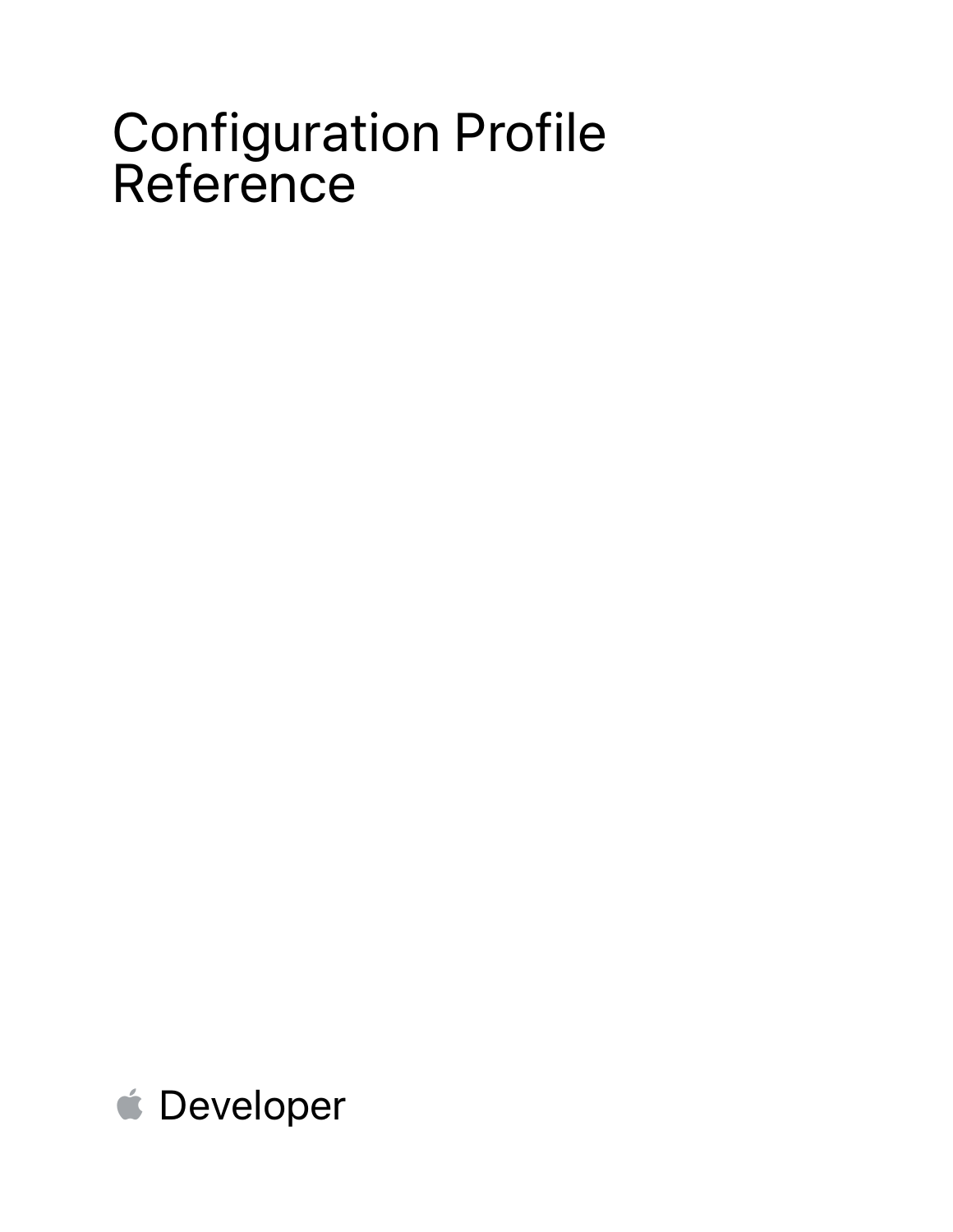# Configuration Profile Reference

Developer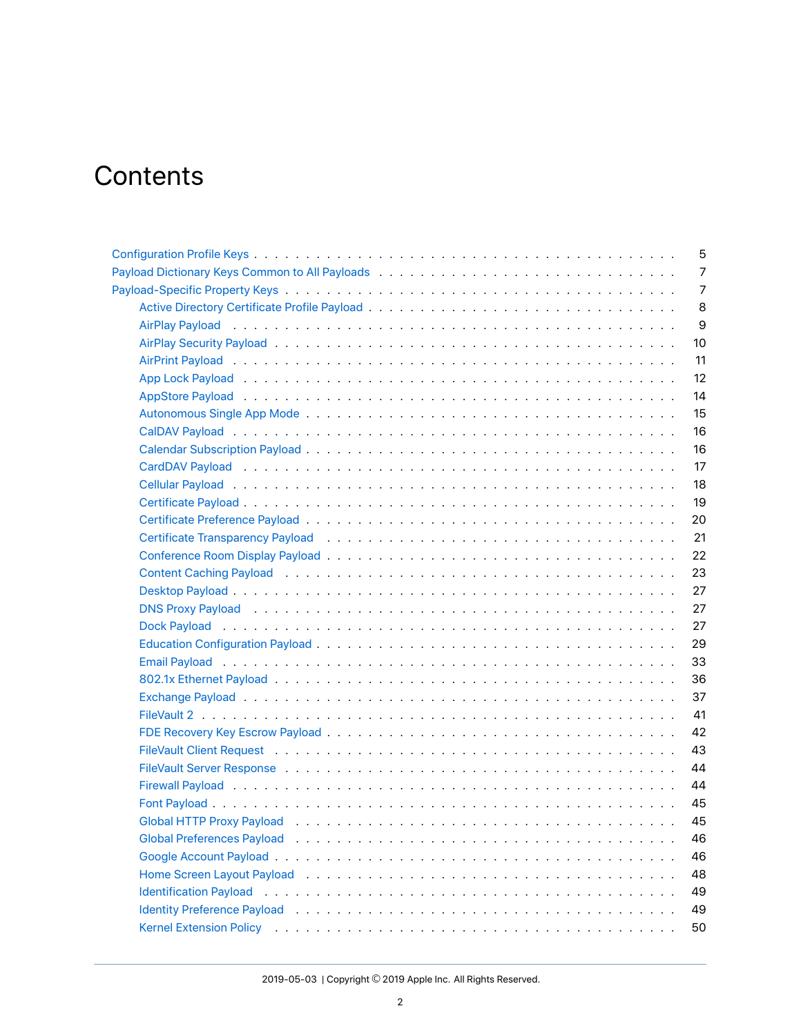# Contents

- Configuration Profile Keys . . . . . 5
- Payload Dictionary Keys Common to All Payloads . . . . . 7
- Payload-Specific Property Keys . . . . . 7
  - Active Directory Certificate Profile Payload . . . . . 8
  - AirPlay Payload . . . . . 9
  - AirPlay Security Payload . . . . . 10
  - AirPrint Payload . . . . . 11
  - App Lock Payload . . . . . 12
  - AppStore Payload . . . . . 14
  - Autonomous Single App Mode . . . . . 15
  - CalDAV Payload . . . . . 16
  - Calendar Subscription Payload . . . . . 16
  - CardDAV Payload . . . . . 17
  - Cellular Payload . . . . . 18
  - Certificate Payload . . . . . 19
  - Certificate Preference Payload . . . . . 20
  - Certificate Transparency Payload . . . . . 21
  - Conference Room Display Payload . . . . . 22
  - Content Caching Payload . . . . . 23
  - Desktop Payload . . . . . 27
  - DNS Proxy Payload . . . . . 27
  - Dock Payload . . . . . 27
  - Education Configuration Payload . . . . . 29
  - Email Payload . . . . . 33
  - 802.1x Ethernet Payload . . . . . 36
  - Exchange Payload . . . . . 37
  - FileVault 2 . . . . . 41
  - FDE Recovery Key Escrow Payload . . . . . 42
  - FileVault Client Request . . . . . 43
  - FileVault Server Response . . . . . 44
  - Firewall Payload . . . . . 44
  - Font Payload . . . . . 45
  - Global HTTP Proxy Payload . . . . . 45
  - Global Preferences Payload . . . . . 46
  - Google Account Payload . . . . . 46
  - Home Screen Layout Payload . . . . . 48
  - Identification Payload . . . . . 49
  - Identity Preference Payload . . . . . 49
  - Kernel Extension Policy . . . . . 50

2019-05-03 | Copyright © 2019 Apple Inc. All Rights Reserved.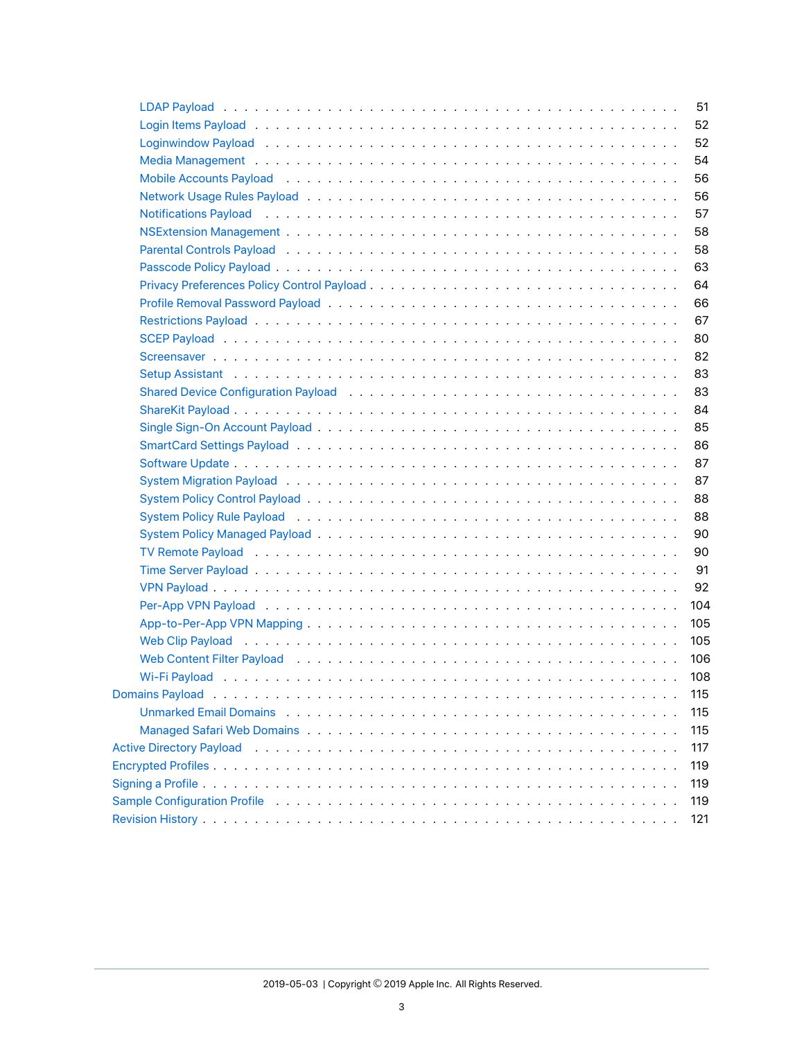- LDAP Payload . . . . . 51
- Login Items Payload . . . . . 52
- Loginwindow Payload . . . . . 52
- Media Management . . . . . 54
- Mobile Accounts Payload . . . . . 56
- Network Usage Rules Payload . . . . . 56
- Notifications Payload . . . . . 57
- NSExtension Management . . . . . 58
- Parental Controls Payload . . . . . 58
- Passcode Policy Payload . . . . . 63
- Privacy Preferences Policy Control Payload . . . . . 64
- Profile Removal Password Payload . . . . . 66
- Restrictions Payload . . . . . 67
- SCEP Payload . . . . . 80
- Screensaver . . . . . 82
- Setup Assistant . . . . . 83
- Shared Device Configuration Payload . . . . . 83
- ShareKit Payload . . . . . 84
- Single Sign-On Account Payload . . . . . 85
- SmartCard Settings Payload . . . . . 86
- Software Update . . . . . 87
- System Migration Payload . . . . . 87
- System Policy Control Payload . . . . . 88
- System Policy Rule Payload . . . . . 88
- System Policy Managed Payload . . . . . 90
- TV Remote Payload . . . . . 90
- Time Server Payload . . . . . 91
- VPN Payload . . . . . 92
- Per-App VPN Payload . . . . . 104
- App-to-Per-App VPN Mapping . . . . . 105
- Web Clip Payload . . . . . 105
- Web Content Filter Payload . . . . . 106
- Wi-Fi Payload . . . . . 108

Domains Payload . . . . . 115
- Unmarked Email Domains . . . . . 115
- Managed Safari Web Domains . . . . . 115

Active Directory Payload . . . . . 117

Encrypted Profiles . . . . . 119

Signing a Profile . . . . . 119

Sample Configuration Profile . . . . . 119

Revision History . . . . . 121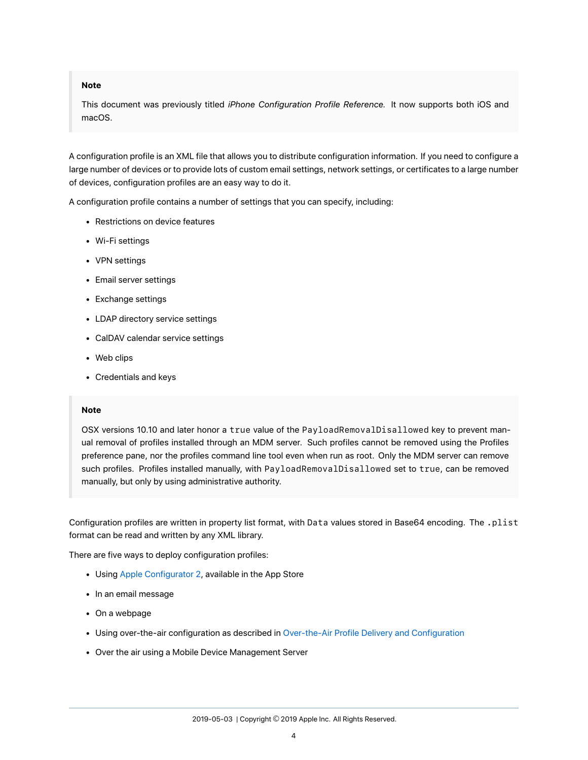> **Note**
>
> This document was previously titled *iPhone Configuration Profile Reference*. It now supports both iOS and macOS.

A configuration profile is an XML file that allows you to distribute configuration information. If you need to configure a large number of devices or to provide lots of custom email settings, network settings, or certificates to a large number of devices, configuration profiles are an easy way to do it.

A configuration profile contains a number of settings that you can specify, including:

- Restrictions on device features
- Wi-Fi settings
- VPN settings
- Email server settings
- Exchange settings
- LDAP directory service settings
- CalDAV calendar service settings
- Web clips
- Credentials and keys

> **Note**
>
> OSX versions 10.10 and later honor a `true` value of the `PayloadRemovalDisallowed` key to prevent manual removal of profiles installed through an MDM server. Such profiles cannot be removed using the Profiles preference pane, nor the profiles command line tool even when run as root. Only the MDM server can remove such profiles. Profiles installed manually, with `PayloadRemovalDisallowed` set to `true`, can be removed manually, but only by using administrative authority.

Configuration profiles are written in property list format, with `Data` values stored in Base64 encoding. The `.plist` format can be read and written by any XML library.

There are five ways to deploy configuration profiles:

- Using Apple Configurator 2, available in the App Store
- In an email message
- On a webpage
- Using over-the-air configuration as described in Over-the-Air Profile Delivery and Configuration
- Over the air using a Mobile Device Management Server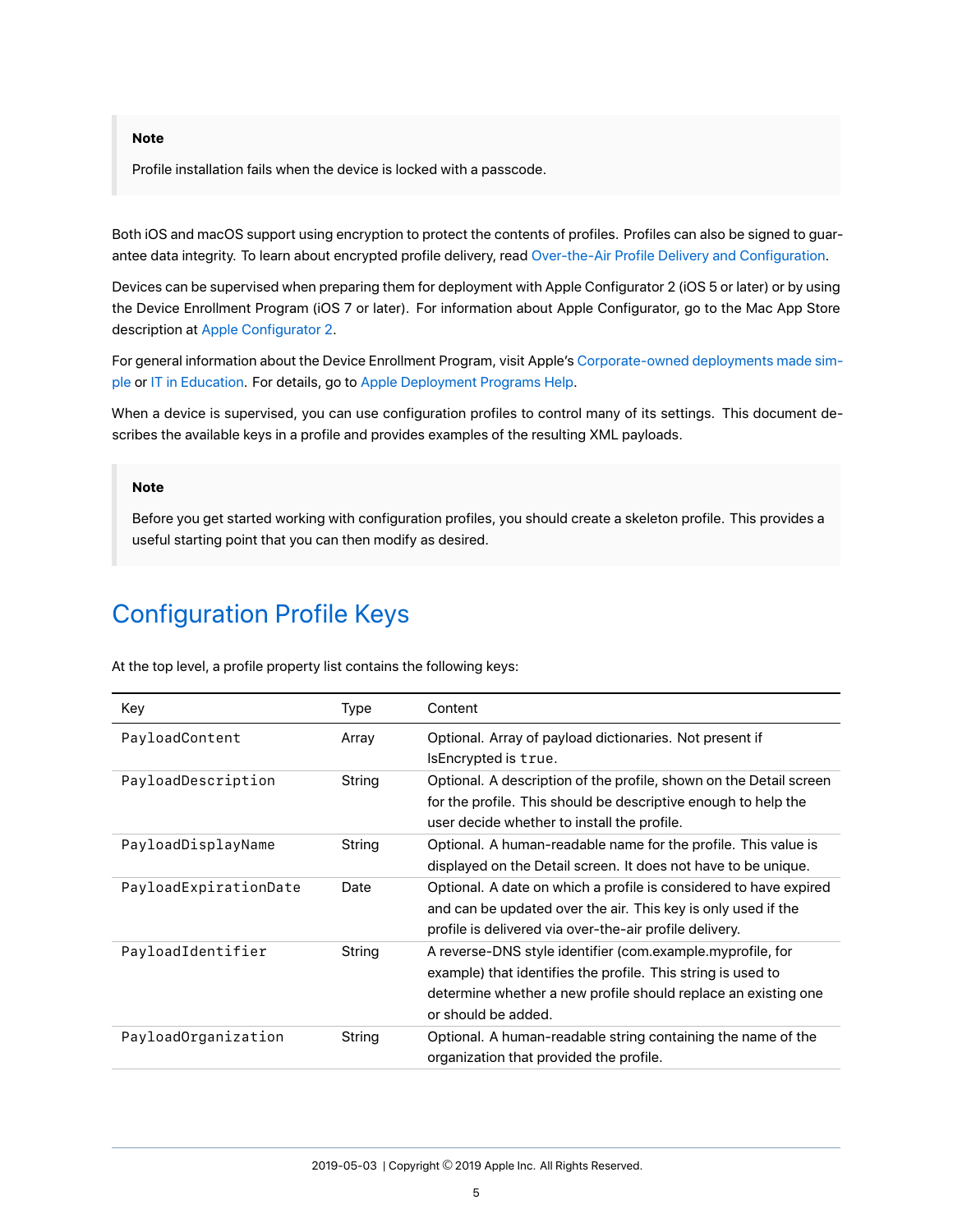> **Note**
>
> Profile installation fails when the device is locked with a passcode.

Both iOS and macOS support using encryption to protect the contents of profiles. Profiles can also be signed to guarantee data integrity. To learn about encrypted profile delivery, read Over-the-Air Profile Delivery and Configuration.

Devices can be supervised when preparing them for deployment with Apple Configurator 2 (iOS 5 or later) or by using the Device Enrollment Program (iOS 7 or later). For information about Apple Configurator, go to the Mac App Store description at Apple Configurator 2.

For general information about the Device Enrollment Program, visit Apple's Corporate-owned deployments made simple or IT in Education. For details, go to Apple Deployment Programs Help.

When a device is supervised, you can use configuration profiles to control many of its settings. This document describes the available keys in a profile and provides examples of the resulting XML payloads.

> **Note**
>
> Before you get started working with configuration profiles, you should create a skeleton profile. This provides a useful starting point that you can then modify as desired.

## Configuration Profile Keys

At the top level, a profile property list contains the following keys:

| Key | Type | Content |
|---|---|---|
| `PayloadContent` | Array | Optional. Array of payload dictionaries. Not present if IsEncrypted is `true`. |
| `PayloadDescription` | String | Optional. A description of the profile, shown on the Detail screen for the profile. This should be descriptive enough to help the user decide whether to install the profile. |
| `PayloadDisplayName` | String | Optional. A human-readable name for the profile. This value is displayed on the Detail screen. It does not have to be unique. |
| `PayloadExpirationDate` | Date | Optional. A date on which a profile is considered to have expired and can be updated over the air. This key is only used if the profile is delivered via over-the-air profile delivery. |
| `PayloadIdentifier` | String | A reverse-DNS style identifier (com.example.myprofile, for example) that identifies the profile. This string is used to determine whether a new profile should replace an existing one or should be added. |
| `PayloadOrganization` | String | Optional. A human-readable string containing the name of the organization that provided the profile. |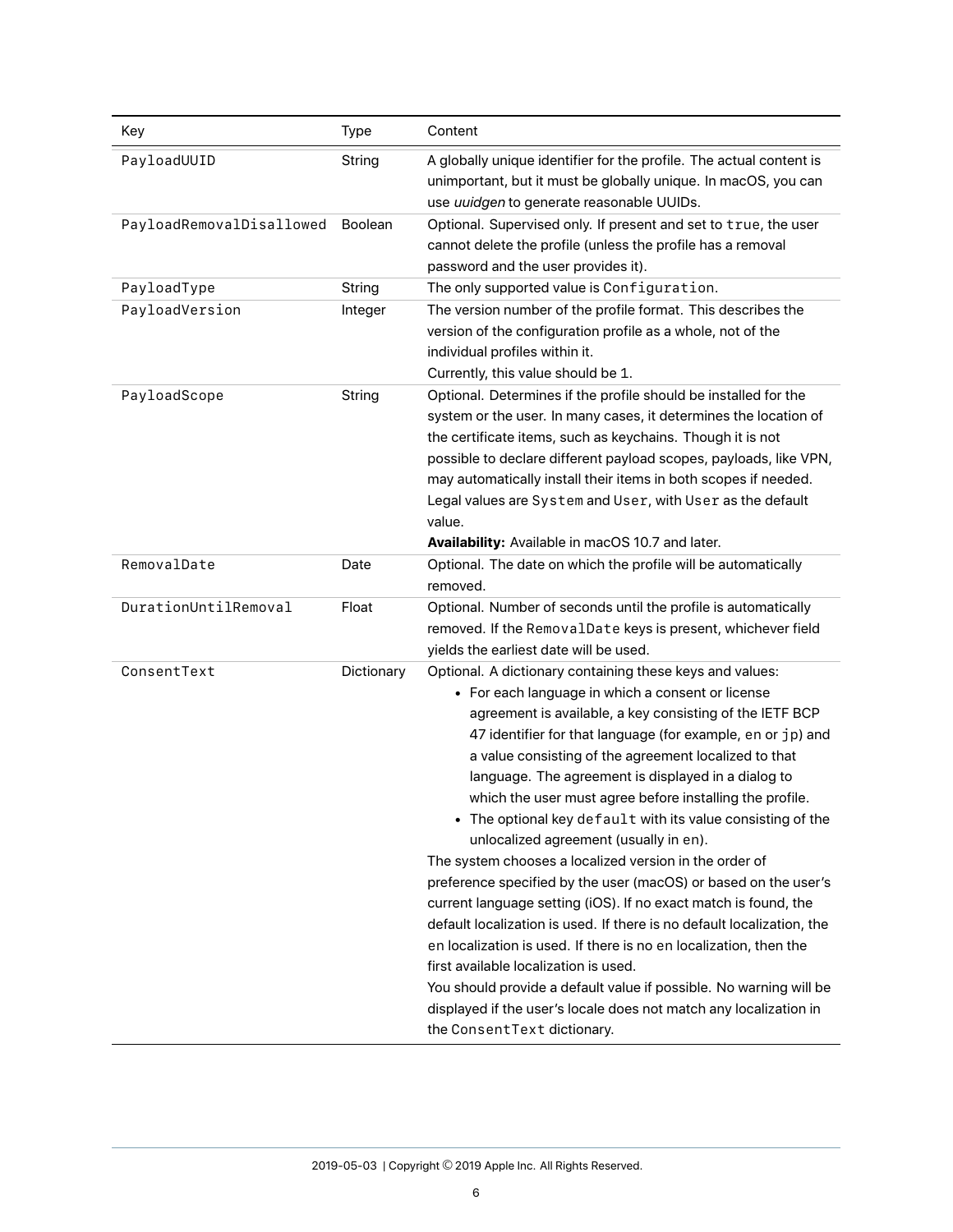| Key | Type | Content |
|---|---|---|
| `PayloadUUID` | String | A globally unique identifier for the profile. The actual content is unimportant, but it must be globally unique. In macOS, you can use *uuidgen* to generate reasonable UUIDs. |
| `PayloadRemovalDisallowed` | Boolean | Optional. Supervised only. If present and set to `true`, the user cannot delete the profile (unless the profile has a removal password and the user provides it). |
| `PayloadType` | String | The only supported value is `Configuration`. |
| `PayloadVersion` | Integer | The version number of the profile format. This describes the version of the configuration profile as a whole, not of the individual profiles within it.<br>Currently, this value should be `1`. |
| `PayloadScope` | String | Optional. Determines if the profile should be installed for the system or the user. In many cases, it determines the location of the certificate items, such as keychains. Though it is not possible to declare different payload scopes, payloads, like VPN, may automatically install their items in both scopes if needed.<br>Legal values are `System` and `User`, with `User` as the default value.<br>**Availability:** Available in macOS 10.7 and later. |
| `RemovalDate` | Date | Optional. The date on which the profile will be automatically removed. |
| `DurationUntilRemoval` | Float | Optional. Number of seconds until the profile is automatically removed. If the `RemovalDate` keys is present, whichever field yields the earliest date will be used. |
| `ConsentText` | Dictionary | Optional. A dictionary containing these keys and values:<br>• For each language in which a consent or license agreement is available, a key consisting of the IETF BCP 47 identifier for that language (for example, `en` or `jp`) and a value consisting of the agreement localized to that language. The agreement is displayed in a dialog to which the user must agree before installing the profile.<br>• The optional key `default` with its value consisting of the unlocalized agreement (usually in `en`).<br>The system chooses a localized version in the order of preference specified by the user (macOS) or based on the user's current language setting (iOS). If no exact match is found, the default localization is used. If there is no default localization, the `en` localization is used. If there is no `en` localization, then the first available localization is used.<br>You should provide a default value if possible. No warning will be displayed if the user's locale does not match any localization in the `ConsentText` dictionary. |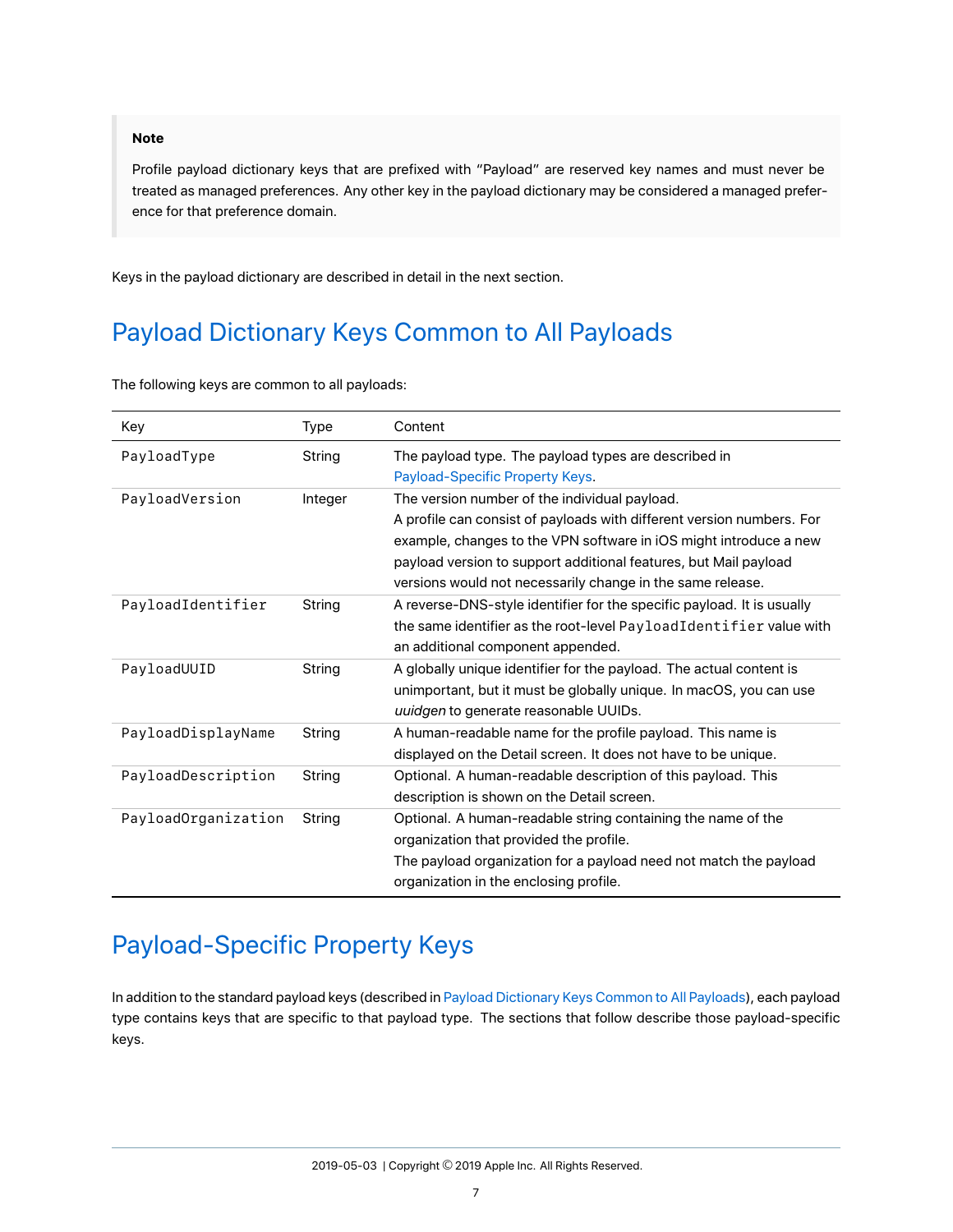> **Note**
>
> Profile payload dictionary keys that are prefixed with "Payload" are reserved key names and must never be treated as managed preferences. Any other key in the payload dictionary may be considered a managed preference for that preference domain.

Keys in the payload dictionary are described in detail in the next section.

## Payload Dictionary Keys Common to All Payloads

The following keys are common to all payloads:

| Key | Type | Content |
| --- | --- | --- |
| `PayloadType` | String | The payload type. The payload types are described in Payload-Specific Property Keys. |
| `PayloadVersion` | Integer | The version number of the individual payload.<br>A profile can consist of payloads with different version numbers. For example, changes to the VPN software in iOS might introduce a new payload version to support additional features, but Mail payload versions would not necessarily change in the same release. |
| `PayloadIdentifier` | String | A reverse-DNS-style identifier for the specific payload. It is usually the same identifier as the root-level `PayloadIdentifier` value with an additional component appended. |
| `PayloadUUID` | String | A globally unique identifier for the payload. The actual content is unimportant, but it must be globally unique. In macOS, you can use *uuidgen* to generate reasonable UUIDs. |
| `PayloadDisplayName` | String | A human-readable name for the profile payload. This name is displayed on the Detail screen. It does not have to be unique. |
| `PayloadDescription` | String | Optional. A human-readable description of this payload. This description is shown on the Detail screen. |
| `PayloadOrganization` | String | Optional. A human-readable string containing the name of the organization that provided the profile.<br>The payload organization for a payload need not match the payload organization in the enclosing profile. |

## Payload-Specific Property Keys

In addition to the standard payload keys (described in Payload Dictionary Keys Common to All Payloads), each payload type contains keys that are specific to that payload type. The sections that follow describe those payload-specific keys.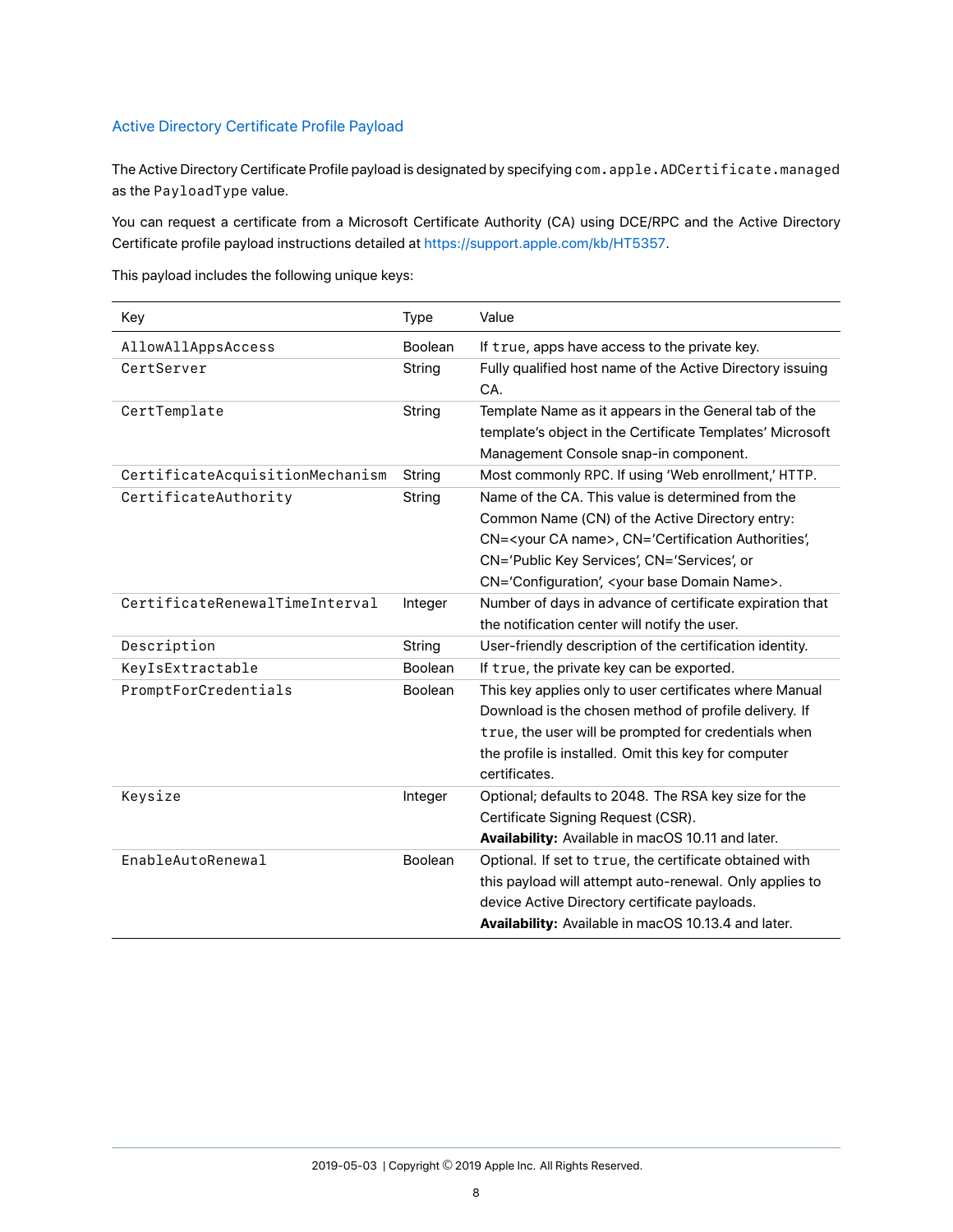## Active Directory Certificate Profile Payload

The Active Directory Certificate Profile payload is designated by specifying `com.apple.ADCertificate.managed` as the `PayloadType` value.

You can request a certificate from a Microsoft Certificate Authority (CA) using DCE/RPC and the Active Directory Certificate profile payload instructions detailed at https://support.apple.com/kb/HT5357.

This payload includes the following unique keys:

| Key | Type | Value |
|---|---|---|
| `AllowAllAppsAccess` | Boolean | If `true`, apps have access to the private key. |
| `CertServer` | String | Fully qualified host name of the Active Directory issuing CA. |
| `CertTemplate` | String | Template Name as it appears in the General tab of the template's object in the Certificate Templates' Microsoft Management Console snap-in component. |
| `CertificateAcquisitionMechanism` | String | Most commonly `RPC`. If using 'Web enrollment,' `HTTP`. |
| `CertificateAuthority` | String | Name of the CA. This value is determined from the Common Name (CN) of the Active Directory entry: CN=<your CA name>, CN='Certification Authorities', CN='Public Key Services', CN='Services', or CN='Configuration', <your base Domain Name>. |
| `CertificateRenewalTimeInterval` | Integer | Number of days in advance of certificate expiration that the notification center will notify the user. |
| `Description` | String | User-friendly description of the certification identity. |
| `KeyIsExtractable` | Boolean | If `true`, the private key can be exported. |
| `PromptForCredentials` | Boolean | This key applies only to user certificates where Manual Download is the chosen method of profile delivery. If `true`, the user will be prompted for credentials when the profile is installed. Omit this key for computer certificates. |
| `Keysize` | Integer | Optional; defaults to 2048. The RSA key size for the Certificate Signing Request (CSR). **Availability:** Available in macOS 10.11 and later. |
| `EnableAutoRenewal` | Boolean | Optional. If set to `true`, the certificate obtained with this payload will attempt auto-renewal. Only applies to device Active Directory certificate payloads. **Availability:** Available in macOS 10.13.4 and later. |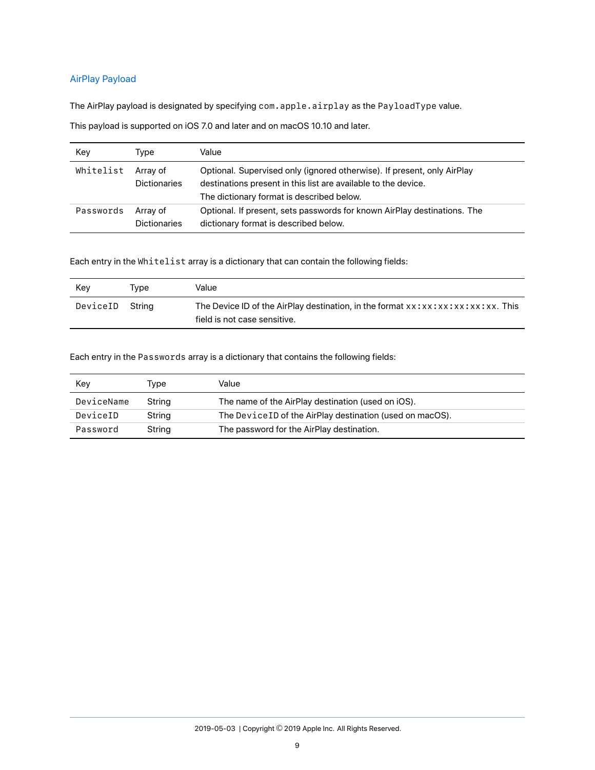## AirPlay Payload

The AirPlay payload is designated by specifying `com.apple.airplay` as the `PayloadType` value.

This payload is supported on iOS 7.0 and later and on macOS 10.10 and later.

| Key | Type | Value |
| --- | --- | --- |
| `Whitelist` | Array of Dictionaries | Optional. Supervised only (ignored otherwise). If present, only AirPlay destinations present in this list are available to the device. The dictionary format is described below. |
| `Passwords` | Array of Dictionaries | Optional. If present, sets passwords for known AirPlay destinations. The dictionary format is described below. |

Each entry in the `Whitelist` array is a dictionary that can contain the following fields:

| Key | Type | Value |
| --- | --- | --- |
| `DeviceID` | String | The Device ID of the AirPlay destination, in the format `xx:xx:xx:xx:xx:xx`. This field is not case sensitive. |

Each entry in the `Passwords` array is a dictionary that contains the following fields:

| Key | Type | Value |
| --- | --- | --- |
| `DeviceName` | String | The name of the AirPlay destination (used on iOS). |
| `DeviceID` | String | The `DeviceID` of the AirPlay destination (used on macOS). |
| `Password` | String | The password for the AirPlay destination. |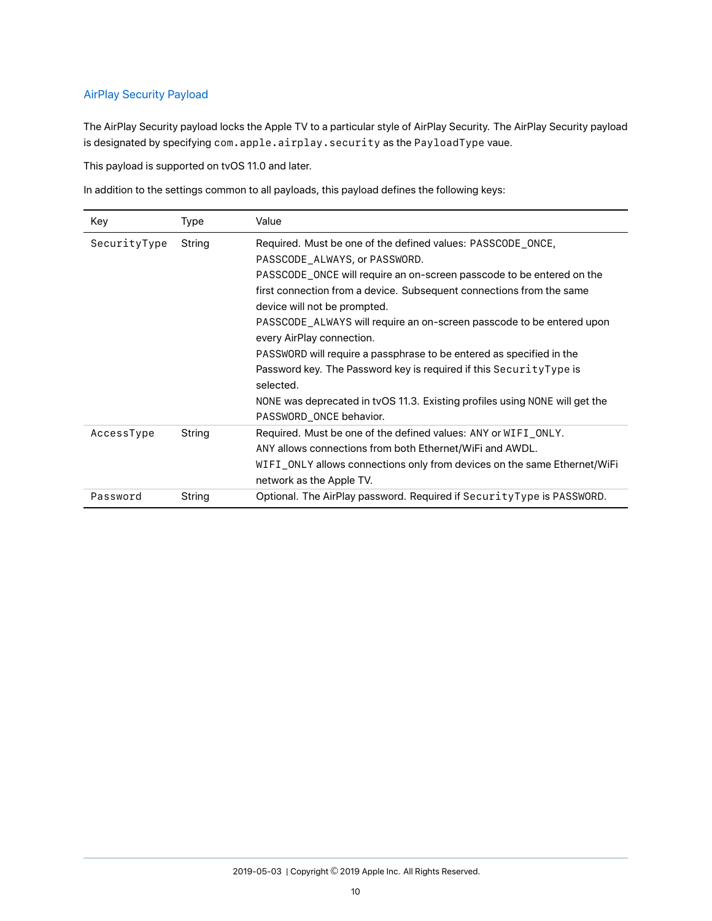## AirPlay Security Payload

The AirPlay Security payload locks the Apple TV to a particular style of AirPlay Security. The AirPlay Security payload is designated by specifying `com.apple.airplay.security` as the `PayloadType` vaue.

This payload is supported on tvOS 11.0 and later.

In addition to the settings common to all payloads, this payload defines the following keys:

| Key | Type | Value |
|---|---|---|
| `SecurityType` | String | Required. Must be one of the defined values: `PASSCODE_ONCE`, `PASSCODE_ALWAYS`, or `PASSWORD`.<br>`PASSCODE_ONCE` will require an on-screen passcode to be entered on the first connection from a device. Subsequent connections from the same device will not be prompted.<br>`PASSCODE_ALWAYS` will require an on-screen passcode to be entered upon every AirPlay connection.<br>`PASSWORD` will require a passphrase to be entered as specified in the Password key. The Password key is required if this `SecurityType` is selected.<br>`NONE` was deprecated in tvOS 11.3. Existing profiles using `NONE` will get the `PASSWORD_ONCE` behavior. |
| `AccessType` | String | Required. Must be one of the defined values: `ANY` or `WIFI_ONLY`.<br>`ANY` allows connections from both Ethernet/WiFi and AWDL.<br>`WIFI_ONLY` allows connections only from devices on the same Ethernet/WiFi network as the Apple TV. |
| `Password` | String | Optional. The AirPlay password. Required if `SecurityType` is `PASSWORD`. |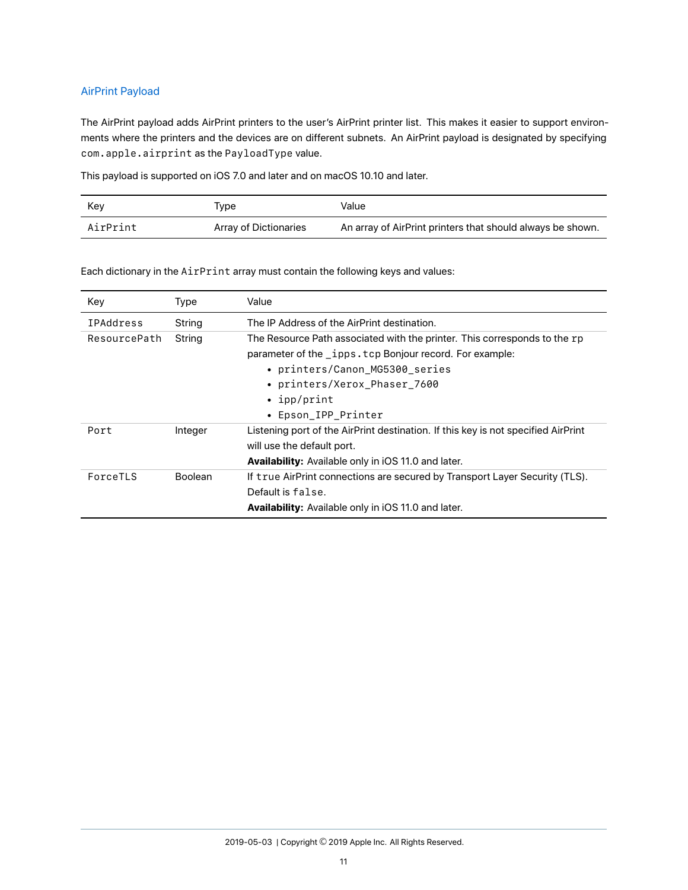## AirPrint Payload

The AirPrint payload adds AirPrint printers to the user's AirPrint printer list. This makes it easier to support environments where the printers and the devices are on different subnets. An AirPrint payload is designated by specifying `com.apple.airprint` as the `PayloadType` value.

This payload is supported on iOS 7.0 and later and on macOS 10.10 and later.

| Key | Type | Value |
|---|---|---|
| `AirPrint` | Array of Dictionaries | An array of AirPrint printers that should always be shown. |

Each dictionary in the `AirPrint` array must contain the following keys and values:

| Key | Type | Value |
|---|---|---|
| `IPAddress` | String | The IP Address of the AirPrint destination. |
| `ResourcePath` | String | The Resource Path associated with the printer. This corresponds to the `rp` parameter of the `_ipps.tcp` Bonjour record. For example: <br>• `printers/Canon_MG5300_series` <br>• `printers/Xerox_Phaser_7600` <br>• `ipp/print` <br>• `Epson_IPP_Printer` |
| `Port` | Integer | Listening port of the AirPrint destination. If this key is not specified AirPrint will use the default port. <br>**Availability:** Available only in iOS 11.0 and later. |
| `ForceTLS` | Boolean | If `true` AirPrint connections are secured by Transport Layer Security (TLS). Default is `false`. <br>**Availability:** Available only in iOS 11.0 and later. |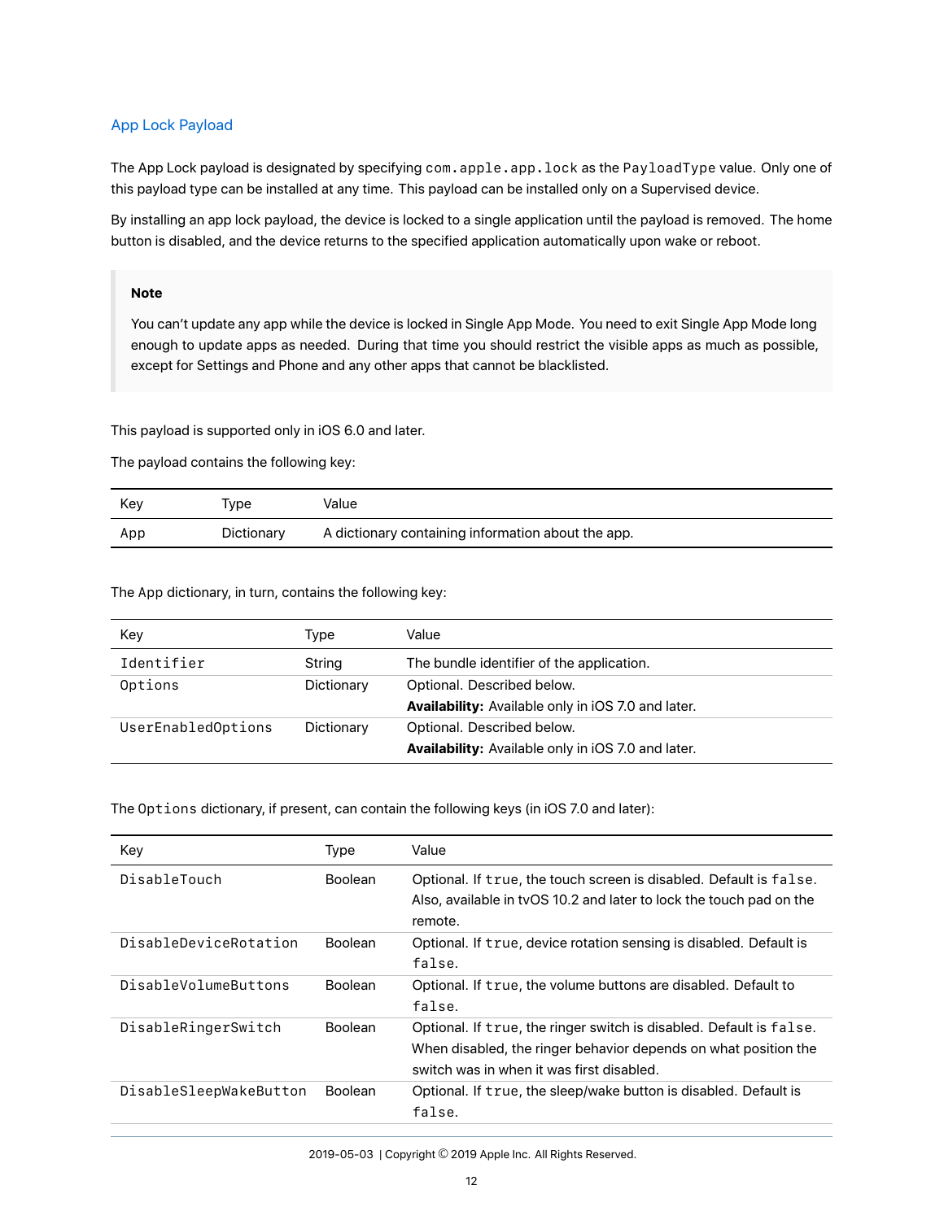## App Lock Payload

The App Lock payload is designated by specifying `com.apple.app.lock` as the `PayloadType` value. Only one of this payload type can be installed at any time. This payload can be installed only on a Supervised device.

By installing an app lock payload, the device is locked to a single application until the payload is removed. The home button is disabled, and the device returns to the specified application automatically upon wake or reboot.

> **Note**
>
> You can't update any app while the device is locked in Single App Mode. You need to exit Single App Mode long enough to update apps as needed. During that time you should restrict the visible apps as much as possible, except for Settings and Phone and any other apps that cannot be blacklisted.

This payload is supported only in iOS 6.0 and later.

The payload contains the following key:

| Key | Type | Value |
|---|---|---|
| `App` | Dictionary | A dictionary containing information about the app. |

The `App` dictionary, in turn, contains the following key:

| Key | Type | Value |
|---|---|---|
| `Identifier` | String | The bundle identifier of the application. |
| `Options` | Dictionary | Optional. Described below.<br>**Availability:** Available only in iOS 7.0 and later. |
| `UserEnabledOptions` | Dictionary | Optional. Described below.<br>**Availability:** Available only in iOS 7.0 and later. |

The `Options` dictionary, if present, can contain the following keys (in iOS 7.0 and later):

| Key | Type | Value |
|---|---|---|
| `DisableTouch` | Boolean | Optional. If `true`, the touch screen is disabled. Default is `false`. Also, available in tvOS 10.2 and later to lock the touch pad on the remote. |
| `DisableDeviceRotation` | Boolean | Optional. If `true`, device rotation sensing is disabled. Default is `false`. |
| `DisableVolumeButtons` | Boolean | Optional. If `true`, the volume buttons are disabled. Default to `false`. |
| `DisableRingerSwitch` | Boolean | Optional. If `true`, the ringer switch is disabled. Default is `false`. When disabled, the ringer behavior depends on what position the switch was in when it was first disabled. |
| `DisableSleepWakeButton` | Boolean | Optional. If `true`, the sleep/wake button is disabled. Default is `false`. |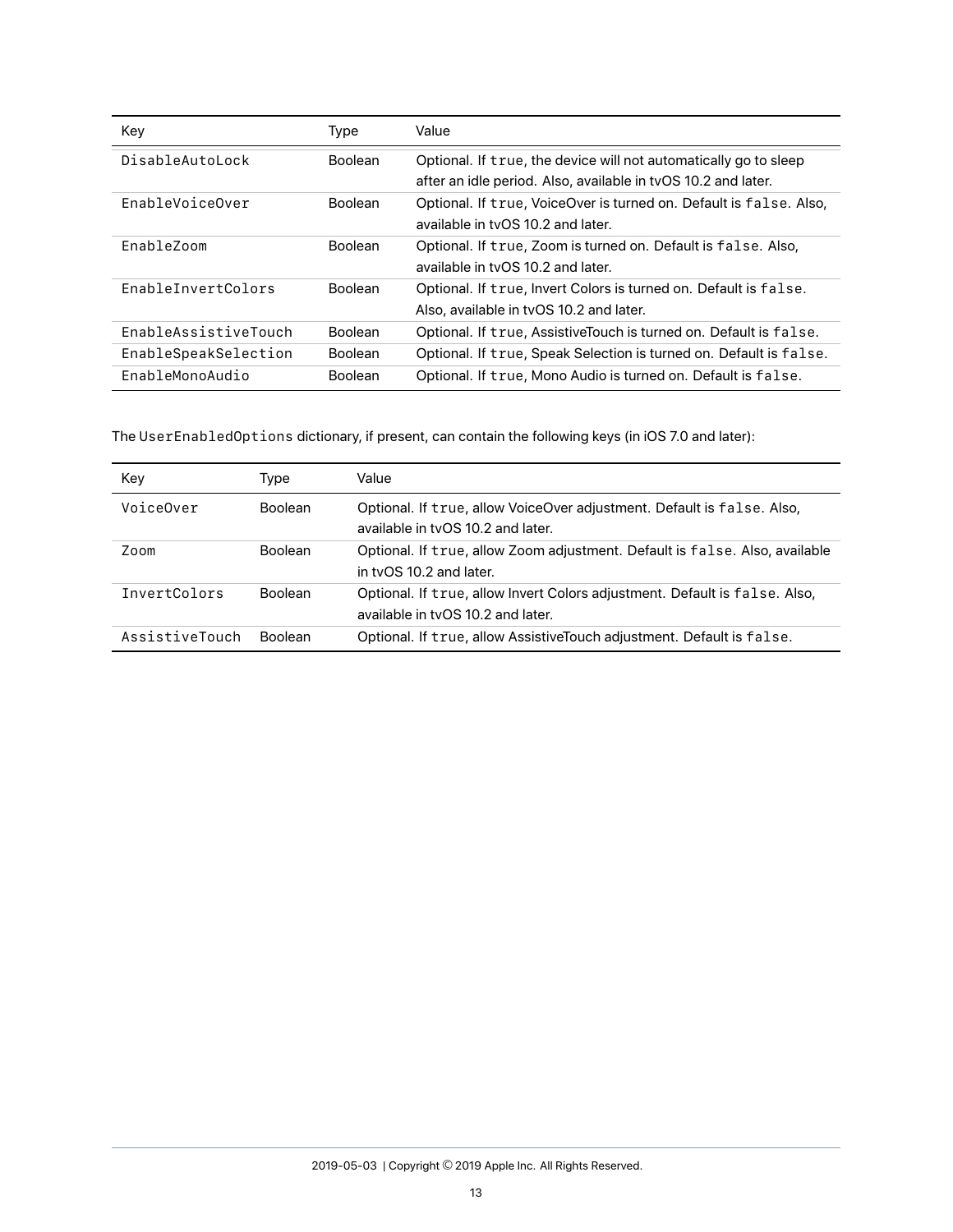| Key | Type | Value |
| --- | --- | --- |
| `DisableAutoLock` | Boolean | Optional. If `true`, the device will not automatically go to sleep after an idle period. Also, available in tvOS 10.2 and later. |
| `EnableVoiceOver` | Boolean | Optional. If `true`, VoiceOver is turned on. Default is `false`. Also, available in tvOS 10.2 and later. |
| `EnableZoom` | Boolean | Optional. If `true`, Zoom is turned on. Default is `false`. Also, available in tvOS 10.2 and later. |
| `EnableInvertColors` | Boolean | Optional. If `true`, Invert Colors is turned on. Default is `false`. Also, available in tvOS 10.2 and later. |
| `EnableAssistiveTouch` | Boolean | Optional. If `true`, AssistiveTouch is turned on. Default is `false`. |
| `EnableSpeakSelection` | Boolean | Optional. If `true`, Speak Selection is turned on. Default is `false`. |
| `EnableMonoAudio` | Boolean | Optional. If `true`, Mono Audio is turned on. Default is `false`. |

The `UserEnabledOptions` dictionary, if present, can contain the following keys (in iOS 7.0 and later):

| Key | Type | Value |
| --- | --- | --- |
| `VoiceOver` | Boolean | Optional. If `true`, allow VoiceOver adjustment. Default is `false`. Also, available in tvOS 10.2 and later. |
| `Zoom` | Boolean | Optional. If `true`, allow Zoom adjustment. Default is `false`. Also, available in tvOS 10.2 and later. |
| `InvertColors` | Boolean | Optional. If `true`, allow Invert Colors adjustment. Default is `false`. Also, available in tvOS 10.2 and later. |
| `AssistiveTouch` | Boolean | Optional. If `true`, allow AssistiveTouch adjustment. Default is `false`. |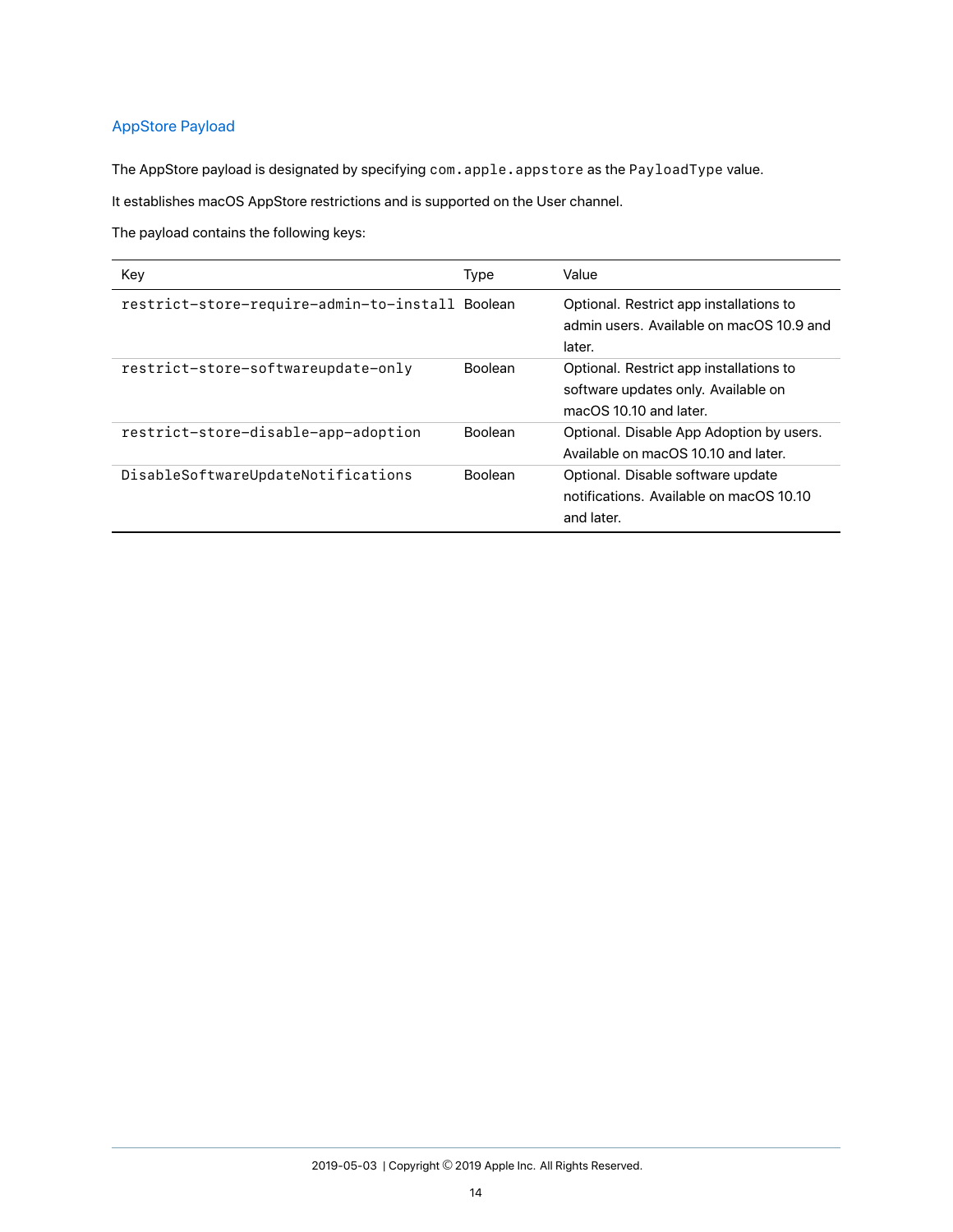## AppStore Payload

The AppStore payload is designated by specifying `com.apple.appstore` as the `PayloadType` value.

It establishes macOS AppStore restrictions and is supported on the User channel.

The payload contains the following keys:

| Key | Type | Value |
| --- | --- | --- |
| `restrict-store-require-admin-to-install` | Boolean | Optional. Restrict app installations to admin users. Available on macOS 10.9 and later. |
| `restrict-store-softwareupdate-only` | Boolean | Optional. Restrict app installations to software updates only. Available on macOS 10.10 and later. |
| `restrict-store-disable-app-adoption` | Boolean | Optional. Disable App Adoption by users. Available on macOS 10.10 and later. |
| `DisableSoftwareUpdateNotifications` | Boolean | Optional. Disable software update notifications. Available on macOS 10.10 and later. |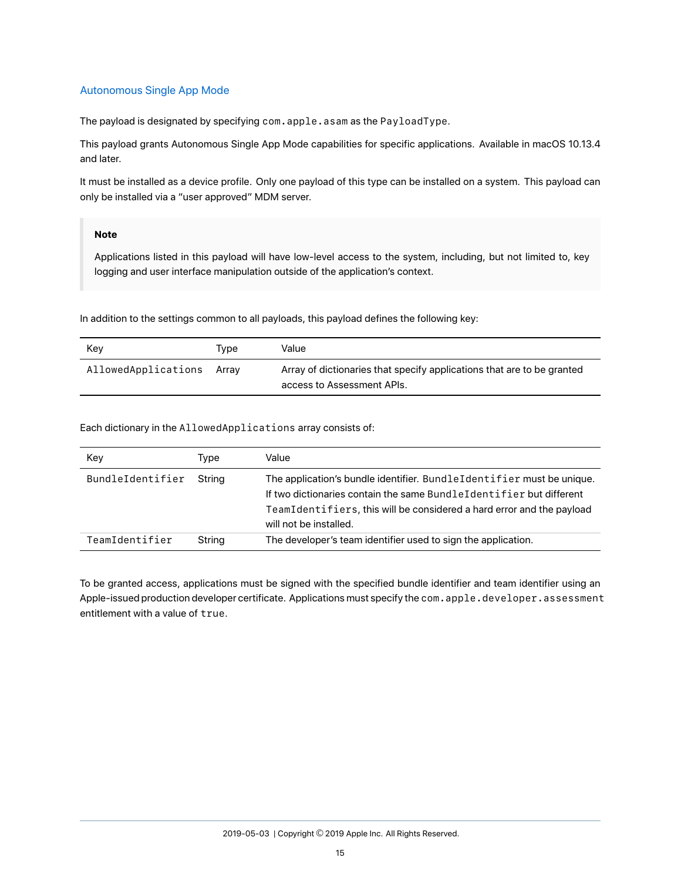### Autonomous Single App Mode

The payload is designated by specifying `com.apple.asam` as the `PayloadType`.

This payload grants Autonomous Single App Mode capabilities for specific applications. Available in macOS 10.13.4 and later.

It must be installed as a device profile. Only one payload of this type can be installed on a system. This payload can only be installed via a "user approved" MDM server.

> **Note**
>
> Applications listed in this payload will have low-level access to the system, including, but not limited to, key logging and user interface manipulation outside of the application's context.

In addition to the settings common to all payloads, this payload defines the following key:

| Key | Type | Value |
| --- | --- | --- |
| `AllowedApplications` | Array | Array of dictionaries that specify applications that are to be granted access to Assessment APIs. |

Each dictionary in the `AllowedApplications` array consists of:

| Key | Type | Value |
| --- | --- | --- |
| `BundleIdentifier` | String | The application's bundle identifier. `BundleIdentifier` must be unique. If two dictionaries contain the same `BundleIdentifier` but different `TeamIdentifiers`, this will be considered a hard error and the payload will not be installed. |
| `TeamIdentifier` | String | The developer's team identifier used to sign the application. |

To be granted access, applications must be signed with the specified bundle identifier and team identifier using an Apple-issued production developer certificate. Applications must specify the `com.apple.developer.assessment` entitlement with a value of `true`.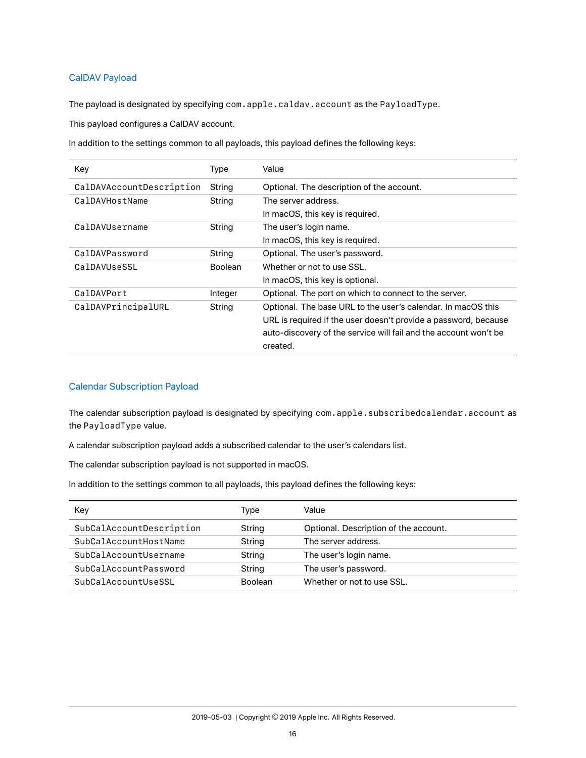## CalDAV Payload

The payload is designated by specifying `com.apple.caldav.account` as the `PayloadType`.

This payload configures a CalDAV account.

In addition to the settings common to all payloads, this payload defines the following keys:

| Key | Type | Value |
|---|---|---|
| `CalDAVAccountDescription` | String | Optional. The description of the account. |
| `CalDAVHostName` | String | The server address.<br>In macOS, this key is required. |
| `CalDAVUsername` | String | The user's login name.<br>In macOS, this key is required. |
| `CalDAVPassword` | String | Optional. The user's password. |
| `CalDAVUseSSL` | Boolean | Whether or not to use SSL.<br>In macOS, this key is optional. |
| `CalDAVPort` | Integer | Optional. The port on which to connect to the server. |
| `CalDAVPrincipalURL` | String | Optional. The base URL to the user's calendar. In macOS this URL is required if the user doesn't provide a password, because auto-discovery of the service will fail and the account won't be created. |

## Calendar Subscription Payload

The calendar subscription payload is designated by specifying `com.apple.subscribedcalendar.account` as the `PayloadType` value.

A calendar subscription payload adds a subscribed calendar to the user's calendars list.

The calendar subscription payload is not supported in macOS.

In addition to the settings common to all payloads, this payload defines the following keys:

| Key | Type | Value |
|---|---|---|
| `SubCalAccountDescription` | String | Optional. Description of the account. |
| `SubCalAccountHostName` | String | The server address. |
| `SubCalAccountUsername` | String | The user's login name. |
| `SubCalAccountPassword` | String | The user's password. |
| `SubCalAccountUseSSL` | Boolean | Whether or not to use SSL. |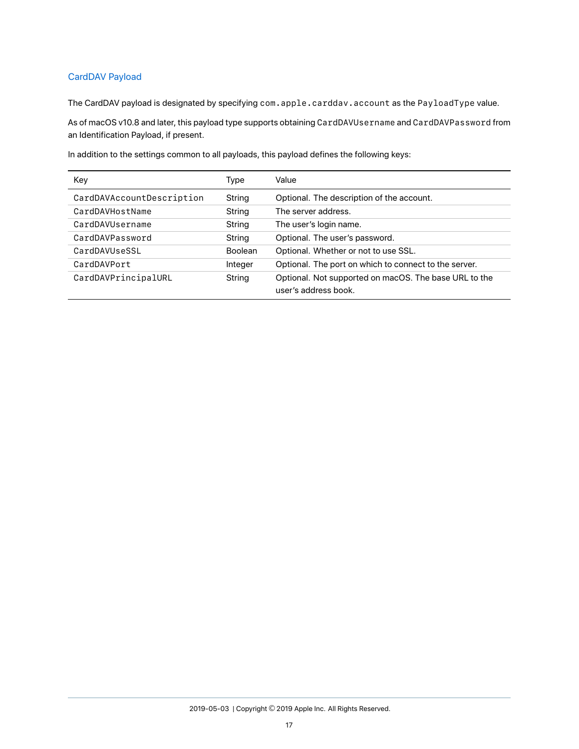## CardDAV Payload

The CardDAV payload is designated by specifying `com.apple.carddav.account` as the `PayloadType` value.

As of macOS v10.8 and later, this payload type supports obtaining `CardDAVUsername` and `CardDAVPassword` from an Identification Payload, if present.

In addition to the settings common to all payloads, this payload defines the following keys:

| Key | Type | Value |
|---|---|---|
| `CardDAVAccountDescription` | String | Optional. The description of the account. |
| `CardDAVHostName` | String | The server address. |
| `CardDAVUsername` | String | The user's login name. |
| `CardDAVPassword` | String | Optional. The user's password. |
| `CardDAVUseSSL` | Boolean | Optional. Whether or not to use SSL. |
| `CardDAVPort` | Integer | Optional. The port on which to connect to the server. |
| `CardDAVPrincipalURL` | String | Optional. Not supported on macOS. The base URL to the user's address book. |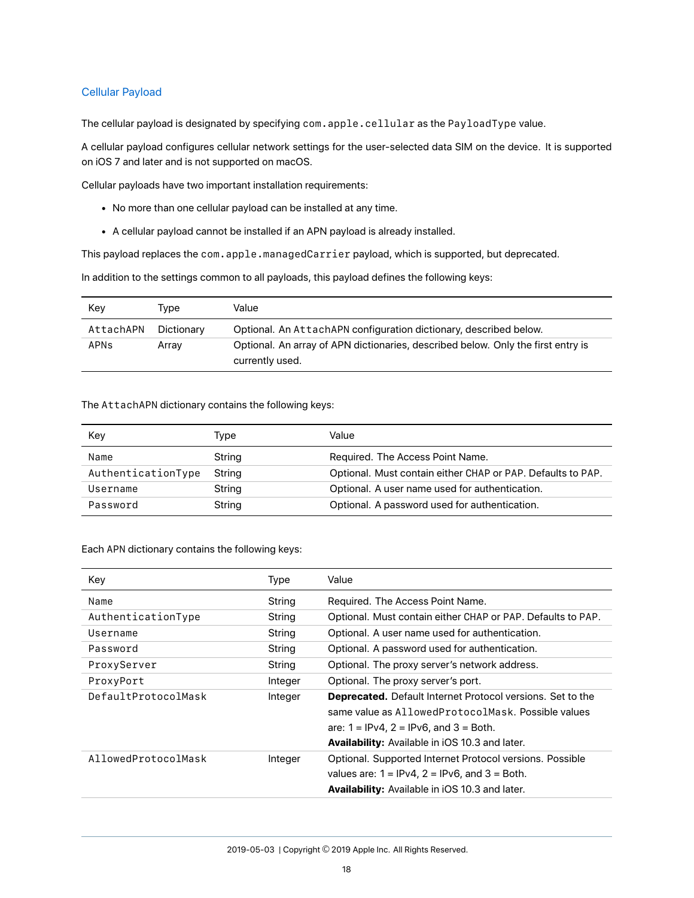## Cellular Payload

The cellular payload is designated by specifying `com.apple.cellular` as the `PayloadType` value.

A cellular payload configures cellular network settings for the user-selected data SIM on the device. It is supported on iOS 7 and later and is not supported on macOS.

Cellular payloads have two important installation requirements:

- No more than one cellular payload can be installed at any time.
- A cellular payload cannot be installed if an APN payload is already installed.

This payload replaces the `com.apple.managedCarrier` payload, which is supported, but deprecated.

In addition to the settings common to all payloads, this payload defines the following keys:

| Key | Type | Value |
|---|---|---|
| `AttachAPN` | Dictionary | Optional. An `AttachAPN` configuration dictionary, described below. |
| `APNs` | Array | Optional. An array of APN dictionaries, described below. Only the first entry is currently used. |

The `AttachAPN` dictionary contains the following keys:

| Key | Type | Value |
|---|---|---|
| `Name` | String | Required. The Access Point Name. |
| `AuthenticationType` | String | Optional. Must contain either CHAP or PAP. Defaults to PAP. |
| `Username` | String | Optional. A user name used for authentication. |
| `Password` | String | Optional. A password used for authentication. |

Each APN dictionary contains the following keys:

| Key | Type | Value |
|---|---|---|
| `Name` | String | Required. The Access Point Name. |
| `AuthenticationType` | String | Optional. Must contain either CHAP or PAP. Defaults to PAP. |
| `Username` | String | Optional. A user name used for authentication. |
| `Password` | String | Optional. A password used for authentication. |
| `ProxyServer` | String | Optional. The proxy server's network address. |
| `ProxyPort` | Integer | Optional. The proxy server's port. |
| `DefaultProtocolMask` | Integer | **Deprecated.** Default Internet Protocol versions. Set to the same value as `AllowedProtocolMask`. Possible values are: 1 = IPv4, 2 = IPv6, and 3 = Both. **Availability:** Available in iOS 10.3 and later. |
| `AllowedProtocolMask` | Integer | Optional. Supported Internet Protocol versions. Possible values are: 1 = IPv4, 2 = IPv6, and 3 = Both. **Availability:** Available in iOS 10.3 and later. |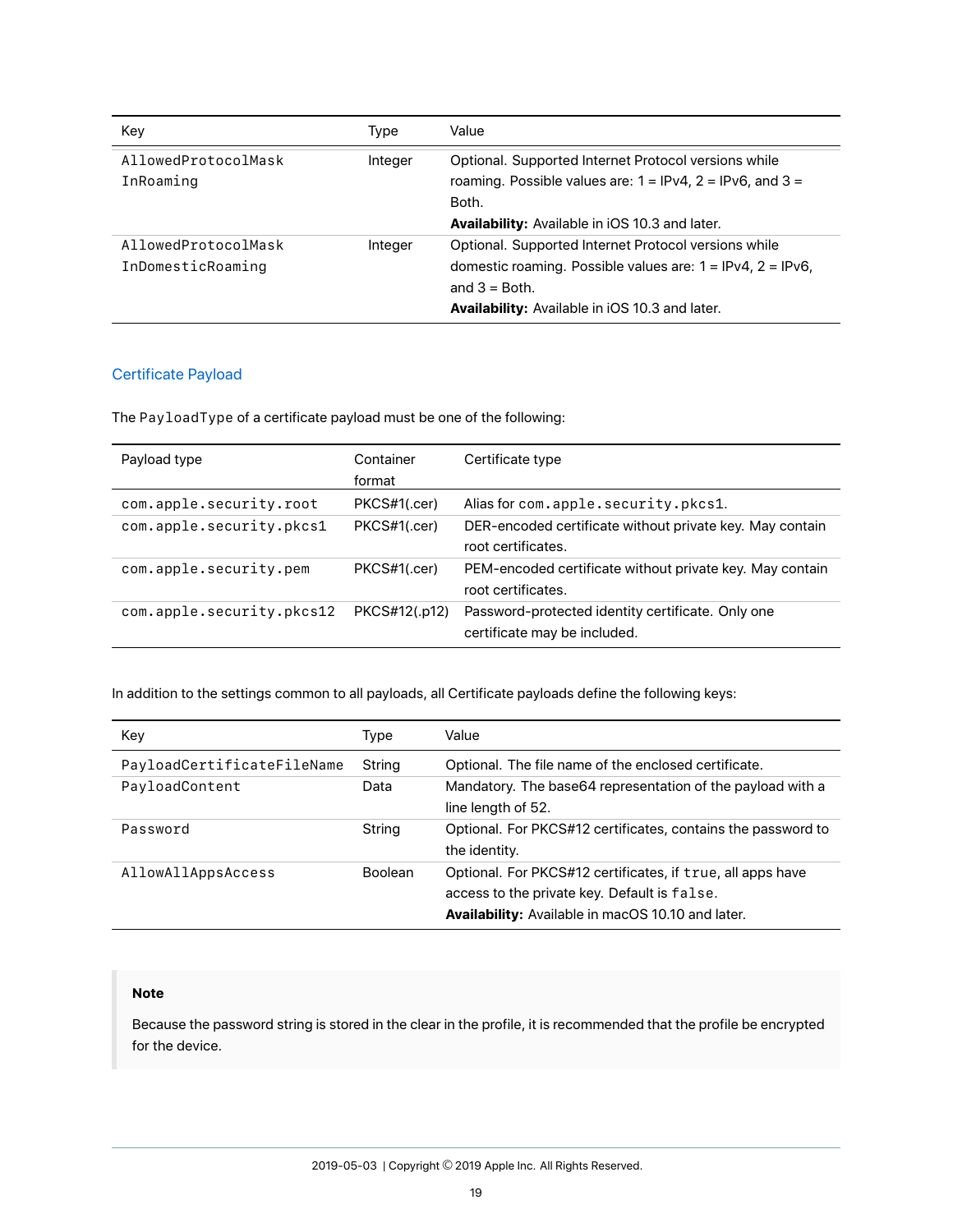| Key | Type | Value |
|---|---|---|
| `AllowedProtocolMaskInRoaming` | Integer | Optional. Supported Internet Protocol versions while roaming. Possible values are: 1 = IPv4, 2 = IPv6, and 3 = Both. **Availability:** Available in iOS 10.3 and later. |
| `AllowedProtocolMaskInDomesticRoaming` | Integer | Optional. Supported Internet Protocol versions while domestic roaming. Possible values are: 1 = IPv4, 2 = IPv6, and 3 = Both. **Availability:** Available in iOS 10.3 and later. |

## Certificate Payload

The `PayloadType` of a certificate payload must be one of the following:

| Payload type | Container format | Certificate type |
|---|---|---|
| `com.apple.security.root` | PKCS#1(.cer) | Alias for `com.apple.security.pkcs1`. |
| `com.apple.security.pkcs1` | PKCS#1(.cer) | DER-encoded certificate without private key. May contain root certificates. |
| `com.apple.security.pem` | PKCS#1(.cer) | PEM-encoded certificate without private key. May contain root certificates. |
| `com.apple.security.pkcs12` | PKCS#12(.p12) | Password-protected identity certificate. Only one certificate may be included. |

In addition to the settings common to all payloads, all Certificate payloads define the following keys:

| Key | Type | Value |
|---|---|---|
| `PayloadCertificateFileName` | String | Optional. The file name of the enclosed certificate. |
| `PayloadContent` | Data | Mandatory. The base64 representation of the payload with a line length of 52. |
| `Password` | String | Optional. For PKCS#12 certificates, contains the password to the identity. |
| `AllowAllAppsAccess` | Boolean | Optional. For PKCS#12 certificates, if `true`, all apps have access to the private key. Default is `false`. **Availability:** Available in macOS 10.10 and later. |

> **Note**
>
> Because the password string is stored in the clear in the profile, it is recommended that the profile be encrypted for the device.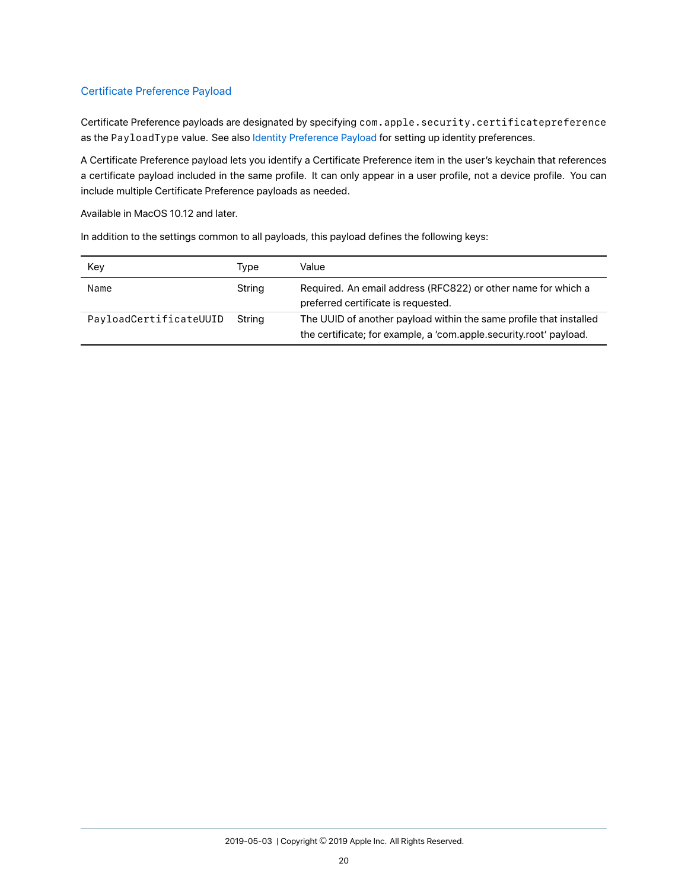## Certificate Preference Payload

Certificate Preference payloads are designated by specifying `com.apple.security.certificatepreference` as the `PayloadType` value. See also Identity Preference Payload for setting up identity preferences.

A Certificate Preference payload lets you identify a Certificate Preference item in the user's keychain that references a certificate payload included in the same profile. It can only appear in a user profile, not a device profile. You can include multiple Certificate Preference payloads as needed.

Available in MacOS 10.12 and later.

In addition to the settings common to all payloads, this payload defines the following keys:

| Key | Type | Value |
|---|---|---|
| `Name` | String | Required. An email address (RFC822) or other name for which a preferred certificate is requested. |
| `PayloadCertificateUUID` | String | The UUID of another payload within the same profile that installed the certificate; for example, a 'com.apple.security.root' payload. |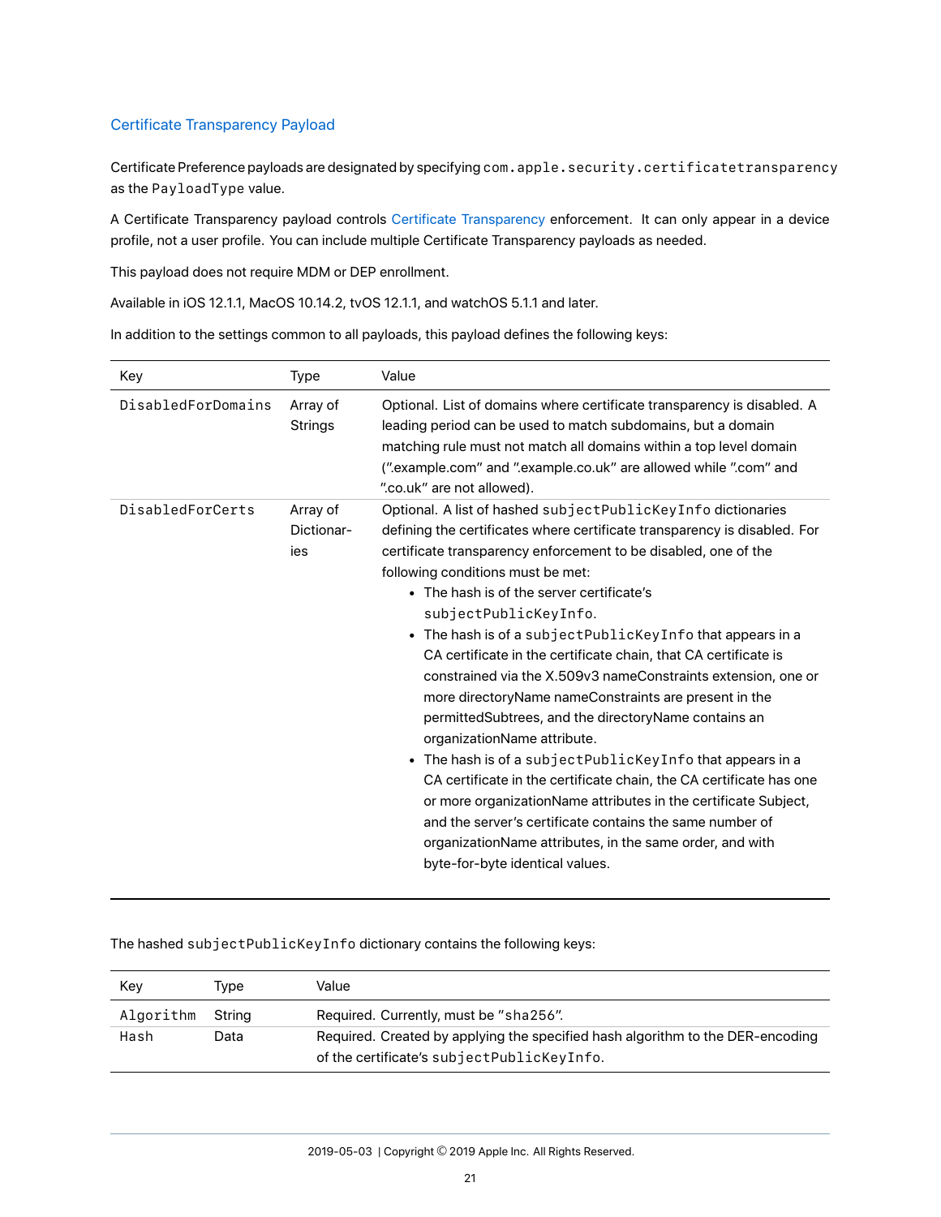## Certificate Transparency Payload

Certificate Preference payloads are designated by specifying `com.apple.security.certificatetransparency` as the `PayloadType` value.

A Certificate Transparency payload controls Certificate Transparency enforcement. It can only appear in a device profile, not a user profile. You can include multiple Certificate Transparency payloads as needed.

This payload does not require MDM or DEP enrollment.

Available in iOS 12.1.1, MacOS 10.14.2, tvOS 12.1.1, and watchOS 5.1.1 and later.

In addition to the settings common to all payloads, this payload defines the following keys:

| Key | Type | Value |
|---|---|---|
| `DisabledForDomains` | Array of Strings | Optional. List of domains where certificate transparency is disabled. A leading period can be used to match subdomains, but a domain matching rule must not match all domains within a top level domain (".example.com" and ".example.co.uk" are allowed while ".com" and ".co.uk" are not allowed). |
| `DisabledForCerts` | Array of Dictionaries | Optional. A list of hashed `subjectPublicKeyInfo` dictionaries defining the certificates where certificate transparency is disabled. For certificate transparency enforcement to be disabled, one of the following conditions must be met:<br>• The hash is of the server certificate's `subjectPublicKeyInfo`.<br>• The hash is of a `subjectPublicKeyInfo` that appears in a CA certificate in the certificate chain, that CA certificate is constrained via the X.509v3 nameConstraints extension, one or more directoryName nameConstraints are present in the permittedSubtrees, and the directoryName contains an organizationName attribute.<br>• The hash is of a `subjectPublicKeyInfo` that appears in a CA certificate in the certificate chain, the CA certificate has one or more organizationName attributes in the certificate Subject, and the server's certificate contains the same number of organizationName attributes, in the same order, and with byte-for-byte identical values. |

The hashed `subjectPublicKeyInfo` dictionary contains the following keys:

| Key | Type | Value |
|---|---|---|
| `Algorithm` | String | Required. Currently, must be "`sha256`". |
| `Hash` | Data | Required. Created by applying the specified hash algorithm to the DER-encoding of the certificate's `subjectPublicKeyInfo`. |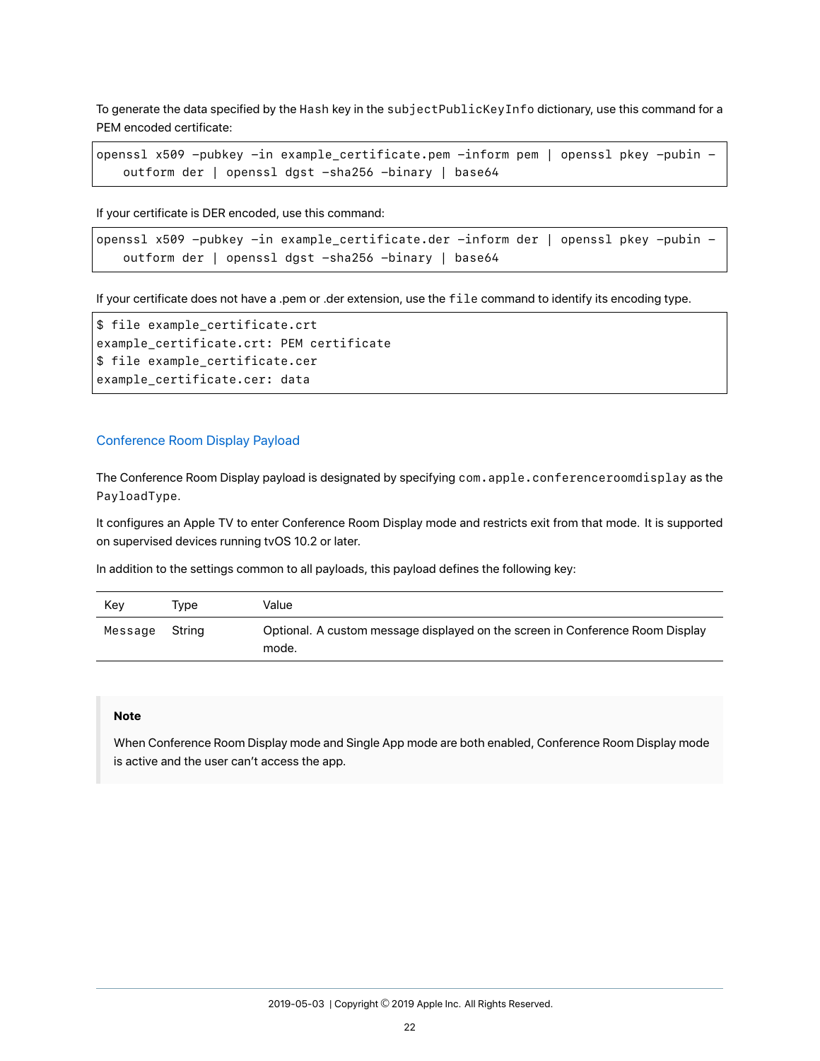To generate the data specified by the `Hash` key in the `subjectPublicKeyInfo` dictionary, use this command for a PEM encoded certificate:

```
openssl x509 -pubkey -in example_certificate.pem -inform pem | openssl pkey -pubin -
    outform der | openssl dgst -sha256 -binary | base64
```

If your certificate is DER encoded, use this command:

```
openssl x509 -pubkey -in example_certificate.der -inform der | openssl pkey -pubin -
    outform der | openssl dgst -sha256 -binary | base64
```

If your certificate does not have a .pem or .der extension, use the `file` command to identify its encoding type.

```
$ file example_certificate.crt
example_certificate.crt: PEM certificate
$ file example_certificate.cer
example_certificate.cer: data
```

## Conference Room Display Payload

The Conference Room Display payload is designated by specifying `com.apple.conferenceroomdisplay` as the `PayloadType`.

It configures an Apple TV to enter Conference Room Display mode and restricts exit from that mode. It is supported on supervised devices running tvOS 10.2 or later.

In addition to the settings common to all payloads, this payload defines the following key:

| Key | Type | Value |
| --- | --- | --- |
| `Message` | String | Optional. A custom message displayed on the screen in Conference Room Display mode. |

> **Note**
>
> When Conference Room Display mode and Single App mode are both enabled, Conference Room Display mode is active and the user can't access the app.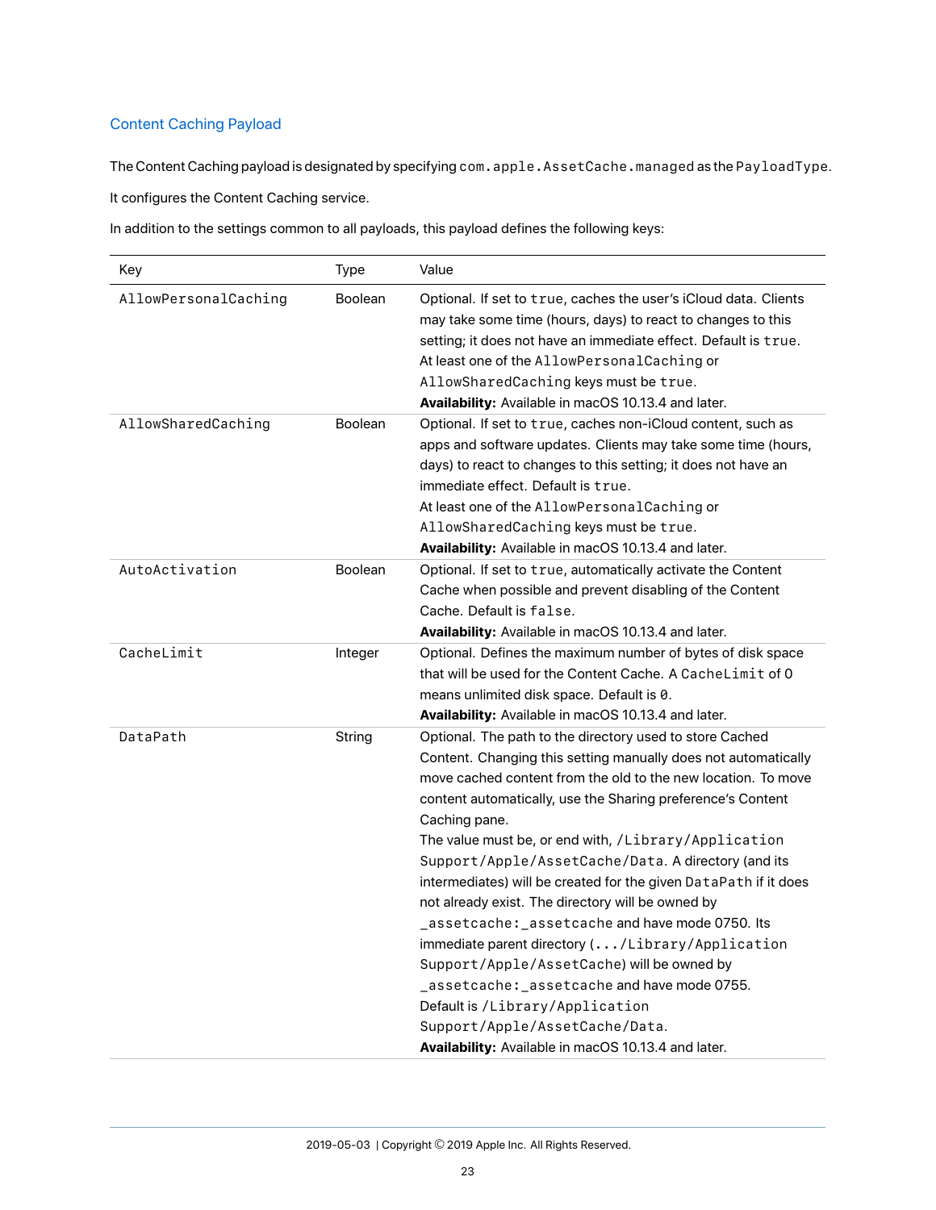## Content Caching Payload

The Content Caching payload is designated by specifying `com.apple.AssetCache.managed` as the `PayloadType`.

It configures the Content Caching service.

In addition to the settings common to all payloads, this payload defines the following keys:

| Key | Type | Value |
|---|---|---|
| `AllowPersonalCaching` | Boolean | Optional. If set to `true`, caches the user's iCloud data. Clients may take some time (hours, days) to react to changes to this setting; it does not have an immediate effect. Default is `true`. At least one of the `AllowPersonalCaching` or `AllowSharedCaching` keys must be `true`. **Availability:** Available in macOS 10.13.4 and later. |
| `AllowSharedCaching` | Boolean | Optional. If set to `true`, caches non-iCloud content, such as apps and software updates. Clients may take some time (hours, days) to react to changes to this setting; it does not have an immediate effect. Default is `true`. At least one of the `AllowPersonalCaching` or `AllowSharedCaching` keys must be `true`. **Availability:** Available in macOS 10.13.4 and later. |
| `AutoActivation` | Boolean | Optional. If set to `true`, automatically activate the Content Cache when possible and prevent disabling of the Content Cache. Default is `false`. **Availability:** Available in macOS 10.13.4 and later. |
| `CacheLimit` | Integer | Optional. Defines the maximum number of bytes of disk space that will be used for the Content Cache. A `CacheLimit` of 0 means unlimited disk space. Default is `0`. **Availability:** Available in macOS 10.13.4 and later. |
| `DataPath` | String | Optional. The path to the directory used to store Cached Content. Changing this setting manually does not automatically move cached content from the old to the new location. To move content automatically, use the Sharing preference's Content Caching pane. The value must be, or end with, `/Library/Application Support/Apple/AssetCache/Data`. A directory (and its intermediates) will be created for the given `DataPath` if it does not already exist. The directory will be owned by `_assetcache:_assetcache` and have mode 0750. Its immediate parent directory (`.../Library/Application Support/Apple/AssetCache`) will be owned by `_assetcache:_assetcache` and have mode 0755. Default is `/Library/Application Support/Apple/AssetCache/Data`. **Availability:** Available in macOS 10.13.4 and later. |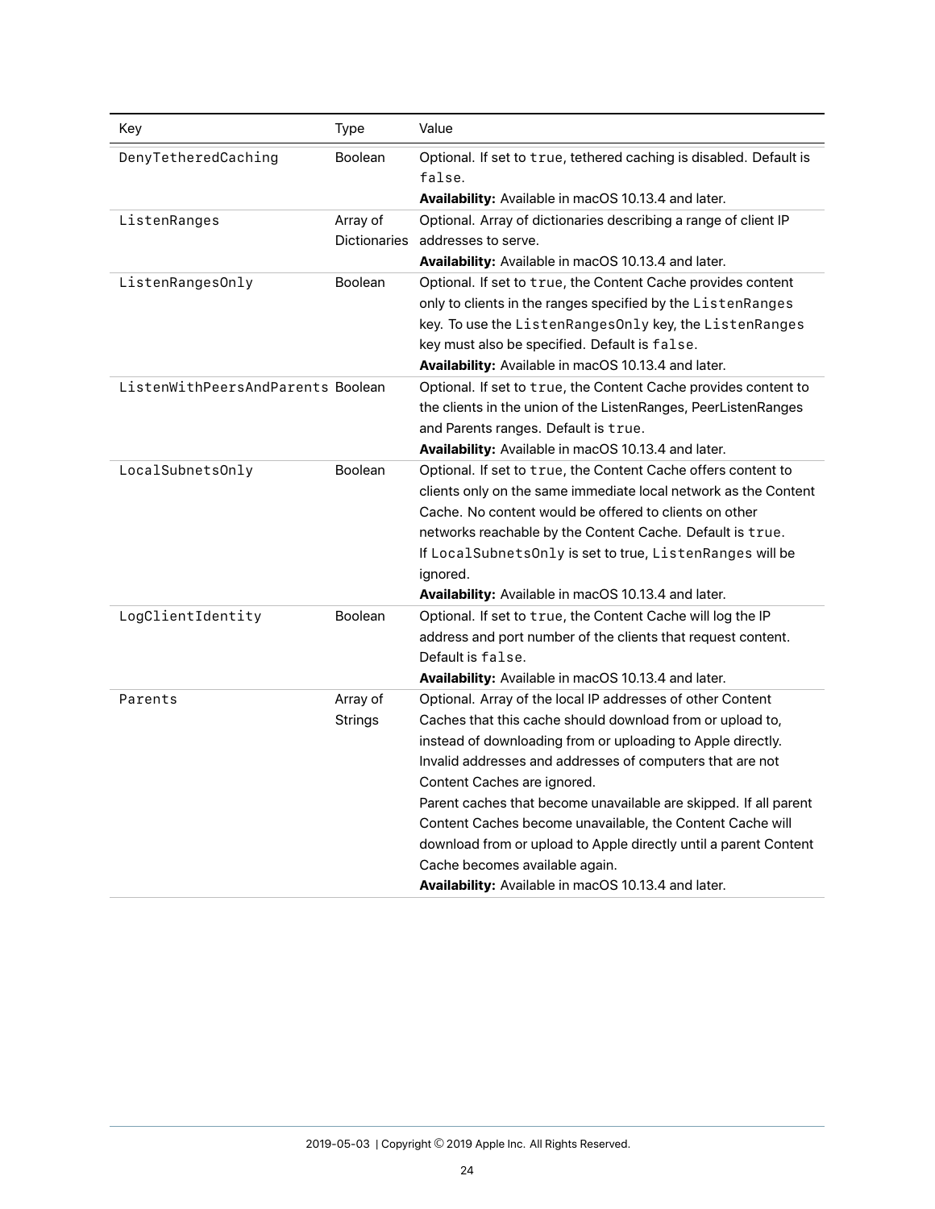| Key | Type | Value |
|---|---|---|
| `DenyTetheredCaching` | Boolean | Optional. If set to `true`, tethered caching is disabled. Default is `false`.<br>**Availability:** Available in macOS 10.13.4 and later. |
| `ListenRanges` | Array of Dictionaries | Optional. Array of dictionaries describing a range of client IP addresses to serve.<br>**Availability:** Available in macOS 10.13.4 and later. |
| `ListenRangesOnly` | Boolean | Optional. If set to `true`, the Content Cache provides content only to clients in the ranges specified by the `ListenRanges` key. To use the `ListenRangesOnly` key, the `ListenRanges` key must also be specified. Default is `false`.<br>**Availability:** Available in macOS 10.13.4 and later. |
| `ListenWithPeersAndParents` | Boolean | Optional. If set to `true`, the Content Cache provides content to the clients in the union of the ListenRanges, PeerListenRanges and Parents ranges. Default is `true`.<br>**Availability:** Available in macOS 10.13.4 and later. |
| `LocalSubnetsOnly` | Boolean | Optional. If set to `true`, the Content Cache offers content to clients only on the same immediate local network as the Content Cache. No content would be offered to clients on other networks reachable by the Content Cache. Default is `true`.<br>If `LocalSubnetsOnly` is set to true, `ListenRanges` will be ignored.<br>**Availability:** Available in macOS 10.13.4 and later. |
| `LogClientIdentity` | Boolean | Optional. If set to `true`, the Content Cache will log the IP address and port number of the clients that request content. Default is `false`.<br>**Availability:** Available in macOS 10.13.4 and later. |
| `Parents` | Array of Strings | Optional. Array of the local IP addresses of other Content Caches that this cache should download from or upload to, instead of downloading from or uploading to Apple directly. Invalid addresses and addresses of computers that are not Content Caches are ignored.<br>Parent caches that become unavailable are skipped. If all parent Content Caches become unavailable, the Content Cache will download from or upload to Apple directly until a parent Content Cache becomes available again.<br>**Availability:** Available in macOS 10.13.4 and later. |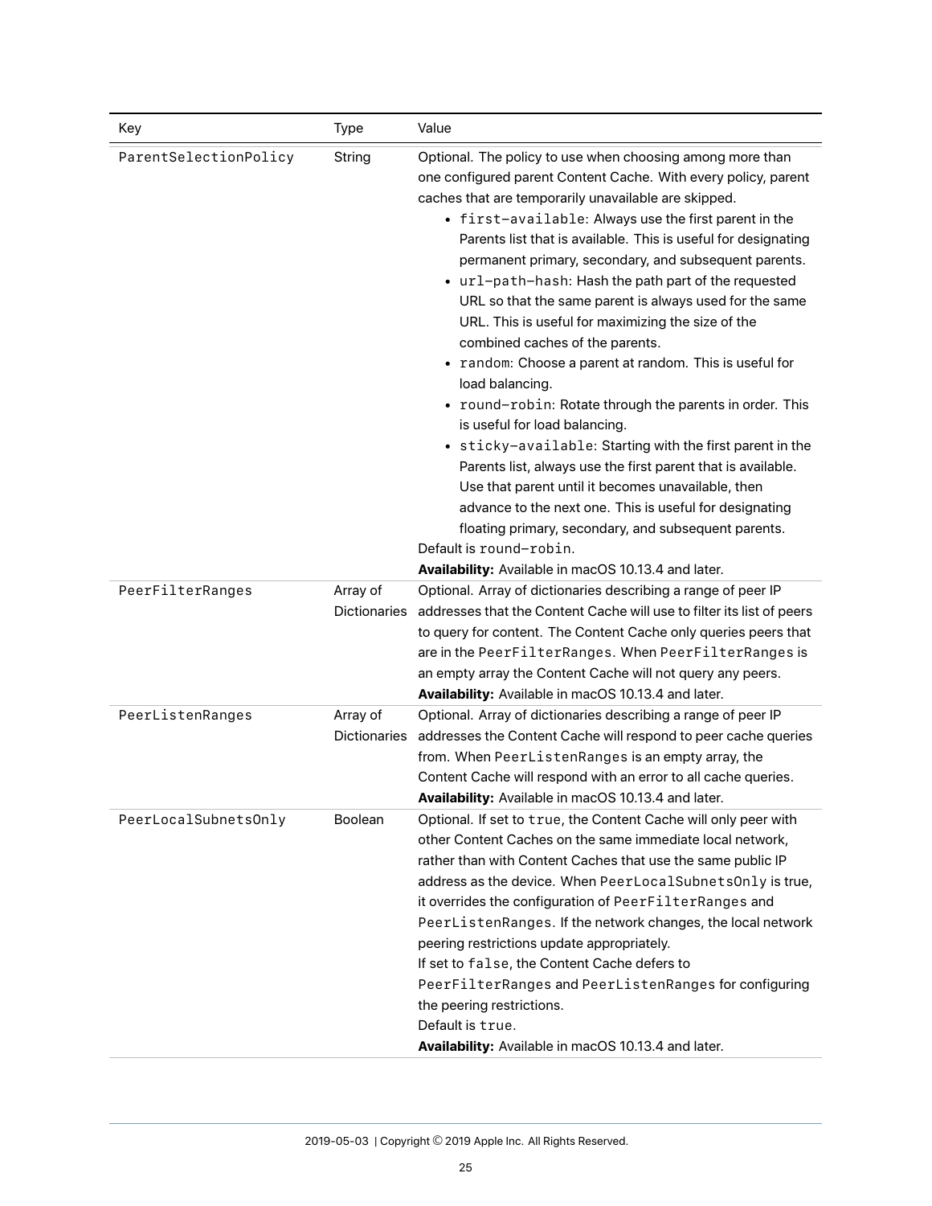| Key | Type | Value |
|---|---|---|
| `ParentSelectionPolicy` | String | Optional. The policy to use when choosing among more than one configured parent Content Cache. With every policy, parent caches that are temporarily unavailable are skipped.<br>• `first-available`: Always use the first parent in the Parents list that is available. This is useful for designating permanent primary, secondary, and subsequent parents.<br>• `url-path-hash`: Hash the path part of the requested URL so that the same parent is always used for the same URL. This is useful for maximizing the size of the combined caches of the parents.<br>• `random`: Choose a parent at random. This is useful for load balancing.<br>• `round-robin`: Rotate through the parents in order. This is useful for load balancing.<br>• `sticky-available`: Starting with the first parent in the Parents list, always use the first parent that is available. Use that parent until it becomes unavailable, then advance to the next one. This is useful for designating floating primary, secondary, and subsequent parents.<br>Default is `round-robin`.<br>**Availability:** Available in macOS 10.13.4 and later. |
| `PeerFilterRanges` | Array of Dictionaries | Optional. Array of dictionaries describing a range of peer IP addresses that the Content Cache will use to filter its list of peers to query for content. The Content Cache only queries peers that are in the `PeerFilterRanges`. When `PeerFilterRanges` is an empty array the Content Cache will not query any peers.<br>**Availability:** Available in macOS 10.13.4 and later. |
| `PeerListenRanges` | Array of Dictionaries | Optional. Array of dictionaries describing a range of peer IP addresses the Content Cache will respond to peer cache queries from. When `PeerListenRanges` is an empty array, the Content Cache will respond with an error to all cache queries.<br>**Availability:** Available in macOS 10.13.4 and later. |
| `PeerLocalSubnetsOnly` | Boolean | Optional. If set to `true`, the Content Cache will only peer with other Content Caches on the same immediate local network, rather than with Content Caches that use the same public IP address as the device. When `PeerLocalSubnetsOnly` is true, it overrides the configuration of `PeerFilterRanges` and `PeerListenRanges`. If the network changes, the local network peering restrictions update appropriately.<br>If set to `false`, the Content Cache defers to `PeerFilterRanges` and `PeerListenRanges` for configuring the peering restrictions.<br>Default is `true`.<br>**Availability:** Available in macOS 10.13.4 and later. |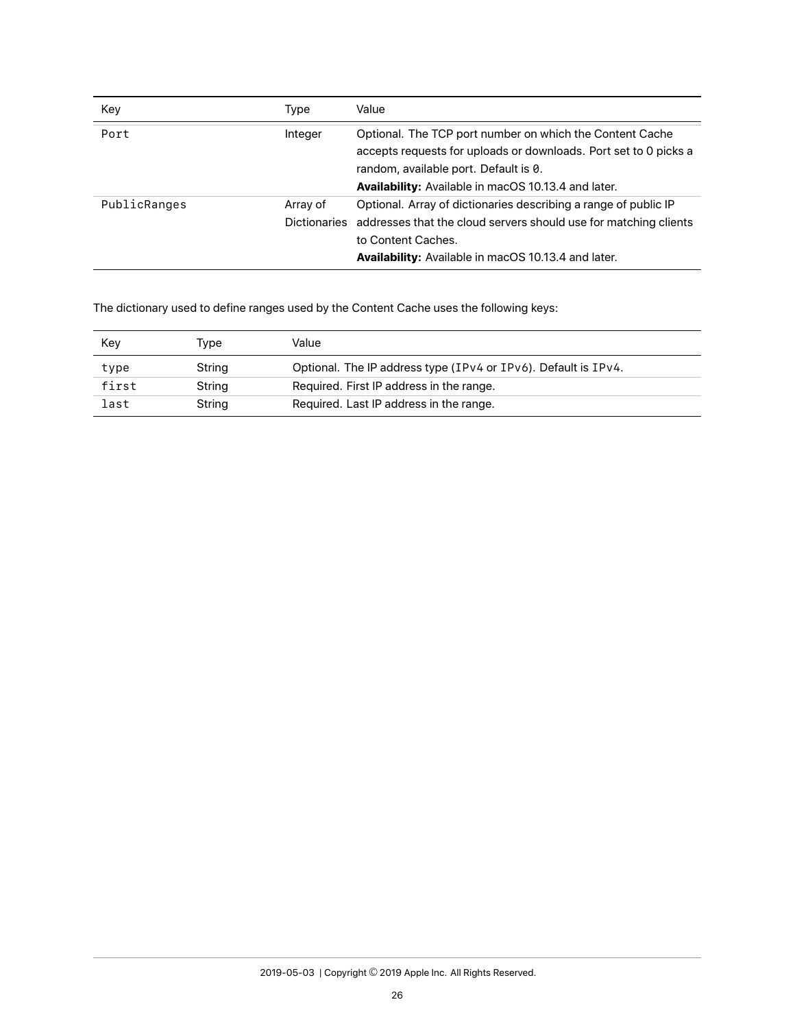| Key | Type | Value |
| --- | --- | --- |
| `Port` | Integer | Optional. The TCP port number on which the Content Cache accepts requests for uploads or downloads. Port set to 0 picks a random, available port. Default is `0`.<br>**Availability:** Available in macOS 10.13.4 and later. |
| `PublicRanges` | Array of Dictionaries | Optional. Array of dictionaries describing a range of public IP addresses that the cloud servers should use for matching clients to Content Caches.<br>**Availability:** Available in macOS 10.13.4 and later. |

The dictionary used to define ranges used by the Content Cache uses the following keys:

| Key | Type | Value |
| --- | --- | --- |
| `type` | String | Optional. The IP address type (`IPv4` or `IPv6`). Default is `IPv4`. |
| `first` | String | Required. First IP address in the range. |
| `last` | String | Required. Last IP address in the range. |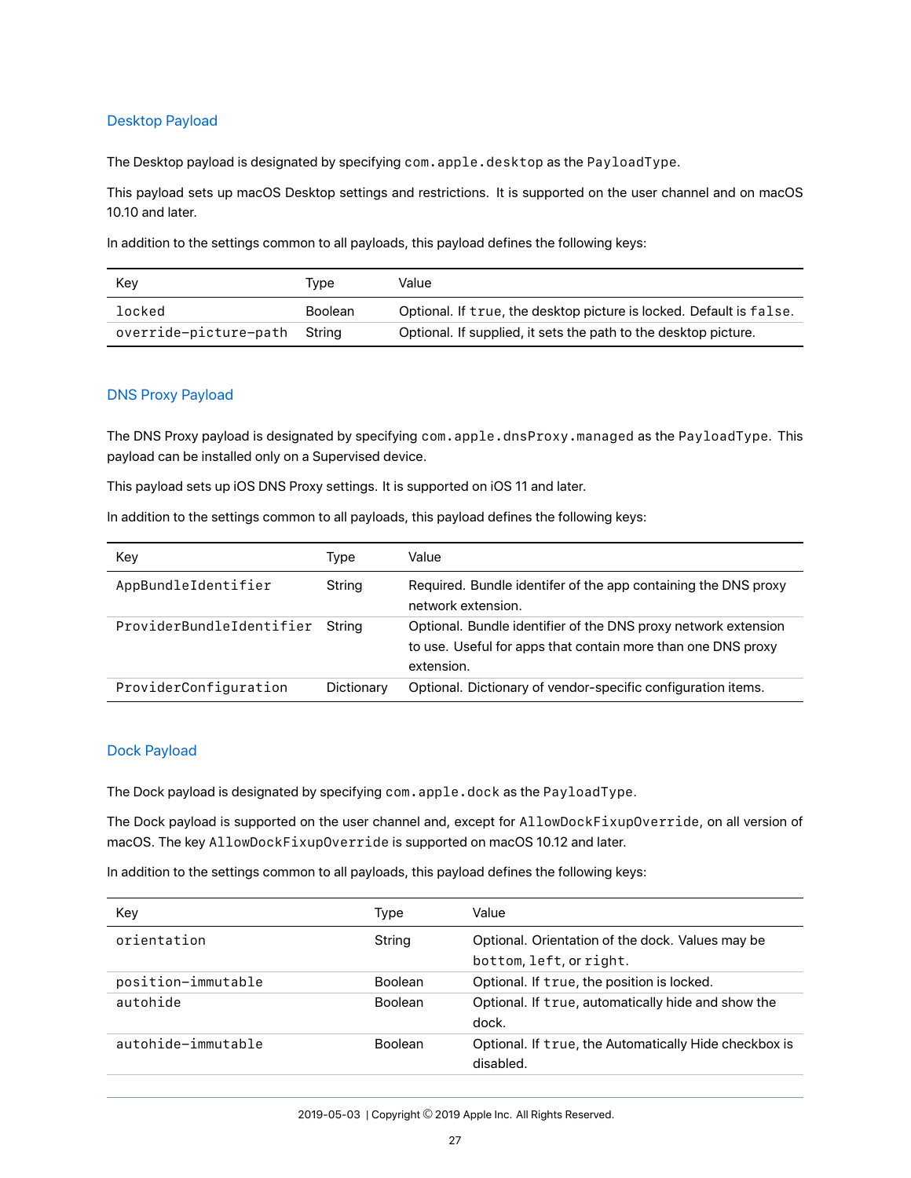## Desktop Payload

The Desktop payload is designated by specifying `com.apple.desktop` as the `PayloadType`.

This payload sets up macOS Desktop settings and restrictions. It is supported on the user channel and on macOS 10.10 and later.

In addition to the settings common to all payloads, this payload defines the following keys:

| Key | Type | Value |
|---|---|---|
| `locked` | Boolean | Optional. If `true`, the desktop picture is locked. Default is `false`. |
| `override-picture-path` | String | Optional. If supplied, it sets the path to the desktop picture. |

## DNS Proxy Payload

The DNS Proxy payload is designated by specifying `com.apple.dnsProxy.managed` as the `PayloadType`. This payload can be installed only on a Supervised device.

This payload sets up iOS DNS Proxy settings. It is supported on iOS 11 and later.

In addition to the settings common to all payloads, this payload defines the following keys:

| Key | Type | Value |
|---|---|---|
| `AppBundleIdentifier` | String | Required. Bundle identifer of the app containing the DNS proxy network extension. |
| `ProviderBundleIdentifier` | String | Optional. Bundle identifier of the DNS proxy network extension to use. Useful for apps that contain more than one DNS proxy extension. |
| `ProviderConfiguration` | Dictionary | Optional. Dictionary of vendor-specific configuration items. |

## Dock Payload

The Dock payload is designated by specifying `com.apple.dock` as the `PayloadType`.

The Dock payload is supported on the user channel and, except for `AllowDockFixupOverride`, on all version of macOS. The key `AllowDockFixupOverride` is supported on macOS 10.12 and later.

In addition to the settings common to all payloads, this payload defines the following keys:

| Key | Type | Value |
|---|---|---|
| `orientation` | String | Optional. Orientation of the dock. Values may be `bottom`, `left`, or `right`. |
| `position-immutable` | Boolean | Optional. If `true`, the position is locked. |
| `autohide` | Boolean | Optional. If `true`, automatically hide and show the dock. |
| `autohide-immutable` | Boolean | Optional. If `true`, the Automatically Hide checkbox is disabled. |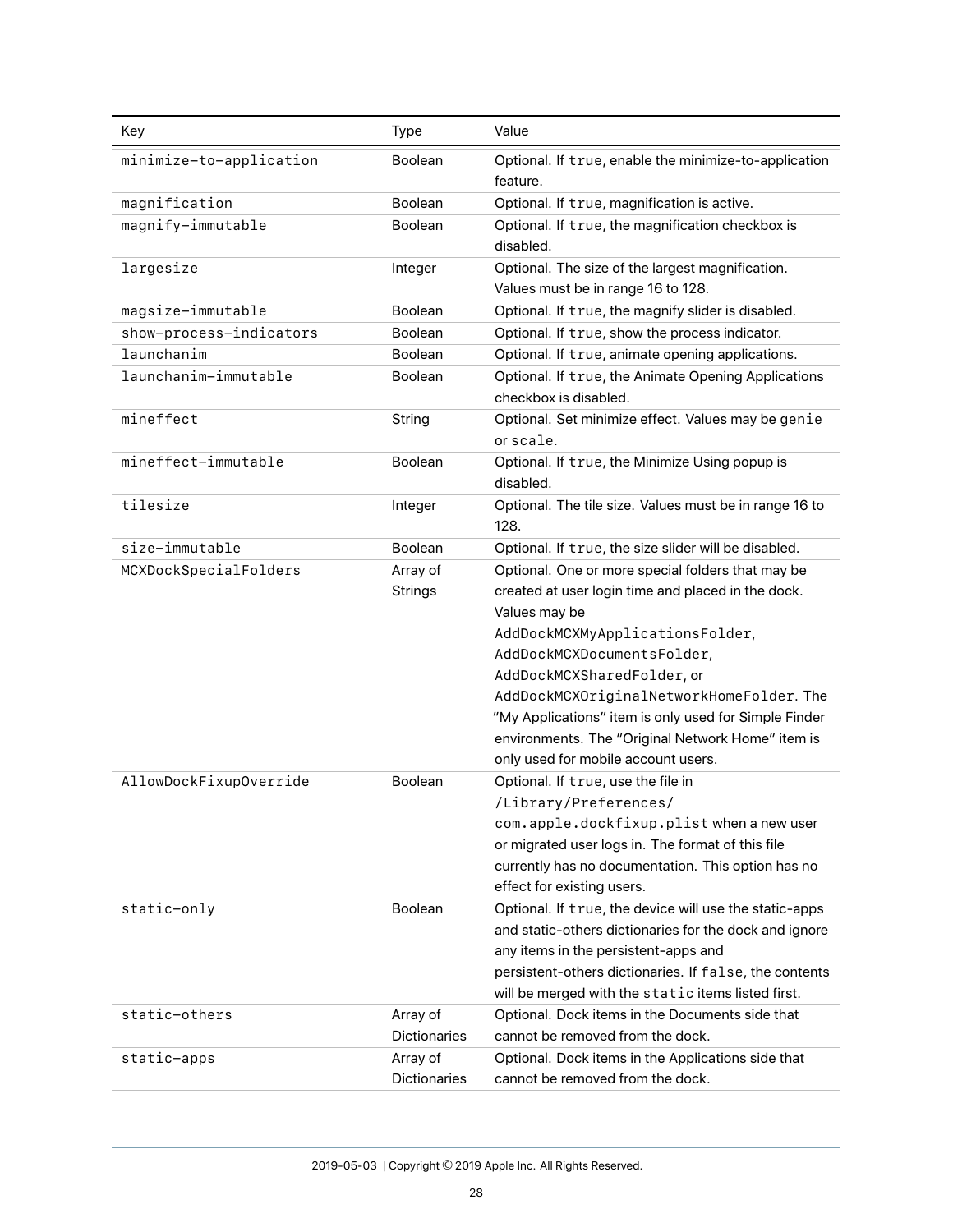| Key | Type | Value |
|---|---|---|
| `minimize-to-application` | Boolean | Optional. If `true`, enable the minimize-to-application feature. |
| `magnification` | Boolean | Optional. If `true`, magnification is active. |
| `magnify-immutable` | Boolean | Optional. If `true`, the magnification checkbox is disabled. |
| `largesize` | Integer | Optional. The size of the largest magnification. Values must be in range 16 to 128. |
| `magsize-immutable` | Boolean | Optional. If `true`, the magnify slider is disabled. |
| `show-process-indicators` | Boolean | Optional. If `true`, show the process indicator. |
| `launchanim` | Boolean | Optional. If `true`, animate opening applications. |
| `launchanim-immutable` | Boolean | Optional. If `true`, the Animate Opening Applications checkbox is disabled. |
| `mineffect` | String | Optional. Set minimize effect. Values may be `genie` or `scale`. |
| `mineffect-immutable` | Boolean | Optional. If `true`, the Minimize Using popup is disabled. |
| `tilesize` | Integer | Optional. The tile size. Values must be in range 16 to 128. |
| `size-immutable` | Boolean | Optional. If `true`, the size slider will be disabled. |
| `MCXDockSpecialFolders` | Array of Strings | Optional. One or more special folders that may be created at user login time and placed in the dock. Values may be `AddDockMCXMyApplicationsFolder`, `AddDockMCXDocumentsFolder`, `AddDockMCXSharedFolder`, or `AddDockMCXOriginalNetworkHomeFolder`. The "My Applications" item is only used for Simple Finder environments. The "Original Network Home" item is only used for mobile account users. |
| `AllowDockFixupOverride` | Boolean | Optional. If `true`, use the file in `/Library/Preferences/com.apple.dockfixup.plist` when a new user or migrated user logs in. The format of this file currently has no documentation. This option has no effect for existing users. |
| `static-only` | Boolean | Optional. If `true`, the device will use the static-apps and static-others dictionaries for the dock and ignore any items in the persistent-apps and persistent-others dictionaries. If `false`, the contents will be merged with the `static` items listed first. |
| `static-others` | Array of Dictionaries | Optional. Dock items in the Documents side that cannot be removed from the dock. |
| `static-apps` | Array of Dictionaries | Optional. Dock items in the Applications side that cannot be removed from the dock. |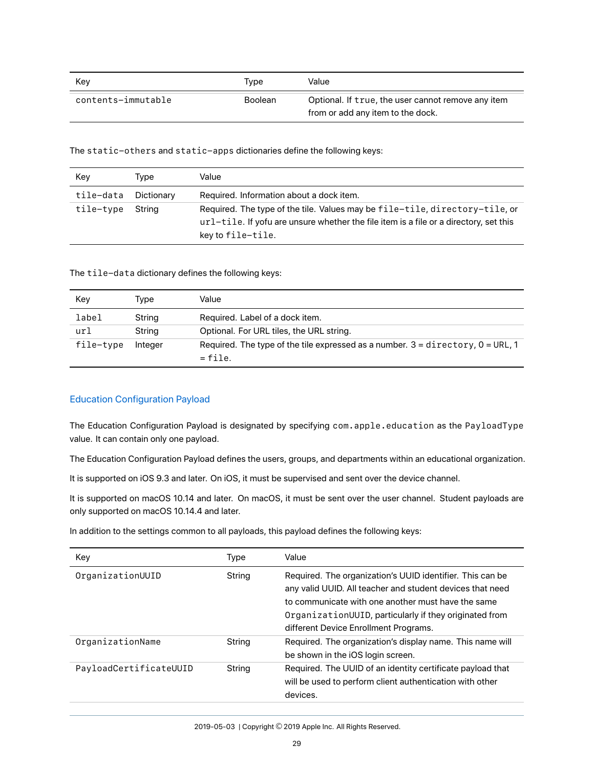| Key | Type | Value |
|---|---|---|
| `contents-immutable` | Boolean | Optional. If `true`, the user cannot remove any item from or add any item to the dock. |

The `static-others` and `static-apps` dictionaries define the following keys:

| Key | Type | Value |
|---|---|---|
| `tile-data` | Dictionary | Required. Information about a dock item. |
| `tile-type` | String | Required. The type of the tile. Values may be `file-tile`, `directory-tile`, or `url-tile`. If yofu are unsure whether the file item is a file or a directory, set this key to `file-tile`. |

The `tile-data` dictionary defines the following keys:

| Key | Type | Value |
|---|---|---|
| `label` | String | Required. Label of a dock item. |
| `url` | String | Optional. For URL tiles, the URL string. |
| `file-type` | Integer | Required. The type of the tile expressed as a number. 3 = `directory`, 0 = URL, 1 = `file`. |

## Education Configuration Payload

The Education Configuration Payload is designated by specifying `com.apple.education` as the `PayloadType` value. It can contain only one payload.

The Education Configuration Payload defines the users, groups, and departments within an educational organization.

It is supported on iOS 9.3 and later. On iOS, it must be supervised and sent over the device channel.

It is supported on macOS 10.14 and later. On macOS, it must be sent over the user channel. Student payloads are only supported on macOS 10.14.4 and later.

In addition to the settings common to all payloads, this payload defines the following keys:

| Key | Type | Value |
|---|---|---|
| `OrganizationUUID` | String | Required. The organization's UUID identifier. This can be any valid UUID. All teacher and student devices that need to communicate with one another must have the same `OrganizationUUID`, particularly if they originated from different Device Enrollment Programs. |
| `OrganizationName` | String | Required. The organization's display name. This name will be shown in the iOS login screen. |
| `PayloadCertificateUUID` | String | Required. The UUID of an identity certificate payload that will be used to perform client authentication with other devices. |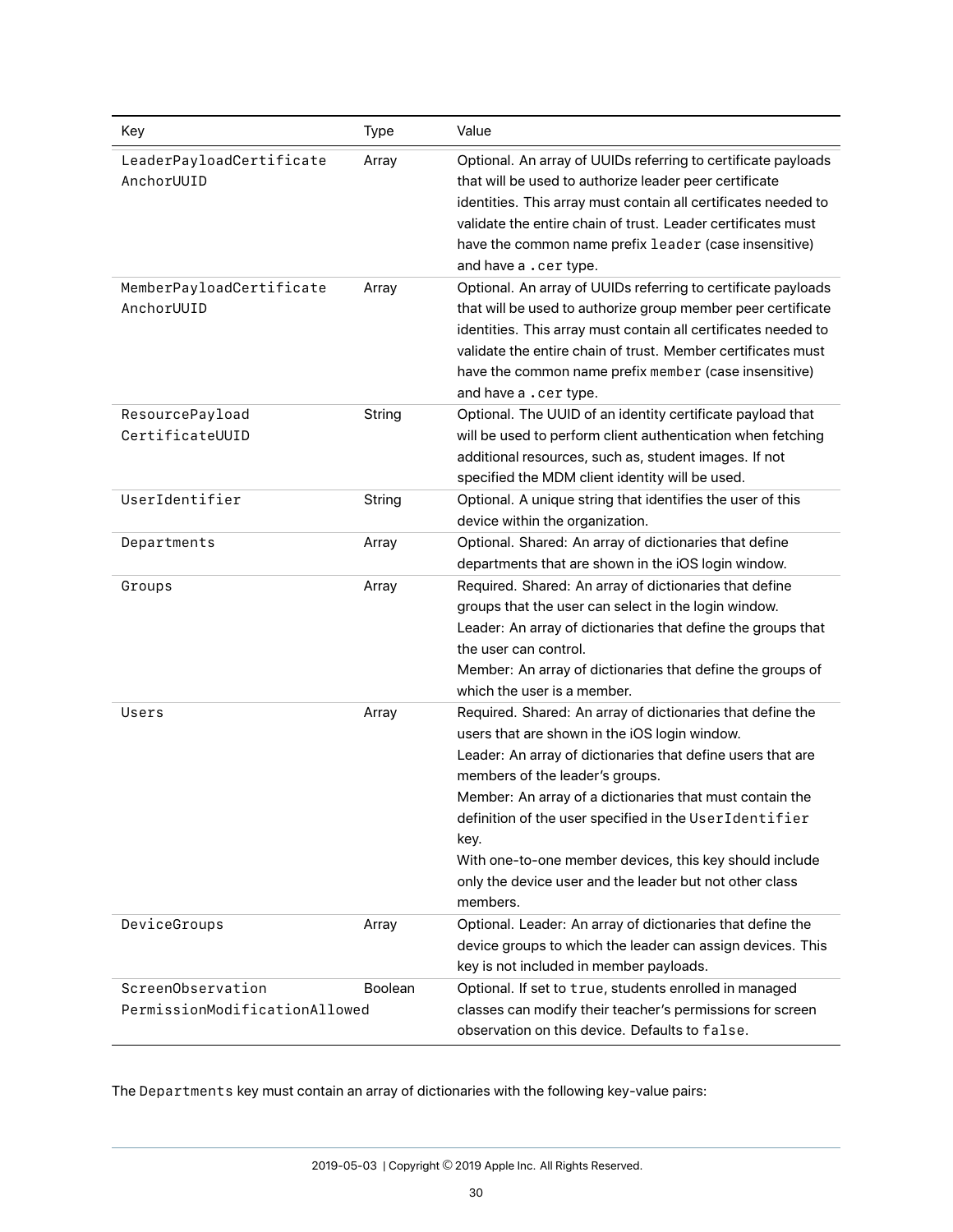| Key | Type | Value |
| --- | --- | --- |
| LeaderPayloadCertificateAnchorUUID | Array | Optional. An array of UUIDs referring to certificate payloads that will be used to authorize leader peer certificate identities. This array must contain all certificates needed to validate the entire chain of trust. Leader certificates must have the common name prefix `leader` (case insensitive) and have a `.cer` type. |
| MemberPayloadCertificateAnchorUUID | Array | Optional. An array of UUIDs referring to certificate payloads that will be used to authorize group member peer certificate identities. This array must contain all certificates needed to validate the entire chain of trust. Member certificates must have the common name prefix `member` (case insensitive) and have a `.cer` type. |
| ResourcePayloadCertificateUUID | String | Optional. The UUID of an identity certificate payload that will be used to perform client authentication when fetching additional resources, such as, student images. If not specified the MDM client identity will be used. |
| UserIdentifier | String | Optional. A unique string that identifies the user of this device within the organization. |
| Departments | Array | Optional. Shared: An array of dictionaries that define departments that are shown in the iOS login window. |
| Groups | Array | Required. Shared: An array of dictionaries that define groups that the user can select in the login window.<br>Leader: An array of dictionaries that define the groups that the user can control.<br>Member: An array of dictionaries that define the groups of which the user is a member. |
| Users | Array | Required. Shared: An array of dictionaries that define the users that are shown in the iOS login window.<br>Leader: An array of dictionaries that define users that are members of the leader's groups.<br>Member: An array of a dictionaries that must contain the definition of the user specified in the `UserIdentifier` key.<br>With one-to-one member devices, this key should include only the device user and the leader but not other class members. |
| DeviceGroups | Array | Optional. Leader: An array of dictionaries that define the device groups to which the leader can assign devices. This key is not included in member payloads. |
| ScreenObservationPermissionModificationAllowed | Boolean | Optional. If set to `true`, students enrolled in managed classes can modify their teacher's permissions for screen observation on this device. Defaults to `false`. |

The `Departments` key must contain an array of dictionaries with the following key-value pairs: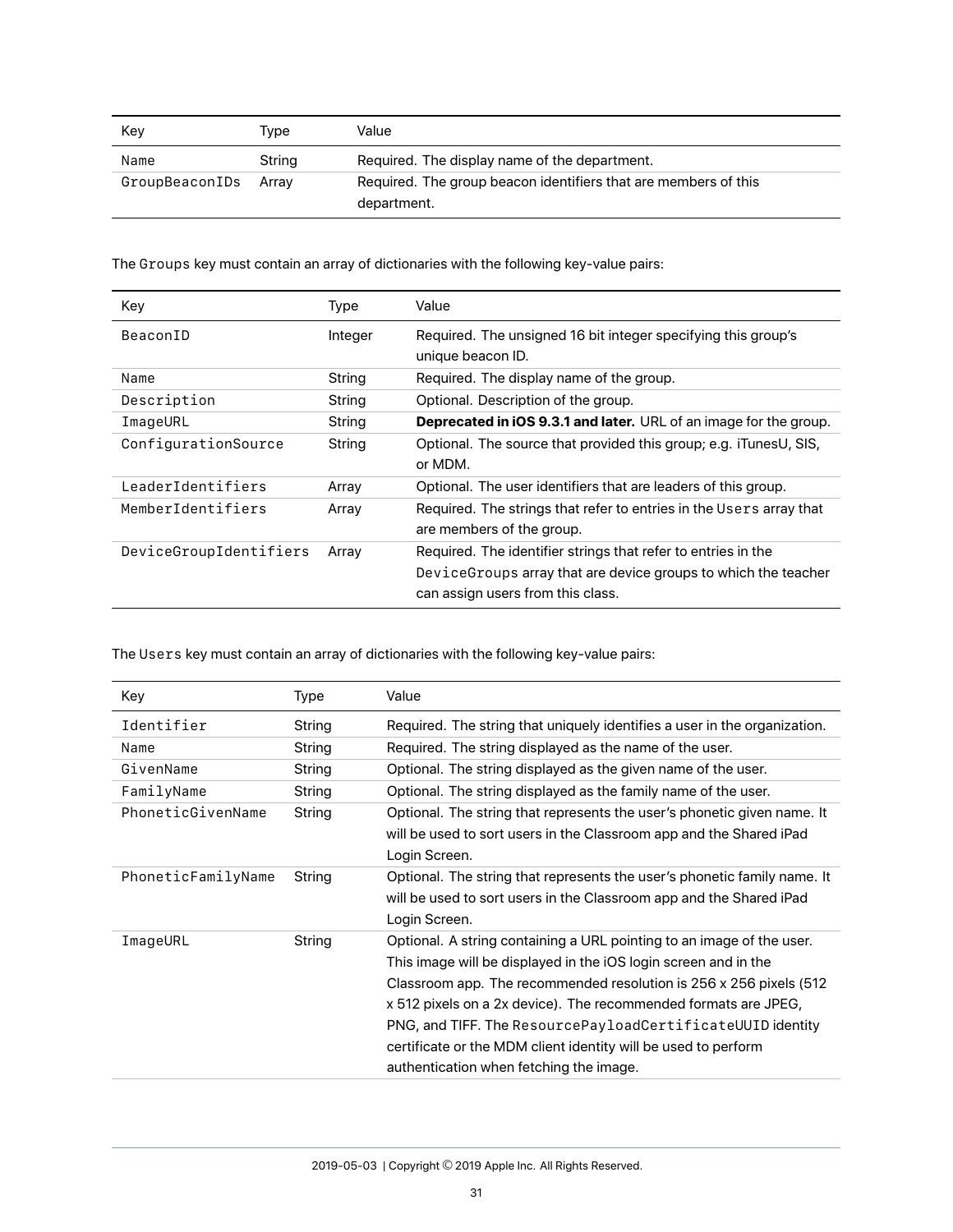| Key | Type | Value |
|---|---|---|
| `Name` | String | Required. The display name of the department. |
| `GroupBeaconIDs` | Array | Required. The group beacon identifiers that are members of this department. |

The `Groups` key must contain an array of dictionaries with the following key-value pairs:

| Key | Type | Value |
|---|---|---|
| `BeaconID` | Integer | Required. The unsigned 16 bit integer specifying this group's unique beacon ID. |
| `Name` | String | Required. The display name of the group. |
| `Description` | String | Optional. Description of the group. |
| `ImageURL` | String | **Deprecated in iOS 9.3.1 and later.** URL of an image for the group. |
| `ConfigurationSource` | String | Optional. The source that provided this group; e.g. iTunesU, SIS, or MDM. |
| `LeaderIdentifiers` | Array | Optional. The user identifiers that are leaders of this group. |
| `MemberIdentifiers` | Array | Required. The strings that refer to entries in the `Users` array that are members of the group. |
| `DeviceGroupIdentifiers` | Array | Required. The identifier strings that refer to entries in the `DeviceGroups` array that are device groups to which the teacher can assign users from this class. |

The `Users` key must contain an array of dictionaries with the following key-value pairs:

| Key | Type | Value |
|---|---|---|
| `Identifier` | String | Required. The string that uniquely identifies a user in the organization. |
| `Name` | String | Required. The string displayed as the name of the user. |
| `GivenName` | String | Optional. The string displayed as the given name of the user. |
| `FamilyName` | String | Optional. The string displayed as the family name of the user. |
| `PhoneticGivenName` | String | Optional. The string that represents the user's phonetic given name. It will be used to sort users in the Classroom app and the Shared iPad Login Screen. |
| `PhoneticFamilyName` | String | Optional. The string that represents the user's phonetic family name. It will be used to sort users in the Classroom app and the Shared iPad Login Screen. |
| `ImageURL` | String | Optional. A string containing a URL pointing to an image of the user. This image will be displayed in the iOS login screen and in the Classroom app. The recommended resolution is 256 x 256 pixels (512 x 512 pixels on a 2x device). The recommended formats are JPEG, PNG, and TIFF. The `ResourcePayloadCertificateUUID` identity certificate or the MDM client identity will be used to perform authentication when fetching the image. |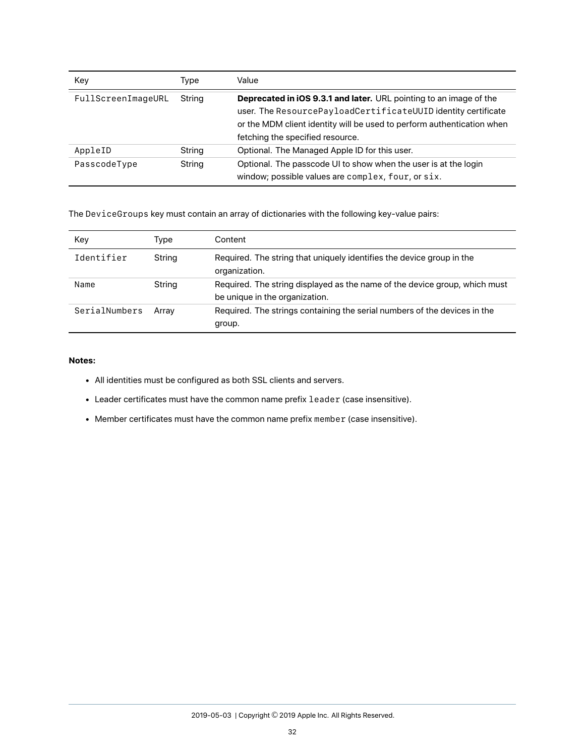| Key | Type | Value |
| --- | --- | --- |
| `FullScreenImageURL` | String | **Deprecated in iOS 9.3.1 and later.** URL pointing to an image of the user. The `ResourcePayloadCertificateUUID` identity certificate or the MDM client identity will be used to perform authentication when fetching the specified resource. |
| `AppleID` | String | Optional. The Managed Apple ID for this user. |
| `PasscodeType` | String | Optional. The passcode UI to show when the user is at the login window; possible values are `complex`, `four`, or `six`. |

The `DeviceGroups` key must contain an array of dictionaries with the following key-value pairs:

| Key | Type | Content |
| --- | --- | --- |
| `Identifier` | String | Required. The string that uniquely identifies the device group in the organization. |
| `Name` | String | Required. The string displayed as the name of the device group, which must be unique in the organization. |
| `SerialNumbers` | Array | Required. The strings containing the serial numbers of the devices in the group. |

**Notes:**

- All identities must be configured as both SSL clients and servers.
- Leader certificates must have the common name prefix `leader` (case insensitive).
- Member certificates must have the common name prefix `member` (case insensitive).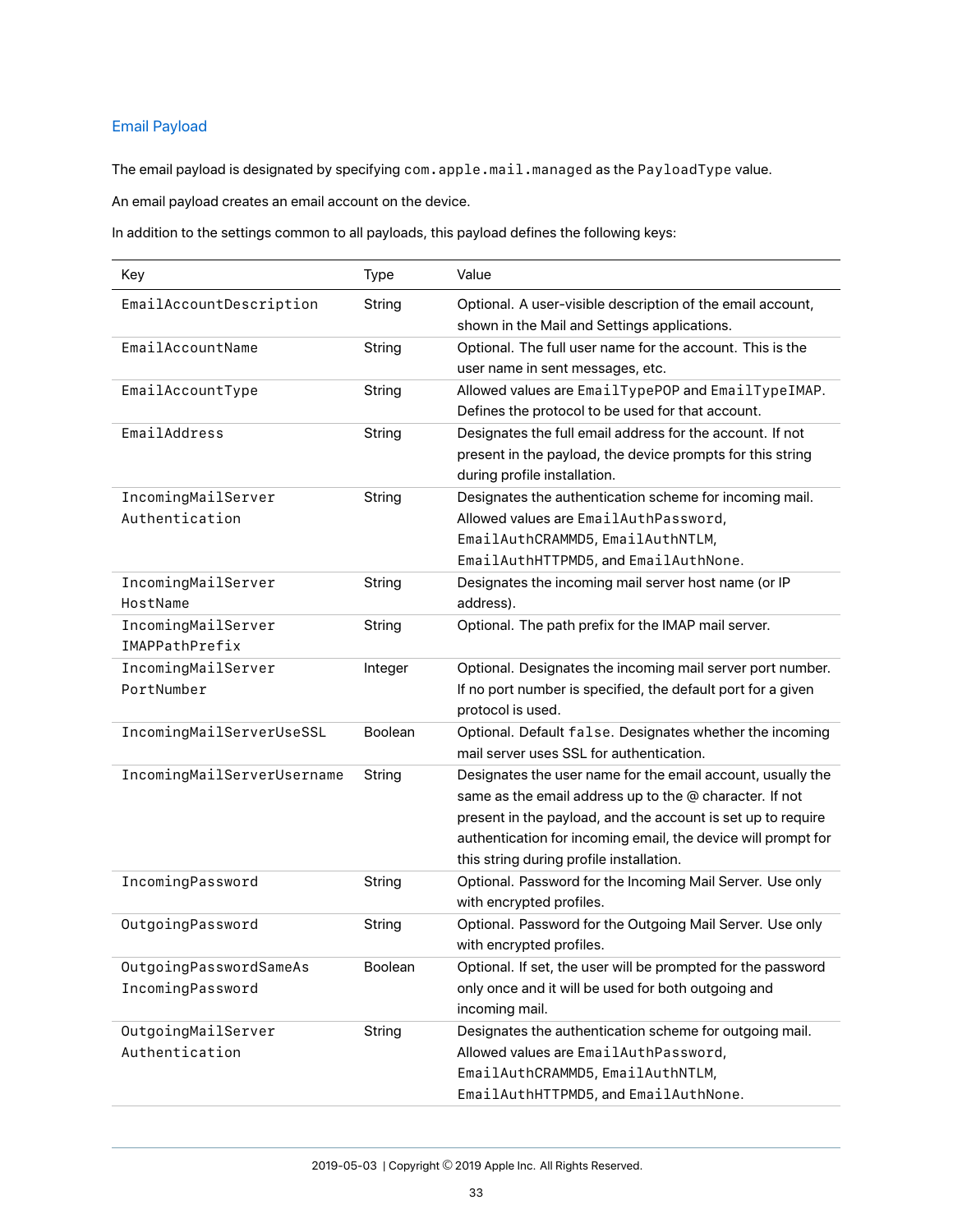## Email Payload

The email payload is designated by specifying `com.apple.mail.managed` as the `PayloadType` value.

An email payload creates an email account on the device.

In addition to the settings common to all payloads, this payload defines the following keys:

| Key | Type | Value |
| --- | --- | --- |
| `EmailAccountDescription` | String | Optional. A user-visible description of the email account, shown in the Mail and Settings applications. |
| `EmailAccountName` | String | Optional. The full user name for the account. This is the user name in sent messages, etc. |
| `EmailAccountType` | String | Allowed values are `EmailTypePOP` and `EmailTypeIMAP`. Defines the protocol to be used for that account. |
| `EmailAddress` | String | Designates the full email address for the account. If not present in the payload, the device prompts for this string during profile installation. |
| `IncomingMailServerAuthentication` | String | Designates the authentication scheme for incoming mail. Allowed values are `EmailAuthPassword`, `EmailAuthCRAMMD5`, `EmailAuthNTLM`, `EmailAuthHTTPMD5`, and `EmailAuthNone`. |
| `IncomingMailServerHostName` | String | Designates the incoming mail server host name (or IP address). |
| `IncomingMailServerIMAPPathPrefix` | String | Optional. The path prefix for the IMAP mail server. |
| `IncomingMailServerPortNumber` | Integer | Optional. Designates the incoming mail server port number. If no port number is specified, the default port for a given protocol is used. |
| `IncomingMailServerUseSSL` | Boolean | Optional. Default `false`. Designates whether the incoming mail server uses SSL for authentication. |
| `IncomingMailServerUsername` | String | Designates the user name for the email account, usually the same as the email address up to the @ character. If not present in the payload, and the account is set up to require authentication for incoming email, the device will prompt for this string during profile installation. |
| `IncomingPassword` | String | Optional. Password for the Incoming Mail Server. Use only with encrypted profiles. |
| `OutgoingPassword` | String | Optional. Password for the Outgoing Mail Server. Use only with encrypted profiles. |
| `OutgoingPasswordSameAsIncomingPassword` | Boolean | Optional. If set, the user will be prompted for the password only once and it will be used for both outgoing and incoming mail. |
| `OutgoingMailServerAuthentication` | String | Designates the authentication scheme for outgoing mail. Allowed values are `EmailAuthPassword`, `EmailAuthCRAMMD5`, `EmailAuthNTLM`, `EmailAuthHTTPMD5`, and `EmailAuthNone`. |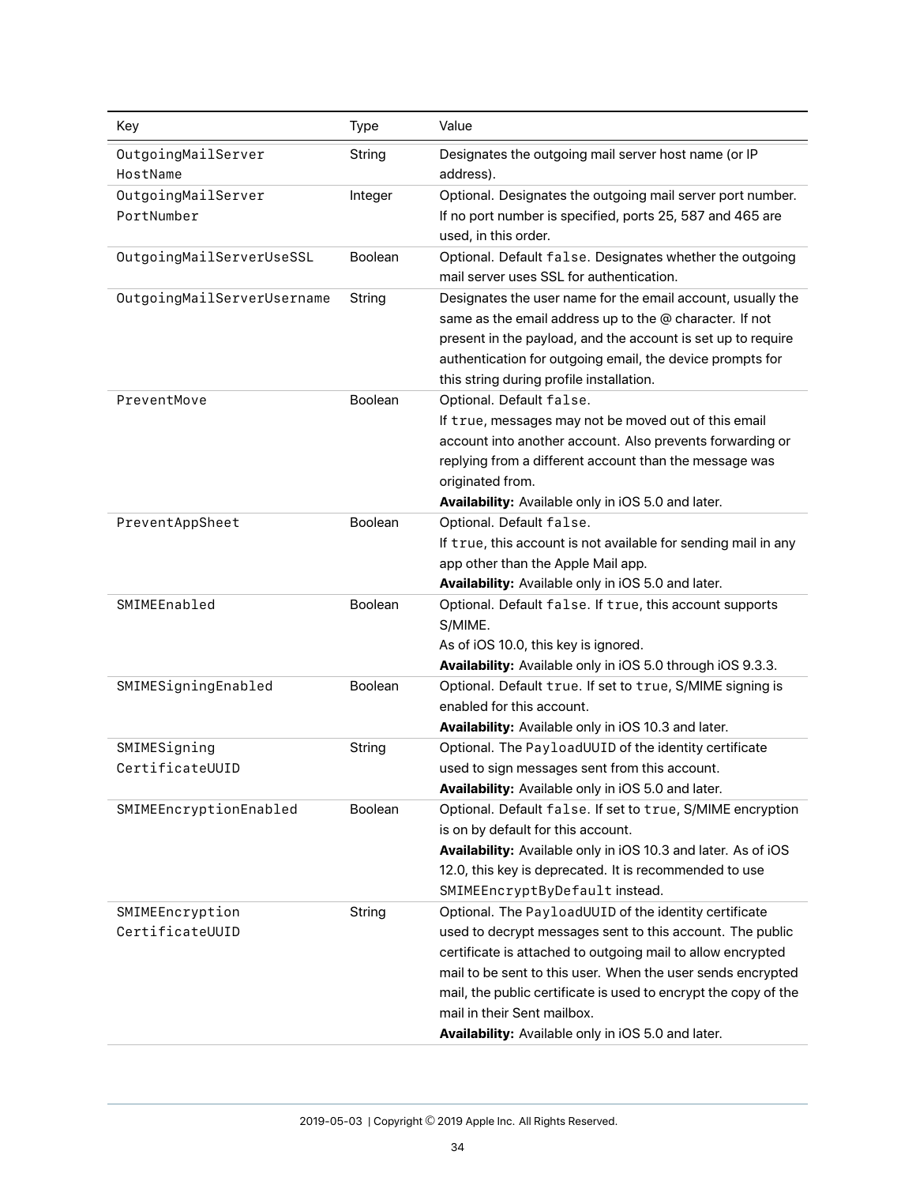| Key | Type | Value |
|---|---|---|
| OutgoingMailServerHostName | String | Designates the outgoing mail server host name (or IP address). |
| OutgoingMailServerPortNumber | Integer | Optional. Designates the outgoing mail server port number. If no port number is specified, ports 25, 587 and 465 are used, in this order. |
| OutgoingMailServerUseSSL | Boolean | Optional. Default `false`. Designates whether the outgoing mail server uses SSL for authentication. |
| OutgoingMailServerUsername | String | Designates the user name for the email account, usually the same as the email address up to the @ character. If not present in the payload, and the account is set up to require authentication for outgoing email, the device prompts for this string during profile installation. |
| PreventMove | Boolean | Optional. Default `false`.<br>If `true`, messages may not be moved out of this email account into another account. Also prevents forwarding or replying from a different account than the message was originated from.<br>**Availability:** Available only in iOS 5.0 and later. |
| PreventAppSheet | Boolean | Optional. Default `false`.<br>If `true`, this account is not available for sending mail in any app other than the Apple Mail app.<br>**Availability:** Available only in iOS 5.0 and later. |
| SMIMEEnabled | Boolean | Optional. Default `false`. If `true`, this account supports S/MIME.<br>As of iOS 10.0, this key is ignored.<br>**Availability:** Available only in iOS 5.0 through iOS 9.3.3. |
| SMIMESigningEnabled | Boolean | Optional. Default `true`. If set to `true`, S/MIME signing is enabled for this account.<br>**Availability:** Available only in iOS 10.3 and later. |
| SMIMESigningCertificateUUID | String | Optional. The `PayloadUUID` of the identity certificate used to sign messages sent from this account.<br>**Availability:** Available only in iOS 5.0 and later. |
| SMIMEEncryptionEnabled | Boolean | Optional. Default `false`. If set to `true`, S/MIME encryption is on by default for this account.<br>**Availability:** Available only in iOS 10.3 and later. As of iOS 12.0, this key is deprecated. It is recommended to use `SMIMEEncryptByDefault` instead. |
| SMIMEEncryptionCertificateUUID | String | Optional. The `PayloadUUID` of the identity certificate used to decrypt messages sent to this account. The public certificate is attached to outgoing mail to allow encrypted mail to be sent to this user. When the user sends encrypted mail, the public certificate is used to encrypt the copy of the mail in their Sent mailbox.<br>**Availability:** Available only in iOS 5.0 and later. |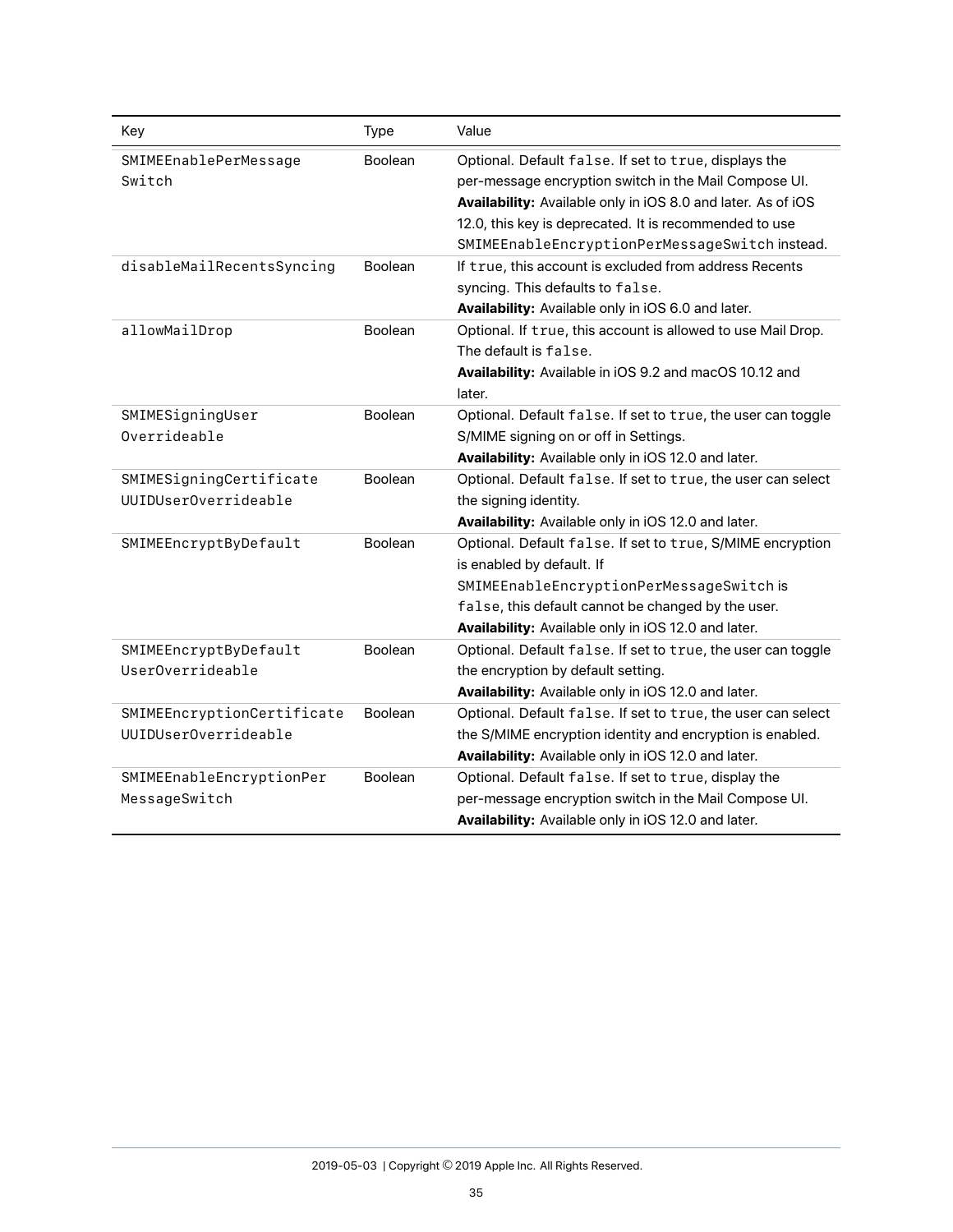| Key | Type | Value |
|---|---|---|
| `SMIMEEnablePerMessageSwitch` | Boolean | Optional. Default `false`. If set to `true`, displays the per-message encryption switch in the Mail Compose UI. **Availability:** Available only in iOS 8.0 and later. As of iOS 12.0, this key is deprecated. It is recommended to use `SMIMEEnableEncryptionPerMessageSwitch` instead. |
| `disableMailRecentsSyncing` | Boolean | If `true`, this account is excluded from address Recents syncing. This defaults to `false`. **Availability:** Available only in iOS 6.0 and later. |
| `allowMailDrop` | Boolean | Optional. If `true`, this account is allowed to use Mail Drop. The default is `false`. **Availability:** Available in iOS 9.2 and macOS 10.12 and later. |
| `SMIMESigningUserOverrideable` | Boolean | Optional. Default `false`. If set to `true`, the user can toggle S/MIME signing on or off in Settings. **Availability:** Available only in iOS 12.0 and later. |
| `SMIMESigningCertificateUUIDUserOverrideable` | Boolean | Optional. Default `false`. If set to `true`, the user can select the signing identity. **Availability:** Available only in iOS 12.0 and later. |
| `SMIMEEncryptByDefault` | Boolean | Optional. Default `false`. If set to `true`, S/MIME encryption is enabled by default. If `SMIMEEnableEncryptionPerMessageSwitch` is `false`, this default cannot be changed by the user. **Availability:** Available only in iOS 12.0 and later. |
| `SMIMEEncryptByDefaultUserOverrideable` | Boolean | Optional. Default `false`. If set to `true`, the user can toggle the encryption by default setting. **Availability:** Available only in iOS 12.0 and later. |
| `SMIMEEncryptionCertificateUUIDUserOverrideable` | Boolean | Optional. Default `false`. If set to `true`, the user can select the S/MIME encryption identity and encryption is enabled. **Availability:** Available only in iOS 12.0 and later. |
| `SMIMEEnableEncryptionPerMessageSwitch` | Boolean | Optional. Default `false`. If set to `true`, display the per-message encryption switch in the Mail Compose UI. **Availability:** Available only in iOS 12.0 and later. |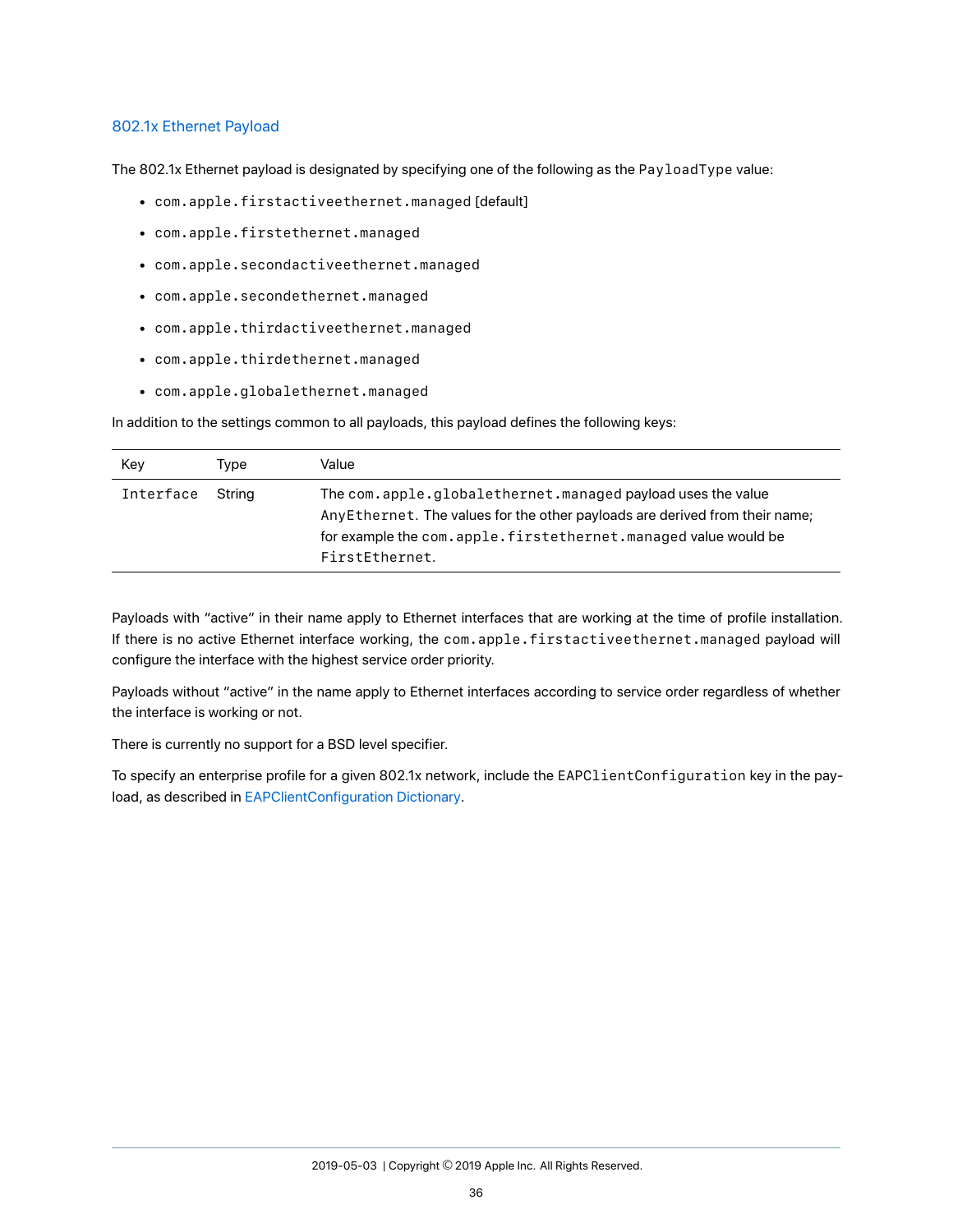## 802.1x Ethernet Payload

The 802.1x Ethernet payload is designated by specifying one of the following as the `PayloadType` value:

- `com.apple.firstactiveethernet.managed` [default]
- `com.apple.firstethernet.managed`
- `com.apple.secondactiveethernet.managed`
- `com.apple.secondethernet.managed`
- `com.apple.thirdactiveethernet.managed`
- `com.apple.thirdethernet.managed`
- `com.apple.globalethernet.managed`

In addition to the settings common to all payloads, this payload defines the following keys:

| Key | Type | Value |
|---|---|---|
| `Interface` | String | The `com.apple.globalethernet.managed` payload uses the value `AnyEthernet`. The values for the other payloads are derived from their name; for example the `com.apple.firstethernet.managed` value would be `FirstEthernet`. |

Payloads with "active" in their name apply to Ethernet interfaces that are working at the time of profile installation. If there is no active Ethernet interface working, the `com.apple.firstactiveethernet.managed` payload will configure the interface with the highest service order priority.

Payloads without "active" in the name apply to Ethernet interfaces according to service order regardless of whether the interface is working or not.

There is currently no support for a BSD level specifier.

To specify an enterprise profile for a given 802.1x network, include the `EAPClientConfiguration` key in the payload, as described in EAPClientConfiguration Dictionary.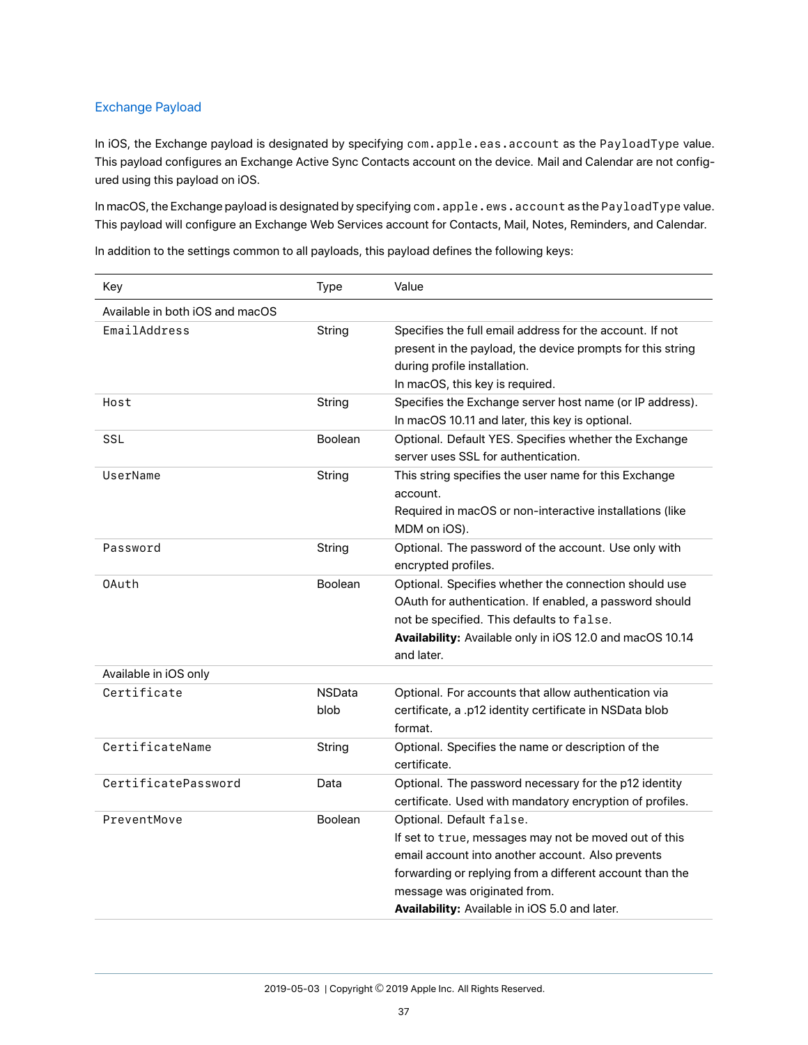## Exchange Payload

In iOS, the Exchange payload is designated by specifying `com.apple.eas.account` as the `PayloadType` value. This payload configures an Exchange Active Sync Contacts account on the device. Mail and Calendar are not configured using this payload on iOS.

In macOS, the Exchange payload is designated by specifying `com.apple.ews.account` as the `PayloadType` value. This payload will configure an Exchange Web Services account for Contacts, Mail, Notes, Reminders, and Calendar.

In addition to the settings common to all payloads, this payload defines the following keys:

| Key | Type | Value |
|---|---|---|
| Available in both iOS and macOS | | |
| `EmailAddress` | String | Specifies the full email address for the account. If not present in the payload, the device prompts for this string during profile installation.<br>In macOS, this key is required. |
| `Host` | String | Specifies the Exchange server host name (or IP address).<br>In macOS 10.11 and later, this key is optional. |
| `SSL` | Boolean | Optional. Default YES. Specifies whether the Exchange server uses SSL for authentication. |
| `UserName` | String | This string specifies the user name for this Exchange account.<br>Required in macOS or non-interactive installations (like MDM on iOS). |
| `Password` | String | Optional. The password of the account. Use only with encrypted profiles. |
| `OAuth` | Boolean | Optional. Specifies whether the connection should use OAuth for authentication. If enabled, a password should not be specified. This defaults to `false`.<br>**Availability:** Available only in iOS 12.0 and macOS 10.14 and later. |
| Available in iOS only | | |
| `Certificate` | NSData blob | Optional. For accounts that allow authentication via certificate, a .p12 identity certificate in NSData blob format. |
| `CertificateName` | String | Optional. Specifies the name or description of the certificate. |
| `CertificatePassword` | Data | Optional. The password necessary for the p12 identity certificate. Used with mandatory encryption of profiles. |
| `PreventMove` | Boolean | Optional. Default `false`.<br>If set to `true`, messages may not be moved out of this email account into another account. Also prevents forwarding or replying from a different account than the message was originated from.<br>**Availability:** Available in iOS 5.0 and later. |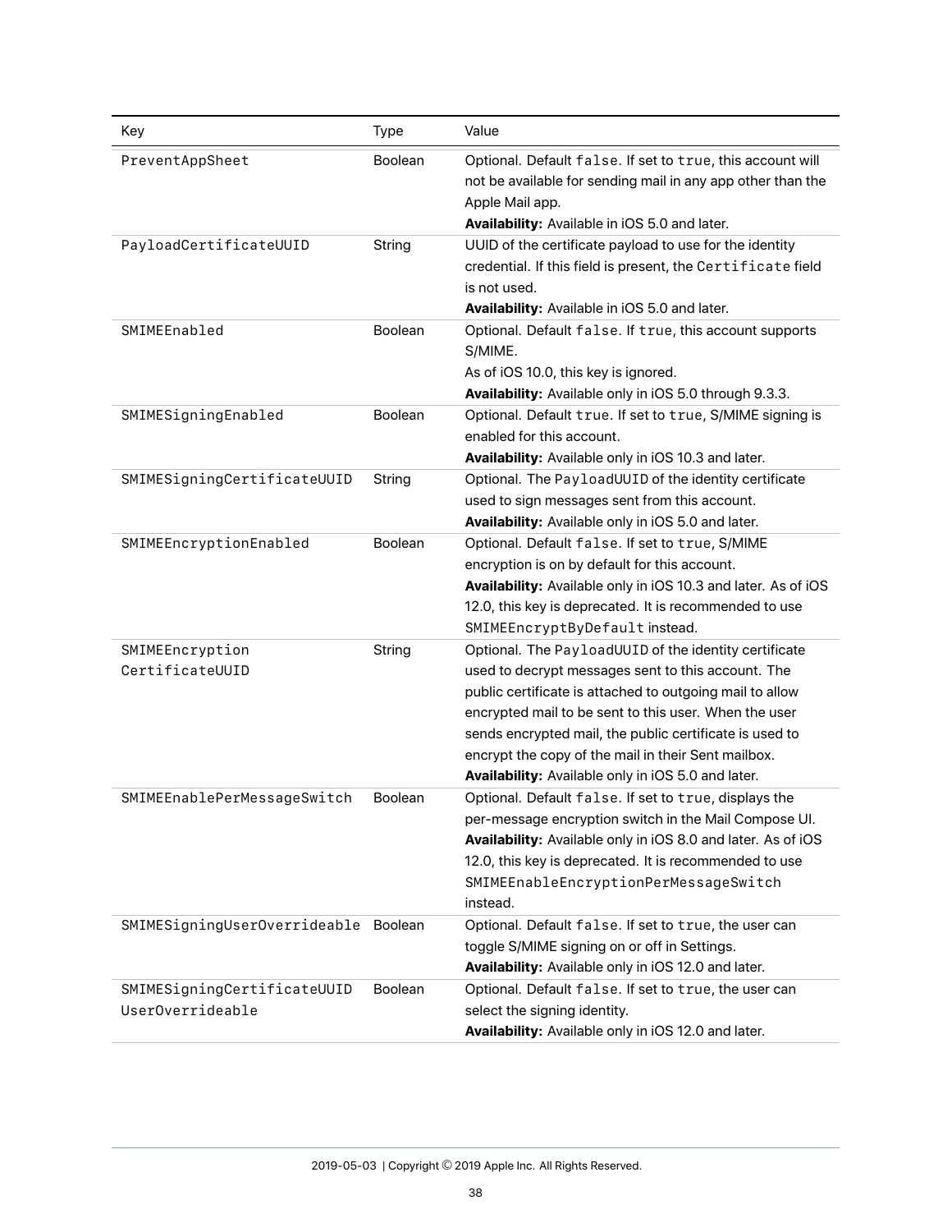| Key | Type | Value |
| --- | --- | --- |
| `PreventAppSheet` | Boolean | Optional. Default `false`. If set to `true`, this account will not be available for sending mail in any app other than the Apple Mail app.<br>**Availability:** Available in iOS 5.0 and later. |
| `PayloadCertificateUUID` | String | UUID of the certificate payload to use for the identity credential. If this field is present, the `Certificate` field is not used.<br>**Availability:** Available in iOS 5.0 and later. |
| `SMIMEEnabled` | Boolean | Optional. Default `false`. If `true`, this account supports S/MIME.<br>As of iOS 10.0, this key is ignored.<br>**Availability:** Available only in iOS 5.0 through 9.3.3. |
| `SMIMESigningEnabled` | Boolean | Optional. Default `true`. If set to `true`, S/MIME signing is enabled for this account.<br>**Availability:** Available only in iOS 10.3 and later. |
| `SMIMESigningCertificateUUID` | String | Optional. The `PayloadUUID` of the identity certificate used to sign messages sent from this account.<br>**Availability:** Available only in iOS 5.0 and later. |
| `SMIMEEncryptionEnabled` | Boolean | Optional. Default `false`. If set to `true`, S/MIME encryption is on by default for this account.<br>**Availability:** Available only in iOS 10.3 and later. As of iOS 12.0, this key is deprecated. It is recommended to use `SMIMEEncryptByDefault` instead. |
| `SMIMEEncryptionCertificateUUID` | String | Optional. The `PayloadUUID` of the identity certificate used to decrypt messages sent to this account. The public certificate is attached to outgoing mail to allow encrypted mail to be sent to this user. When the user sends encrypted mail, the public certificate is used to encrypt the copy of the mail in their Sent mailbox.<br>**Availability:** Available only in iOS 5.0 and later. |
| `SMIMEEnablePerMessageSwitch` | Boolean | Optional. Default `false`. If set to `true`, displays the per-message encryption switch in the Mail Compose UI.<br>**Availability:** Available only in iOS 8.0 and later. As of iOS 12.0, this key is deprecated. It is recommended to use `SMIMEEnableEncryptionPerMessageSwitch` instead. |
| `SMIMESigningUserOverrideable` | Boolean | Optional. Default `false`. If set to `true`, the user can toggle S/MIME signing on or off in Settings.<br>**Availability:** Available only in iOS 12.0 and later. |
| `SMIMESigningCertificateUUIDUserOverrideable` | Boolean | Optional. Default `false`. If set to `true`, the user can select the signing identity.<br>**Availability:** Available only in iOS 12.0 and later. |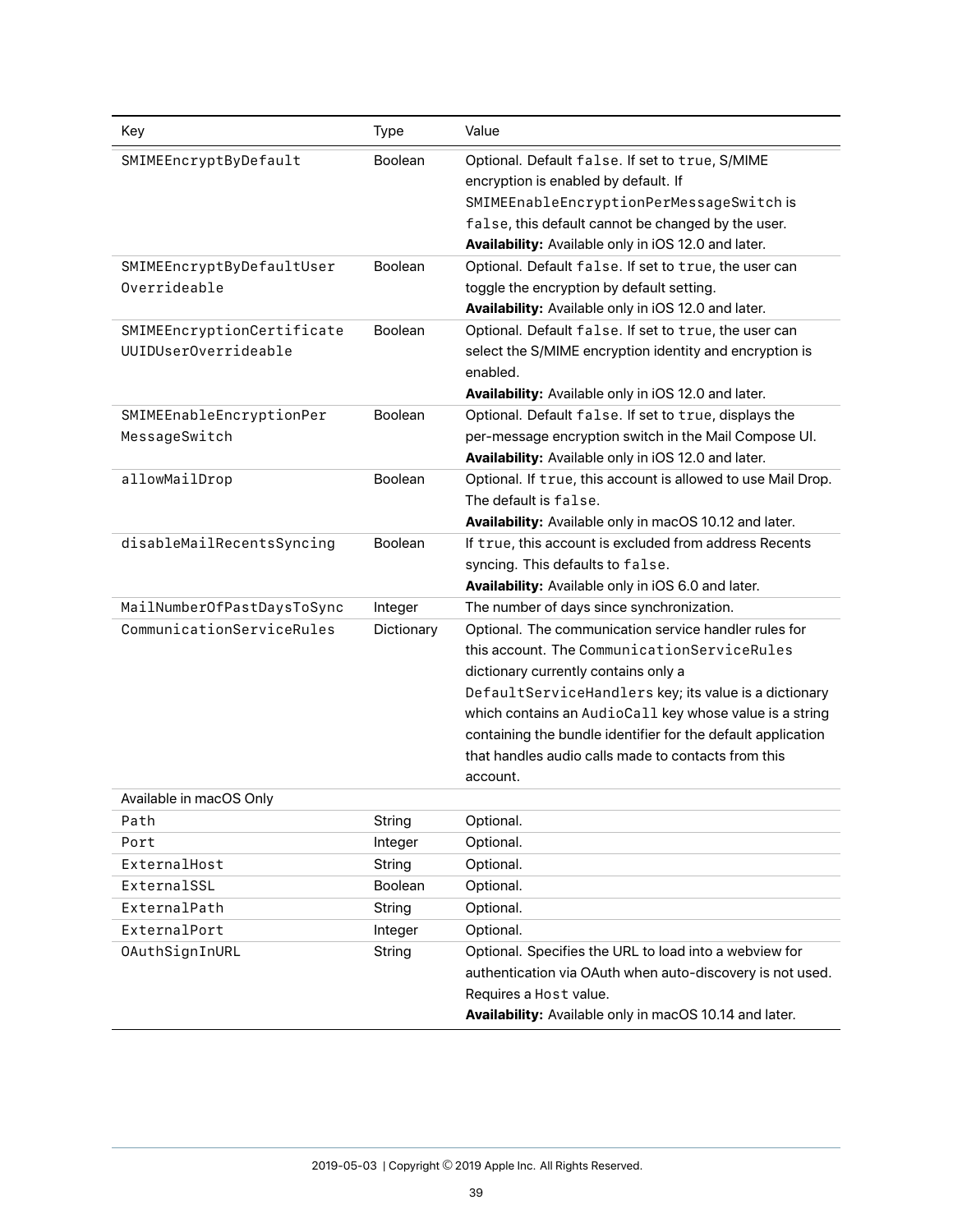| Key | Type | Value |
|---|---|---|
| `SMIMEEncryptByDefault` | Boolean | Optional. Default `false`. If set to `true`, S/MIME encryption is enabled by default. If `SMIMEEnableEncryptionPerMessageSwitch` is `false`, this default cannot be changed by the user. **Availability:** Available only in iOS 12.0 and later. |
| `SMIMEEncryptByDefaultUserOverrideable` | Boolean | Optional. Default `false`. If set to `true`, the user can toggle the encryption by default setting. **Availability:** Available only in iOS 12.0 and later. |
| `SMIMEEncryptionCertificateUUIDUserOverrideable` | Boolean | Optional. Default `false`. If set to `true`, the user can select the S/MIME encryption identity and encryption is enabled. **Availability:** Available only in iOS 12.0 and later. |
| `SMIMEEnableEncryptionPerMessageSwitch` | Boolean | Optional. Default `false`. If set to `true`, displays the per-message encryption switch in the Mail Compose UI. **Availability:** Available only in iOS 12.0 and later. |
| `allowMailDrop` | Boolean | Optional. If `true`, this account is allowed to use Mail Drop. The default is `false`. **Availability:** Available only in macOS 10.12 and later. |
| `disableMailRecentsSyncing` | Boolean | If `true`, this account is excluded from address Recents syncing. This defaults to `false`. **Availability:** Available only in iOS 6.0 and later. |
| `MailNumberOfPastDaysToSync` | Integer | The number of days since synchronization. |
| `CommunicationServiceRules` | Dictionary | Optional. The communication service handler rules for this account. The `CommunicationServiceRules` dictionary currently contains only a `DefaultServiceHandlers` key; its value is a dictionary which contains an `AudioCall` key whose value is a string containing the bundle identifier for the default application that handles audio calls made to contacts from this account. |
| Available in macOS Only | | |
| `Path` | String | Optional. |
| `Port` | Integer | Optional. |
| `ExternalHost` | String | Optional. |
| `ExternalSSL` | Boolean | Optional. |
| `ExternalPath` | String | Optional. |
| `ExternalPort` | Integer | Optional. |
| `OAuthSignInURL` | String | Optional. Specifies the URL to load into a webview for authentication via OAuth when auto-discovery is not used. Requires a `Host` value. **Availability:** Available only in macOS 10.14 and later. |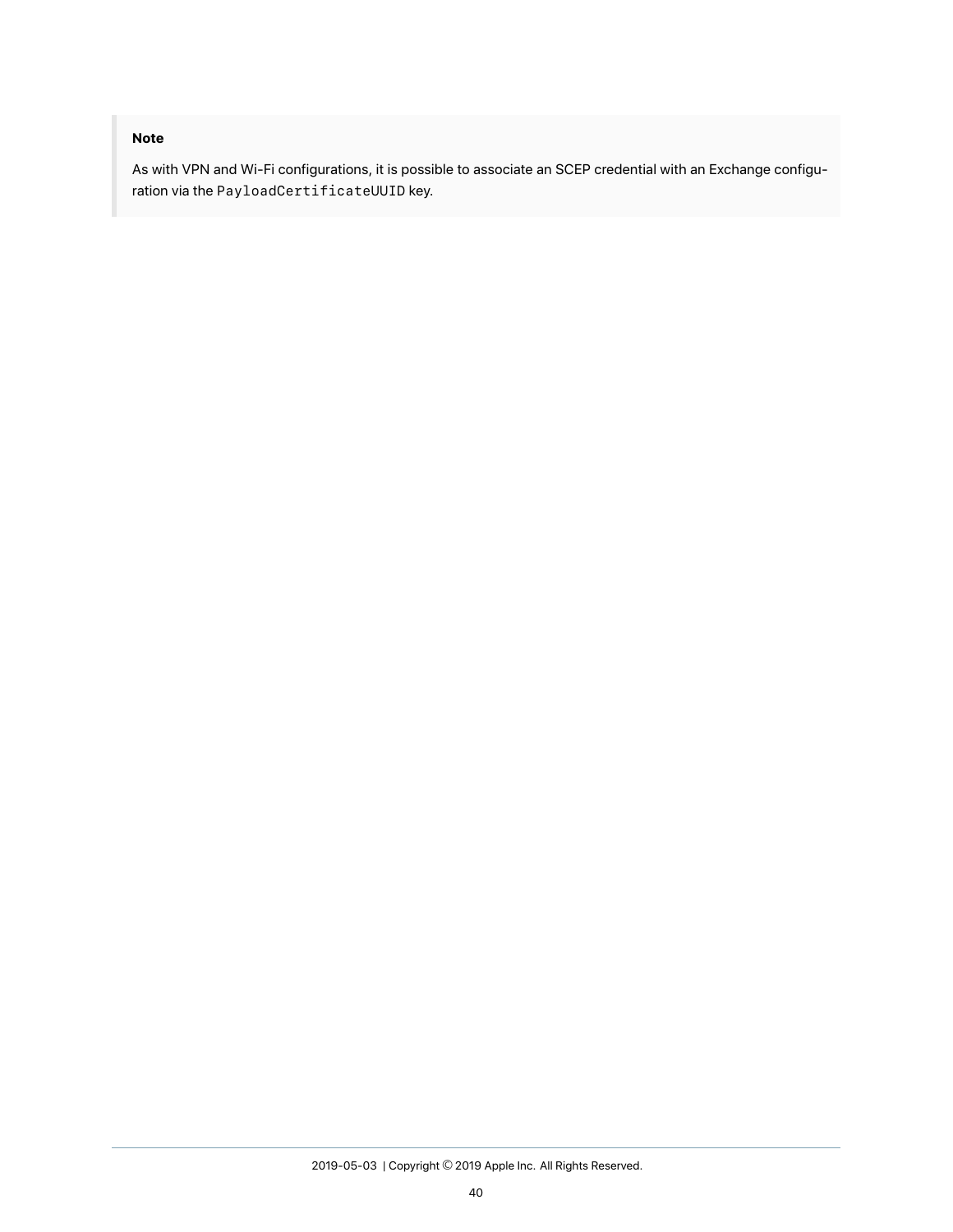> **Note**
>
> As with VPN and Wi-Fi configurations, it is possible to associate an SCEP credential with an Exchange configuration via the `PayloadCertificateUUID` key.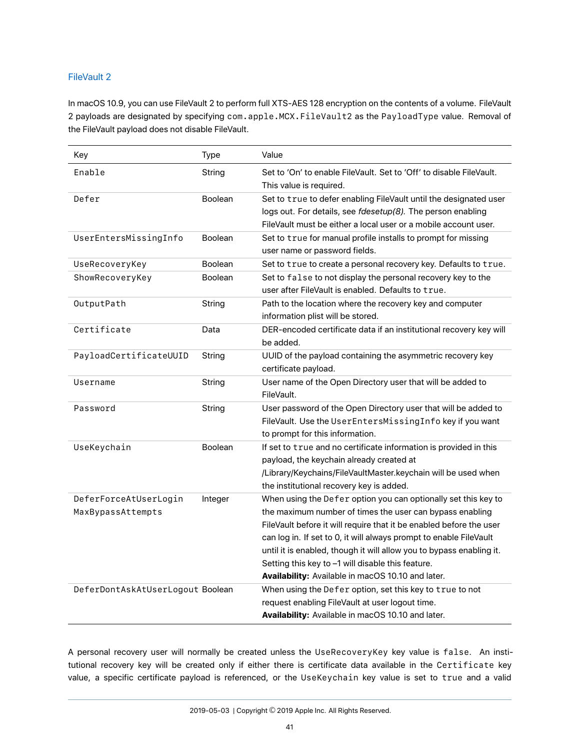## FileVault 2

In macOS 10.9, you can use FileVault 2 to perform full XTS-AES 128 encryption on the contents of a volume. FileVault 2 payloads are designated by specifying `com.apple.MCX.FileVault2` as the `PayloadType` value. Removal of the FileVault payload does not disable FileVault.

| Key | Type | Value |
|---|---|---|
| `Enable` | String | Set to 'On' to enable FileVault. Set to 'Off' to disable FileVault. This value is required. |
| `Defer` | Boolean | Set to `true` to defer enabling FileVault until the designated user logs out. For details, see *fdesetup(8)*. The person enabling FileVault must be either a local user or a mobile account user. |
| `UserEntersMissingInfo` | Boolean | Set to `true` for manual profile installs to prompt for missing user name or password fields. |
| `UseRecoveryKey` | Boolean | Set to `true` to create a personal recovery key. Defaults to `true`. |
| `ShowRecoveryKey` | Boolean | Set to `false` to not display the personal recovery key to the user after FileVault is enabled. Defaults to `true`. |
| `OutputPath` | String | Path to the location where the recovery key and computer information plist will be stored. |
| `Certificate` | Data | DER-encoded certificate data if an institutional recovery key will be added. |
| `PayloadCertificateUUID` | String | UUID of the payload containing the asymmetric recovery key certificate payload. |
| `Username` | String | User name of the Open Directory user that will be added to FileVault. |
| `Password` | String | User password of the Open Directory user that will be added to FileVault. Use the `UserEntersMissingInfo` key if you want to prompt for this information. |
| `UseKeychain` | Boolean | If set to `true` and no certificate information is provided in this payload, the keychain already created at /Library/Keychains/FileVaultMaster.keychain will be used when the institutional recovery key is added. |
| `DeferForceAtUserLoginMaxBypassAttempts` | Integer | When using the `Defer` option you can optionally set this key to the maximum number of times the user can bypass enabling FileVault before it will require that it be enabled before the user can log in. If set to 0, it will always prompt to enable FileVault until it is enabled, though it will allow you to bypass enabling it. Setting this key to –1 will disable this feature. **Availability:** Available in macOS 10.10 and later. |
| `DeferDontAskAtUserLogout` | Boolean | When using the `Defer` option, set this key to `true` to not request enabling FileVault at user logout time. **Availability:** Available in macOS 10.10 and later. |

A personal recovery user will normally be created unless the `UseRecoveryKey` key value is `false`. An institutional recovery key will be created only if either there is certificate data available in the `Certificate` key value, a specific certificate payload is referenced, or the `UseKeychain` key value is set to `true` and a valid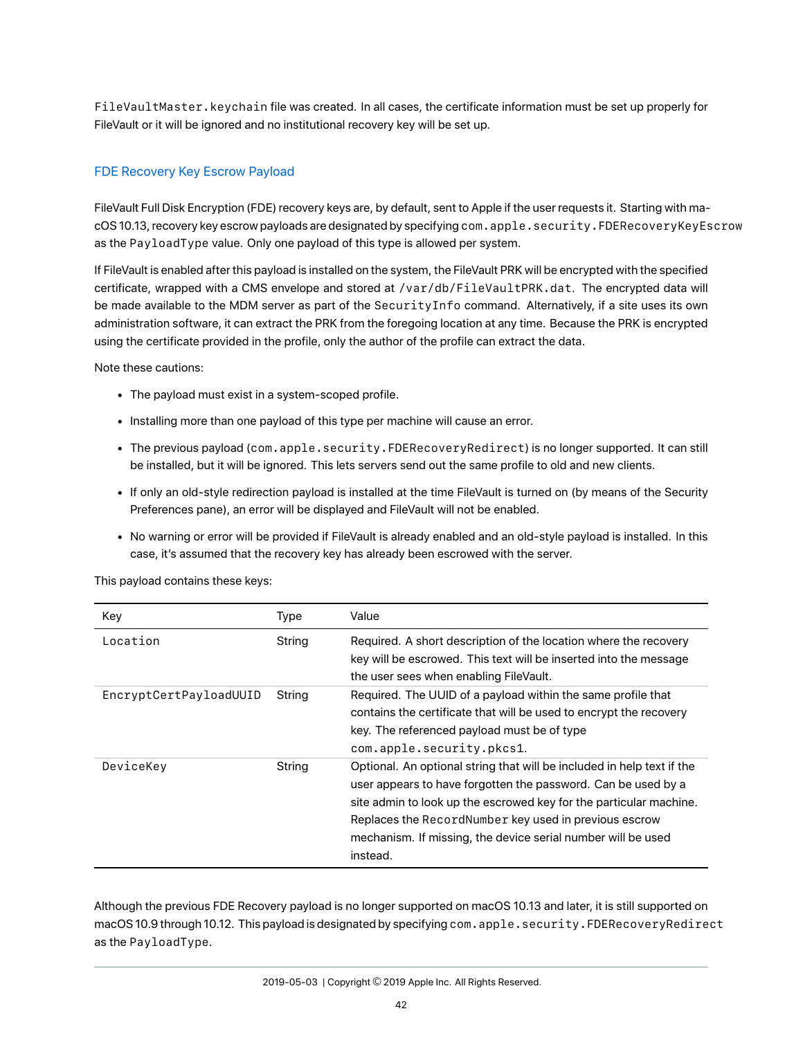FileVaultMaster.keychain file was created. In all cases, the certificate information must be set up properly for FileVault or it will be ignored and no institutional recovery key will be set up.

### FDE Recovery Key Escrow Payload

FileVault Full Disk Encryption (FDE) recovery keys are, by default, sent to Apple if the user requests it. Starting with macOS 10.13, recovery key escrow payloads are designated by specifying `com.apple.security.FDERecoveryKeyEscrow` as the `PayloadType` value. Only one payload of this type is allowed per system.

If FileVault is enabled after this payload is installed on the system, the FileVault PRK will be encrypted with the specified certificate, wrapped with a CMS envelope and stored at `/var/db/FileVaultPRK.dat`. The encrypted data will be made available to the MDM server as part of the `SecurityInfo` command. Alternatively, if a site uses its own administration software, it can extract the PRK from the foregoing location at any time. Because the PRK is encrypted using the certificate provided in the profile, only the author of the profile can extract the data.

Note these cautions:

- The payload must exist in a system-scoped profile.
- Installing more than one payload of this type per machine will cause an error.
- The previous payload (`com.apple.security.FDERecoveryRedirect`) is no longer supported. It can still be installed, but it will be ignored. This lets servers send out the same profile to old and new clients.
- If only an old-style redirection payload is installed at the time FileVault is turned on (by means of the Security Preferences pane), an error will be displayed and FileVault will not be enabled.
- No warning or error will be provided if FileVault is already enabled and an old-style payload is installed. In this case, it's assumed that the recovery key has already been escrowed with the server.

This payload contains these keys:

| Key | Type | Value |
|---|---|---|
| `Location` | String | Required. A short description of the location where the recovery key will be escrowed. This text will be inserted into the message the user sees when enabling FileVault. |
| `EncryptCertPayloadUUID` | String | Required. The UUID of a payload within the same profile that contains the certificate that will be used to encrypt the recovery key. The referenced payload must be of type `com.apple.security.pkcs1`. |
| `DeviceKey` | String | Optional. An optional string that will be included in help text if the user appears to have forgotten the password. Can be used by a site admin to look up the escrowed key for the particular machine. Replaces the `RecordNumber` key used in previous escrow mechanism. If missing, the device serial number will be used instead. |

Although the previous FDE Recovery payload is no longer supported on macOS 10.13 and later, it is still supported on macOS 10.9 through 10.12. This payload is designated by specifying `com.apple.security.FDERecoveryRedirect` as the `PayloadType`.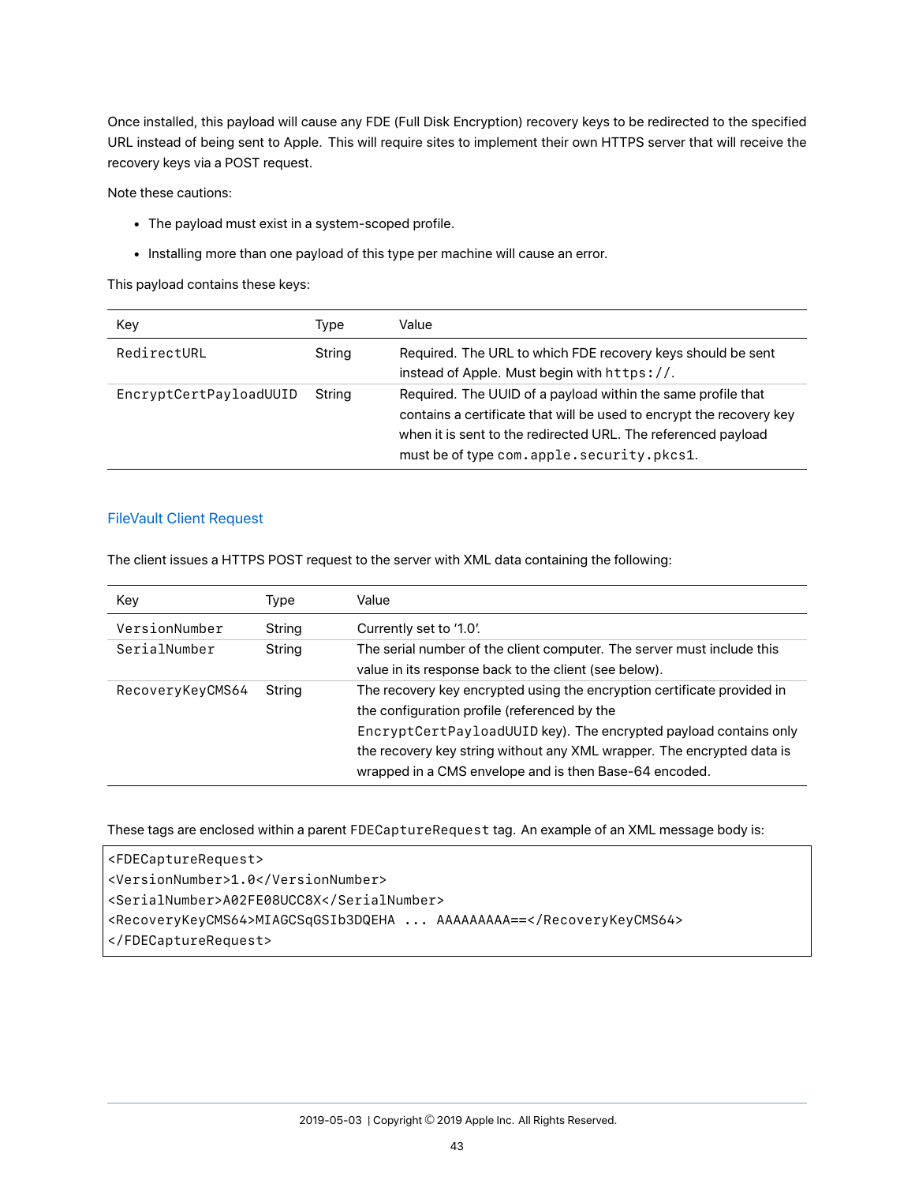Once installed, this payload will cause any FDE (Full Disk Encryption) recovery keys to be redirected to the specified URL instead of being sent to Apple. This will require sites to implement their own HTTPS server that will receive the recovery keys via a POST request.

Note these cautions:

- The payload must exist in a system-scoped profile.
- Installing more than one payload of this type per machine will cause an error.

This payload contains these keys:

| Key | Type | Value |
|---|---|---|
| `RedirectURL` | String | Required. The URL to which FDE recovery keys should be sent instead of Apple. Must begin with `https://`. |
| `EncryptCertPayloadUUID` | String | Required. The UUID of a payload within the same profile that contains a certificate that will be used to encrypt the recovery key when it is sent to the redirected URL. The referenced payload must be of type `com.apple.security.pkcs1`. |

### FileVault Client Request

The client issues a HTTPS POST request to the server with XML data containing the following:

| Key | Type | Value |
|---|---|---|
| `VersionNumber` | String | Currently set to '1.0'. |
| `SerialNumber` | String | The serial number of the client computer. The server must include this value in its response back to the client (see below). |
| `RecoveryKeyCMS64` | String | The recovery key encrypted using the encryption certificate provided in the configuration profile (referenced by the `EncryptCertPayloadUUID` key). The encrypted payload contains only the recovery key string without any XML wrapper. The encrypted data is wrapped in a CMS envelope and is then Base-64 encoded. |

These tags are enclosed within a parent `FDECaptureRequest` tag. An example of an XML message body is:

```
<FDECaptureRequest>
<VersionNumber>1.0</VersionNumber>
<SerialNumber>A02FE08UCC8X</SerialNumber>
<RecoveryKeyCMS64>MIAGCSqGSIb3DQEHA ... AAAAAAAAA==</RecoveryKeyCMS64>
</FDECaptureRequest>
```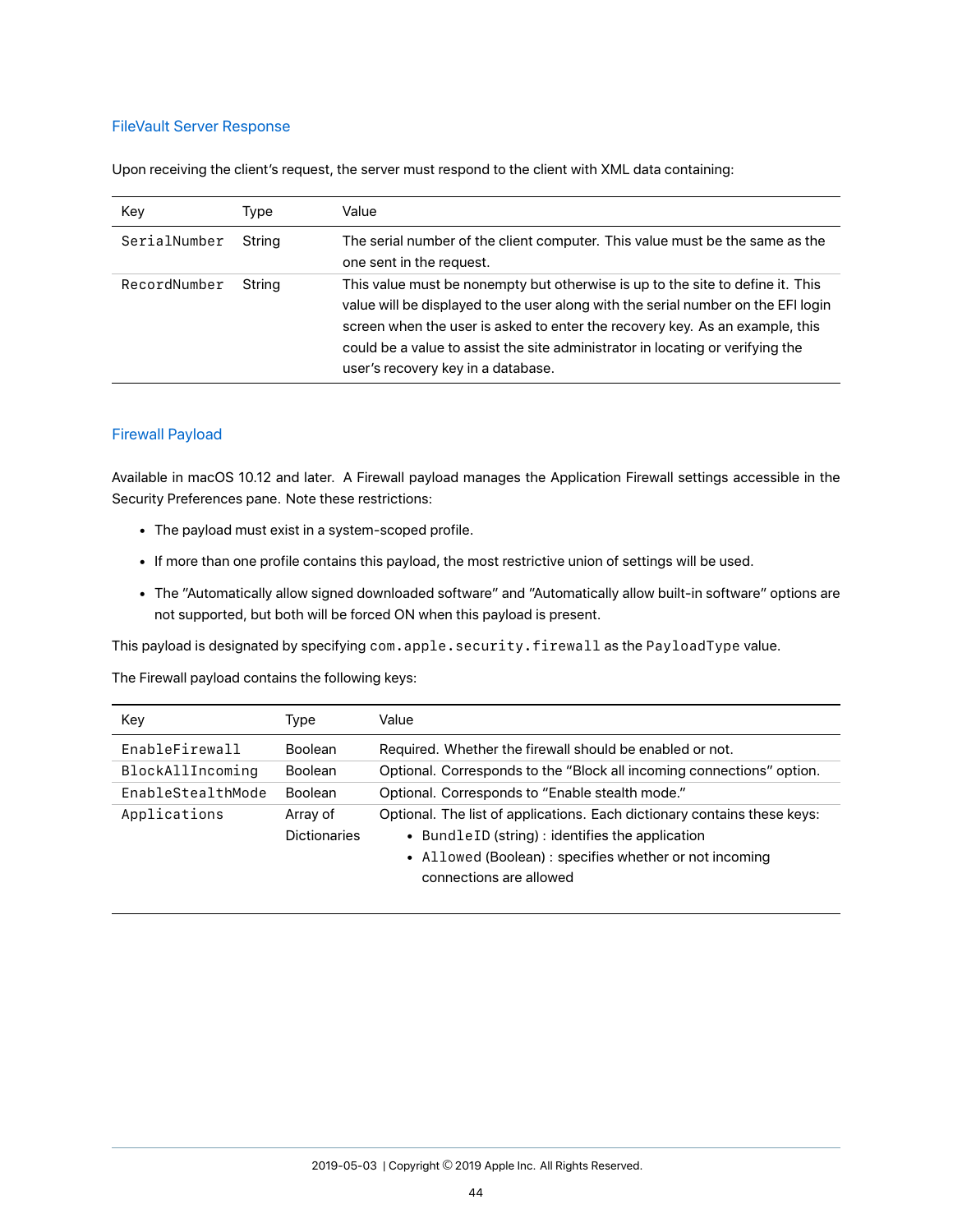## FileVault Server Response

Upon receiving the client's request, the server must respond to the client with XML data containing:

| Key | Type | Value |
|---|---|---|
| `SerialNumber` | String | The serial number of the client computer. This value must be the same as the one sent in the request. |
| `RecordNumber` | String | This value must be nonempty but otherwise is up to the site to define it. This value will be displayed to the user along with the serial number on the EFI login screen when the user is asked to enter the recovery key. As an example, this could be a value to assist the site administrator in locating or verifying the user's recovery key in a database. |

## Firewall Payload

Available in macOS 10.12 and later. A Firewall payload manages the Application Firewall settings accessible in the Security Preferences pane. Note these restrictions:

- The payload must exist in a system-scoped profile.
- If more than one profile contains this payload, the most restrictive union of settings will be used.
- The "Automatically allow signed downloaded software" and "Automatically allow built-in software" options are not supported, but both will be forced ON when this payload is present.

This payload is designated by specifying `com.apple.security.firewall` as the `PayloadType` value.

The Firewall payload contains the following keys:

| Key | Type | Value |
|---|---|---|
| `EnableFirewall` | Boolean | Required. Whether the firewall should be enabled or not. |
| `BlockAllIncoming` | Boolean | Optional. Corresponds to the "Block all incoming connections" option. |
| `EnableStealthMode` | Boolean | Optional. Corresponds to "Enable stealth mode." |
| `Applications` | Array of Dictionaries | Optional. The list of applications. Each dictionary contains these keys:<br>• `BundleID` (string) : identifies the application<br>• `Allowed` (Boolean) : specifies whether or not incoming connections are allowed |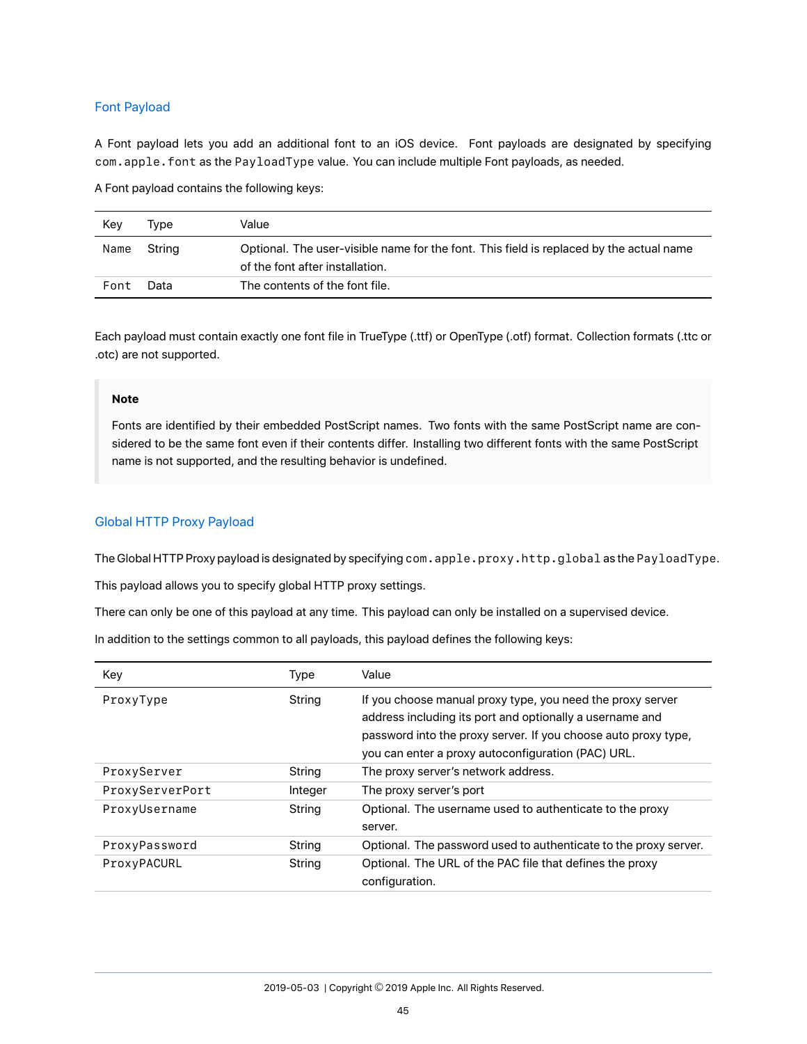## Font Payload

A Font payload lets you add an additional font to an iOS device. Font payloads are designated by specifying `com.apple.font` as the `PayloadType` value. You can include multiple Font payloads, as needed.

A Font payload contains the following keys:

| Key | Type | Value |
|---|---|---|
| `Name` | String | Optional. The user-visible name for the font. This field is replaced by the actual name of the font after installation. |
| `Font` | Data | The contents of the font file. |

Each payload must contain exactly one font file in TrueType (.ttf) or OpenType (.otf) format. Collection formats (.ttc or .otc) are not supported.

> **Note**
>
> Fonts are identified by their embedded PostScript names. Two fonts with the same PostScript name are considered to be the same font even if their contents differ. Installing two different fonts with the same PostScript name is not supported, and the resulting behavior is undefined.

## Global HTTP Proxy Payload

The Global HTTP Proxy payload is designated by specifying `com.apple.proxy.http.global` as the `PayloadType`.

This payload allows you to specify global HTTP proxy settings.

There can only be one of this payload at any time. This payload can only be installed on a supervised device.

In addition to the settings common to all payloads, this payload defines the following keys:

| Key | Type | Value |
|---|---|---|
| `ProxyType` | String | If you choose manual proxy type, you need the proxy server address including its port and optionally a username and password into the proxy server. If you choose auto proxy type, you can enter a proxy autoconfiguration (PAC) URL. |
| `ProxyServer` | String | The proxy server's network address. |
| `ProxyServerPort` | Integer | The proxy server's port |
| `ProxyUsername` | String | Optional. The username used to authenticate to the proxy server. |
| `ProxyPassword` | String | Optional. The password used to authenticate to the proxy server. |
| `ProxyPACURL` | String | Optional. The URL of the PAC file that defines the proxy configuration. |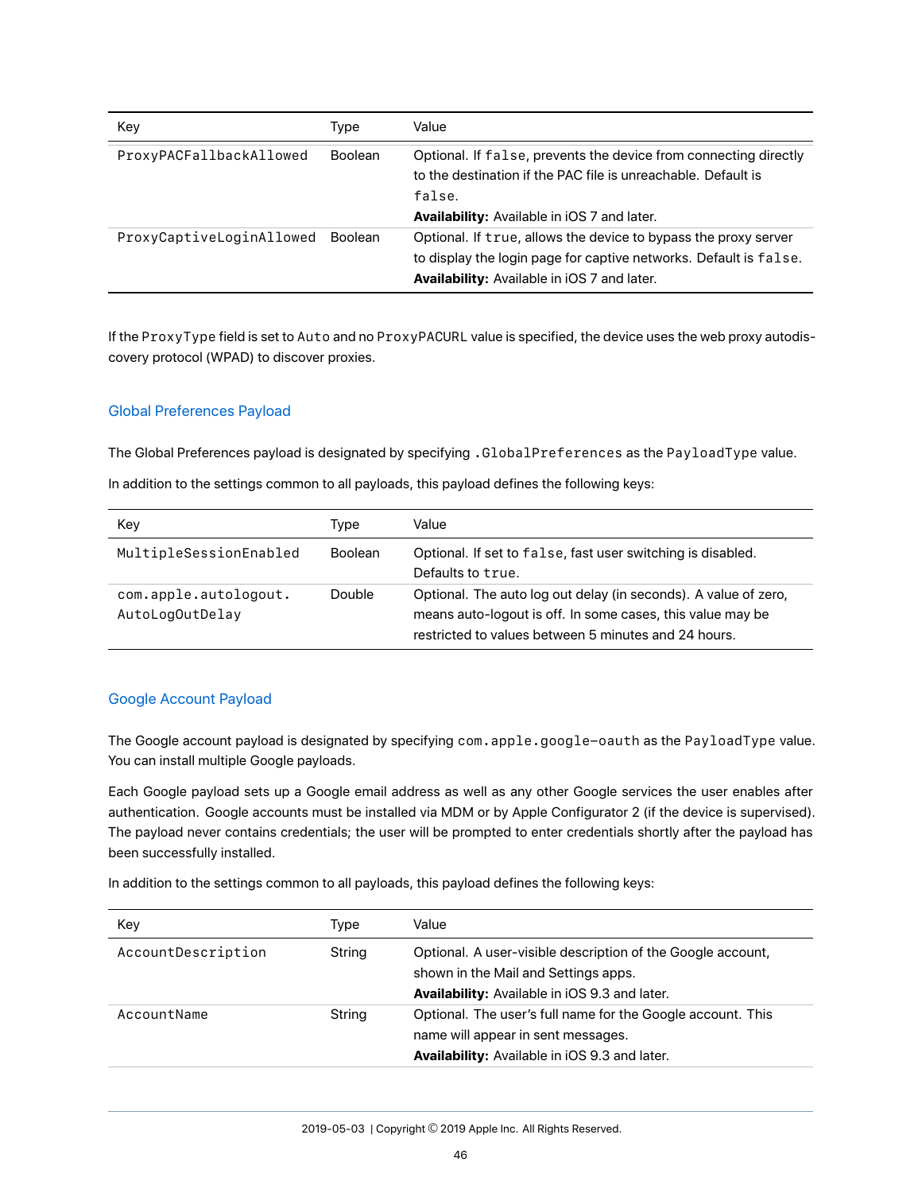| Key | Type | Value |
| --- | --- | --- |
| `ProxyPACFallbackAllowed` | Boolean | Optional. If `false`, prevents the device from connecting directly to the destination if the PAC file is unreachable. Default is `false`.<br>**Availability:** Available in iOS 7 and later. |
| `ProxyCaptiveLoginAllowed` | Boolean | Optional. If `true`, allows the device to bypass the proxy server to display the login page for captive networks. Default is `false`.<br>**Availability:** Available in iOS 7 and later. |

If the `ProxyType` field is set to `Auto` and no `ProxyPACURL` value is specified, the device uses the web proxy autodiscovery protocol (WPAD) to discover proxies.

## Global Preferences Payload

The Global Preferences payload is designated by specifying `.GlobalPreferences` as the `PayloadType` value.

In addition to the settings common to all payloads, this payload defines the following keys:

| Key | Type | Value |
| --- | --- | --- |
| `MultipleSessionEnabled` | Boolean | Optional. If set to `false`, fast user switching is disabled. Defaults to `true`. |
| `com.apple.autologout.AutoLogOutDelay` | Double | Optional. The auto log out delay (in seconds). A value of zero, means auto-logout is off. In some cases, this value may be restricted to values between 5 minutes and 24 hours. |

## Google Account Payload

The Google account payload is designated by specifying `com.apple.google-oauth` as the `PayloadType` value. You can install multiple Google payloads.

Each Google payload sets up a Google email address as well as any other Google services the user enables after authentication. Google accounts must be installed via MDM or by Apple Configurator 2 (if the device is supervised). The payload never contains credentials; the user will be prompted to enter credentials shortly after the payload has been successfully installed.

In addition to the settings common to all payloads, this payload defines the following keys:

| Key | Type | Value |
| --- | --- | --- |
| `AccountDescription` | String | Optional. A user-visible description of the Google account, shown in the Mail and Settings apps.<br>**Availability:** Available in iOS 9.3 and later. |
| `AccountName` | String | Optional. The user's full name for the Google account. This name will appear in sent messages.<br>**Availability:** Available in iOS 9.3 and later. |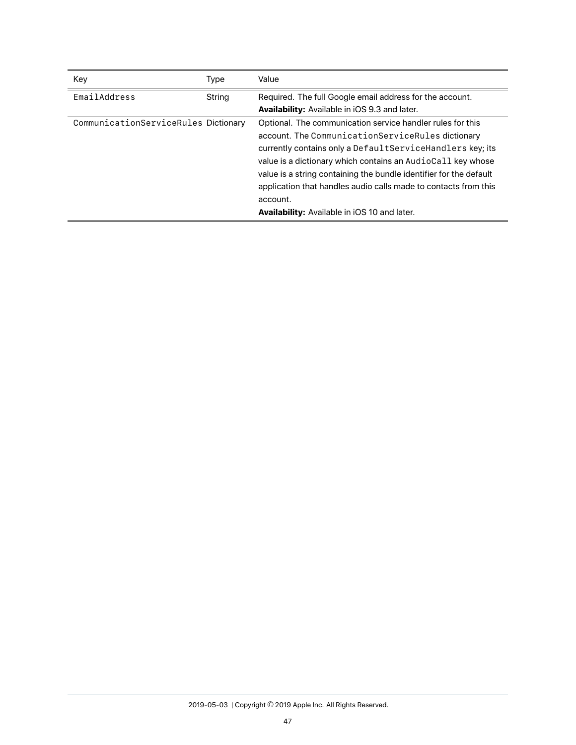| Key | Type | Value |
|---|---|---|
| `EmailAddress` | String | Required. The full Google email address for the account. **Availability:** Available in iOS 9.3 and later. |
| `CommunicationServiceRules` | Dictionary | Optional. The communication service handler rules for this account. The `CommunicationServiceRules` dictionary currently contains only a `DefaultServiceHandlers` key; its value is a dictionary which contains an `AudioCall` key whose value is a string containing the bundle identifier for the default application that handles audio calls made to contacts from this account. **Availability:** Available in iOS 10 and later. |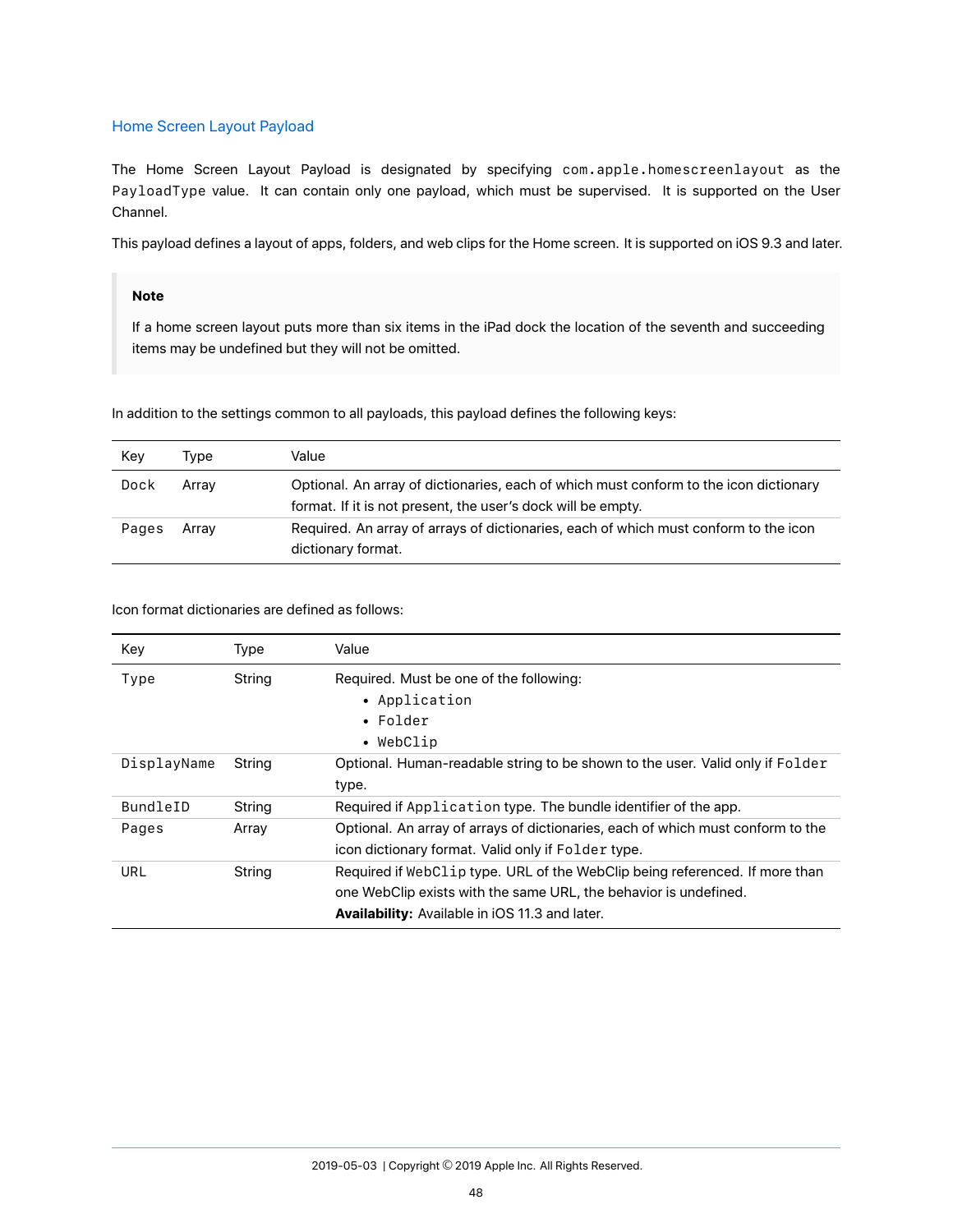## Home Screen Layout Payload

The Home Screen Layout Payload is designated by specifying `com.apple.homescreenlayout` as the `PayloadType` value. It can contain only one payload, which must be supervised. It is supported on the User Channel.

This payload defines a layout of apps, folders, and web clips for the Home screen. It is supported on iOS 9.3 and later.

> **Note**
>
> If a home screen layout puts more than six items in the iPad dock the location of the seventh and succeeding items may be undefined but they will not be omitted.

In addition to the settings common to all payloads, this payload defines the following keys:

| Key | Type | Value |
|---|---|---|
| `Dock` | Array | Optional. An array of dictionaries, each of which must conform to the icon dictionary format. If it is not present, the user's dock will be empty. |
| `Pages` | Array | Required. An array of arrays of dictionaries, each of which must conform to the icon dictionary format. |

Icon format dictionaries are defined as follows:

| Key | Type | Value |
|---|---|---|
| `Type` | String | Required. Must be one of the following:<br>• `Application`<br>• `Folder`<br>• `WebClip` |
| `DisplayName` | String | Optional. Human-readable string to be shown to the user. Valid only if `Folder` type. |
| `BundleID` | String | Required if `Application` type. The bundle identifier of the app. |
| `Pages` | Array | Optional. An array of arrays of dictionaries, each of which must conform to the icon dictionary format. Valid only if `Folder` type. |
| `URL` | String | Required if `WebClip` type. URL of the WebClip being referenced. If more than one WebClip exists with the same URL, the behavior is undefined.<br>**Availability:** Available in iOS 11.3 and later. |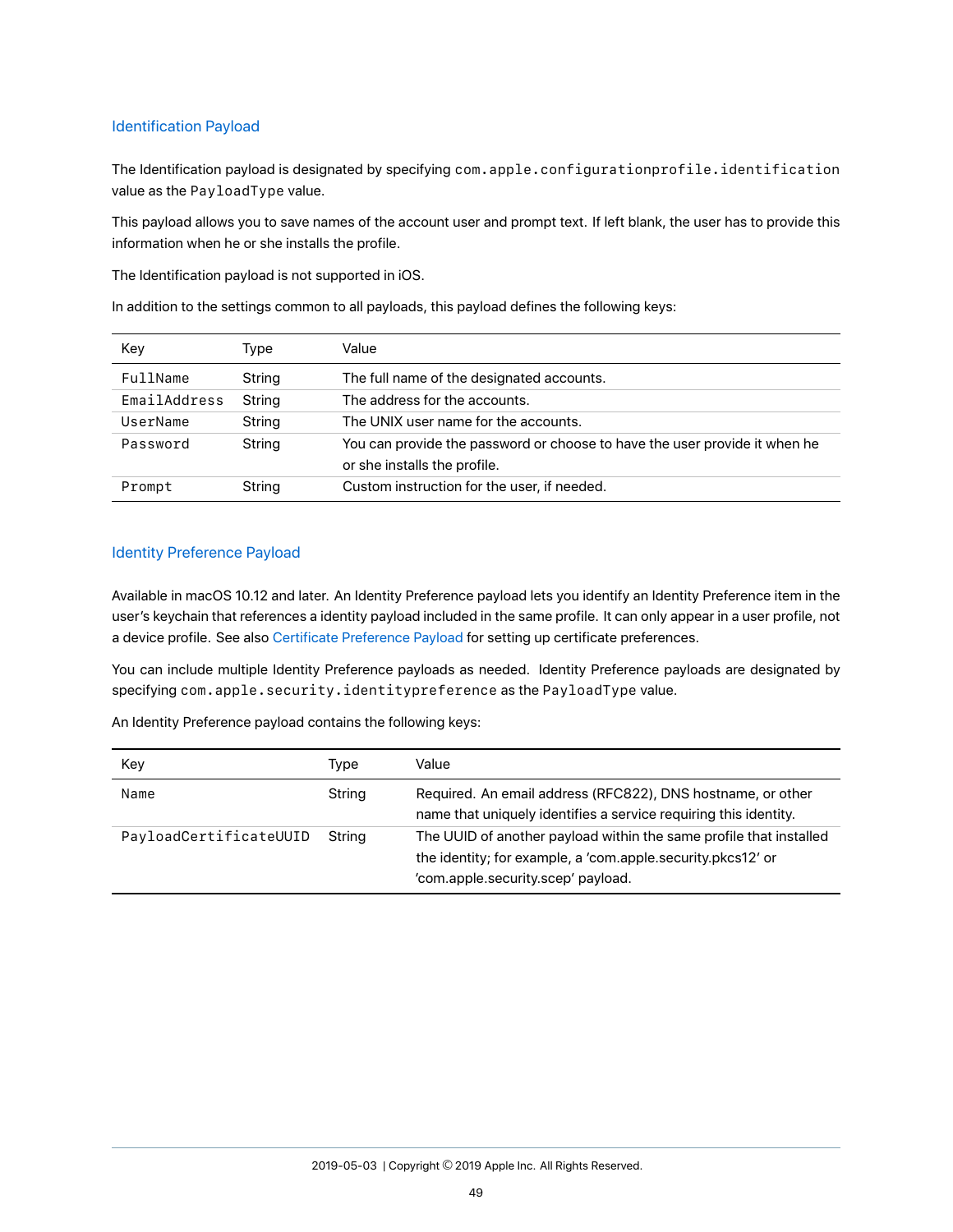## Identification Payload

The Identification payload is designated by specifying `com.apple.configurationprofile.identification` value as the `PayloadType` value.

This payload allows you to save names of the account user and prompt text. If left blank, the user has to provide this information when he or she installs the profile.

The Identification payload is not supported in iOS.

In addition to the settings common to all payloads, this payload defines the following keys:

| Key | Type | Value |
|---|---|---|
| `FullName` | String | The full name of the designated accounts. |
| `EmailAddress` | String | The address for the accounts. |
| `UserName` | String | The UNIX user name for the accounts. |
| `Password` | String | You can provide the password or choose to have the user provide it when he or she installs the profile. |
| `Prompt` | String | Custom instruction for the user, if needed. |

## Identity Preference Payload

Available in macOS 10.12 and later. An Identity Preference payload lets you identify an Identity Preference item in the user's keychain that references a identity payload included in the same profile. It can only appear in a user profile, not a device profile. See also Certificate Preference Payload for setting up certificate preferences.

You can include multiple Identity Preference payloads as needed. Identity Preference payloads are designated by specifying `com.apple.security.identitypreference` as the `PayloadType` value.

An Identity Preference payload contains the following keys:

| Key | Type | Value |
|---|---|---|
| `Name` | String | Required. An email address (RFC822), DNS hostname, or other name that uniquely identifies a service requiring this identity. |
| `PayloadCertificateUUID` | String | The UUID of another payload within the same profile that installed the identity; for example, a 'com.apple.security.pkcs12' or 'com.apple.security.scep' payload. |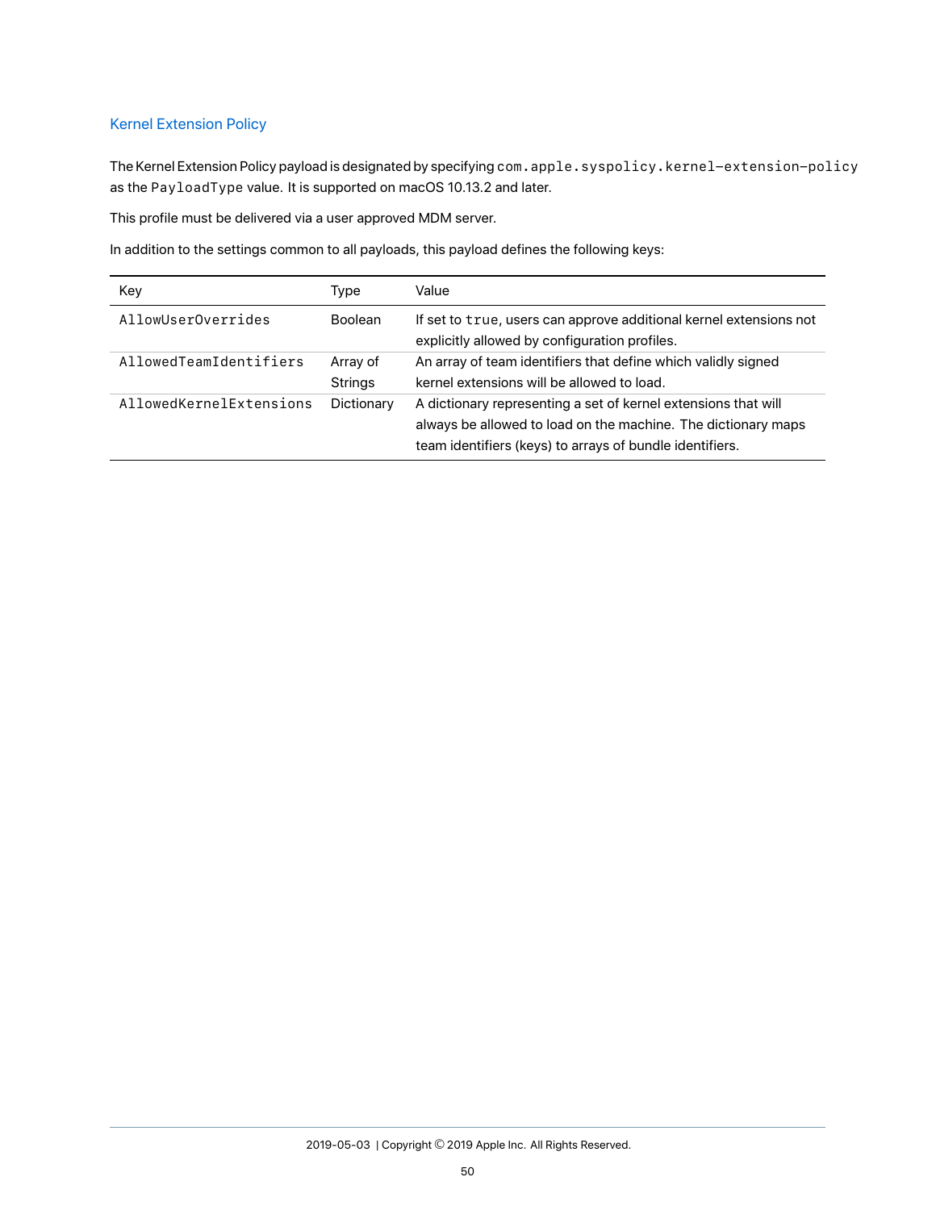### Kernel Extension Policy

The Kernel Extension Policy payload is designated by specifying `com.apple.syspolicy.kernel-extension-policy` as the `PayloadType` value. It is supported on macOS 10.13.2 and later.

This profile must be delivered via a user approved MDM server.

In addition to the settings common to all payloads, this payload defines the following keys:

| Key | Type | Value |
| --- | --- | --- |
| `AllowUserOverrides` | Boolean | If set to `true`, users can approve additional kernel extensions not explicitly allowed by configuration profiles. |
| `AllowedTeamIdentifiers` | Array of Strings | An array of team identifiers that define which validly signed kernel extensions will be allowed to load. |
| `AllowedKernelExtensions` | Dictionary | A dictionary representing a set of kernel extensions that will always be allowed to load on the machine. The dictionary maps team identifiers (keys) to arrays of bundle identifiers. |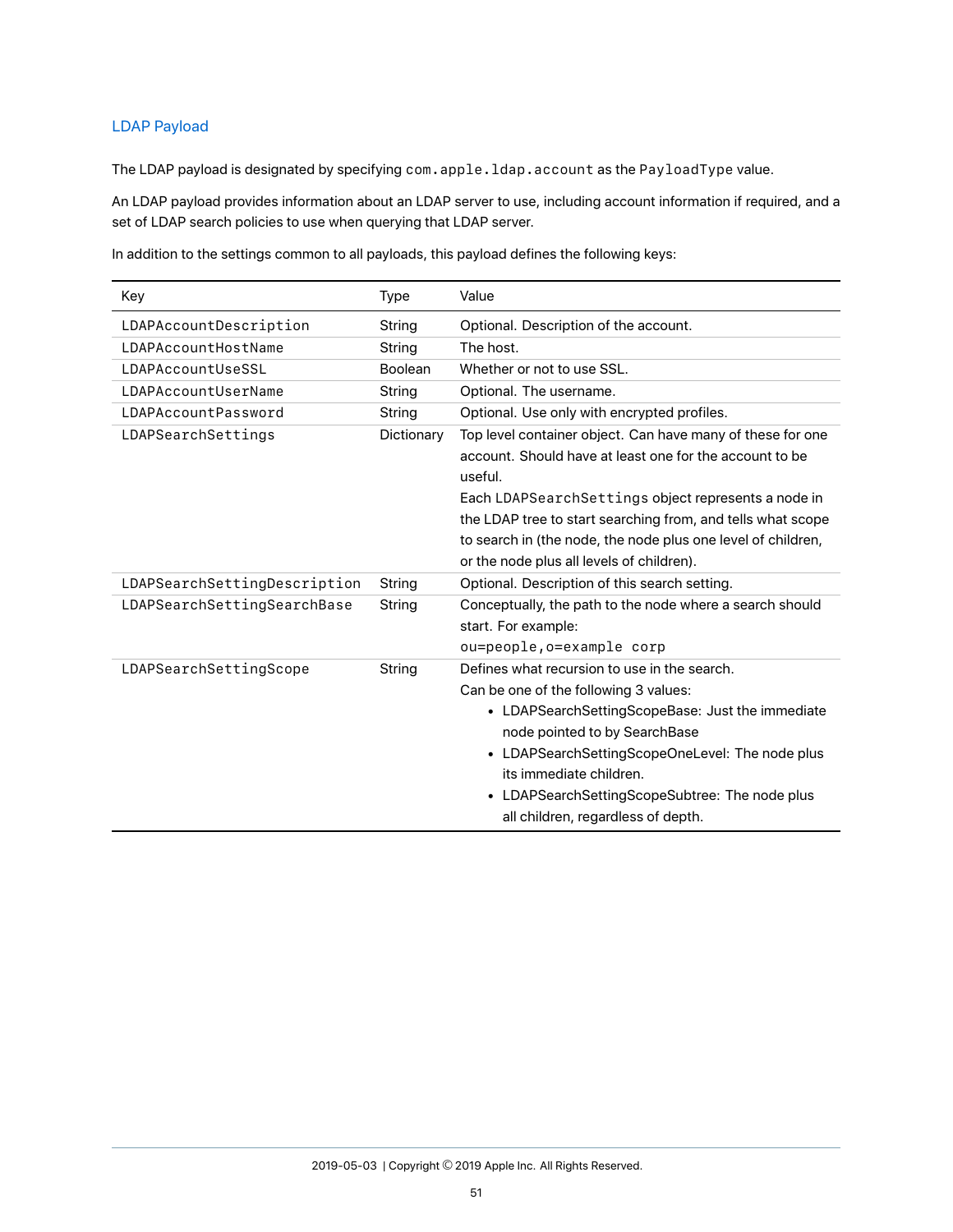## LDAP Payload

The LDAP payload is designated by specifying `com.apple.ldap.account` as the `PayloadType` value.

An LDAP payload provides information about an LDAP server to use, including account information if required, and a set of LDAP search policies to use when querying that LDAP server.

In addition to the settings common to all payloads, this payload defines the following keys:

| Key | Type | Value |
|---|---|---|
| `LDAPAccountDescription` | String | Optional. Description of the account. |
| `LDAPAccountHostName` | String | The host. |
| `LDAPAccountUseSSL` | Boolean | Whether or not to use SSL. |
| `LDAPAccountUserName` | String | Optional. The username. |
| `LDAPAccountPassword` | String | Optional. Use only with encrypted profiles. |
| `LDAPSearchSettings` | Dictionary | Top level container object. Can have many of these for one account. Should have at least one for the account to be useful.<br>Each `LDAPSearchSettings` object represents a node in the LDAP tree to start searching from, and tells what scope to search in (the node, the node plus one level of children, or the node plus all levels of children). |
| `LDAPSearchSettingDescription` | String | Optional. Description of this search setting. |
| `LDAPSearchSettingSearchBase` | String | Conceptually, the path to the node where a search should start. For example:<br>`ou=people,o=example corp` |
| `LDAPSearchSettingScope` | String | Defines what recursion to use in the search.<br>Can be one of the following 3 values:<br>• LDAPSearchSettingScopeBase: Just the immediate node pointed to by SearchBase<br>• LDAPSearchSettingScopeOneLevel: The node plus its immediate children.<br>• LDAPSearchSettingScopeSubtree: The node plus all children, regardless of depth. |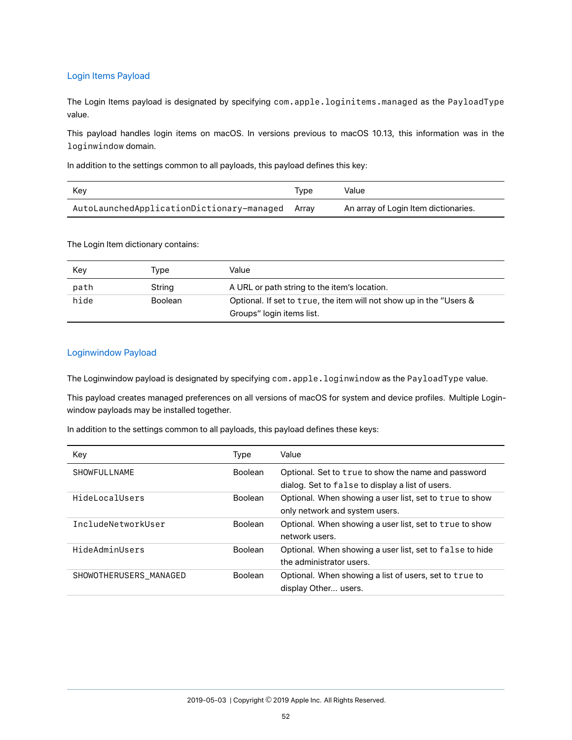## Login Items Payload

The Login Items payload is designated by specifying `com.apple.loginitems.managed` as the `PayloadType` value.

This payload handles login items on macOS. In versions previous to macOS 10.13, this information was in the `loginwindow` domain.

In addition to the settings common to all payloads, this payload defines this key:

| Key | Type | Value |
|---|---|---|
| `AutoLaunchedApplicationDictionary-managed` | Array | An array of Login Item dictionaries. |

The Login Item dictionary contains:

| Key | Type | Value |
|---|---|---|
| `path` | String | A URL or path string to the item's location. |
| `hide` | Boolean | Optional. If set to `true`, the item will not show up in the "Users & Groups" login items list. |

## Loginwindow Payload

The Loginwindow payload is designated by specifying `com.apple.loginwindow` as the `PayloadType` value.

This payload creates managed preferences on all versions of macOS for system and device profiles. Multiple Login-window payloads may be installed together.

In addition to the settings common to all payloads, this payload defines these keys:

| Key | Type | Value |
|---|---|---|
| `SHOWFULLNAME` | Boolean | Optional. Set to `true` to show the name and password dialog. Set to `false` to display a list of users. |
| `HideLocalUsers` | Boolean | Optional. When showing a user list, set to `true` to show only network and system users. |
| `IncludeNetworkUser` | Boolean | Optional. When showing a user list, set to `true` to show network users. |
| `HideAdminUsers` | Boolean | Optional. When showing a user list, set to `false` to hide the administrator users. |
| `SHOWOTHERUSERS_MANAGED` | Boolean | Optional. When showing a list of users, set to `true` to display Other... users. |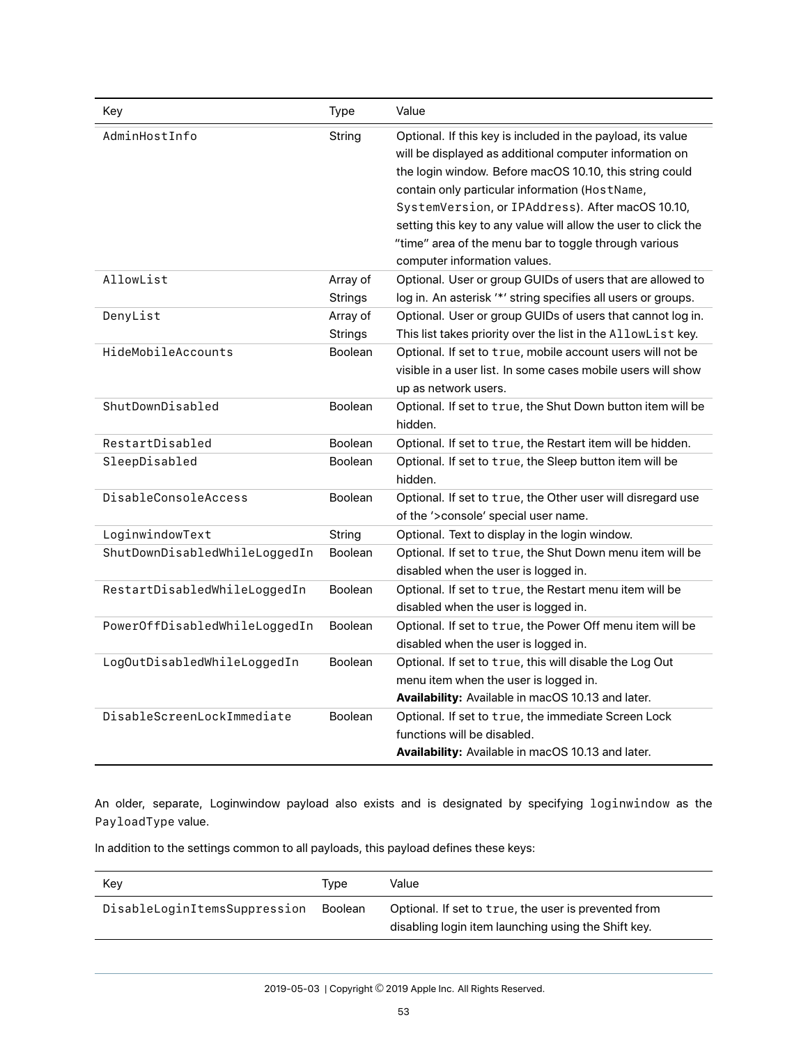| Key | Type | Value |
| --- | --- | --- |
| `AdminHostInfo` | String | Optional. If this key is included in the payload, its value will be displayed as additional computer information on the login window. Before macOS 10.10, this string could contain only particular information (`HostName`, `SystemVersion`, or `IPAddress`). After macOS 10.10, setting this key to any value will allow the user to click the "time" area of the menu bar to toggle through various computer information values. |
| `AllowList` | Array of Strings | Optional. User or group GUIDs of users that are allowed to log in. An asterisk '*' string specifies all users or groups. |
| `DenyList` | Array of Strings | Optional. User or group GUIDs of users that cannot log in. This list takes priority over the list in the `AllowList` key. |
| `HideMobileAccounts` | Boolean | Optional. If set to `true`, mobile account users will not be visible in a user list. In some cases mobile users will show up as network users. |
| `ShutDownDisabled` | Boolean | Optional. If set to `true`, the Shut Down button item will be hidden. |
| `RestartDisabled` | Boolean | Optional. If set to `true`, the Restart item will be hidden. |
| `SleepDisabled` | Boolean | Optional. If set to `true`, the Sleep button item will be hidden. |
| `DisableConsoleAccess` | Boolean | Optional. If set to `true`, the Other user will disregard use of the '>console' special user name. |
| `LoginwindowText` | String | Optional. Text to display in the login window. |
| `ShutDownDisabledWhileLoggedIn` | Boolean | Optional. If set to `true`, the Shut Down menu item will be disabled when the user is logged in. |
| `RestartDisabledWhileLoggedIn` | Boolean | Optional. If set to `true`, the Restart menu item will be disabled when the user is logged in. |
| `PowerOffDisabledWhileLoggedIn` | Boolean | Optional. If set to `true`, the Power Off menu item will be disabled when the user is logged in. |
| `LogOutDisabledWhileLoggedIn` | Boolean | Optional. If set to `true`, this will disable the Log Out menu item when the user is logged in. **Availability:** Available in macOS 10.13 and later. |
| `DisableScreenLockImmediate` | Boolean | Optional. If set to `true`, the immediate Screen Lock functions will be disabled. **Availability:** Available in macOS 10.13 and later. |

An older, separate, Loginwindow payload also exists and is designated by specifying `loginwindow` as the `PayloadType` value.

In addition to the settings common to all payloads, this payload defines these keys:

| Key | Type | Value |
| --- | --- | --- |
| `DisableLoginItemsSuppression` | Boolean | Optional. If set to `true`, the user is prevented from disabling login item launching using the Shift key. |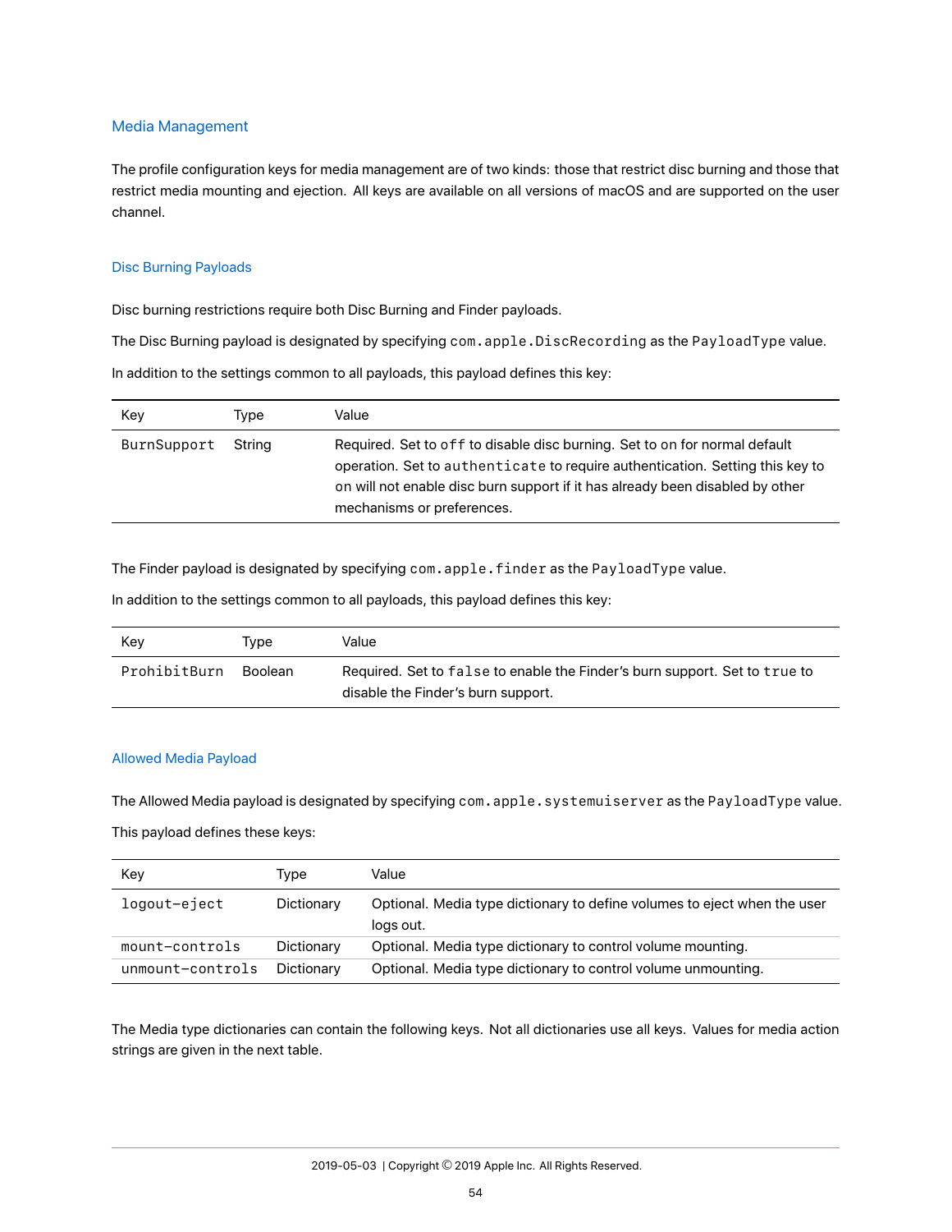## Media Management

The profile configuration keys for media management are of two kinds: those that restrict disc burning and those that restrict media mounting and ejection. All keys are available on all versions of macOS and are supported on the user channel.

### Disc Burning Payloads

Disc burning restrictions require both Disc Burning and Finder payloads.

The Disc Burning payload is designated by specifying `com.apple.DiscRecording` as the `PayloadType` value.

In addition to the settings common to all payloads, this payload defines this key:

| Key | Type | Value |
| --- | --- | --- |
| `BurnSupport` | String | Required. Set to `off` to disable disc burning. Set to on for normal default operation. Set to `authenticate` to require authentication. Setting this key to `on` will not enable disc burn support if it has already been disabled by other mechanisms or preferences. |

The Finder payload is designated by specifying `com.apple.finder` as the `PayloadType` value.

In addition to the settings common to all payloads, this payload defines this key:

| Key | Type | Value |
| --- | --- | --- |
| `ProhibitBurn` | Boolean | Required. Set to `false` to enable the Finder's burn support. Set to `true` to disable the Finder's burn support. |

### Allowed Media Payload

The Allowed Media payload is designated by specifying `com.apple.systemuiserver` as the `PayloadType` value.

This payload defines these keys:

| Key | Type | Value |
| --- | --- | --- |
| `logout-eject` | Dictionary | Optional. Media type dictionary to define volumes to eject when the user logs out. |
| `mount-controls` | Dictionary | Optional. Media type dictionary to control volume mounting. |
| `unmount-controls` | Dictionary | Optional. Media type dictionary to control volume unmounting. |

The Media type dictionaries can contain the following keys. Not all dictionaries use all keys. Values for media action strings are given in the next table.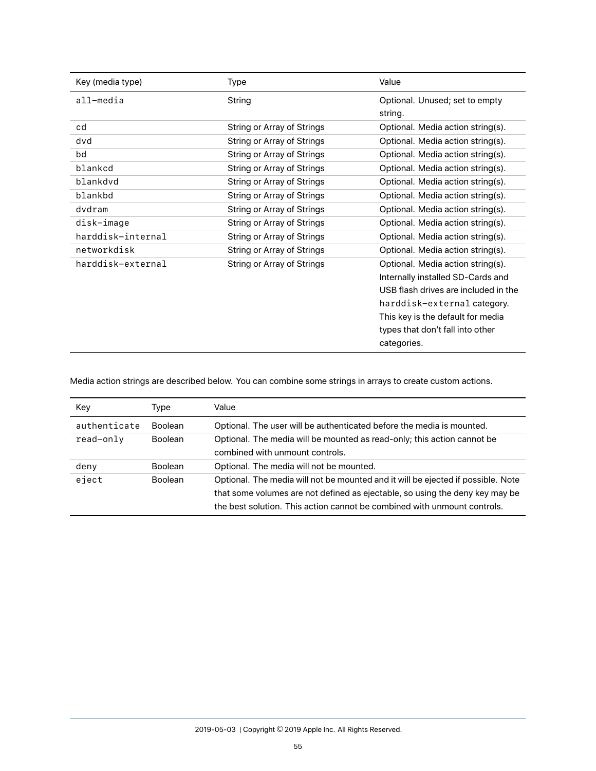| Key (media type) | Type | Value |
|---|---|---|
| `all-media` | String | Optional. Unused; set to empty string. |
| `cd` | String or Array of Strings | Optional. Media action string(s). |
| `dvd` | String or Array of Strings | Optional. Media action string(s). |
| `bd` | String or Array of Strings | Optional. Media action string(s). |
| `blankcd` | String or Array of Strings | Optional. Media action string(s). |
| `blankdvd` | String or Array of Strings | Optional. Media action string(s). |
| `blankbd` | String or Array of Strings | Optional. Media action string(s). |
| `dvdram` | String or Array of Strings | Optional. Media action string(s). |
| `disk-image` | String or Array of Strings | Optional. Media action string(s). |
| `harddisk-internal` | String or Array of Strings | Optional. Media action string(s). |
| `networkdisk` | String or Array of Strings | Optional. Media action string(s). |
| `harddisk-external` | String or Array of Strings | Optional. Media action string(s). Internally installed SD-Cards and USB flash drives are included in the `harddisk-external` category. This key is the default for media types that don't fall into other categories. |

Media action strings are described below. You can combine some strings in arrays to create custom actions.

| Key | Type | Value |
|---|---|---|
| `authenticate` | Boolean | Optional. The user will be authenticated before the media is mounted. |
| `read-only` | Boolean | Optional. The media will be mounted as read-only; this action cannot be combined with unmount controls. |
| `deny` | Boolean | Optional. The media will not be mounted. |
| `eject` | Boolean | Optional. The media will not be mounted and it will be ejected if possible. Note that some volumes are not defined as ejectable, so using the deny key may be the best solution. This action cannot be combined with unmount controls. |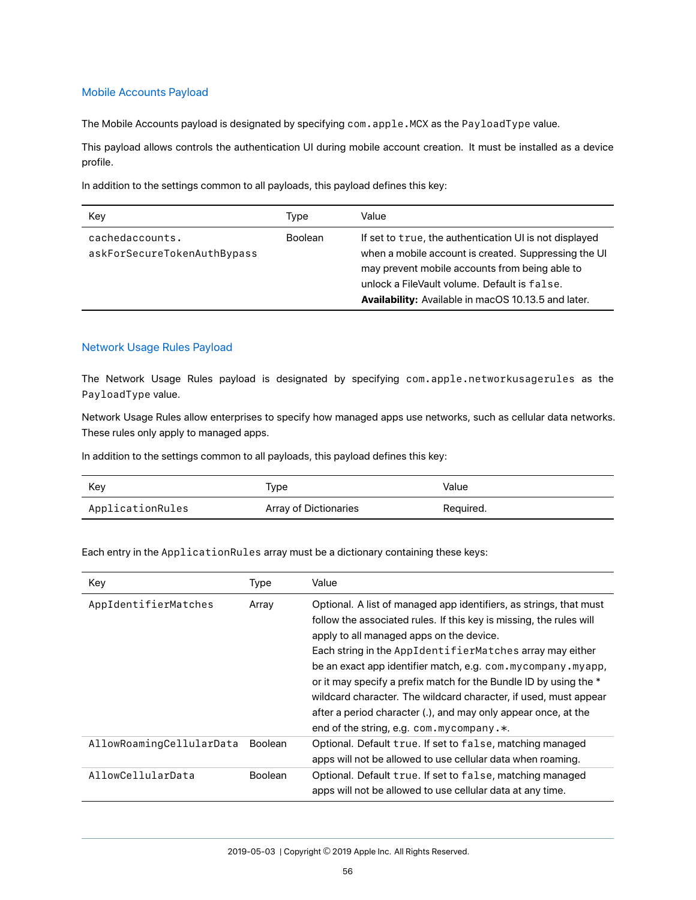## Mobile Accounts Payload

The Mobile Accounts payload is designated by specifying `com.apple.MCX` as the `PayloadType` value.

This payload allows controls the authentication UI during mobile account creation. It must be installed as a device profile.

In addition to the settings common to all payloads, this payload defines this key:

| Key | Type | Value |
|---|---|---|
| `cachedaccounts.askForSecureTokenAuthBypass` | Boolean | If set to `true`, the authentication UI is not displayed when a mobile account is created. Suppressing the UI may prevent mobile accounts from being able to unlock a FileVault volume. Default is `false`. **Availability:** Available in macOS 10.13.5 and later. |

## Network Usage Rules Payload

The Network Usage Rules payload is designated by specifying `com.apple.networkusagerules` as the `PayloadType` value.

Network Usage Rules allow enterprises to specify how managed apps use networks, such as cellular data networks. These rules only apply to managed apps.

In addition to the settings common to all payloads, this payload defines this key:

| Key | Type | Value |
|---|---|---|
| `ApplicationRules` | Array of Dictionaries | Required. |

Each entry in the `ApplicationRules` array must be a dictionary containing these keys:

| Key | Type | Value |
|---|---|---|
| `AppIdentifierMatches` | Array | Optional. A list of managed app identifiers, as strings, that must follow the associated rules. If this key is missing, the rules will apply to all managed apps on the device. Each string in the `AppIdentifierMatches` array may either be an exact app identifier match, e.g. `com.mycompany.myapp`, or it may specify a prefix match for the Bundle ID by using the * wildcard character. The wildcard character, if used, must appear after a period character (.), and may only appear once, at the end of the string, e.g. `com.mycompany.*`. |
| `AllowRoamingCellularData` | Boolean | Optional. Default `true`. If set to `false`, matching managed apps will not be allowed to use cellular data when roaming. |
| `AllowCellularData` | Boolean | Optional. Default `true`. If set to `false`, matching managed apps will not be allowed to use cellular data at any time. |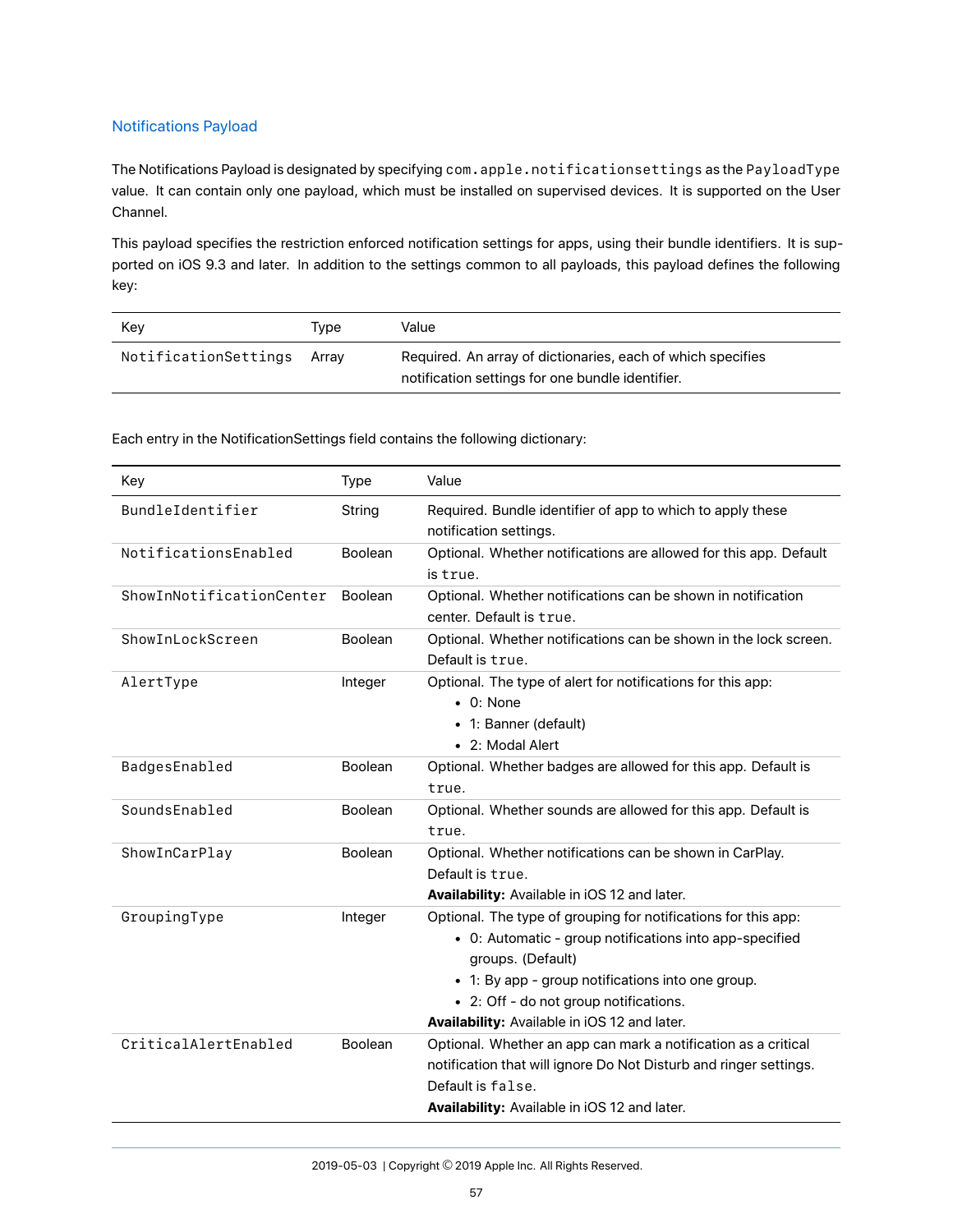## Notifications Payload

The Notifications Payload is designated by specifying `com.apple.notificationsettings` as the `PayloadType` value. It can contain only one payload, which must be installed on supervised devices. It is supported on the User Channel.

This payload specifies the restriction enforced notification settings for apps, using their bundle identifiers. It is supported on iOS 9.3 and later. In addition to the settings common to all payloads, this payload defines the following key:

| Key | Type | Value |
|---|---|---|
| `NotificationSettings` | Array | Required. An array of dictionaries, each of which specifies notification settings for one bundle identifier. |

Each entry in the NotificationSettings field contains the following dictionary:

| Key | Type | Value |
|---|---|---|
| `BundleIdentifier` | String | Required. Bundle identifier of app to which to apply these notification settings. |
| `NotificationsEnabled` | Boolean | Optional. Whether notifications are allowed for this app. Default is `true`. |
| `ShowInNotificationCenter` | Boolean | Optional. Whether notifications can be shown in notification center. Default is `true`. |
| `ShowInLockScreen` | Boolean | Optional. Whether notifications can be shown in the lock screen. Default is `true`. |
| `AlertType` | Integer | Optional. The type of alert for notifications for this app:<br>• 0: None<br>• 1: Banner (default)<br>• 2: Modal Alert |
| `BadgesEnabled` | Boolean | Optional. Whether badges are allowed for this app. Default is `true`. |
| `SoundsEnabled` | Boolean | Optional. Whether sounds are allowed for this app. Default is `true`. |
| `ShowInCarPlay` | Boolean | Optional. Whether notifications can be shown in CarPlay. Default is `true`.<br>**Availability:** Available in iOS 12 and later. |
| `GroupingType` | Integer | Optional. The type of grouping for notifications for this app:<br>• 0: Automatic - group notifications into app-specified groups. (Default)<br>• 1: By app - group notifications into one group.<br>• 2: Off - do not group notifications.<br>**Availability:** Available in iOS 12 and later. |
| `CriticalAlertEnabled` | Boolean | Optional. Whether an app can mark a notification as a critical notification that will ignore Do Not Disturb and ringer settings. Default is `false`.<br>**Availability:** Available in iOS 12 and later. |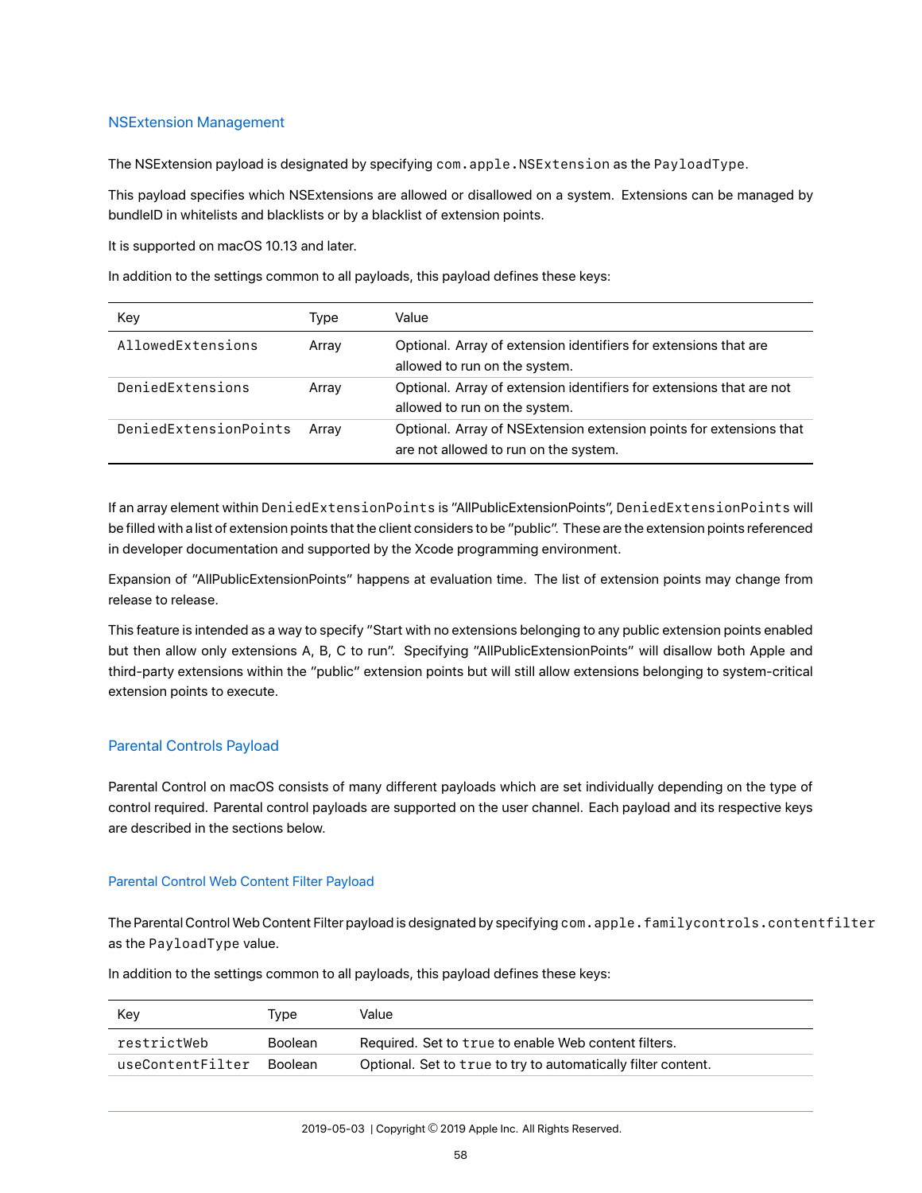## NSExtension Management

The NSExtension payload is designated by specifying `com.apple.NSExtension` as the `PayloadType`.

This payload specifies which NSExtensions are allowed or disallowed on a system. Extensions can be managed by bundleID in whitelists and blacklists or by a blacklist of extension points.

It is supported on macOS 10.13 and later.

In addition to the settings common to all payloads, this payload defines these keys:

| Key | Type | Value |
|---|---|---|
| `AllowedExtensions` | Array | Optional. Array of extension identifiers for extensions that are allowed to run on the system. |
| `DeniedExtensions` | Array | Optional. Array of extension identifiers for extensions that are not allowed to run on the system. |
| `DeniedExtensionPoints` | Array | Optional. Array of NSExtension extension points for extensions that are not allowed to run on the system. |

If an array element within `DeniedExtensionPoints` is "AllPublicExtensionPoints", `DeniedExtensionPoints` will be filled with a list of extension points that the client considers to be "public". These are the extension points referenced in developer documentation and supported by the Xcode programming environment.

Expansion of "AllPublicExtensionPoints" happens at evaluation time. The list of extension points may change from release to release.

This feature is intended as a way to specify "Start with no extensions belonging to any public extension points enabled but then allow only extensions A, B, C to run". Specifying "AllPublicExtensionPoints" will disallow both Apple and third-party extensions within the "public" extension points but will still allow extensions belonging to system-critical extension points to execute.

## Parental Controls Payload

Parental Control on macOS consists of many different payloads which are set individually depending on the type of control required. Parental control payloads are supported on the user channel. Each payload and its respective keys are described in the sections below.

### Parental Control Web Content Filter Payload

The Parental Control Web Content Filter payload is designated by specifying `com.apple.familycontrols.contentfilter` as the `PayloadType` value.

In addition to the settings common to all payloads, this payload defines these keys:

| Key | Type | Value |
|---|---|---|
| `restrictWeb` | Boolean | Required. Set to `true` to enable Web content filters. |
| `useContentFilter` | Boolean | Optional. Set to `true` to try to automatically filter content. |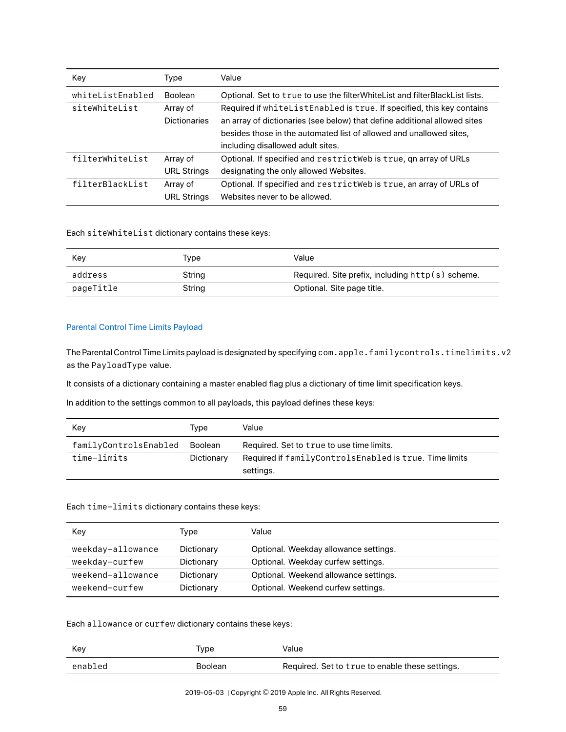| Key | Type | Value |
|---|---|---|
| `whiteListEnabled` | Boolean | Optional. Set to `true` to use the filterWhiteList and filterBlackList lists. |
| `siteWhiteList` | Array of Dictionaries | Required if `whiteListEnabled` is `true`. If specified, this key contains an array of dictionaries (see below) that define additional allowed sites besides those in the automated list of allowed and unallowed sites, including disallowed adult sites. |
| `filterWhiteList` | Array of URL Strings | Optional. If specified and `restrictWeb` is `true`, qn array of URLs designating the only allowed Websites. |
| `filterBlackList` | Array of URL Strings | Optional. If specified and `restrictWeb` is `true`, an array of URLs of Websites never to be allowed. |

Each `siteWhiteList` dictionary contains these keys:

| Key | Type | Value |
|---|---|---|
| `address` | String | Required. Site prefix, including `http(s)` scheme. |
| `pageTitle` | String | Optional. Site page title. |

### Parental Control Time Limits Payload

The Parental Control Time Limits payload is designated by specifying `com.apple.familycontrols.timelimits.v2` as the `PayloadType` value.

It consists of a dictionary containing a master enabled flag plus a dictionary of time limit specification keys.

In addition to the settings common to all payloads, this payload defines these keys:

| Key | Type | Value |
|---|---|---|
| `familyControlsEnabled` | Boolean | Required. Set to `true` to use time limits. |
| `time-limits` | Dictionary | Required if `familyControlsEnabled` is `true`. Time limits settings. |

Each `time-limits` dictionary contains these keys:

| Key | Type | Value |
|---|---|---|
| `weekday-allowance` | Dictionary | Optional. Weekday allowance settings. |
| `weekday-curfew` | Dictionary | Optional. Weekday curfew settings. |
| `weekend-allowance` | Dictionary | Optional. Weekend allowance settings. |
| `weekend-curfew` | Dictionary | Optional. Weekend curfew settings. |

Each `allowance` or `curfew` dictionary contains these keys:

| Key | Type | Value |
|---|---|---|
| `enabled` | Boolean | Required. Set to `true` to enable these settings. |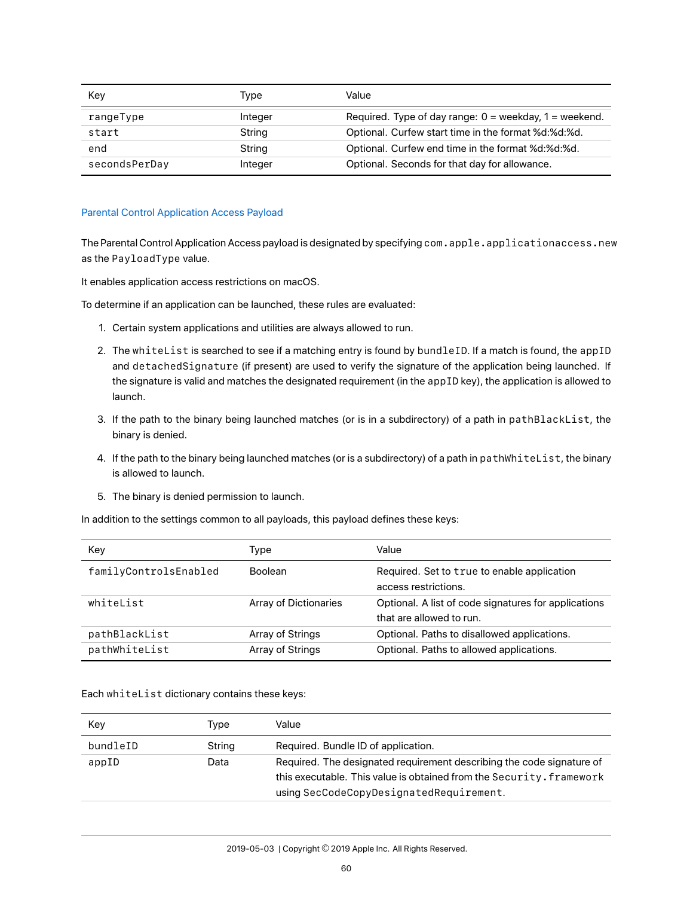| Key | Type | Value |
|---|---|---|
| `rangeType` | Integer | Required. Type of day range: 0 = weekday, 1 = weekend. |
| `start` | String | Optional. Curfew start time in the format %d:%d:%d. |
| `end` | String | Optional. Curfew end time in the format %d:%d:%d. |
| `secondsPerDay` | Integer | Optional. Seconds for that day for allowance. |

### Parental Control Application Access Payload

The Parental Control Application Access payload is designated by specifying `com.apple.applicationaccess.new` as the `PayloadType` value.

It enables application access restrictions on macOS.

To determine if an application can be launched, these rules are evaluated:

1. Certain system applications and utilities are always allowed to run.
2. The `whiteList` is searched to see if a matching entry is found by `bundleID`. If a match is found, the `appID` and `detachedSignature` (if present) are used to verify the signature of the application being launched. If the signature is valid and matches the designated requirement (in the `appID` key), the application is allowed to launch.
3. If the path to the binary being launched matches (or is in a subdirectory) of a path in `pathBlackList`, the binary is denied.
4. If the path to the binary being launched matches (or is a subdirectory) of a path in `pathWhiteList`, the binary is allowed to launch.
5. The binary is denied permission to launch.

In addition to the settings common to all payloads, this payload defines these keys:

| Key | Type | Value |
|---|---|---|
| `familyControlsEnabled` | Boolean | Required. Set to `true` to enable application access restrictions. |
| `whiteList` | Array of Dictionaries | Optional. A list of code signatures for applications that are allowed to run. |
| `pathBlackList` | Array of Strings | Optional. Paths to disallowed applications. |
| `pathWhiteList` | Array of Strings | Optional. Paths to allowed applications. |

Each `whiteList` dictionary contains these keys:

| Key | Type | Value |
|---|---|---|
| `bundleID` | String | Required. Bundle ID of application. |
| `appID` | Data | Required. The designated requirement describing the code signature of this executable. This value is obtained from the `Security.framework` using `SecCodeCopyDesignatedRequirement`. |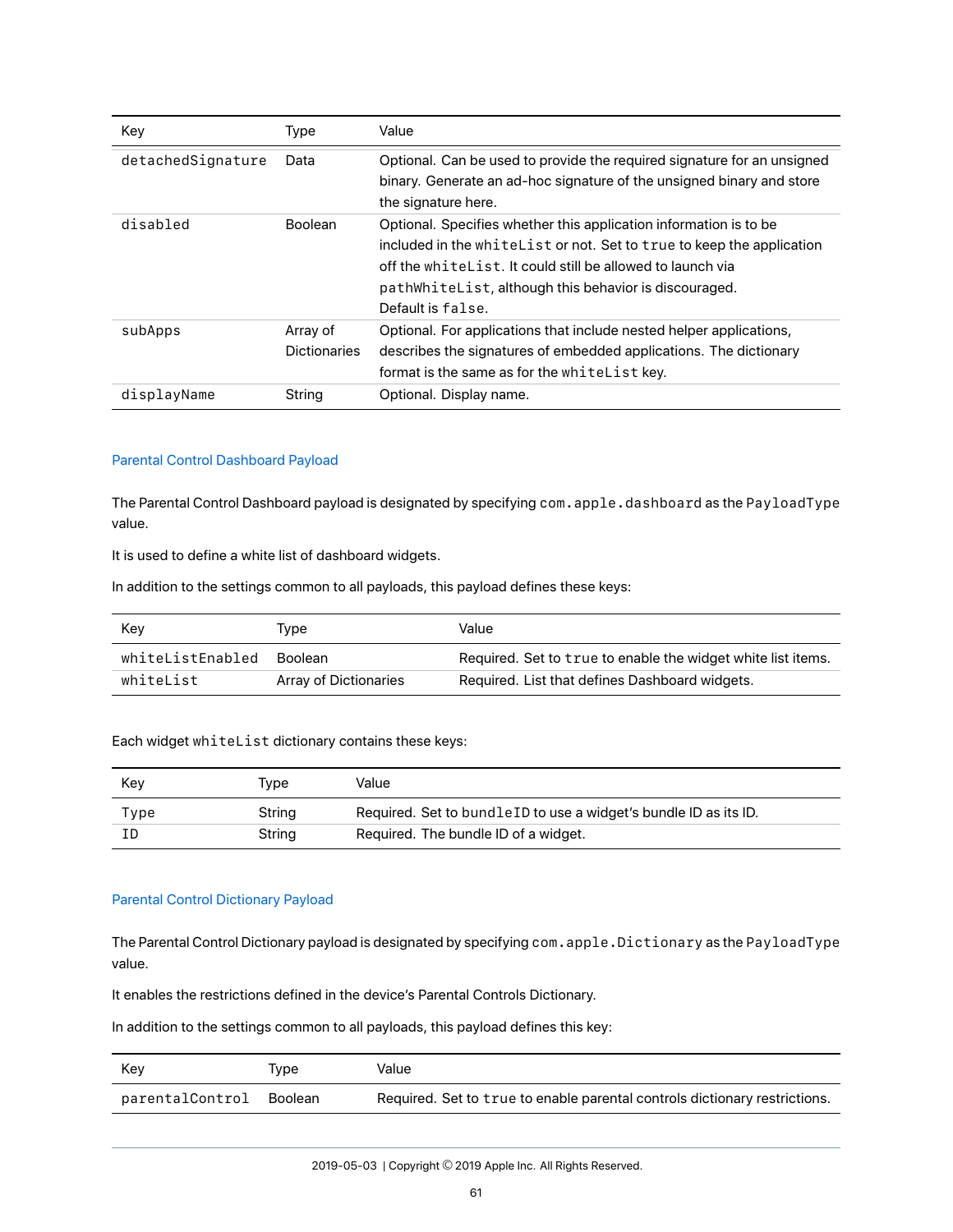| Key | Type | Value |
|---|---|---|
| `detachedSignature` | Data | Optional. Can be used to provide the required signature for an unsigned binary. Generate an ad-hoc signature of the unsigned binary and store the signature here. |
| `disabled` | Boolean | Optional. Specifies whether this application information is to be included in the `whiteList` or not. Set to `true` to keep the application off the `whiteList`. It could still be allowed to launch via `pathWhiteList`, although this behavior is discouraged. Default is `false`. |
| `subApps` | Array of Dictionaries | Optional. For applications that include nested helper applications, describes the signatures of embedded applications. The dictionary format is the same as for the `whiteList` key. |
| `displayName` | String | Optional. Display name. |

### Parental Control Dashboard Payload

The Parental Control Dashboard payload is designated by specifying `com.apple.dashboard` as the `PayloadType` value.

It is used to define a white list of dashboard widgets.

In addition to the settings common to all payloads, this payload defines these keys:

| Key | Type | Value |
|---|---|---|
| `whiteListEnabled` | Boolean | Required. Set to `true` to enable the widget white list items. |
| `whiteList` | Array of Dictionaries | Required. List that defines Dashboard widgets. |

Each widget `whiteList` dictionary contains these keys:

| Key | Type | Value |
|---|---|---|
| `Type` | String | Required. Set to `bundleID` to use a widget's bundle ID as its ID. |
| `ID` | String | Required. The bundle ID of a widget. |

### Parental Control Dictionary Payload

The Parental Control Dictionary payload is designated by specifying `com.apple.Dictionary` as the `PayloadType` value.

It enables the restrictions defined in the device's Parental Controls Dictionary.

In addition to the settings common to all payloads, this payload defines this key:

| Key | Type | Value |
|---|---|---|
| `parentalControl` | Boolean | Required. Set to `true` to enable parental controls dictionary restrictions. |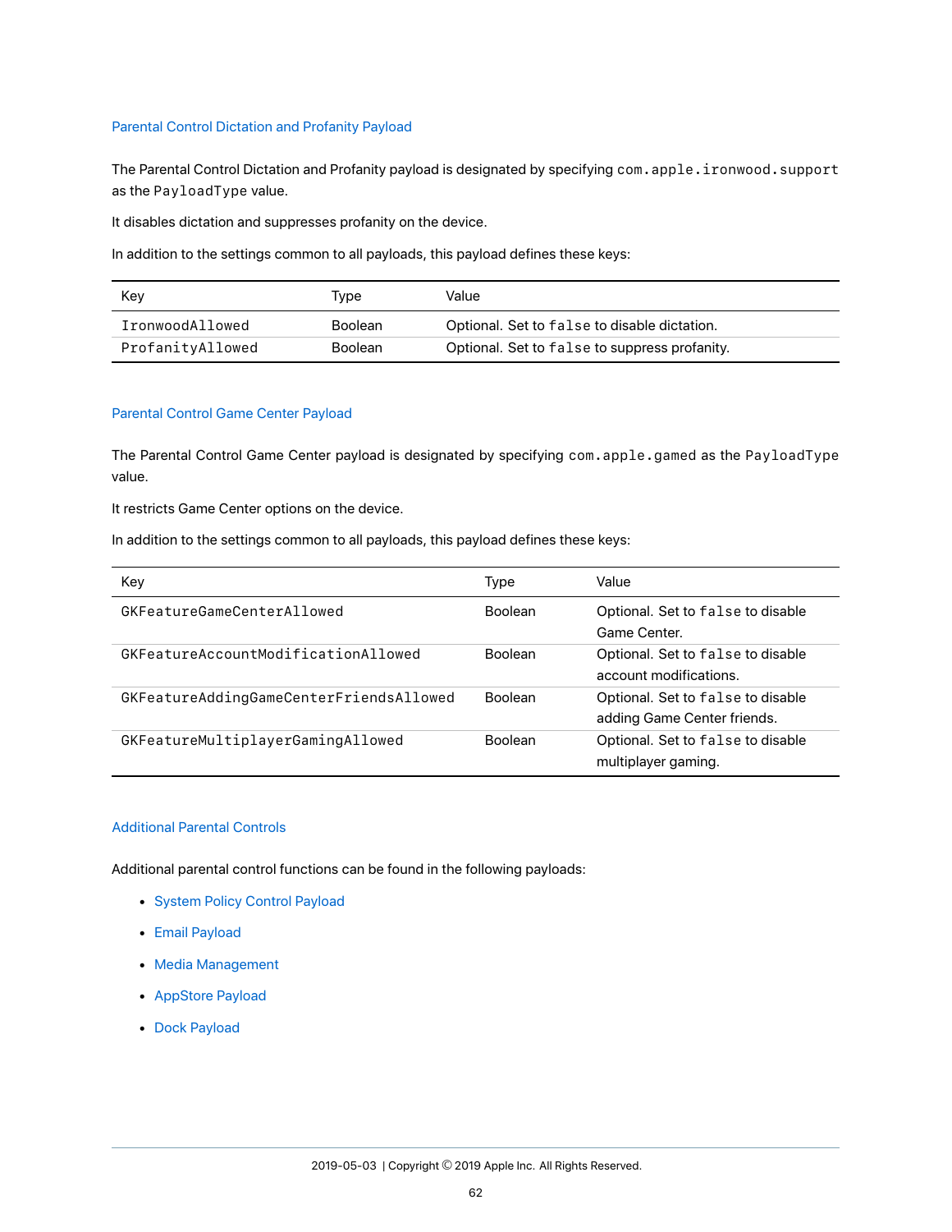### Parental Control Dictation and Profanity Payload

The Parental Control Dictation and Profanity payload is designated by specifying `com.apple.ironwood.support` as the `PayloadType` value.

It disables dictation and suppresses profanity on the device.

In addition to the settings common to all payloads, this payload defines these keys:

| Key | Type | Value |
|---|---|---|
| `IronwoodAllowed` | Boolean | Optional. Set to `false` to disable dictation. |
| `ProfanityAllowed` | Boolean | Optional. Set to `false` to suppress profanity. |

### Parental Control Game Center Payload

The Parental Control Game Center payload is designated by specifying `com.apple.gamed` as the `PayloadType` value.

It restricts Game Center options on the device.

In addition to the settings common to all payloads, this payload defines these keys:

| Key | Type | Value |
|---|---|---|
| `GKFeatureGameCenterAllowed` | Boolean | Optional. Set to `false` to disable Game Center. |
| `GKFeatureAccountModificationAllowed` | Boolean | Optional. Set to `false` to disable account modifications. |
| `GKFeatureAddingGameCenterFriendsAllowed` | Boolean | Optional. Set to `false` to disable adding Game Center friends. |
| `GKFeatureMultiplayerGamingAllowed` | Boolean | Optional. Set to `false` to disable multiplayer gaming. |

### Additional Parental Controls

Additional parental control functions can be found in the following payloads:

- System Policy Control Payload
- Email Payload
- Media Management
- AppStore Payload
- Dock Payload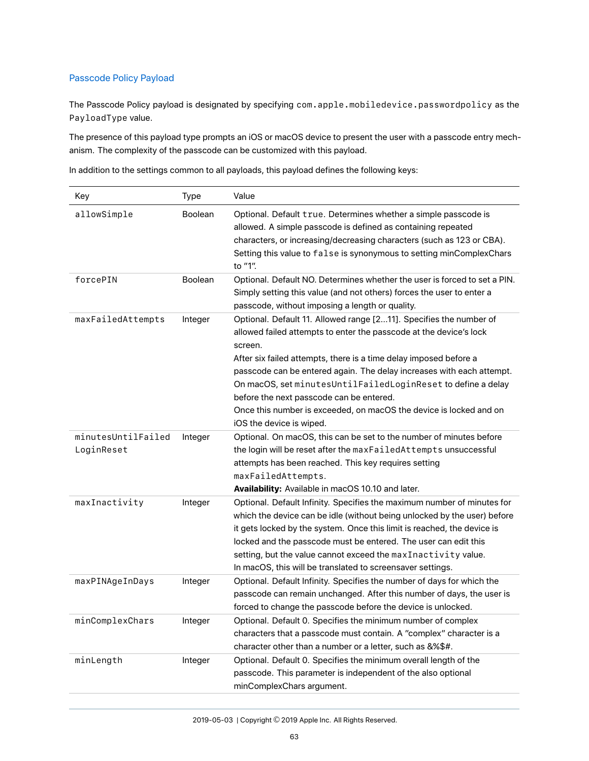## Passcode Policy Payload

The Passcode Policy payload is designated by specifying `com.apple.mobiledevice.passwordpolicy` as the `PayloadType` value.

The presence of this payload type prompts an iOS or macOS device to present the user with a passcode entry mechanism. The complexity of the passcode can be customized with this payload.

In addition to the settings common to all payloads, this payload defines the following keys:

| Key | Type | Value |
|---|---|---|
| `allowSimple` | Boolean | Optional. Default `true`. Determines whether a simple passcode is allowed. A simple passcode is defined as containing repeated characters, or increasing/decreasing characters (such as 123 or CBA). Setting this value to `false` is synonymous to setting minComplexChars to "1". |
| `forcePIN` | Boolean | Optional. Default NO. Determines whether the user is forced to set a PIN. Simply setting this value (and not others) forces the user to enter a passcode, without imposing a length or quality. |
| `maxFailedAttempts` | Integer | Optional. Default 11. Allowed range [2...11]. Specifies the number of allowed failed attempts to enter the passcode at the device's lock screen.<br>After six failed attempts, there is a time delay imposed before a passcode can be entered again. The delay increases with each attempt. On macOS, set `minutesUntilFailedLoginReset` to define a delay before the next passcode can be entered.<br>Once this number is exceeded, on macOS the device is locked and on iOS the device is wiped. |
| `minutesUntilFailedLoginReset` | Integer | Optional. On macOS, this can be set to the number of minutes before the login will be reset after the `maxFailedAttempts` unsuccessful attempts has been reached. This key requires setting `maxFailedAttempts`.<br>**Availability:** Available in macOS 10.10 and later. |
| `maxInactivity` | Integer | Optional. Default Infinity. Specifies the maximum number of minutes for which the device can be idle (without being unlocked by the user) before it gets locked by the system. Once this limit is reached, the device is locked and the passcode must be entered. The user can edit this setting, but the value cannot exceed the `maxInactivity` value.<br>In macOS, this will be translated to screensaver settings. |
| `maxPINAgeInDays` | Integer | Optional. Default Infinity. Specifies the number of days for which the passcode can remain unchanged. After this number of days, the user is forced to change the passcode before the device is unlocked. |
| `minComplexChars` | Integer | Optional. Default 0. Specifies the minimum number of complex characters that a passcode must contain. A "complex" character is a character other than a number or a letter, such as &%$#. |
| `minLength` | Integer | Optional. Default 0. Specifies the minimum overall length of the passcode. This parameter is independent of the also optional minComplexChars argument. |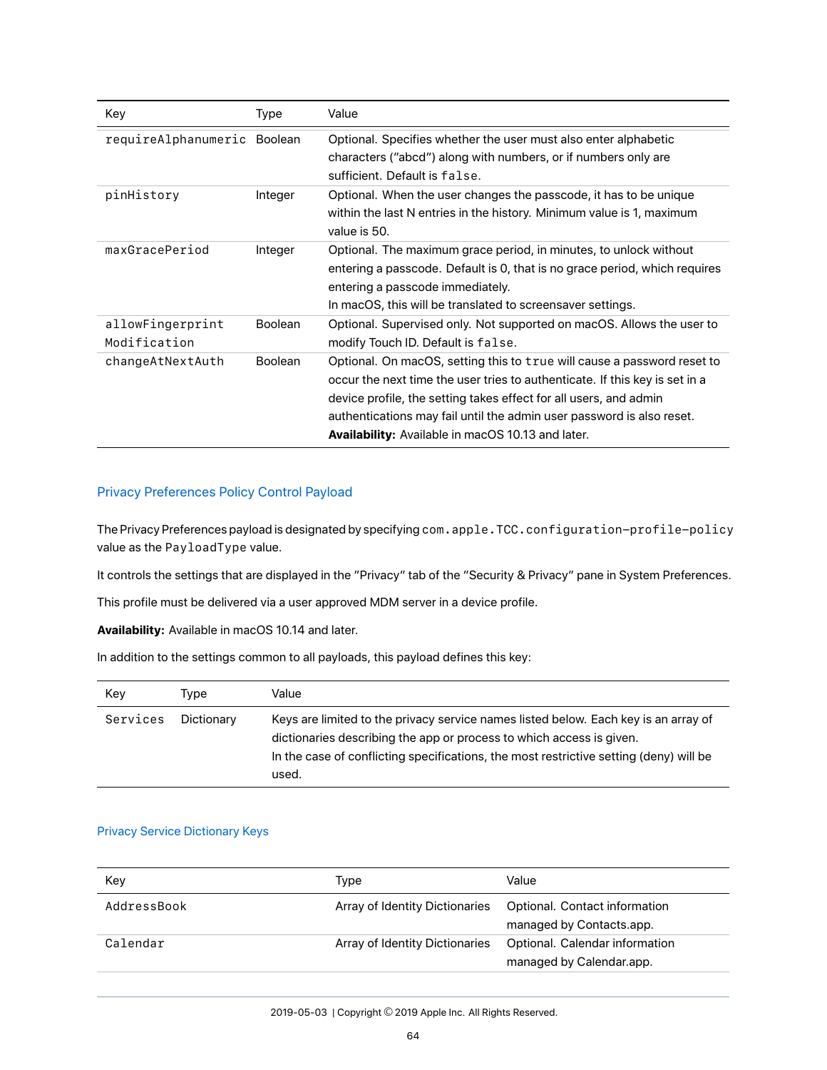| Key | Type | Value |
|---|---|---|
| `requireAlphanumeric` | Boolean | Optional. Specifies whether the user must also enter alphabetic characters ("abcd") along with numbers, or if numbers only are sufficient. Default is `false`. |
| `pinHistory` | Integer | Optional. When the user changes the passcode, it has to be unique within the last N entries in the history. Minimum value is 1, maximum value is 50. |
| `maxGracePeriod` | Integer | Optional. The maximum grace period, in minutes, to unlock without entering a passcode. Default is 0, that is no grace period, which requires entering a passcode immediately.<br>In macOS, this will be translated to screensaver settings. |
| `allowFingerprintModification` | Boolean | Optional. Supervised only. Not supported on macOS. Allows the user to modify Touch ID. Default is `false`. |
| `changeAtNextAuth` | Boolean | Optional. On macOS, setting this to `true` will cause a password reset to occur the next time the user tries to authenticate. If this key is set in a device profile, the setting takes effect for all users, and admin authentications may fail until the admin user password is also reset.<br>**Availability:** Available in macOS 10.13 and later. |

## Privacy Preferences Policy Control Payload

The Privacy Preferences payload is designated by specifying `com.apple.TCC.configuration-profile-policy` value as the `PayloadType` value.

It controls the settings that are displayed in the "Privacy" tab of the "Security & Privacy" pane in System Preferences.

This profile must be delivered via a user approved MDM server in a device profile.

**Availability:** Available in macOS 10.14 and later.

In addition to the settings common to all payloads, this payload defines this key:

| Key | Type | Value |
|---|---|---|
| `Services` | Dictionary | Keys are limited to the privacy service names listed below. Each key is an array of dictionaries describing the app or process to which access is given.<br>In the case of conflicting specifications, the most restrictive setting (deny) will be used. |

### Privacy Service Dictionary Keys

| Key | Type | Value |
|---|---|---|
| `AddressBook` | Array of Identity Dictionaries | Optional. Contact information managed by Contacts.app. |
| `Calendar` | Array of Identity Dictionaries | Optional. Calendar information managed by Calendar.app. |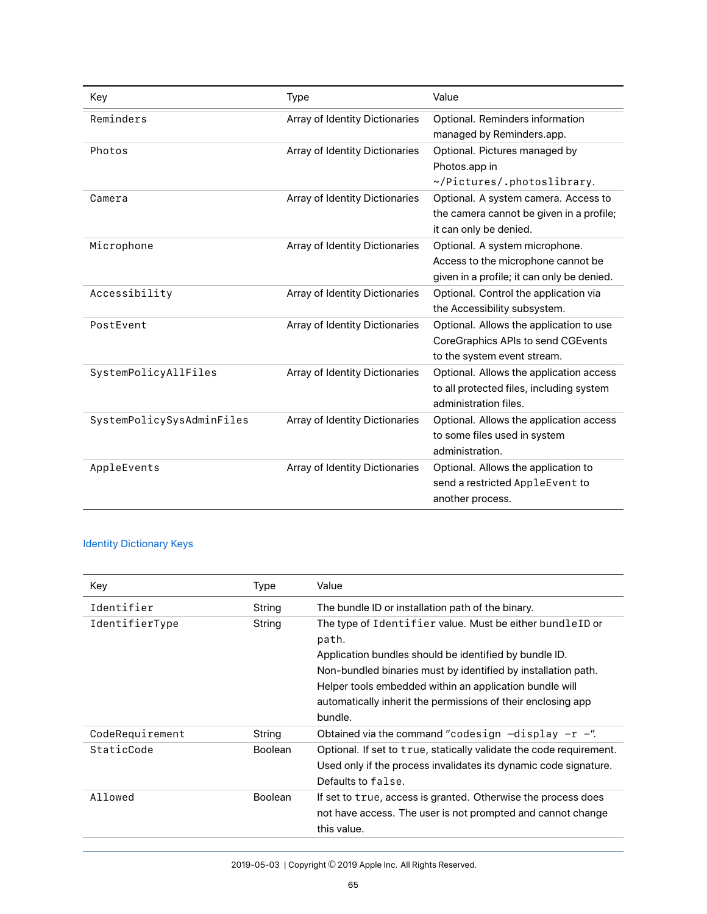| Key | Type | Value |
| --- | --- | --- |
| `Reminders` | Array of Identity Dictionaries | Optional. Reminders information managed by Reminders.app. |
| `Photos` | Array of Identity Dictionaries | Optional. Pictures managed by Photos.app in `~/Pictures/.photoslibrary`. |
| `Camera` | Array of Identity Dictionaries | Optional. A system camera. Access to the camera cannot be given in a profile; it can only be denied. |
| `Microphone` | Array of Identity Dictionaries | Optional. A system microphone. Access to the microphone cannot be given in a profile; it can only be denied. |
| `Accessibility` | Array of Identity Dictionaries | Optional. Control the application via the Accessibility subsystem. |
| `PostEvent` | Array of Identity Dictionaries | Optional. Allows the application to use CoreGraphics APIs to send CGEvents to the system event stream. |
| `SystemPolicyAllFiles` | Array of Identity Dictionaries | Optional. Allows the application access to all protected files, including system administration files. |
| `SystemPolicySysAdminFiles` | Array of Identity Dictionaries | Optional. Allows the application access to some files used in system administration. |
| `AppleEvents` | Array of Identity Dictionaries | Optional. Allows the application to send a restricted `AppleEvent` to another process. |

### Identity Dictionary Keys

| Key | Type | Value |
| --- | --- | --- |
| `Identifier` | String | The bundle ID or installation path of the binary. |
| `IdentifierType` | String | The type of `Identifier` value. Must be either `bundleID` or `path`.<br>Application bundles should be identified by bundle ID.<br>Non-bundled binaries must by identified by installation path.<br>Helper tools embedded within an application bundle will automatically inherit the permissions of their enclosing app bundle. |
| `CodeRequirement` | String | Obtained via the command "`codesign –display –r –`". |
| `StaticCode` | Boolean | Optional. If set to `true`, statically validate the code requirement. Used only if the process invalidates its dynamic code signature. Defaults to `false`. |
| `Allowed` | Boolean | If set to `true`, access is granted. Otherwise the process does not have access. The user is not prompted and cannot change this value. |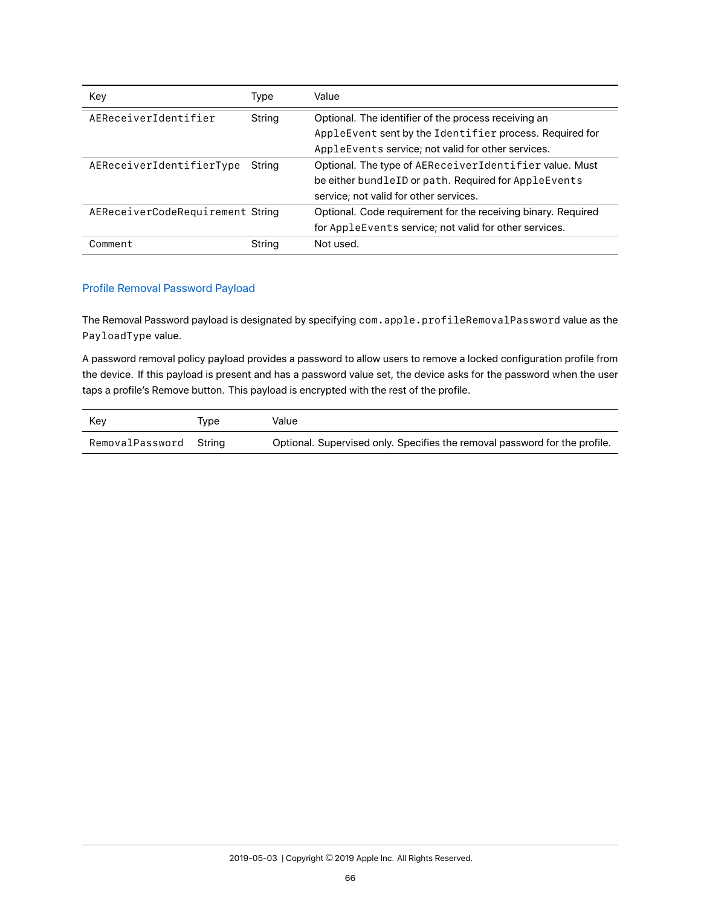| Key | Type | Value |
| --- | --- | --- |
| `AEReceiverIdentifier` | String | Optional. The identifier of the process receiving an `AppleEvent` sent by the `Identifier` process. Required for `AppleEvents` service; not valid for other services. |
| `AEReceiverIdentifierType` | String | Optional. The type of `AEReceiverIdentifier` value. Must be either `bundleID` or `path`. Required for `AppleEvents` service; not valid for other services. |
| `AEReceiverCodeRequirement` | String | Optional. Code requirement for the receiving binary. Required for `AppleEvents` service; not valid for other services. |
| `Comment` | String | Not used. |

## Profile Removal Password Payload

The Removal Password payload is designated by specifying `com.apple.profileRemovalPassword` value as the `PayloadType` value.

A password removal policy payload provides a password to allow users to remove a locked configuration profile from the device. If this payload is present and has a password value set, the device asks for the password when the user taps a profile's Remove button. This payload is encrypted with the rest of the profile.

| Key | Type | Value |
| --- | --- | --- |
| `RemovalPassword` | String | Optional. Supervised only. Specifies the removal password for the profile. |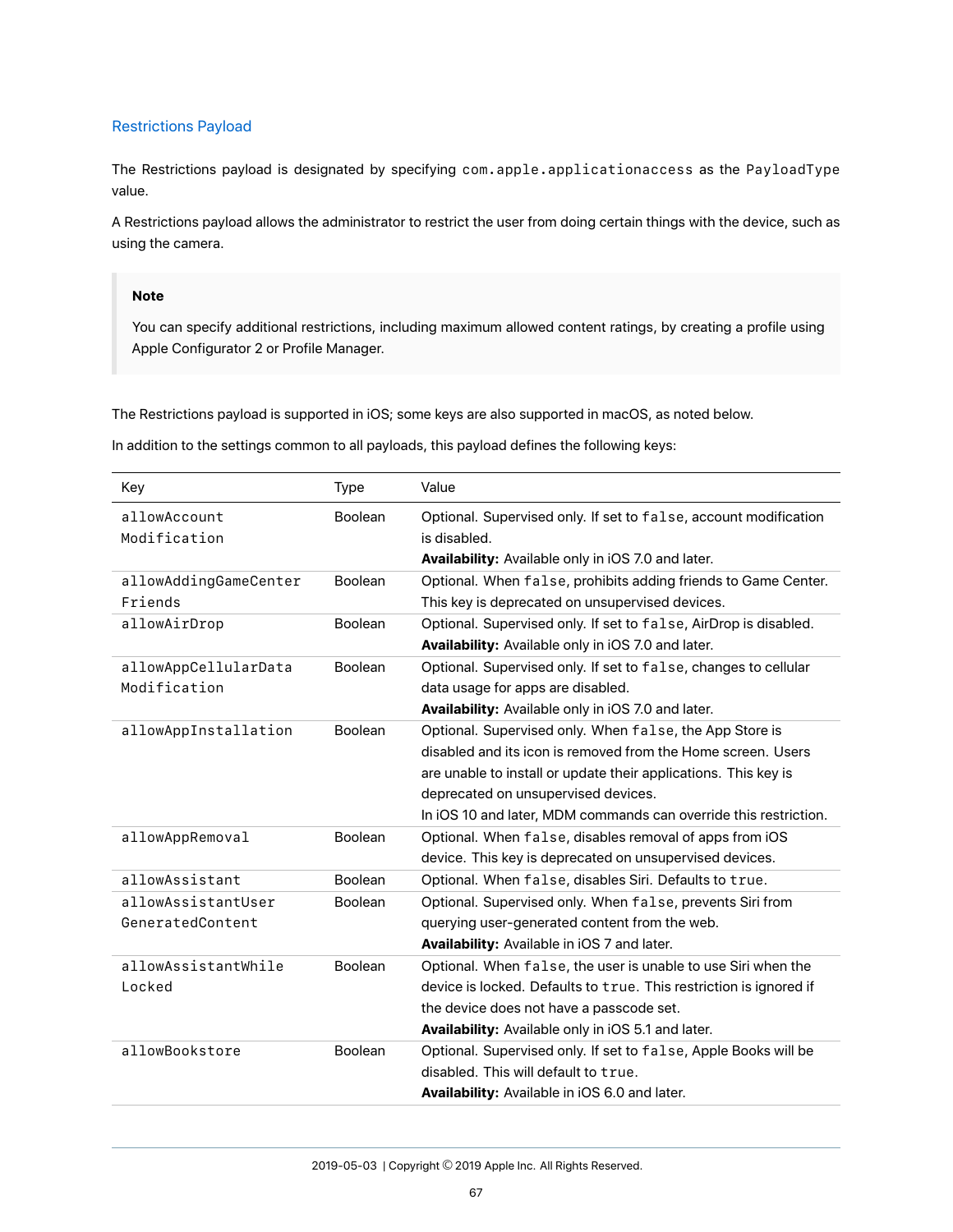## Restrictions Payload

The Restrictions payload is designated by specifying `com.apple.applicationaccess` as the `PayloadType` value.

A Restrictions payload allows the administrator to restrict the user from doing certain things with the device, such as using the camera.

> **Note**
>
> You can specify additional restrictions, including maximum allowed content ratings, by creating a profile using Apple Configurator 2 or Profile Manager.

The Restrictions payload is supported in iOS; some keys are also supported in macOS, as noted below.

In addition to the settings common to all payloads, this payload defines the following keys:

| Key | Type | Value |
|---|---|---|
| `allowAccountModification` | Boolean | Optional. Supervised only. If set to `false`, account modification is disabled.<br>**Availability:** Available only in iOS 7.0 and later. |
| `allowAddingGameCenterFriends` | Boolean | Optional. When `false`, prohibits adding friends to Game Center. This key is deprecated on unsupervised devices. |
| `allowAirDrop` | Boolean | Optional. Supervised only. If set to `false`, AirDrop is disabled.<br>**Availability:** Available only in iOS 7.0 and later. |
| `allowAppCellularDataModification` | Boolean | Optional. Supervised only. If set to `false`, changes to cellular data usage for apps are disabled.<br>**Availability:** Available only in iOS 7.0 and later. |
| `allowAppInstallation` | Boolean | Optional. Supervised only. When `false`, the App Store is disabled and its icon is removed from the Home screen. Users are unable to install or update their applications. This key is deprecated on unsupervised devices.<br>In iOS 10 and later, MDM commands can override this restriction. |
| `allowAppRemoval` | Boolean | Optional. When `false`, disables removal of apps from iOS device. This key is deprecated on unsupervised devices. |
| `allowAssistant` | Boolean | Optional. When `false`, disables Siri. Defaults to `true`. |
| `allowAssistantUserGeneratedContent` | Boolean | Optional. Supervised only. When `false`, prevents Siri from querying user-generated content from the web.<br>**Availability:** Available in iOS 7 and later. |
| `allowAssistantWhileLocked` | Boolean | Optional. When `false`, the user is unable to use Siri when the device is locked. Defaults to `true`. This restriction is ignored if the device does not have a passcode set.<br>**Availability:** Available only in iOS 5.1 and later. |
| `allowBookstore` | Boolean | Optional. Supervised only. If set to `false`, Apple Books will be disabled. This will default to `true`.<br>**Availability:** Available in iOS 6.0 and later. |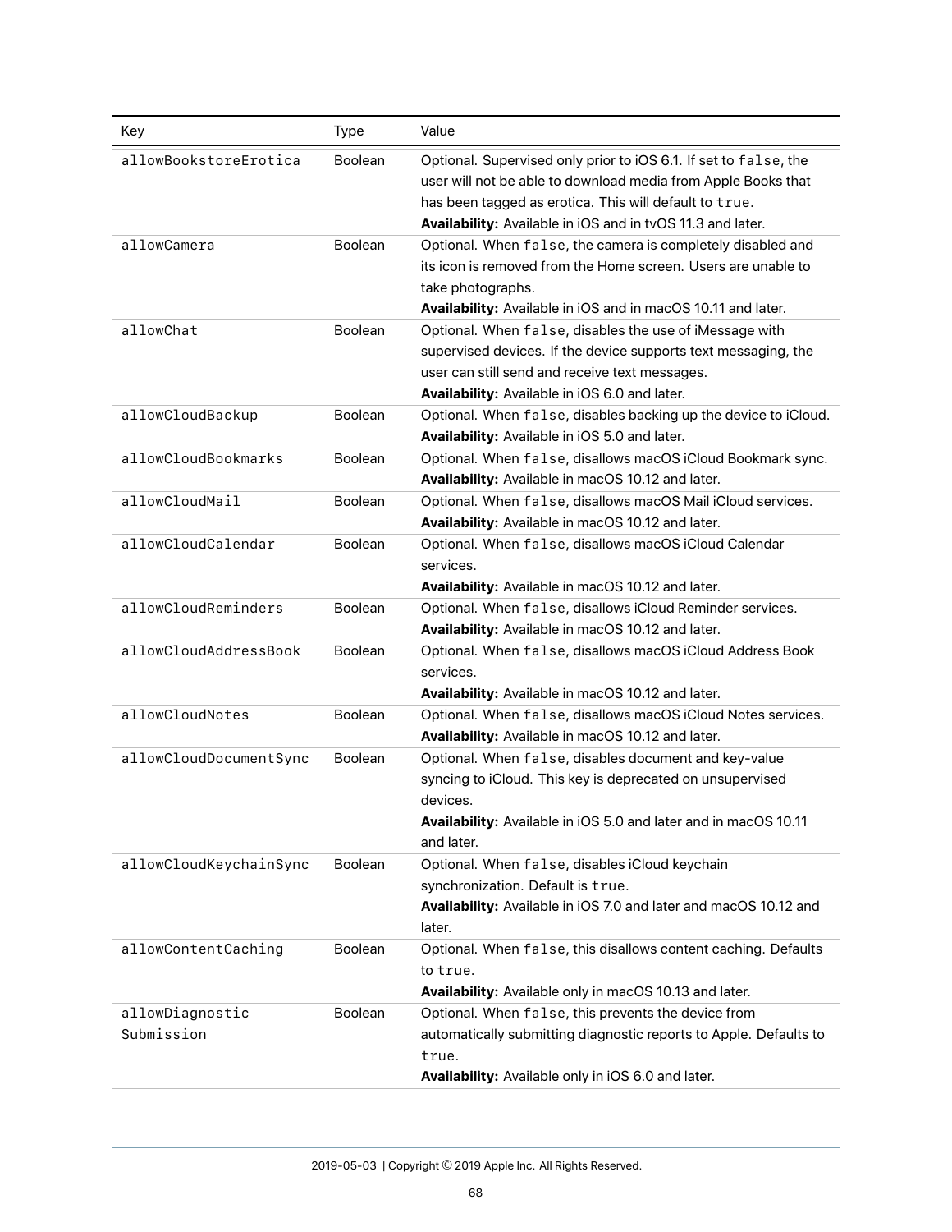| Key | Type | Value |
|---|---|---|
| `allowBookstoreErotica` | Boolean | Optional. Supervised only prior to iOS 6.1. If set to `false`, the user will not be able to download media from Apple Books that has been tagged as erotica. This will default to `true`.<br>**Availability:** Available in iOS and in tvOS 11.3 and later. |
| `allowCamera` | Boolean | Optional. When `false`, the camera is completely disabled and its icon is removed from the Home screen. Users are unable to take photographs.<br>**Availability:** Available in iOS and in macOS 10.11 and later. |
| `allowChat` | Boolean | Optional. When `false`, disables the use of iMessage with supervised devices. If the device supports text messaging, the user can still send and receive text messages.<br>**Availability:** Available in iOS 6.0 and later. |
| `allowCloudBackup` | Boolean | Optional. When `false`, disables backing up the device to iCloud.<br>**Availability:** Available in iOS 5.0 and later. |
| `allowCloudBookmarks` | Boolean | Optional. When `false`, disallows macOS iCloud Bookmark sync.<br>**Availability:** Available in macOS 10.12 and later. |
| `allowCloudMail` | Boolean | Optional. When `false`, disallows macOS Mail iCloud services.<br>**Availability:** Available in macOS 10.12 and later. |
| `allowCloudCalendar` | Boolean | Optional. When `false`, disallows macOS iCloud Calendar services.<br>**Availability:** Available in macOS 10.12 and later. |
| `allowCloudReminders` | Boolean | Optional. When `false`, disallows iCloud Reminder services.<br>**Availability:** Available in macOS 10.12 and later. |
| `allowCloudAddressBook` | Boolean | Optional. When `false`, disallows macOS iCloud Address Book services.<br>**Availability:** Available in macOS 10.12 and later. |
| `allowCloudNotes` | Boolean | Optional. When `false`, disallows macOS iCloud Notes services.<br>**Availability:** Available in macOS 10.12 and later. |
| `allowCloudDocumentSync` | Boolean | Optional. When `false`, disables document and key-value syncing to iCloud. This key is deprecated on unsupervised devices.<br>**Availability:** Available in iOS 5.0 and later and in macOS 10.11 and later. |
| `allowCloudKeychainSync` | Boolean | Optional. When `false`, disables iCloud keychain synchronization. Default is `true`.<br>**Availability:** Available in iOS 7.0 and later and macOS 10.12 and later. |
| `allowContentCaching` | Boolean | Optional. When `false`, this disallows content caching. Defaults to `true`.<br>**Availability:** Available only in macOS 10.13 and later. |
| `allowDiagnosticSubmission` | Boolean | Optional. When `false`, this prevents the device from automatically submitting diagnostic reports to Apple. Defaults to `true`.<br>**Availability:** Available only in iOS 6.0 and later. |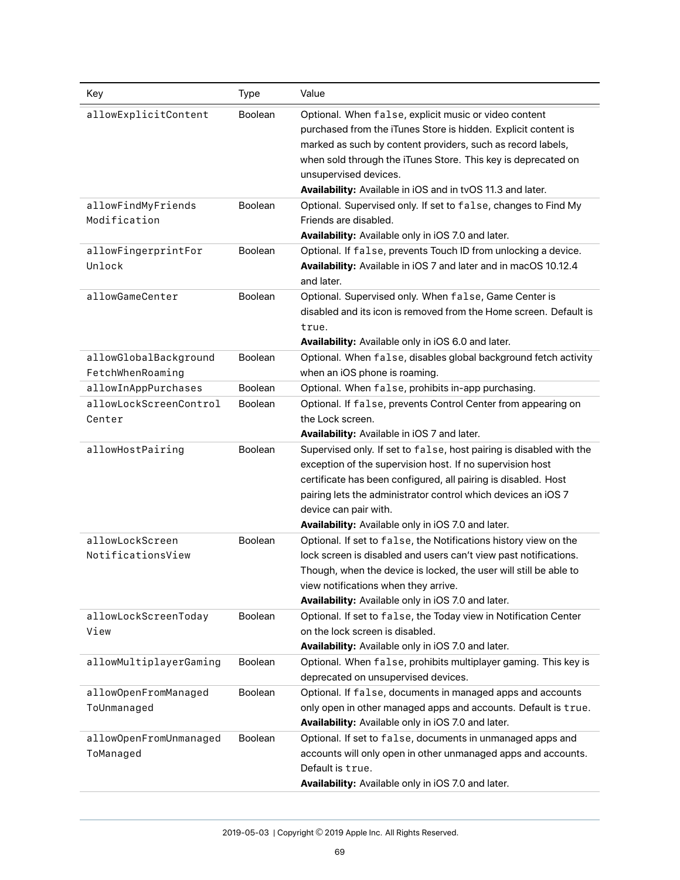| Key | Type | Value |
|---|---|---|
| `allowExplicitContent` | Boolean | Optional. When `false`, explicit music or video content purchased from the iTunes Store is hidden. Explicit content is marked as such by content providers, such as record labels, when sold through the iTunes Store. This key is deprecated on unsupervised devices.<br>**Availability:** Available in iOS and in tvOS 11.3 and later. |
| `allowFindMyFriendsModification` | Boolean | Optional. Supervised only. If set to `false`, changes to Find My Friends are disabled.<br>**Availability:** Available only in iOS 7.0 and later. |
| `allowFingerprintForUnlock` | Boolean | Optional. If `false`, prevents Touch ID from unlocking a device.<br>**Availability:** Available in iOS 7 and later and in macOS 10.12.4 and later. |
| `allowGameCenter` | Boolean | Optional. Supervised only. When `false`, Game Center is disabled and its icon is removed from the Home screen. Default is `true`.<br>**Availability:** Available only in iOS 6.0 and later. |
| `allowGlobalBackgroundFetchWhenRoaming` | Boolean | Optional. When `false`, disables global background fetch activity when an iOS phone is roaming. |
| `allowInAppPurchases` | Boolean | Optional. When `false`, prohibits in-app purchasing. |
| `allowLockScreenControlCenter` | Boolean | Optional. If `false`, prevents Control Center from appearing on the Lock screen.<br>**Availability:** Available in iOS 7 and later. |
| `allowHostPairing` | Boolean | Supervised only. If set to `false`, host pairing is disabled with the exception of the supervision host. If no supervision host certificate has been configured, all pairing is disabled. Host pairing lets the administrator control which devices an iOS 7 device can pair with.<br>**Availability:** Available only in iOS 7.0 and later. |
| `allowLockScreenNotificationsView` | Boolean | Optional. If set to `false`, the Notifications history view on the lock screen is disabled and users can't view past notifications. Though, when the device is locked, the user will still be able to view notifications when they arrive.<br>**Availability:** Available only in iOS 7.0 and later. |
| `allowLockScreenTodayView` | Boolean | Optional. If set to `false`, the Today view in Notification Center on the lock screen is disabled.<br>**Availability:** Available only in iOS 7.0 and later. |
| `allowMultiplayerGaming` | Boolean | Optional. When `false`, prohibits multiplayer gaming. This key is deprecated on unsupervised devices. |
| `allowOpenFromManagedToUnmanaged` | Boolean | Optional. If `false`, documents in managed apps and accounts only open in other managed apps and accounts. Default is `true`.<br>**Availability:** Available only in iOS 7.0 and later. |
| `allowOpenFromUnmanagedToManaged` | Boolean | Optional. If set to `false`, documents in unmanaged apps and accounts will only open in other unmanaged apps and accounts. Default is `true`.<br>**Availability:** Available only in iOS 7.0 and later. |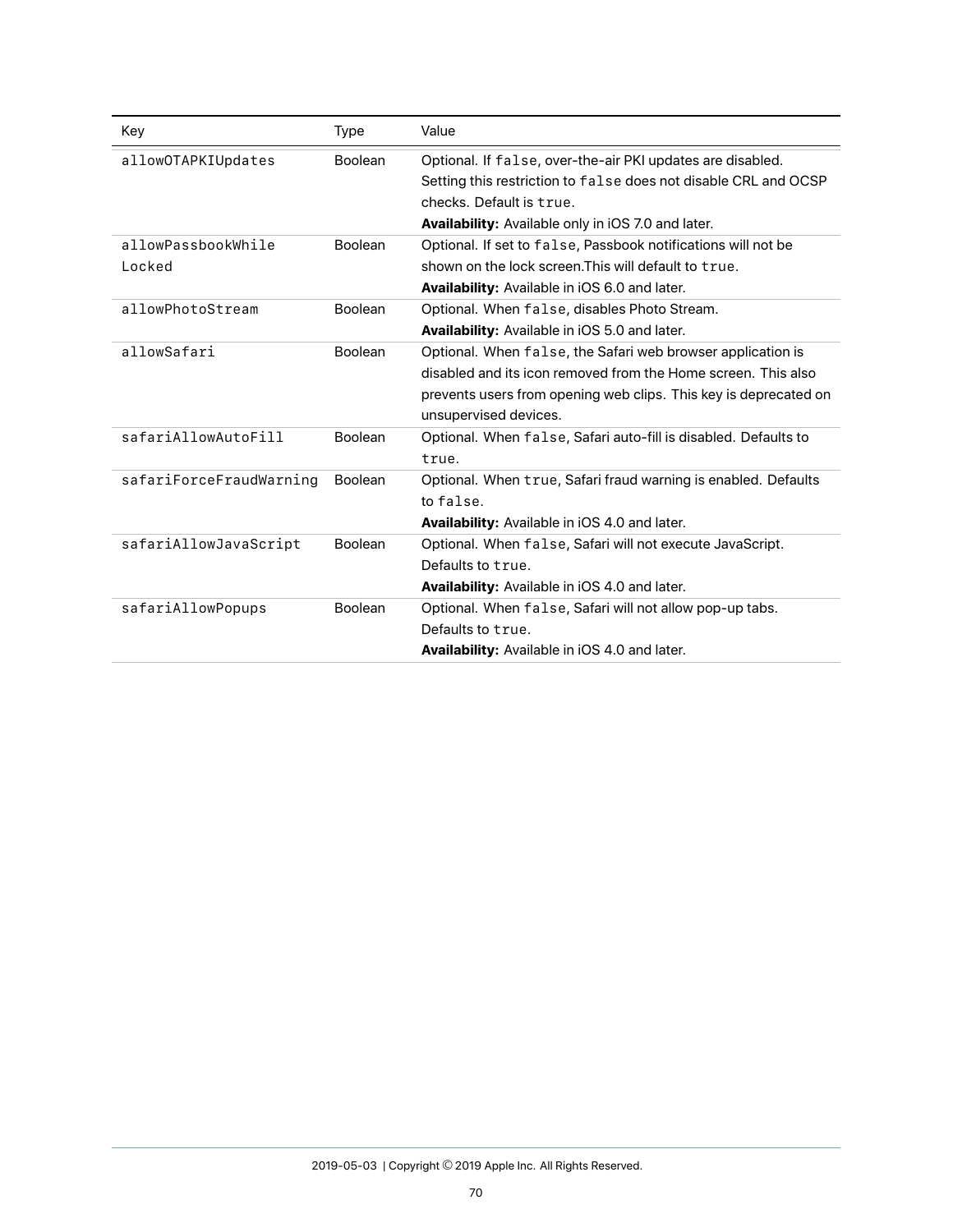| Key | Type | Value |
|---|---|---|
| `allowOTAPKIUpdates` | Boolean | Optional. If `false`, over-the-air PKI updates are disabled. Setting this restriction to `false` does not disable CRL and OCSP checks. Default is `true`.<br>**Availability:** Available only in iOS 7.0 and later. |
| `allowPassbookWhileLocked` | Boolean | Optional. If set to `false`, Passbook notifications will not be shown on the lock screen.This will default to `true`.<br>**Availability:** Available in iOS 6.0 and later. |
| `allowPhotoStream` | Boolean | Optional. When `false`, disables Photo Stream.<br>**Availability:** Available in iOS 5.0 and later. |
| `allowSafari` | Boolean | Optional. When `false`, the Safari web browser application is disabled and its icon removed from the Home screen. This also prevents users from opening web clips. This key is deprecated on unsupervised devices. |
| `safariAllowAutoFill` | Boolean | Optional. When `false`, Safari auto-fill is disabled. Defaults to `true`. |
| `safariForceFraudWarning` | Boolean | Optional. When `true`, Safari fraud warning is enabled. Defaults to `false`.<br>**Availability:** Available in iOS 4.0 and later. |
| `safariAllowJavaScript` | Boolean | Optional. When `false`, Safari will not execute JavaScript. Defaults to `true`.<br>**Availability:** Available in iOS 4.0 and later. |
| `safariAllowPopups` | Boolean | Optional. When `false`, Safari will not allow pop-up tabs. Defaults to `true`.<br>**Availability:** Available in iOS 4.0 and later. |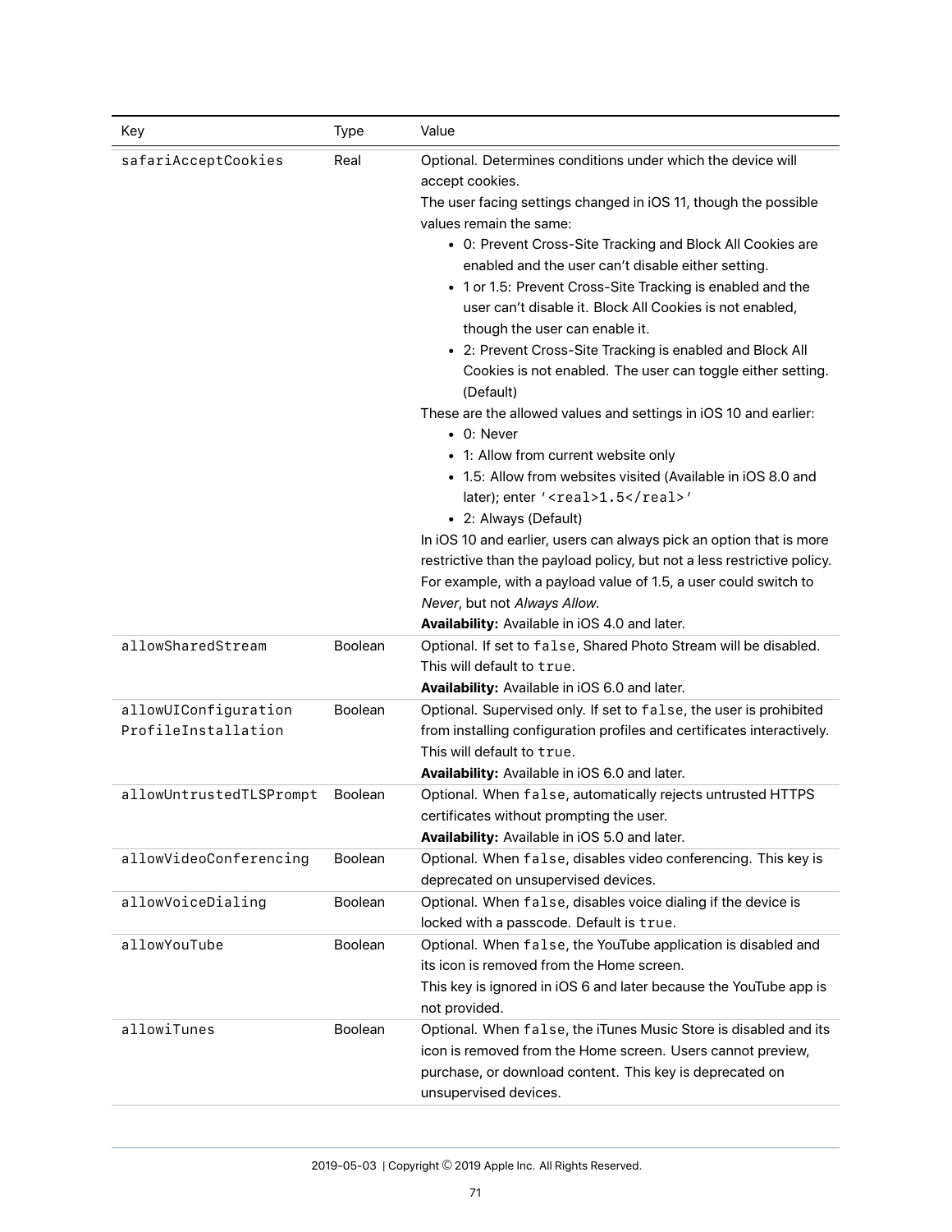| Key | Type | Value |
|---|---|---|
| `safariAcceptCookies` | Real | Optional. Determines conditions under which the device will accept cookies.<br>The user facing settings changed in iOS 11, though the possible values remain the same:<br>• 0: Prevent Cross-Site Tracking and Block All Cookies are enabled and the user can't disable either setting.<br>• 1 or 1.5: Prevent Cross-Site Tracking is enabled and the user can't disable it. Block All Cookies is not enabled, though the user can enable it.<br>• 2: Prevent Cross-Site Tracking is enabled and Block All Cookies is not enabled. The user can toggle either setting. (Default)<br>These are the allowed values and settings in iOS 10 and earlier:<br>• 0: Never<br>• 1: Allow from current website only<br>• 1.5: Allow from websites visited (Available in iOS 8.0 and later); enter `'<real>1.5</real>'`<br>• 2: Always (Default)<br>In iOS 10 and earlier, users can always pick an option that is more restrictive than the payload policy, but not a less restrictive policy. For example, with a payload value of 1.5, a user could switch to *Never*, but not *Always Allow.*<br>**Availability:** Available in iOS 4.0 and later. |
| `allowSharedStream` | Boolean | Optional. If set to `false`, Shared Photo Stream will be disabled. This will default to `true`.<br>**Availability:** Available in iOS 6.0 and later. |
| `allowUIConfiguration ProfileInstallation` | Boolean | Optional. Supervised only. If set to `false`, the user is prohibited from installing configuration profiles and certificates interactively. This will default to `true`.<br>**Availability:** Available in iOS 6.0 and later. |
| `allowUntrustedTLSPrompt` | Boolean | Optional. When `false`, automatically rejects untrusted HTTPS certificates without prompting the user.<br>**Availability:** Available in iOS 5.0 and later. |
| `allowVideoConferencing` | Boolean | Optional. When `false`, disables video conferencing. This key is deprecated on unsupervised devices. |
| `allowVoiceDialing` | Boolean | Optional. When `false`, disables voice dialing if the device is locked with a passcode. Default is `true`. |
| `allowYouTube` | Boolean | Optional. When `false`, the YouTube application is disabled and its icon is removed from the Home screen.<br>This key is ignored in iOS 6 and later because the YouTube app is not provided. |
| `allowiTunes` | Boolean | Optional. When `false`, the iTunes Music Store is disabled and its icon is removed from the Home screen. Users cannot preview, purchase, or download content. This key is deprecated on unsupervised devices. |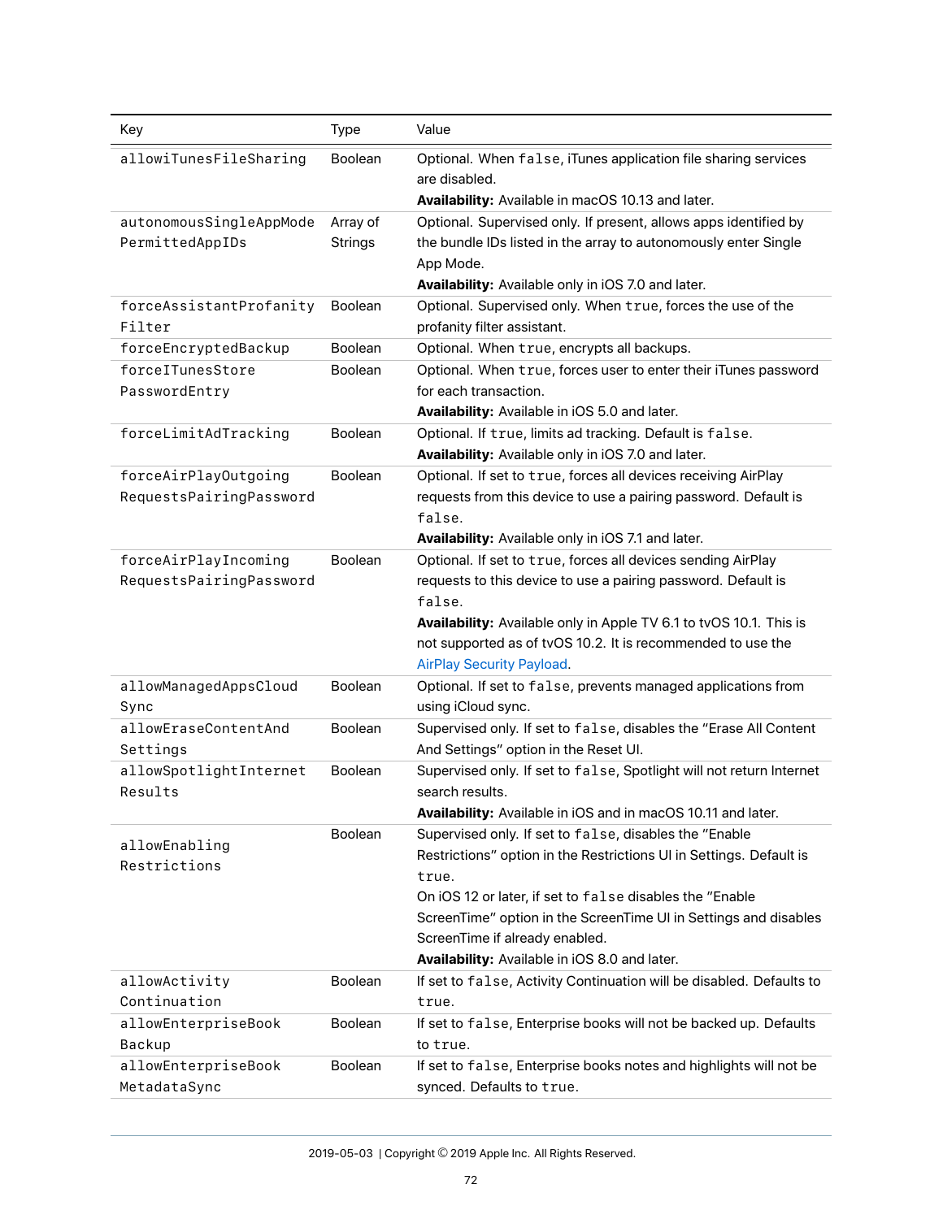| Key | Type | Value |
|---|---|---|
| allowiTunesFileSharing | Boolean | Optional. When false, iTunes application file sharing services are disabled.<br>**Availability:** Available in macOS 10.13 and later. |
| autonomousSingleAppModePermittedAppIDs | Array of Strings | Optional. Supervised only. If present, allows apps identified by the bundle IDs listed in the array to autonomously enter Single App Mode.<br>**Availability:** Available only in iOS 7.0 and later. |
| forceAssistantProfanityFilter | Boolean | Optional. Supervised only. When true, forces the use of the profanity filter assistant. |
| forceEncryptedBackup | Boolean | Optional. When true, encrypts all backups. |
| forceITunesStorePasswordEntry | Boolean | Optional. When true, forces user to enter their iTunes password for each transaction.<br>**Availability:** Available in iOS 5.0 and later. |
| forceLimitAdTracking | Boolean | Optional. If true, limits ad tracking. Default is false.<br>**Availability:** Available only in iOS 7.0 and later. |
| forceAirPlayOutgoingRequestsPairingPassword | Boolean | Optional. If set to true, forces all devices receiving AirPlay requests from this device to use a pairing password. Default is false.<br>**Availability:** Available only in iOS 7.1 and later. |
| forceAirPlayIncomingRequestsPairingPassword | Boolean | Optional. If set to true, forces all devices sending AirPlay requests to this device to use a pairing password. Default is false.<br>**Availability:** Available only in Apple TV 6.1 to tvOS 10.1. This is not supported as of tvOS 10.2. It is recommended to use the AirPlay Security Payload. |
| allowManagedAppsCloudSync | Boolean | Optional. If set to false, prevents managed applications from using iCloud sync. |
| allowEraseContentAndSettings | Boolean | Supervised only. If set to false, disables the "Erase All Content And Settings" option in the Reset UI. |
| allowSpotlightInternetResults | Boolean | Supervised only. If set to false, Spotlight will not return Internet search results.<br>**Availability:** Available in iOS and in macOS 10.11 and later. |
| allowEnablingRestrictions | Boolean | Supervised only. If set to false, disables the "Enable Restrictions" option in the Restrictions UI in Settings. Default is true.<br>On iOS 12 or later, if set to false disables the "Enable ScreenTime" option in the ScreenTime UI in Settings and disables ScreenTime if already enabled.<br>**Availability:** Available in iOS 8.0 and later. |
| allowActivityContinuation | Boolean | If set to false, Activity Continuation will be disabled. Defaults to true. |
| allowEnterpriseBookBackup | Boolean | If set to false, Enterprise books will not be backed up. Defaults to true. |
| allowEnterpriseBookMetadataSync | Boolean | If set to false, Enterprise books notes and highlights will not be synced. Defaults to true. |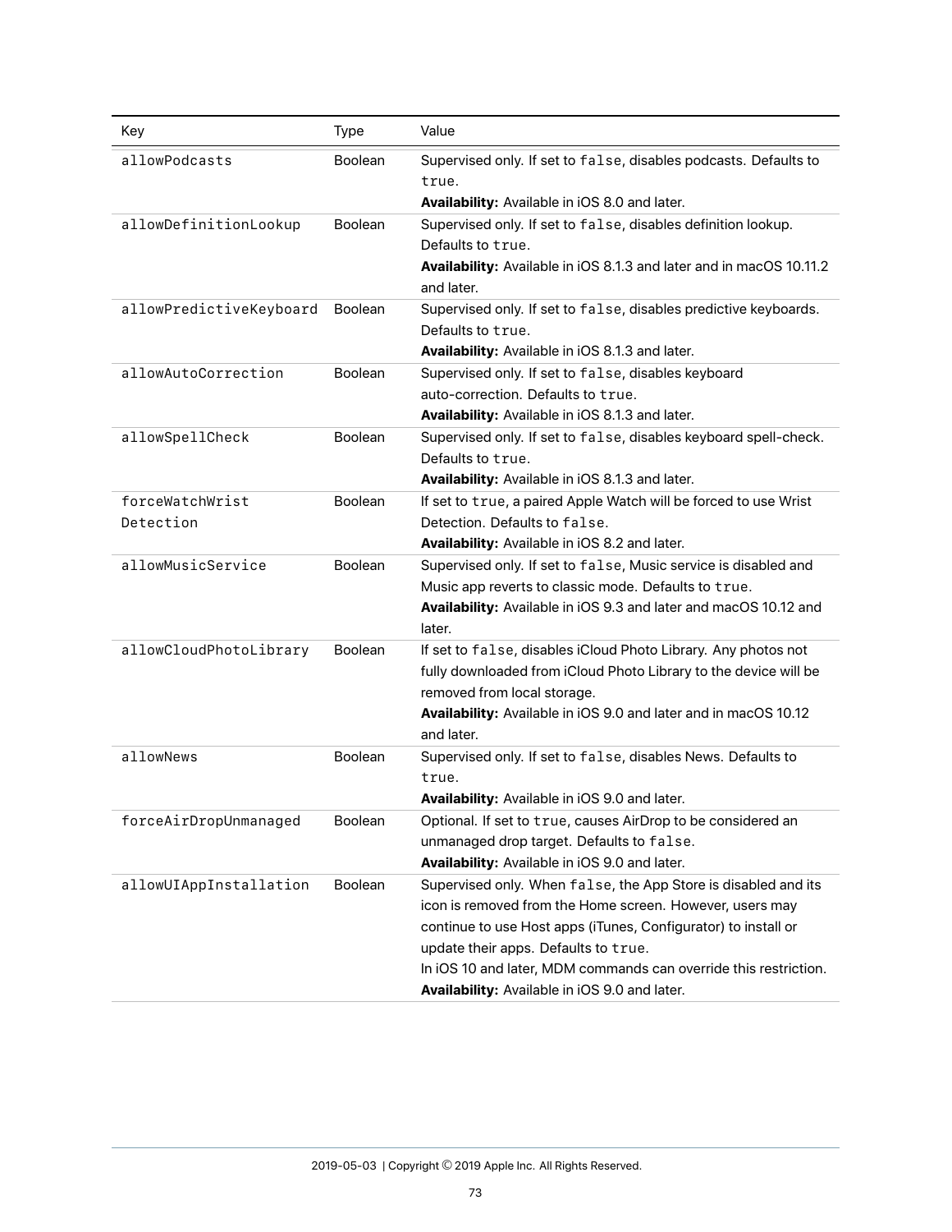| Key | Type | Value |
|---|---|---|
| `allowPodcasts` | Boolean | Supervised only. If set to `false`, disables podcasts. Defaults to `true`.<br>**Availability:** Available in iOS 8.0 and later. |
| `allowDefinitionLookup` | Boolean | Supervised only. If set to `false`, disables definition lookup. Defaults to `true`.<br>**Availability:** Available in iOS 8.1.3 and later and in macOS 10.11.2 and later. |
| `allowPredictiveKeyboard` | Boolean | Supervised only. If set to `false`, disables predictive keyboards. Defaults to `true`.<br>**Availability:** Available in iOS 8.1.3 and later. |
| `allowAutoCorrection` | Boolean | Supervised only. If set to `false`, disables keyboard auto-correction. Defaults to `true`.<br>**Availability:** Available in iOS 8.1.3 and later. |
| `allowSpellCheck` | Boolean | Supervised only. If set to `false`, disables keyboard spell-check. Defaults to `true`.<br>**Availability:** Available in iOS 8.1.3 and later. |
| `forceWatchWristDetection` | Boolean | If set to `true`, a paired Apple Watch will be forced to use Wrist Detection. Defaults to `false`.<br>**Availability:** Available in iOS 8.2 and later. |
| `allowMusicService` | Boolean | Supervised only. If set to `false`, Music service is disabled and Music app reverts to classic mode. Defaults to `true`.<br>**Availability:** Available in iOS 9.3 and later and macOS 10.12 and later. |
| `allowCloudPhotoLibrary` | Boolean | If set to `false`, disables iCloud Photo Library. Any photos not fully downloaded from iCloud Photo Library to the device will be removed from local storage.<br>**Availability:** Available in iOS 9.0 and later and in macOS 10.12 and later. |
| `allowNews` | Boolean | Supervised only. If set to `false`, disables News. Defaults to `true`.<br>**Availability:** Available in iOS 9.0 and later. |
| `forceAirDropUnmanaged` | Boolean | Optional. If set to `true`, causes AirDrop to be considered an unmanaged drop target. Defaults to `false`.<br>**Availability:** Available in iOS 9.0 and later. |
| `allowUIAppInstallation` | Boolean | Supervised only. When `false`, the App Store is disabled and its icon is removed from the Home screen. However, users may continue to use Host apps (iTunes, Configurator) to install or update their apps. Defaults to `true`.<br>In iOS 10 and later, MDM commands can override this restriction.<br>**Availability:** Available in iOS 9.0 and later. |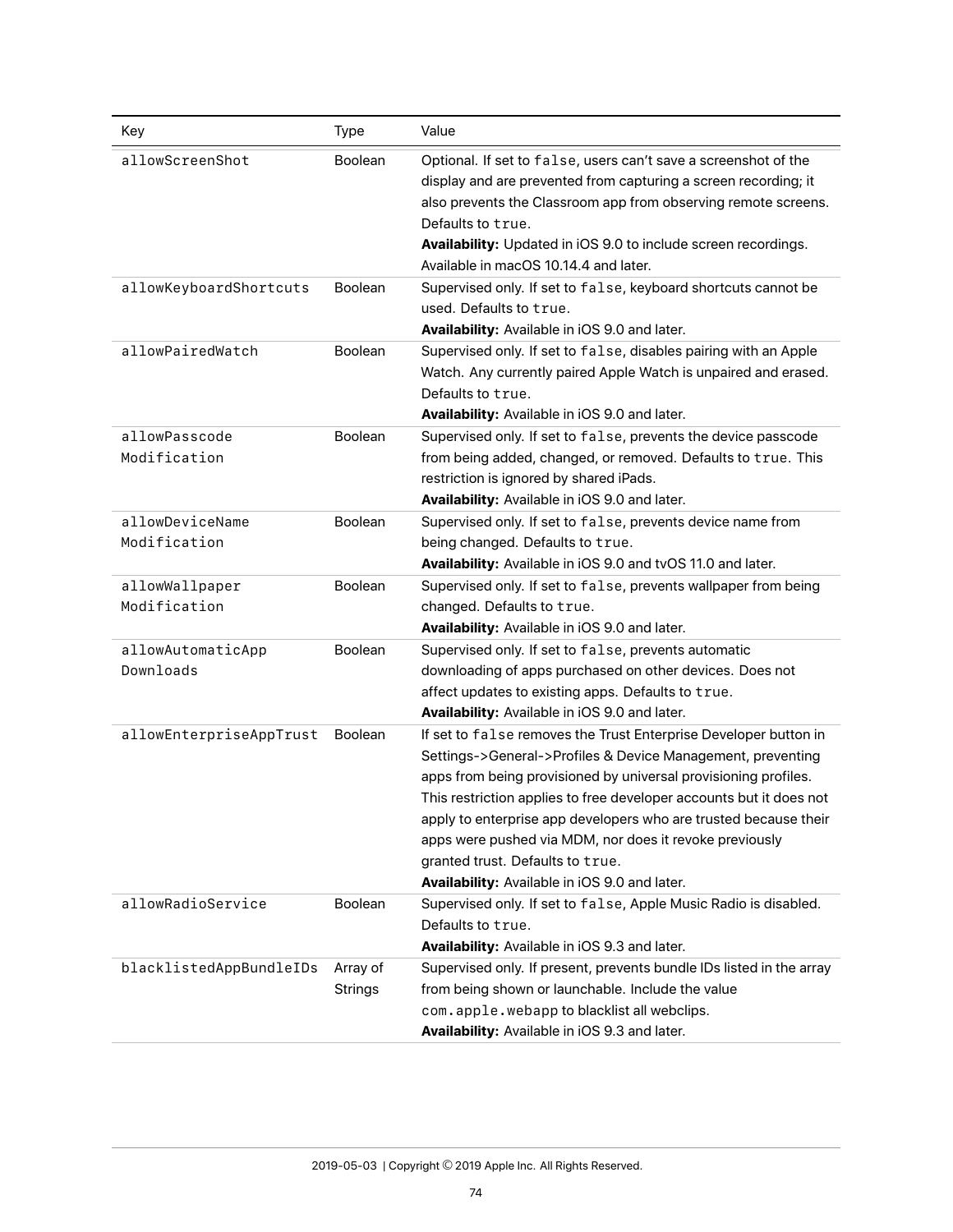| Key | Type | Value |
|---|---|---|
| `allowScreenShot` | Boolean | Optional. If set to `false`, users can't save a screenshot of the display and are prevented from capturing a screen recording; it also prevents the Classroom app from observing remote screens. Defaults to `true`.<br>**Availability:** Updated in iOS 9.0 to include screen recordings. Available in macOS 10.14.4 and later. |
| `allowKeyboardShortcuts` | Boolean | Supervised only. If set to `false`, keyboard shortcuts cannot be used. Defaults to `true`.<br>**Availability:** Available in iOS 9.0 and later. |
| `allowPairedWatch` | Boolean | Supervised only. If set to `false`, disables pairing with an Apple Watch. Any currently paired Apple Watch is unpaired and erased. Defaults to `true`.<br>**Availability:** Available in iOS 9.0 and later. |
| `allowPasscodeModification` | Boolean | Supervised only. If set to `false`, prevents the device passcode from being added, changed, or removed. Defaults to `true`. This restriction is ignored by shared iPads.<br>**Availability:** Available in iOS 9.0 and later. |
| `allowDeviceNameModification` | Boolean | Supervised only. If set to `false`, prevents device name from being changed. Defaults to `true`.<br>**Availability:** Available in iOS 9.0 and tvOS 11.0 and later. |
| `allowWallpaperModification` | Boolean | Supervised only. If set to `false`, prevents wallpaper from being changed. Defaults to `true`.<br>**Availability:** Available in iOS 9.0 and later. |
| `allowAutomaticAppDownloads` | Boolean | Supervised only. If set to `false`, prevents automatic downloading of apps purchased on other devices. Does not affect updates to existing apps. Defaults to `true`.<br>**Availability:** Available in iOS 9.0 and later. |
| `allowEnterpriseAppTrust` | Boolean | If set to `false` removes the Trust Enterprise Developer button in Settings->General->Profiles & Device Management, preventing apps from being provisioned by universal provisioning profiles. This restriction applies to free developer accounts but it does not apply to enterprise app developers who are trusted because their apps were pushed via MDM, nor does it revoke previously granted trust. Defaults to `true`.<br>**Availability:** Available in iOS 9.0 and later. |
| `allowRadioService` | Boolean | Supervised only. If set to `false`, Apple Music Radio is disabled. Defaults to `true`.<br>**Availability:** Available in iOS 9.3 and later. |
| `blacklistedAppBundleIDs` | Array of Strings | Supervised only. If present, prevents bundle IDs listed in the array from being shown or launchable. Include the value `com.apple.webapp` to blacklist all webclips.<br>**Availability:** Available in iOS 9.3 and later. |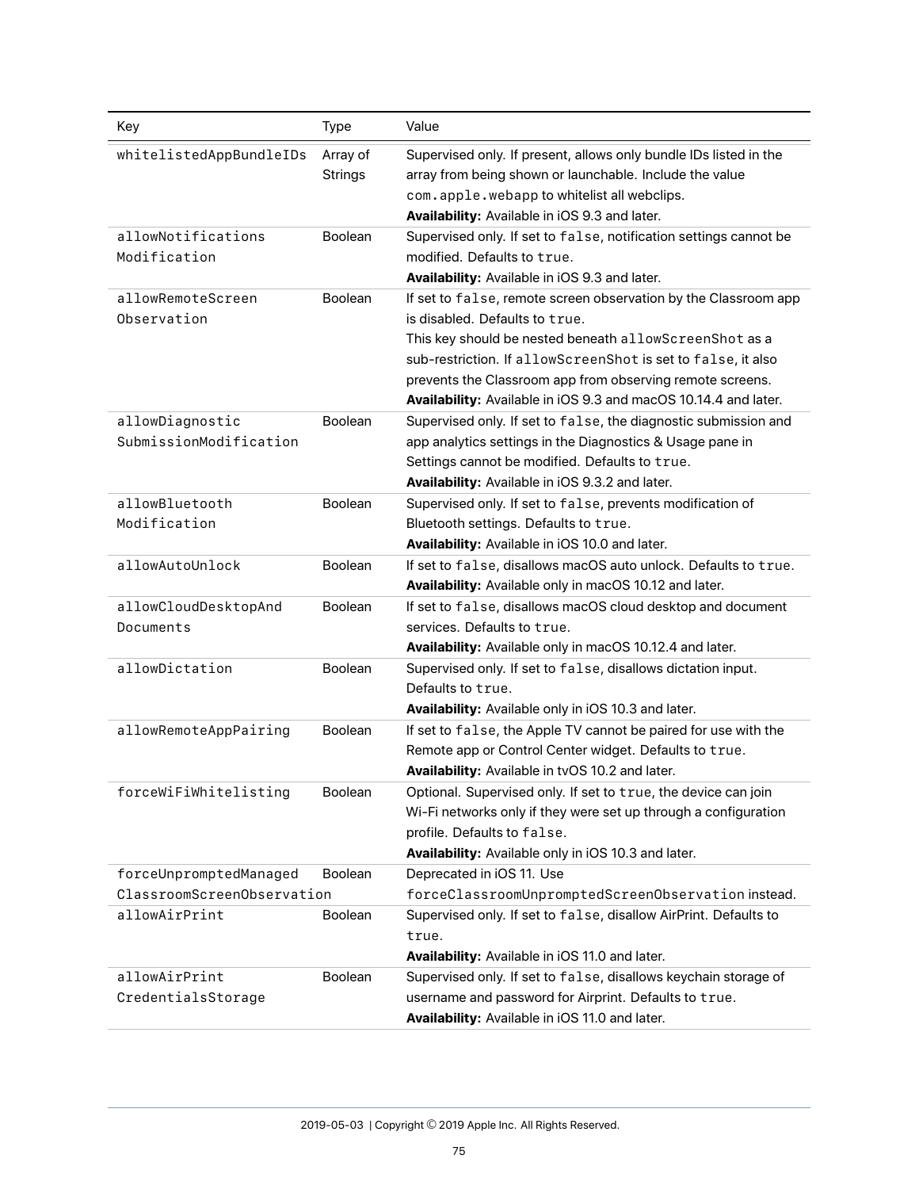| Key | Type | Value |
|---|---|---|
| `whitelistedAppBundleIDs` | Array of Strings | Supervised only. If present, allows only bundle IDs listed in the array from being shown or launchable. Include the value `com.apple.webapp` to whitelist all webclips.<br>**Availability:** Available in iOS 9.3 and later. |
| `allowNotificationsModification` | Boolean | Supervised only. If set to `false`, notification settings cannot be modified. Defaults to `true`.<br>**Availability:** Available in iOS 9.3 and later. |
| `allowRemoteScreenObservation` | Boolean | If set to `false`, remote screen observation by the Classroom app is disabled. Defaults to `true`.<br>This key should be nested beneath `allowScreenShot` as a sub-restriction. If `allowScreenShot` is set to `false`, it also prevents the Classroom app from observing remote screens.<br>**Availability:** Available in iOS 9.3 and macOS 10.14.4 and later. |
| `allowDiagnosticSubmissionModification` | Boolean | Supervised only. If set to `false`, the diagnostic submission and app analytics settings in the Diagnostics & Usage pane in Settings cannot be modified. Defaults to `true`.<br>**Availability:** Available in iOS 9.3.2 and later. |
| `allowBluetoothModification` | Boolean | Supervised only. If set to `false`, prevents modification of Bluetooth settings. Defaults to `true`.<br>**Availability:** Available in iOS 10.0 and later. |
| `allowAutoUnlock` | Boolean | If set to `false`, disallows macOS auto unlock. Defaults to `true`.<br>**Availability:** Available only in macOS 10.12 and later. |
| `allowCloudDesktopAndDocuments` | Boolean | If set to `false`, disallows macOS cloud desktop and document services. Defaults to `true`.<br>**Availability:** Available only in macOS 10.12.4 and later. |
| `allowDictation` | Boolean | Supervised only. If set to `false`, disallows dictation input. Defaults to `true`.<br>**Availability:** Available only in iOS 10.3 and later. |
| `allowRemoteAppPairing` | Boolean | If set to `false`, the Apple TV cannot be paired for use with the Remote app or Control Center widget. Defaults to `true`.<br>**Availability:** Available in tvOS 10.2 and later. |
| `forceWiFiWhitelisting` | Boolean | Optional. Supervised only. If set to `true`, the device can join Wi-Fi networks only if they were set up through a configuration profile. Defaults to `false`.<br>**Availability:** Available only in iOS 10.3 and later. |
| `forceUnpromptedManagedClassroomScreenObservation` | Boolean | Deprecated in iOS 11. Use `forceClassroomUnpromptedScreenObservation` instead. |
| `allowAirPrint` | Boolean | Supervised only. If set to `false`, disallow AirPrint. Defaults to `true`.<br>**Availability:** Available in iOS 11.0 and later. |
| `allowAirPrintCredentialsStorage` | Boolean | Supervised only. If set to `false`, disallows keychain storage of username and password for Airprint. Defaults to `true`.<br>**Availability:** Available in iOS 11.0 and later. |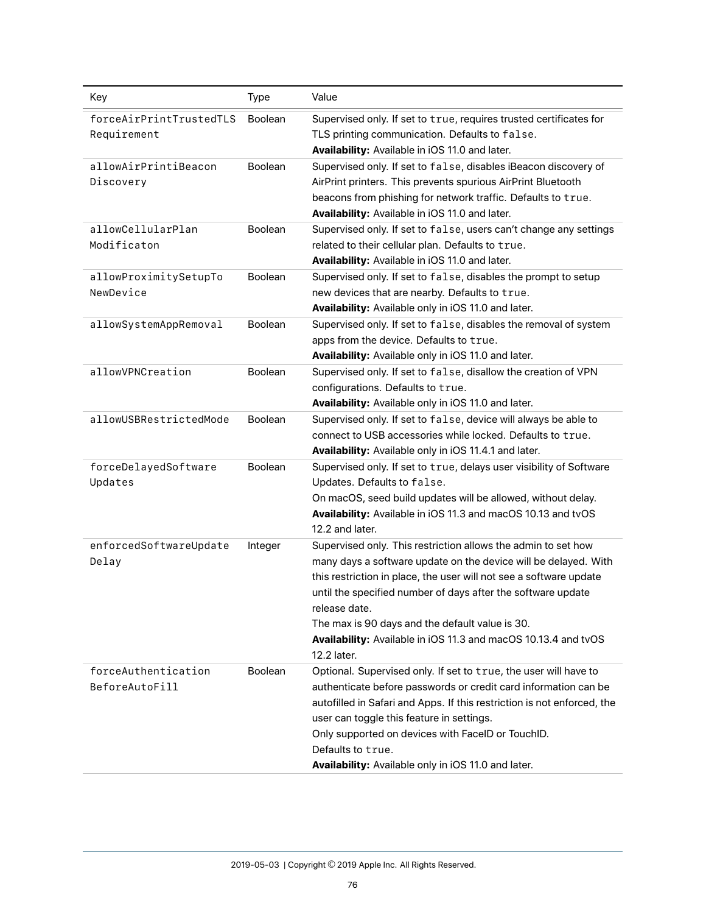| Key | Type | Value |
|---|---|---|
| `forceAirPrintTrustedTLSRequirement` | Boolean | Supervised only. If set to `true`, requires trusted certificates for TLS printing communication. Defaults to `false`.<br>**Availability:** Available in iOS 11.0 and later. |
| `allowAirPrintiBeaconDiscovery` | Boolean | Supervised only. If set to `false`, disables iBeacon discovery of AirPrint printers. This prevents spurious AirPrint Bluetooth beacons from phishing for network traffic. Defaults to `true`.<br>**Availability:** Available in iOS 11.0 and later. |
| `allowCellularPlanModificaton` | Boolean | Supervised only. If set to `false`, users can't change any settings related to their cellular plan. Defaults to `true`.<br>**Availability:** Available in iOS 11.0 and later. |
| `allowProximitySetupToNewDevice` | Boolean | Supervised only. If set to `false`, disables the prompt to setup new devices that are nearby. Defaults to `true`.<br>**Availability:** Available only in iOS 11.0 and later. |
| `allowSystemAppRemoval` | Boolean | Supervised only. If set to `false`, disables the removal of system apps from the device. Defaults to `true`.<br>**Availability:** Available only in iOS 11.0 and later. |
| `allowVPNCreation` | Boolean | Supervised only. If set to `false`, disallow the creation of VPN configurations. Defaults to `true`.<br>**Availability:** Available only in iOS 11.0 and later. |
| `allowUSBRestrictedMode` | Boolean | Supervised only. If set to `false`, device will always be able to connect to USB accessories while locked. Defaults to `true`.<br>**Availability:** Available only in iOS 11.4.1 and later. |
| `forceDelayedSoftwareUpdates` | Boolean | Supervised only. If set to `true`, delays user visibility of Software Updates. Defaults to `false`.<br>On macOS, seed build updates will be allowed, without delay.<br>**Availability:** Available in iOS 11.3 and macOS 10.13 and tvOS 12.2 and later. |
| `enforcedSoftwareUpdateDelay` | Integer | Supervised only. This restriction allows the admin to set how many days a software update on the device will be delayed. With this restriction in place, the user will not see a software update until the specified number of days after the software update release date.<br>The max is 90 days and the default value is 30.<br>**Availability:** Available in iOS 11.3 and macOS 10.13.4 and tvOS 12.2 later. |
| `forceAuthenticationBeforeAutoFill` | Boolean | Optional. Supervised only. If set to `true`, the user will have to authenticate before passwords or credit card information can be autofilled in Safari and Apps. If this restriction is not enforced, the user can toggle this feature in settings.<br>Only supported on devices with FaceID or TouchID.<br>Defaults to `true`.<br>**Availability:** Available only in iOS 11.0 and later. |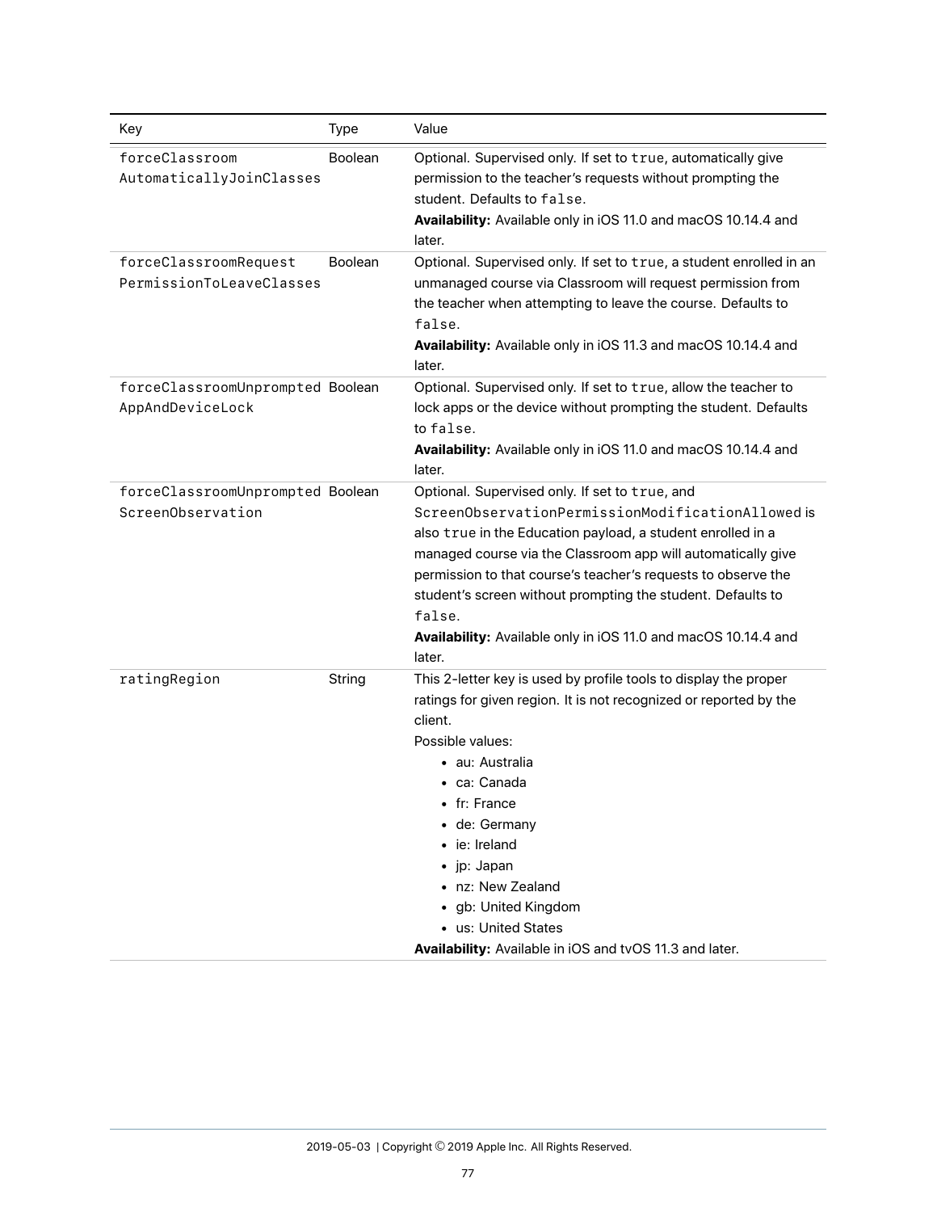| Key | Type | Value |
| --- | --- | --- |
| `forceClassroomAutomaticallyJoinClasses` | Boolean | Optional. Supervised only. If set to `true`, automatically give permission to the teacher's requests without prompting the student. Defaults to `false`.<br>**Availability:** Available only in iOS 11.0 and macOS 10.14.4 and later. |
| `forceClassroomRequestPermissionToLeaveClasses` | Boolean | Optional. Supervised only. If set to `true`, a student enrolled in an unmanaged course via Classroom will request permission from the teacher when attempting to leave the course. Defaults to `false`.<br>**Availability:** Available only in iOS 11.3 and macOS 10.14.4 and later. |
| `forceClassroomUnpromptedAppAndDeviceLock` | Boolean | Optional. Supervised only. If set to `true`, allow the teacher to lock apps or the device without prompting the student. Defaults to `false`.<br>**Availability:** Available only in iOS 11.0 and macOS 10.14.4 and later. |
| `forceClassroomUnpromptedScreenObservation` | Boolean | Optional. Supervised only. If set to `true`, and `ScreenObservationPermissionModificationAllowed` is also `true` in the Education payload, a student enrolled in a managed course via the Classroom app will automatically give permission to that course's teacher's requests to observe the student's screen without prompting the student. Defaults to `false`.<br>**Availability:** Available only in iOS 11.0 and macOS 10.14.4 and later. |
| `ratingRegion` | String | This 2-letter key is used by profile tools to display the proper ratings for given region. It is not recognized or reported by the client.<br>Possible values:<br>• au: Australia<br>• ca: Canada<br>• fr: France<br>• de: Germany<br>• ie: Ireland<br>• jp: Japan<br>• nz: New Zealand<br>• gb: United Kingdom<br>• us: United States<br>**Availability:** Available in iOS and tvOS 11.3 and later. |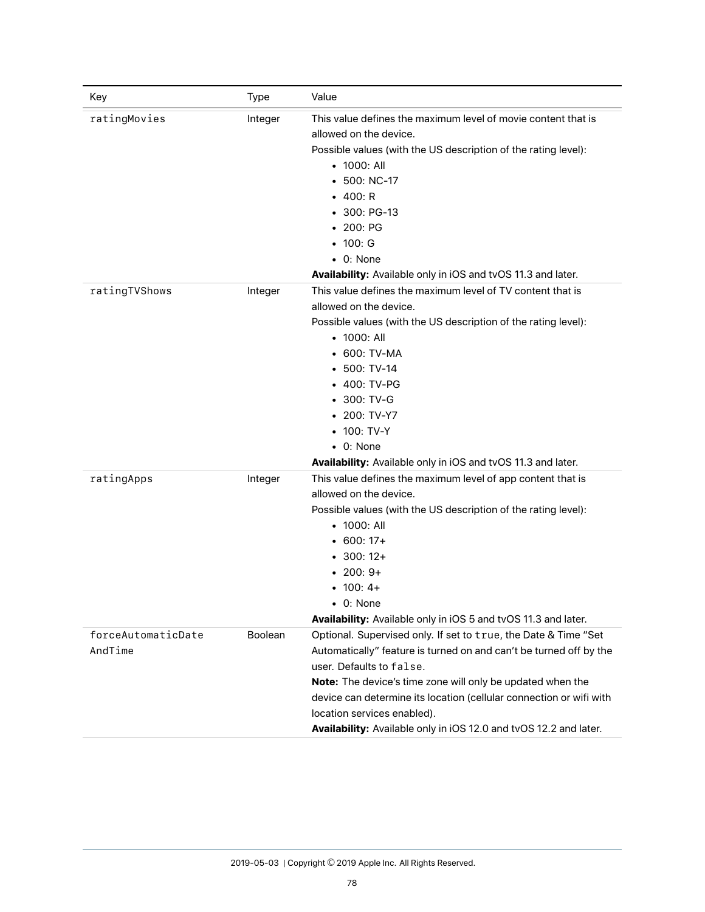| Key | Type | Value |
| --- | --- | --- |
| `ratingMovies` | Integer | This value defines the maximum level of movie content that is allowed on the device.<br>Possible values (with the US description of the rating level):<br>• 1000: All<br>• 500: NC-17<br>• 400: R<br>• 300: PG-13<br>• 200: PG<br>• 100: G<br>• 0: None<br>**Availability:** Available only in iOS and tvOS 11.3 and later. |
| `ratingTVShows` | Integer | This value defines the maximum level of TV content that is allowed on the device.<br>Possible values (with the US description of the rating level):<br>• 1000: All<br>• 600: TV-MA<br>• 500: TV-14<br>• 400: TV-PG<br>• 300: TV-G<br>• 200: TV-Y7<br>• 100: TV-Y<br>• 0: None<br>**Availability:** Available only in iOS and tvOS 11.3 and later. |
| `ratingApps` | Integer | This value defines the maximum level of app content that is allowed on the device.<br>Possible values (with the US description of the rating level):<br>• 1000: All<br>• 600: 17+<br>• 300: 12+<br>• 200: 9+<br>• 100: 4+<br>• 0: None<br>**Availability:** Available only in iOS 5 and tvOS 11.3 and later. |
| `forceAutomaticDateAndTime` | Boolean | Optional. Supervised only. If set to `true`, the Date & Time "Set Automatically" feature is turned on and can't be turned off by the user. Defaults to `false`.<br>**Note:** The device's time zone will only be updated when the device can determine its location (cellular connection or wifi with location services enabled).<br>**Availability:** Available only in iOS 12.0 and tvOS 12.2 and later. |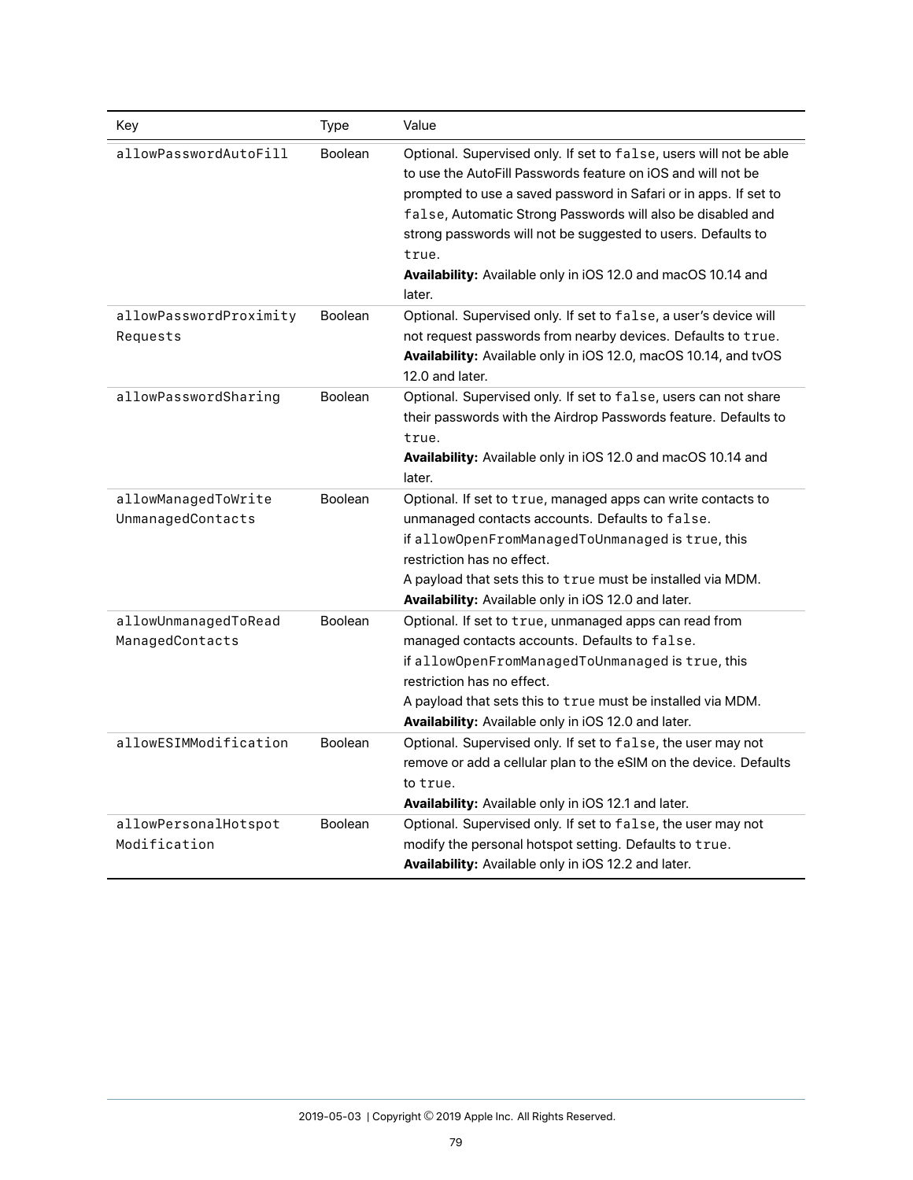| Key | Type | Value |
| --- | --- | --- |
| `allowPasswordAutoFill` | Boolean | Optional. Supervised only. If set to `false`, users will not be able to use the AutoFill Passwords feature on iOS and will not be prompted to use a saved password in Safari or in apps. If set to `false`, Automatic Strong Passwords will also be disabled and strong passwords will not be suggested to users. Defaults to `true`.<br>**Availability:** Available only in iOS 12.0 and macOS 10.14 and later. |
| `allowPasswordProximityRequests` | Boolean | Optional. Supervised only. If set to `false`, a user's device will not request passwords from nearby devices. Defaults to `true`.<br>**Availability:** Available only in iOS 12.0, macOS 10.14, and tvOS 12.0 and later. |
| `allowPasswordSharing` | Boolean | Optional. Supervised only. If set to `false`, users can not share their passwords with the Airdrop Passwords feature. Defaults to `true`.<br>**Availability:** Available only in iOS 12.0 and macOS 10.14 and later. |
| `allowManagedToWriteUnmanagedContacts` | Boolean | Optional. If set to `true`, managed apps can write contacts to unmanaged contacts accounts. Defaults to `false`.<br>if `allowOpenFromManagedToUnmanaged` is `true`, this restriction has no effect.<br>A payload that sets this to `true` must be installed via MDM.<br>**Availability:** Available only in iOS 12.0 and later. |
| `allowUnmanagedToReadManagedContacts` | Boolean | Optional. If set to `true`, unmanaged apps can read from managed contacts accounts. Defaults to `false`.<br>if `allowOpenFromManagedToUnmanaged` is `true`, this restriction has no effect.<br>A payload that sets this to `true` must be installed via MDM.<br>**Availability:** Available only in iOS 12.0 and later. |
| `allowESIMModification` | Boolean | Optional. Supervised only. If set to `false`, the user may not remove or add a cellular plan to the eSIM on the device. Defaults to `true`.<br>**Availability:** Available only in iOS 12.1 and later. |
| `allowPersonalHotspotModification` | Boolean | Optional. Supervised only. If set to `false`, the user may not modify the personal hotspot setting. Defaults to `true`.<br>**Availability:** Available only in iOS 12.2 and later. |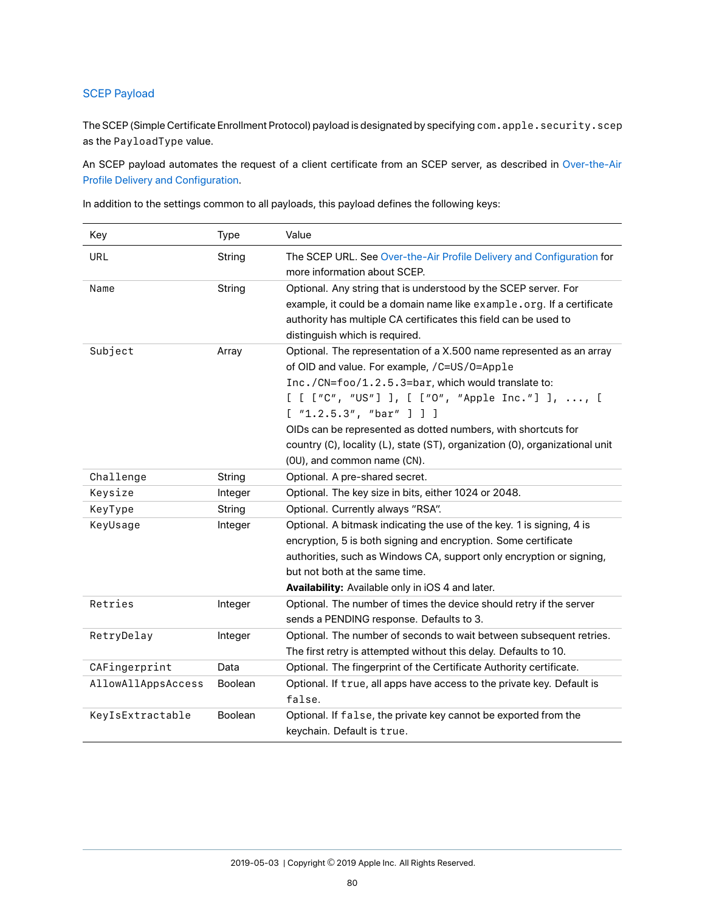### SCEP Payload

The SCEP (Simple Certificate Enrollment Protocol) payload is designated by specifying `com.apple.security.scep` as the `PayloadType` value.

An SCEP payload automates the request of a client certificate from an SCEP server, as described in Over-the-Air Profile Delivery and Configuration.

In addition to the settings common to all payloads, this payload defines the following keys:

| Key | Type | Value |
|---|---|---|
| `URL` | String | The SCEP URL. See Over-the-Air Profile Delivery and Configuration for more information about SCEP. |
| `Name` | String | Optional. Any string that is understood by the SCEP server. For example, it could be a domain name like `example.org`. If a certificate authority has multiple CA certificates this field can be used to distinguish which is required. |
| `Subject` | Array | Optional. The representation of a X.500 name represented as an array of OID and value. For example, `/C=US/O=Apple Inc./CN=foo/1.2.5.3=bar`, which would translate to: `[ [ ["C", "US"] ], [ ["O", "Apple Inc."] ], ..., [ [ "1.2.5.3", "bar" ] ] ]` OIDs can be represented as dotted numbers, with shortcuts for country (`C`), locality (`L`), state (`ST`), organization (`O`), organizational unit (`OU`), and common name (`CN`). |
| `Challenge` | String | Optional. A pre-shared secret. |
| `Keysize` | Integer | Optional. The key size in bits, either 1024 or 2048. |
| `KeyType` | String | Optional. Currently always "RSA". |
| `KeyUsage` | Integer | Optional. A bitmask indicating the use of the key. 1 is signing, 4 is encryption, 5 is both signing and encryption. Some certificate authorities, such as Windows CA, support only encryption or signing, but not both at the same time. **Availability:** Available only in iOS 4 and later. |
| `Retries` | Integer | Optional. The number of times the device should retry if the server sends a PENDING response. Defaults to 3. |
| `RetryDelay` | Integer | Optional. The number of seconds to wait between subsequent retries. The first retry is attempted without this delay. Defaults to 10. |
| `CAFingerprint` | Data | Optional. The fingerprint of the Certificate Authority certificate. |
| `AllowAllAppsAccess` | Boolean | Optional. If `true`, all apps have access to the private key. Default is `false`. |
| `KeyIsExtractable` | Boolean | Optional. If `false`, the private key cannot be exported from the keychain. Default is `true`. |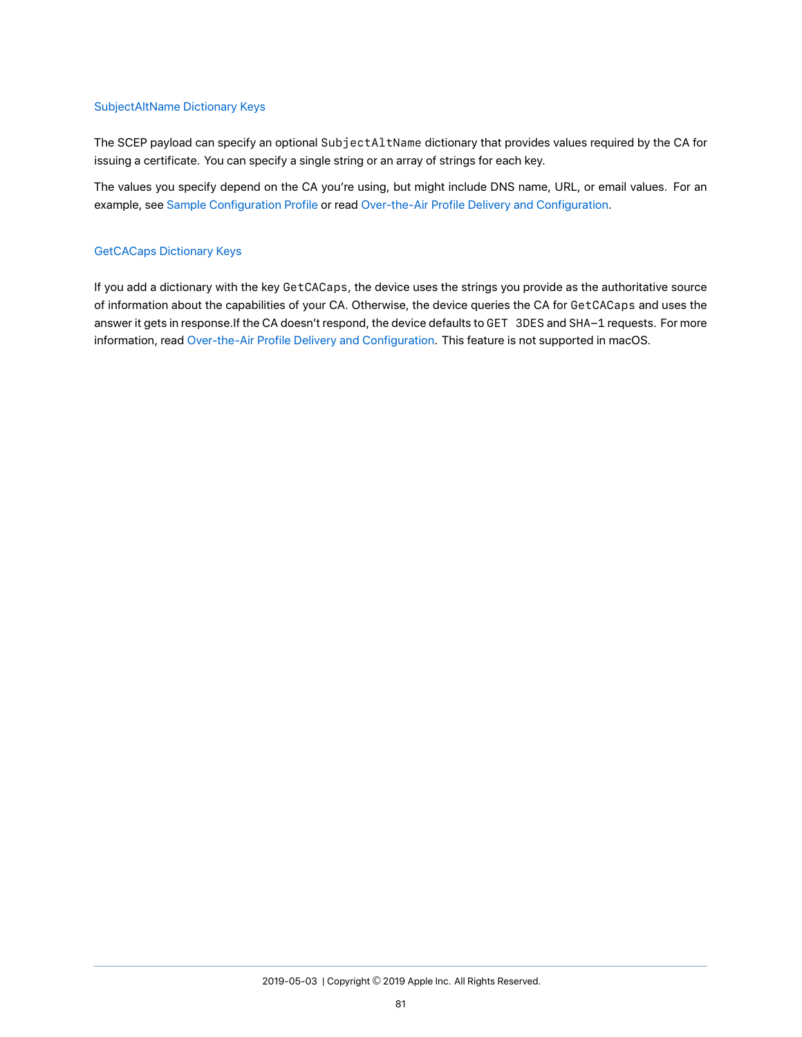### SubjectAltName Dictionary Keys

The SCEP payload can specify an optional `SubjectAltName` dictionary that provides values required by the CA for issuing a certificate. You can specify a single string or an array of strings for each key.

The values you specify depend on the CA you're using, but might include DNS name, URL, or email values. For an example, see Sample Configuration Profile or read Over-the-Air Profile Delivery and Configuration.

### GetCACaps Dictionary Keys

If you add a dictionary with the key `GetCACaps`, the device uses the strings you provide as the authoritative source of information about the capabilities of your CA. Otherwise, the device queries the CA for `GetCACaps` and uses the answer it gets in response.If the CA doesn't respond, the device defaults to `GET 3DES` and `SHA-1` requests. For more information, read Over-the-Air Profile Delivery and Configuration. This feature is not supported in macOS.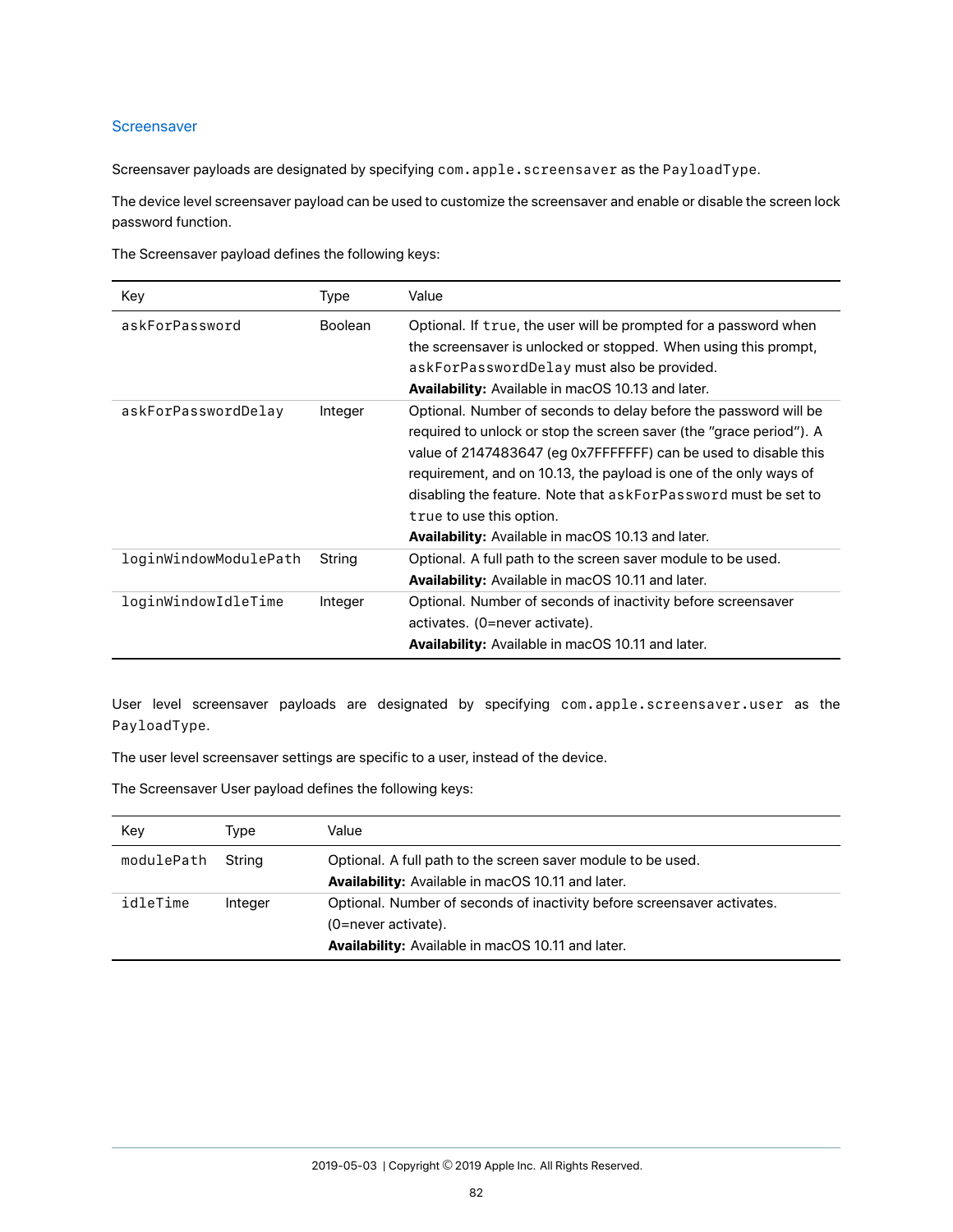## Screensaver

Screensaver payloads are designated by specifying `com.apple.screensaver` as the `PayloadType`.

The device level screensaver payload can be used to customize the screensaver and enable or disable the screen lock password function.

The Screensaver payload defines the following keys:

| Key | Type | Value |
|---|---|---|
| `askForPassword` | Boolean | Optional. If `true`, the user will be prompted for a password when the screensaver is unlocked or stopped. When using this prompt, `askForPasswordDelay` must also be provided.<br>**Availability:** Available in macOS 10.13 and later. |
| `askForPasswordDelay` | Integer | Optional. Number of seconds to delay before the password will be required to unlock or stop the screen saver (the "grace period"). A value of 2147483647 (eg 0x7FFFFFFF) can be used to disable this requirement, and on 10.13, the payload is one of the only ways of disabling the feature. Note that `askForPassword` must be set to `true` to use this option.<br>**Availability:** Available in macOS 10.13 and later. |
| `loginWindowModulePath` | String | Optional. A full path to the screen saver module to be used.<br>**Availability:** Available in macOS 10.11 and later. |
| `loginWindowIdleTime` | Integer | Optional. Number of seconds of inactivity before screensaver activates. (0=never activate).<br>**Availability:** Available in macOS 10.11 and later. |

User level screensaver payloads are designated by specifying `com.apple.screensaver.user` as the `PayloadType`.

The user level screensaver settings are specific to a user, instead of the device.

The Screensaver User payload defines the following keys:

| Key | Type | Value |
|---|---|---|
| `modulePath` | String | Optional. A full path to the screen saver module to be used.<br>**Availability:** Available in macOS 10.11 and later. |
| `idleTime` | Integer | Optional. Number of seconds of inactivity before screensaver activates. (0=never activate).<br>**Availability:** Available in macOS 10.11 and later. |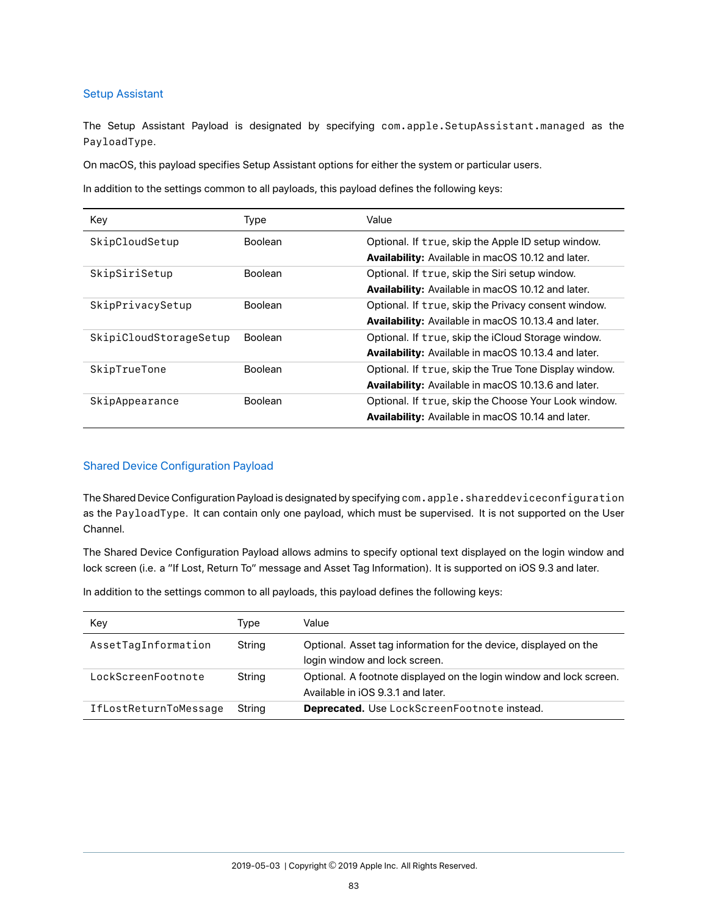## Setup Assistant

The Setup Assistant Payload is designated by specifying `com.apple.SetupAssistant.managed` as the `PayloadType`.

On macOS, this payload specifies Setup Assistant options for either the system or particular users.

In addition to the settings common to all payloads, this payload defines the following keys:

| Key | Type | Value |
|---|---|---|
| `SkipCloudSetup` | Boolean | Optional. If `true`, skip the Apple ID setup window. **Availability:** Available in macOS 10.12 and later. |
| `SkipSiriSetup` | Boolean | Optional. If `true`, skip the Siri setup window. **Availability:** Available in macOS 10.12 and later. |
| `SkipPrivacySetup` | Boolean | Optional. If `true`, skip the Privacy consent window. **Availability:** Available in macOS 10.13.4 and later. |
| `SkipiCloudStorageSetup` | Boolean | Optional. If `true`, skip the iCloud Storage window. **Availability:** Available in macOS 10.13.4 and later. |
| `SkipTrueTone` | Boolean | Optional. If `true`, skip the True Tone Display window. **Availability:** Available in macOS 10.13.6 and later. |
| `SkipAppearance` | Boolean | Optional. If `true`, skip the Choose Your Look window. **Availability:** Available in macOS 10.14 and later. |

## Shared Device Configuration Payload

The Shared Device Configuration Payload is designated by specifying `com.apple.shareddeviceconfiguration` as the `PayloadType`. It can contain only one payload, which must be supervised. It is not supported on the User Channel.

The Shared Device Configuration Payload allows admins to specify optional text displayed on the login window and lock screen (i.e. a "If Lost, Return To" message and Asset Tag Information). It is supported on iOS 9.3 and later.

In addition to the settings common to all payloads, this payload defines the following keys:

| Key | Type | Value |
|---|---|---|
| `AssetTagInformation` | String | Optional. Asset tag information for the device, displayed on the login window and lock screen. |
| `LockScreenFootnote` | String | Optional. A footnote displayed on the login window and lock screen. Available in iOS 9.3.1 and later. |
| `IfLostReturnToMessage` | String | **Deprecated.** Use `LockScreenFootnote` instead. |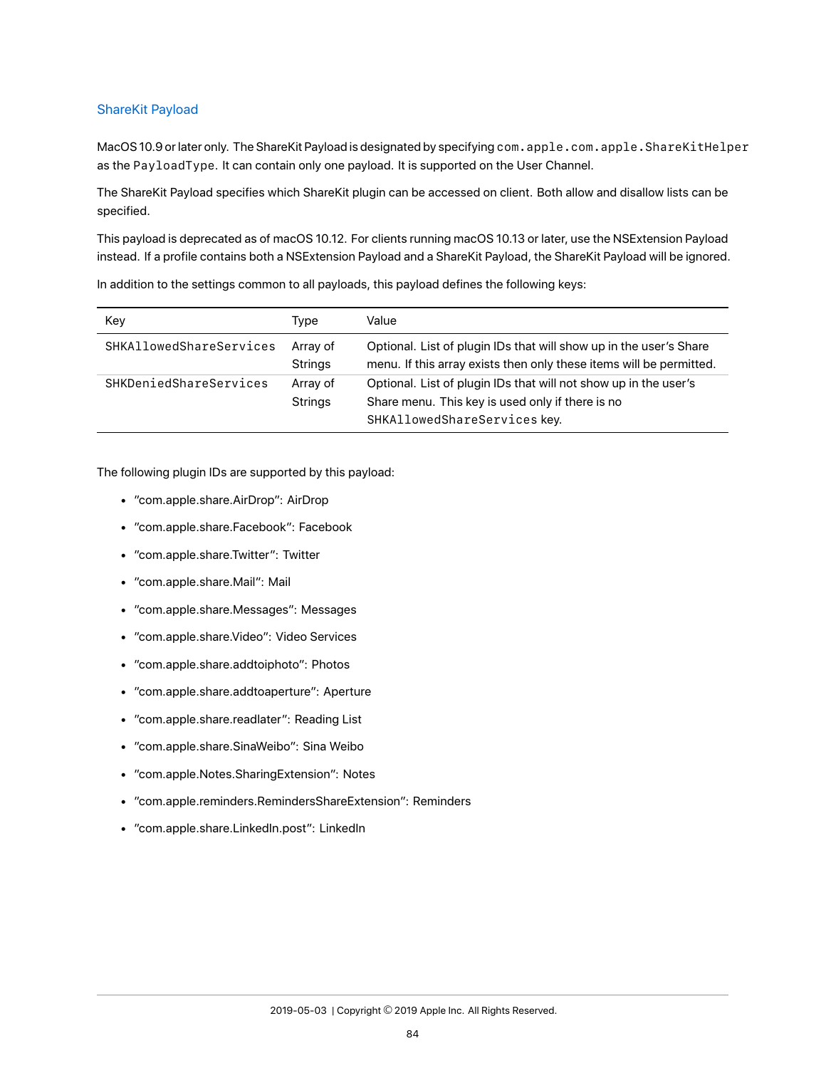## ShareKit Payload

MacOS 10.9 or later only. The ShareKit Payload is designated by specifying `com.apple.com.apple.ShareKitHelper` as the `PayloadType`. It can contain only one payload. It is supported on the User Channel.

The ShareKit Payload specifies which ShareKit plugin can be accessed on client. Both allow and disallow lists can be specified.

This payload is deprecated as of macOS 10.12. For clients running macOS 10.13 or later, use the NSExtension Payload instead. If a profile contains both a NSExtension Payload and a ShareKit Payload, the ShareKit Payload will be ignored.

In addition to the settings common to all payloads, this payload defines the following keys:

| Key | Type | Value |
|---|---|---|
| `SHKAllowedShareServices` | Array of Strings | Optional. List of plugin IDs that will show up in the user's Share menu. If this array exists then only these items will be permitted. |
| `SHKDeniedShareServices` | Array of Strings | Optional. List of plugin IDs that will not show up in the user's Share menu. This key is used only if there is no `SHKAllowedShareServices` key. |

The following plugin IDs are supported by this payload:

- "com.apple.share.AirDrop": AirDrop
- "com.apple.share.Facebook": Facebook
- "com.apple.share.Twitter": Twitter
- "com.apple.share.Mail": Mail
- "com.apple.share.Messages": Messages
- "com.apple.share.Video": Video Services
- "com.apple.share.addtoiphoto": Photos
- "com.apple.share.addtoaperture": Aperture
- "com.apple.share.readlater": Reading List
- "com.apple.share.SinaWeibo": Sina Weibo
- "com.apple.Notes.SharingExtension": Notes
- "com.apple.reminders.RemindersShareExtension": Reminders
- "com.apple.share.LinkedIn.post": LinkedIn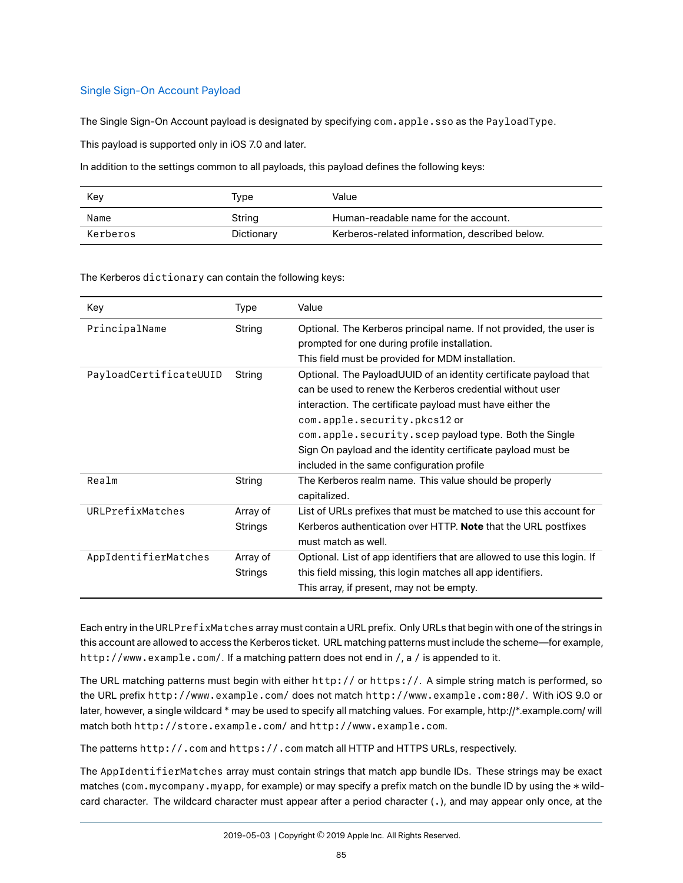## Single Sign-On Account Payload

The Single Sign-On Account payload is designated by specifying `com.apple.sso` as the `PayloadType`.

This payload is supported only in iOS 7.0 and later.

In addition to the settings common to all payloads, this payload defines the following keys:

| Key | Type | Value |
|---|---|---|
| `Name` | String | Human-readable name for the account. |
| `Kerberos` | Dictionary | Kerberos-related information, described below. |

The Kerberos `dictionary` can contain the following keys:

| Key | Type | Value |
|---|---|---|
| `PrincipalName` | String | Optional. The Kerberos principal name. If not provided, the user is prompted for one during profile installation. This field must be provided for MDM installation. |
| `PayloadCertificateUUID` | String | Optional. The PayloadUUID of an identity certificate payload that can be used to renew the Kerberos credential without user interaction. The certificate payload must have either the `com.apple.security.pkcs12` or `com.apple.security.scep` payload type. Both the Single Sign On payload and the identity certificate payload must be included in the same configuration profile |
| `Realm` | String | The Kerberos realm name. This value should be properly capitalized. |
| `URLPrefixMatches` | Array of Strings | List of URLs prefixes that must be matched to use this account for Kerberos authentication over HTTP. **Note** that the URL postfixes must match as well. |
| `AppIdentifierMatches` | Array of Strings | Optional. List of app identifiers that are allowed to use this login. If this field missing, this login matches all app identifiers. This array, if present, may not be empty. |

Each entry in the `URLPrefixMatches` array must contain a URL prefix. Only URLs that begin with one of the strings in this account are allowed to access the Kerberos ticket. URL matching patterns must include the scheme—for example, `http://www.example.com/`. If a matching pattern does not end in `/`, a `/` is appended to it.

The URL matching patterns must begin with either `http://` or `https://`. A simple string match is performed, so the URL prefix `http://www.example.com/` does not match `http://www.example.com:80/`. With iOS 9.0 or later, however, a single wildcard * may be used to specify all matching values. For example, http://*.example.com/ will match both `http://store.example.com/` and `http://www.example.com`.

The patterns `http://.com` and `https://.com` match all HTTP and HTTPS URLs, respectively.

The `AppIdentifierMatches` array must contain strings that match app bundle IDs. These strings may be exact matches (`com.mycompany.myapp`, for example) or may specify a prefix match on the bundle ID by using the ∗ wildcard character. The wildcard character must appear after a period character (`.`), and may appear only once, at the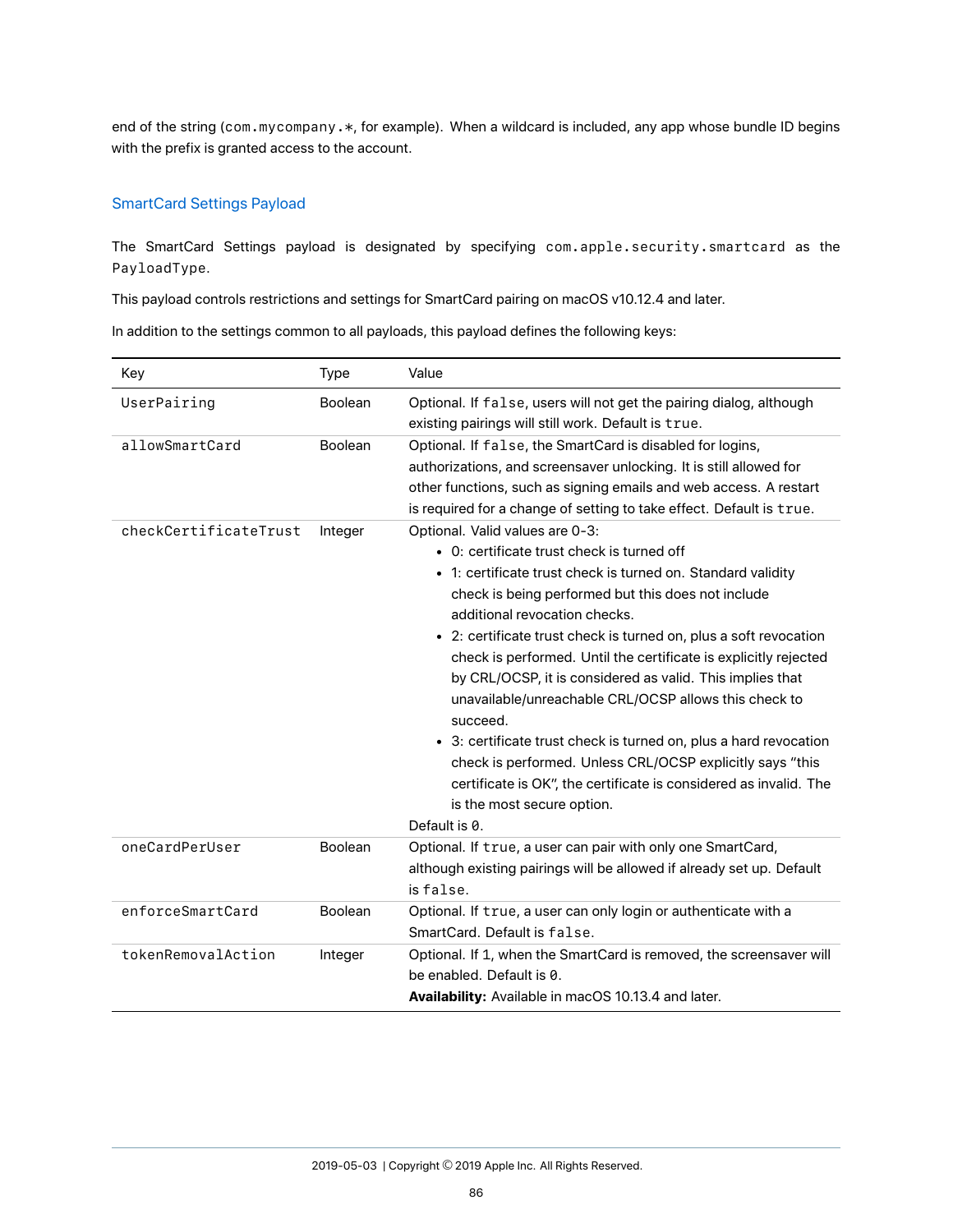end of the string (`com.mycompany.*`, for example). When a wildcard is included, any app whose bundle ID begins with the prefix is granted access to the account.

## SmartCard Settings Payload

The SmartCard Settings payload is designated by specifying `com.apple.security.smartcard` as the `PayloadType`.

This payload controls restrictions and settings for SmartCard pairing on macOS v10.12.4 and later.

In addition to the settings common to all payloads, this payload defines the following keys:

| Key | Type | Value |
|---|---|---|
| `UserPairing` | Boolean | Optional. If `false`, users will not get the pairing dialog, although existing pairings will still work. Default is `true`. |
| `allowSmartCard` | Boolean | Optional. If `false`, the SmartCard is disabled for logins, authorizations, and screensaver unlocking. It is still allowed for other functions, such as signing emails and web access. A restart is required for a change of setting to take effect. Default is `true`. |
| `checkCertificateTrust` | Integer | Optional. Valid values are 0-3:<br>• 0: certificate trust check is turned off<br>• 1: certificate trust check is turned on. Standard validity check is being performed but this does not include additional revocation checks.<br>• 2: certificate trust check is turned on, plus a soft revocation check is performed. Until the certificate is explicitly rejected by CRL/OCSP, it is considered as valid. This implies that unavailable/unreachable CRL/OCSP allows this check to succeed.<br>• 3: certificate trust check is turned on, plus a hard revocation check is performed. Unless CRL/OCSP explicitly says "this certificate is OK", the certificate is considered as invalid. The is the most secure option.<br>Default is `0`. |
| `oneCardPerUser` | Boolean | Optional. If `true`, a user can pair with only one SmartCard, although existing pairings will be allowed if already set up. Default is `false`. |
| `enforceSmartCard` | Boolean | Optional. If `true`, a user can only login or authenticate with a SmartCard. Default is `false`. |
| `tokenRemovalAction` | Integer | Optional. If `1`, when the SmartCard is removed, the screensaver will be enabled. Default is `0`.<br>**Availability:** Available in macOS 10.13.4 and later. |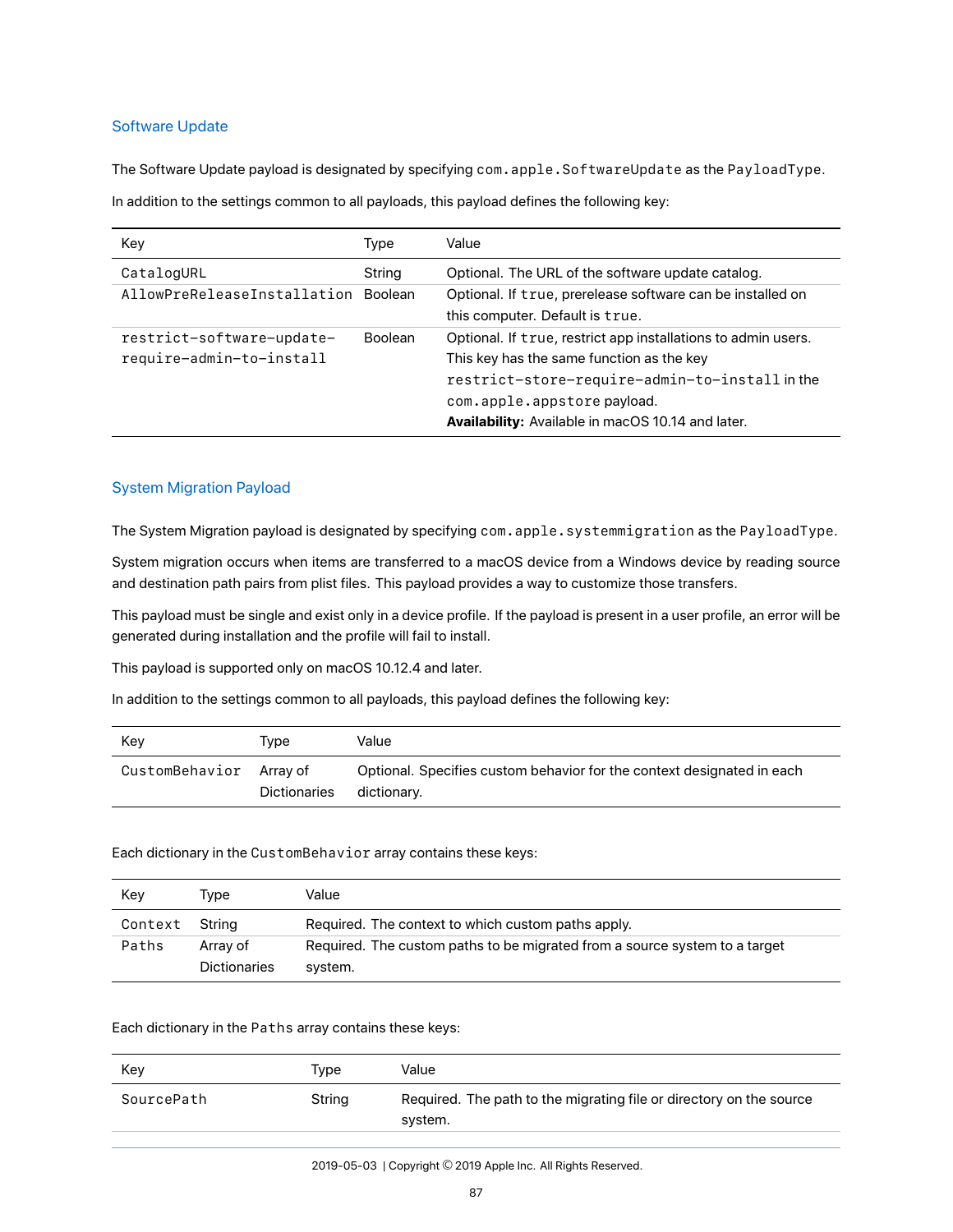## Software Update

The Software Update payload is designated by specifying `com.apple.SoftwareUpdate` as the `PayloadType`.

In addition to the settings common to all payloads, this payload defines the following key:

| Key | Type | Value |
|---|---|---|
| `CatalogURL` | String | Optional. The URL of the software update catalog. |
| `AllowPreReleaseInstallation` | Boolean | Optional. If `true`, prerelease software can be installed on this computer. Default is `true`. |
| `restrict-software-update-require-admin-to-install` | Boolean | Optional. If `true`, restrict app installations to admin users. This key has the same function as the key `restrict-store-require-admin-to-install` in the `com.apple.appstore` payload. **Availability:** Available in macOS 10.14 and later. |

## System Migration Payload

The System Migration payload is designated by specifying `com.apple.systemmigration` as the `PayloadType`.

System migration occurs when items are transferred to a macOS device from a Windows device by reading source and destination path pairs from plist files. This payload provides a way to customize those transfers.

This payload must be single and exist only in a device profile. If the payload is present in a user profile, an error will be generated during installation and the profile will fail to install.

This payload is supported only on macOS 10.12.4 and later.

In addition to the settings common to all payloads, this payload defines the following key:

| Key | Type | Value |
|---|---|---|
| `CustomBehavior` | Array of Dictionaries | Optional. Specifies custom behavior for the context designated in each dictionary. |

Each dictionary in the `CustomBehavior` array contains these keys:

| Key | Type | Value |
|---|---|---|
| `Context` | String | Required. The context to which custom paths apply. |
| `Paths` | Array of Dictionaries | Required. The custom paths to be migrated from a source system to a target system. |

Each dictionary in the `Paths` array contains these keys:

| Key | Type | Value |
|---|---|---|
| `SourcePath` | String | Required. The path to the migrating file or directory on the source system. |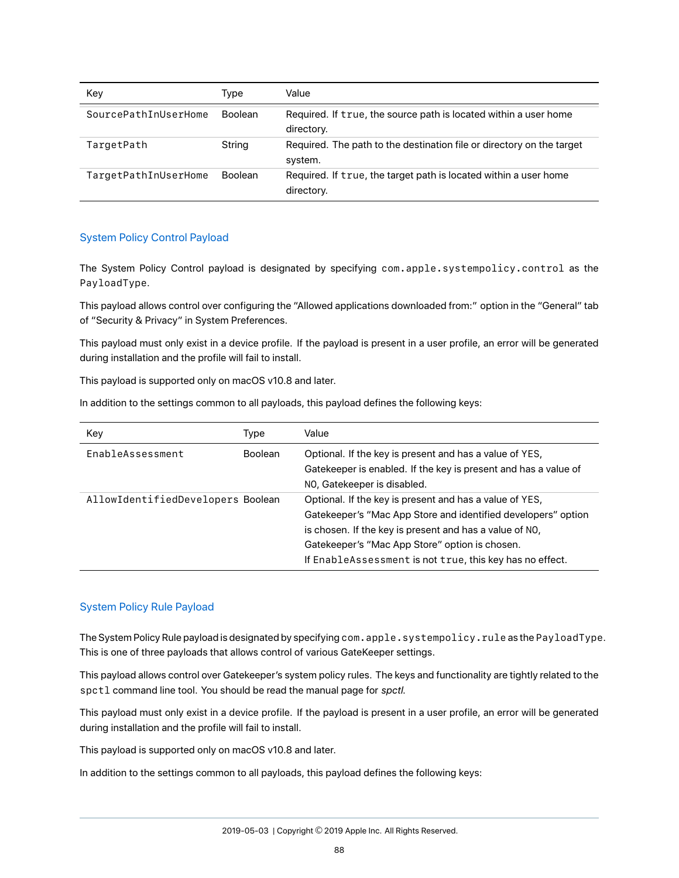| Key | Type | Value |
| --- | --- | --- |
| `SourcePathInUserHome` | Boolean | Required. If `true`, the source path is located within a user home directory. |
| `TargetPath` | String | Required. The path to the destination file or directory on the target system. |
| `TargetPathInUserHome` | Boolean | Required. If `true`, the target path is located within a user home directory. |

## System Policy Control Payload

The System Policy Control payload is designated by specifying `com.apple.systempolicy.control` as the `PayloadType`.

This payload allows control over configuring the "Allowed applications downloaded from:" option in the "General" tab of "Security & Privacy" in System Preferences.

This payload must only exist in a device profile. If the payload is present in a user profile, an error will be generated during installation and the profile will fail to install.

This payload is supported only on macOS v10.8 and later.

In addition to the settings common to all payloads, this payload defines the following keys:

| Key | Type | Value |
| --- | --- | --- |
| `EnableAssessment` | Boolean | Optional. If the key is present and has a value of `YES`, Gatekeeper is enabled. If the key is present and has a value of `NO`, Gatekeeper is disabled. |
| `AllowIdentifiedDevelopers` | Boolean | Optional. If the key is present and has a value of `YES`, Gatekeeper's "Mac App Store and identified developers" option is chosen. If the key is present and has a value of `NO`, Gatekeeper's "Mac App Store" option is chosen. If `EnableAssessment` is not `true`, this key has no effect. |

## System Policy Rule Payload

The System Policy Rule payload is designated by specifying `com.apple.systempolicy.rule` as the `PayloadType`. This is one of three payloads that allows control of various GateKeeper settings.

This payload allows control over Gatekeeper's system policy rules. The keys and functionality are tightly related to the `spctl` command line tool. You should be read the manual page for *spctl*.

This payload must only exist in a device profile. If the payload is present in a user profile, an error will be generated during installation and the profile will fail to install.

This payload is supported only on macOS v10.8 and later.

In addition to the settings common to all payloads, this payload defines the following keys: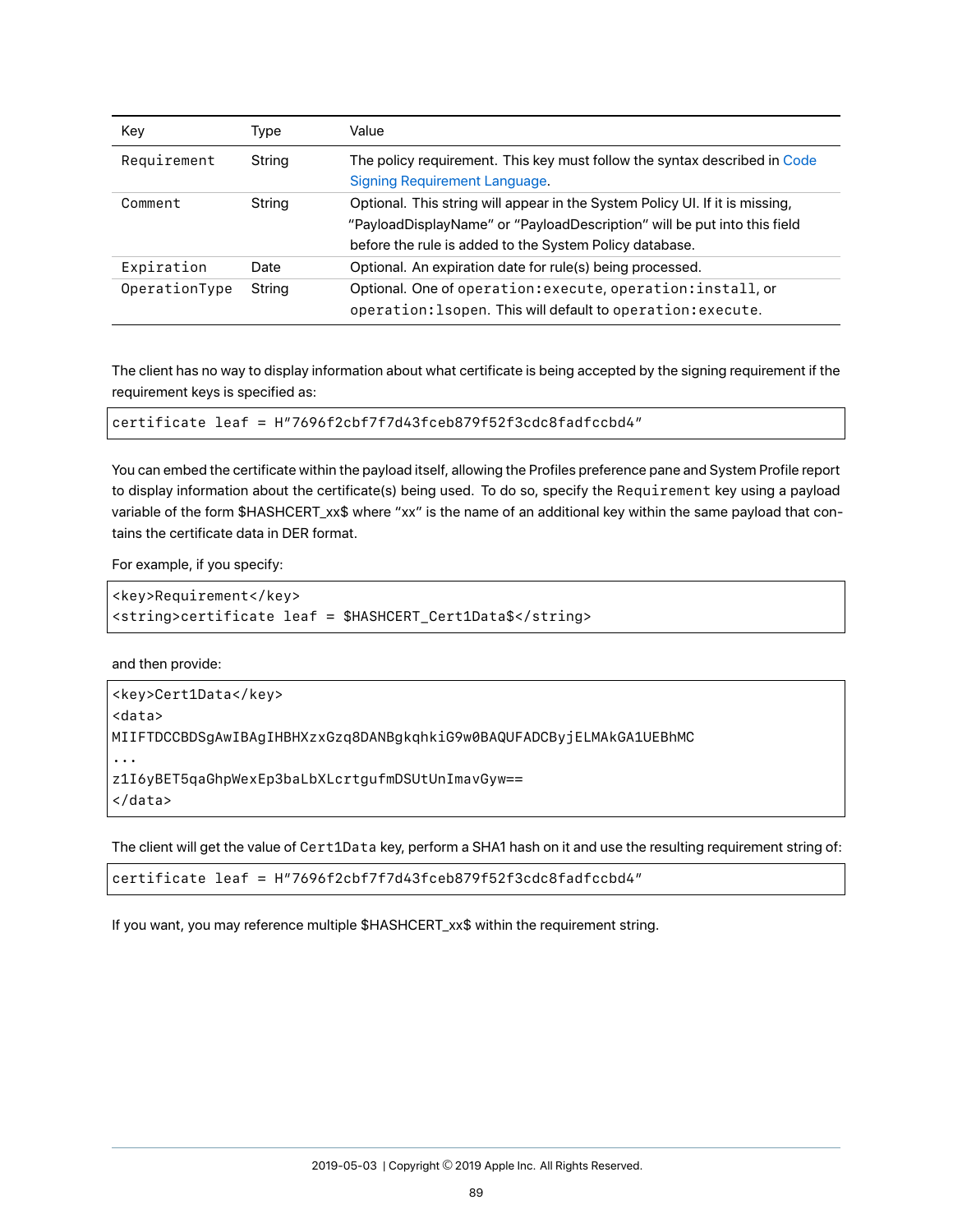| Key | Type | Value |
|---|---|---|
| `Requirement` | String | The policy requirement. This key must follow the syntax described in Code Signing Requirement Language. |
| `Comment` | String | Optional. This string will appear in the System Policy UI. If it is missing, "PayloadDisplayName" or "PayloadDescription" will be put into this field before the rule is added to the System Policy database. |
| `Expiration` | Date | Optional. An expiration date for rule(s) being processed. |
| `OperationType` | String | Optional. One of `operation:execute`, `operation:install`, or `operation:lsopen`. This will default to `operation:execute`. |

The client has no way to display information about what certificate is being accepted by the signing requirement if the requirement keys is specified as:

```
certificate leaf = H"7696f2cbf7f7d43fceb879f52f3cdc8fadfccbd4"
```

You can embed the certificate within the payload itself, allowing the Profiles preference pane and System Profile report to display information about the certificate(s) being used. To do so, specify the `Requirement` key using a payload variable of the form $HASHCERT_xx$ where "xx" is the name of an additional key within the same payload that contains the certificate data in DER format.

For example, if you specify:

```
<key>Requirement</key>
<string>certificate leaf = $HASHCERT_Cert1Data$</string>
```

and then provide:

```
<key>Cert1Data</key>
<data>
MIIFTDCCBDSgAwIBAgIHBHXzxGzq8DANBgkqhkiG9w0BAQUFADCByjELMAkGA1UEBhMC
...
z1I6yBET5qaGhpWexEp3baLbXLcrtgufmDSUtUnImavGyw==
</data>
```

The client will get the value of `Cert1Data` key, perform a SHA1 hash on it and use the resulting requirement string of:

```
certificate leaf = H"7696f2cbf7f7d43fceb879f52f3cdc8fadfccbd4"
```

If you want, you may reference multiple $HASHCERT_xx$ within the requirement string.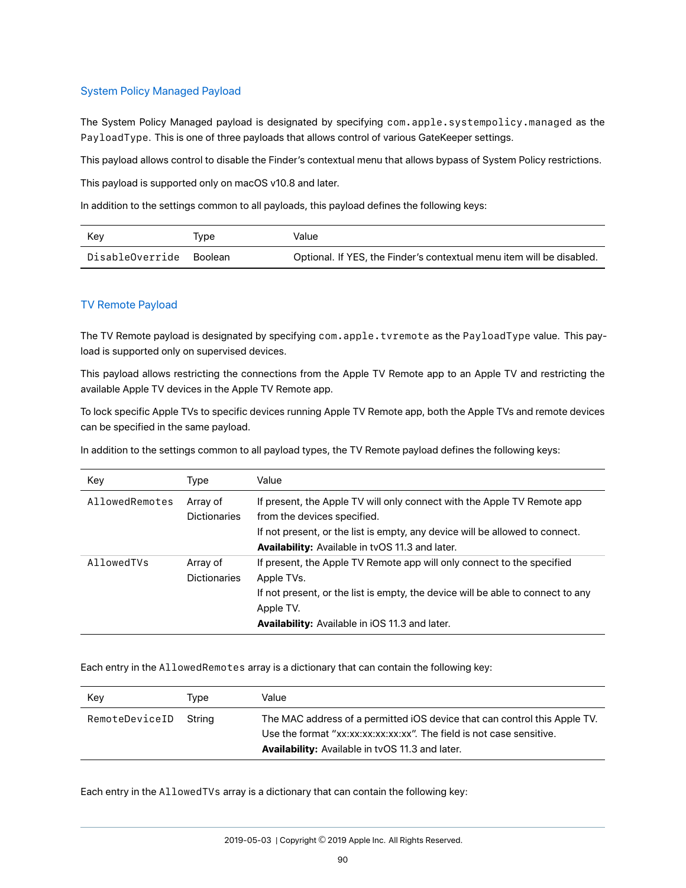## System Policy Managed Payload

The System Policy Managed payload is designated by specifying `com.apple.systempolicy.managed` as the `PayloadType`. This is one of three payloads that allows control of various GateKeeper settings.

This payload allows control to disable the Finder's contextual menu that allows bypass of System Policy restrictions.

This payload is supported only on macOS v10.8 and later.

In addition to the settings common to all payloads, this payload defines the following keys:

| Key | Type | Value |
| --- | --- | --- |
| `DisableOverride` | Boolean | Optional. If YES, the Finder's contextual menu item will be disabled. |

## TV Remote Payload

The TV Remote payload is designated by specifying `com.apple.tvremote` as the `PayloadType` value. This payload is supported only on supervised devices.

This payload allows restricting the connections from the Apple TV Remote app to an Apple TV and restricting the available Apple TV devices in the Apple TV Remote app.

To lock specific Apple TVs to specific devices running Apple TV Remote app, both the Apple TVs and remote devices can be specified in the same payload.

In addition to the settings common to all payload types, the TV Remote payload defines the following keys:

| Key | Type | Value |
| --- | --- | --- |
| `AllowedRemotes` | Array of Dictionaries | If present, the Apple TV will only connect with the Apple TV Remote app from the devices specified.<br>If not present, or the list is empty, any device will be allowed to connect.<br>**Availability:** Available in tvOS 11.3 and later. |
| `AllowedTVs` | Array of Dictionaries | If present, the Apple TV Remote app will only connect to the specified Apple TVs.<br>If not present, or the list is empty, the device will be able to connect to any Apple TV.<br>**Availability:** Available in iOS 11.3 and later. |

Each entry in the `AllowedRemotes` array is a dictionary that can contain the following key:

| Key | Type | Value |
| --- | --- | --- |
| `RemoteDeviceID` | String | The MAC address of a permitted iOS device that can control this Apple TV. Use the format "xx:xx:xx:xx:xx:xx". The field is not case sensitive.<br>**Availability:** Available in tvOS 11.3 and later. |

Each entry in the `AllowedTVs` array is a dictionary that can contain the following key: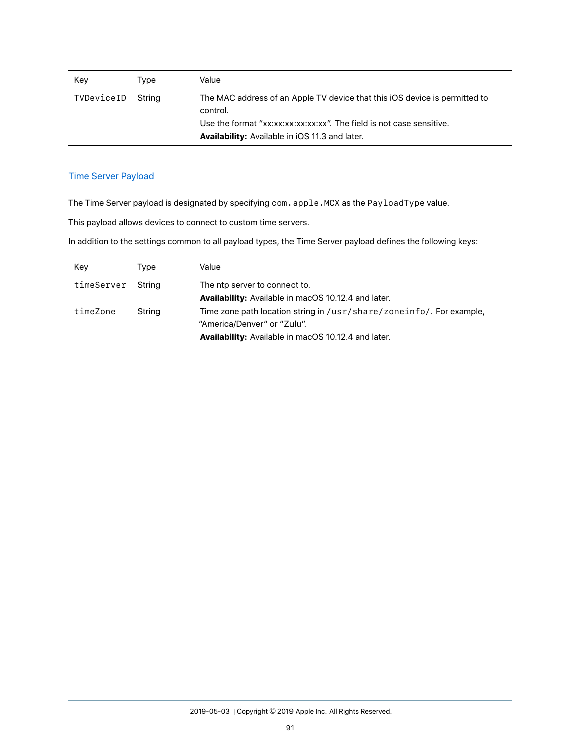| Key | Type | Value |
|---|---|---|
| `TVDeviceID` | String | The MAC address of an Apple TV device that this iOS device is permitted to control.<br>Use the format "xx:xx:xx:xx:xx:xx". The field is not case sensitive.<br>**Availability:** Available in iOS 11.3 and later. |

## Time Server Payload

The Time Server payload is designated by specifying `com.apple.MCX` as the `PayloadType` value.

This payload allows devices to connect to custom time servers.

In addition to the settings common to all payload types, the Time Server payload defines the following keys:

| Key | Type | Value |
|---|---|---|
| `timeServer` | String | The ntp server to connect to.<br>**Availability:** Available in macOS 10.12.4 and later. |
| `timeZone` | String | Time zone path location string in `/usr/share/zoneinfo/`. For example, "America/Denver" or "Zulu".<br>**Availability:** Available in macOS 10.12.4 and later. |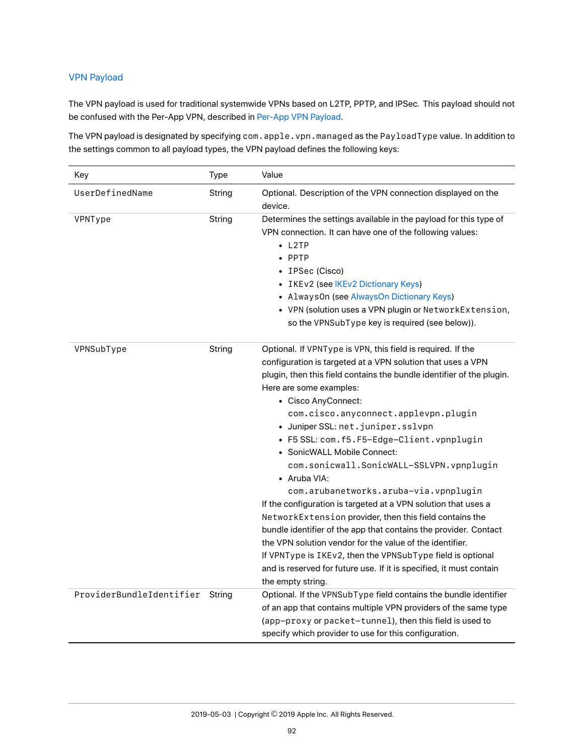## VPN Payload

The VPN payload is used for traditional systemwide VPNs based on L2TP, PPTP, and IPSec. This payload should not be confused with the Per-App VPN, described in Per-App VPN Payload.

The VPN payload is designated by specifying `com.apple.vpn.managed` as the `PayloadType` value. In addition to the settings common to all payload types, the VPN payload defines the following keys:

| Key | Type | Value |
|---|---|---|
| `UserDefinedName` | String | Optional. Description of the VPN connection displayed on the device. |
| `VPNType` | String | Determines the settings available in the payload for this type of VPN connection. It can have one of the following values:<br>• `L2TP`<br>• `PPTP`<br>• `IPSec` (Cisco)<br>• `IKEv2` (see IKEv2 Dictionary Keys)<br>• `AlwaysOn` (see AlwaysOn Dictionary Keys)<br>• `VPN` (solution uses a VPN plugin or `NetworkExtension`, so the `VPNSubType` key is required (see below)). |
| `VPNSubType` | String | Optional. If `VPNType` is `VPN`, this field is required. If the configuration is targeted at a VPN solution that uses a VPN plugin, then this field contains the bundle identifier of the plugin. Here are some examples:<br>• Cisco AnyConnect: `com.cisco.anyconnect.applevpn.plugin`<br>• Juniper SSL: `net.juniper.sslvpn`<br>• F5 SSL: `com.f5.F5-Edge-Client.vpnplugin`<br>• SonicWALL Mobile Connect: `com.sonicwall.SonicWALL-SSLVPN.vpnplugin`<br>• Aruba VIA: `com.arubanetworks.aruba-via.vpnplugin`<br>If the configuration is targeted at a VPN solution that uses a `NetworkExtension` provider, then this field contains the bundle identifier of the app that contains the provider. Contact the VPN solution vendor for the value of the identifier.<br>If `VPNType` is `IKEv2`, then the `VPNSubType` field is optional and is reserved for future use. If it is specified, it must contain the empty string. |
| `ProviderBundleIdentifier` | String | Optional. If the `VPNSubType` field contains the bundle identifier of an app that contains multiple VPN providers of the same type (`app-proxy` or `packet-tunnel`), then this field is used to specify which provider to use for this configuration. |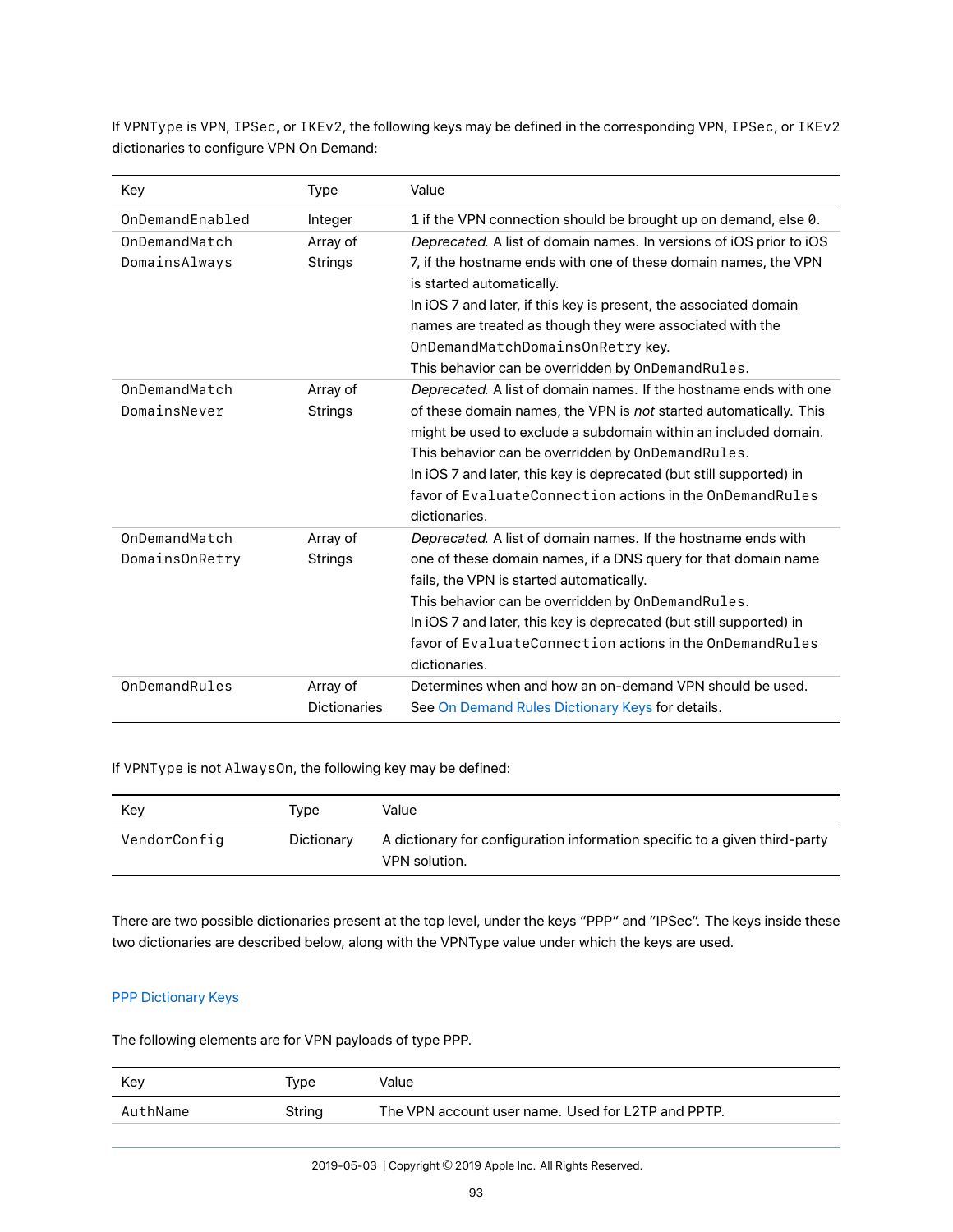If `VPNType` is `VPN`, `IPSec`, or `IKEv2`, the following keys may be defined in the corresponding `VPN`, `IPSec`, or `IKEv2` dictionaries to configure VPN On Demand:

| Key | Type | Value |
| --- | --- | --- |
| `OnDemandEnabled` | Integer | 1 if the VPN connection should be brought up on demand, else `0`. |
| `OnDemandMatchDomainsAlways` | Array of Strings | *Deprecated.* A list of domain names. In versions of iOS prior to iOS 7, if the hostname ends with one of these domain names, the VPN is started automatically.<br>In iOS 7 and later, if this key is present, the associated domain names are treated as though they were associated with the `OnDemandMatchDomainsOnRetry` key.<br>This behavior can be overridden by `OnDemandRules`. |
| `OnDemandMatchDomainsNever` | Array of Strings | *Deprecated.* A list of domain names. If the hostname ends with one of these domain names, the VPN is *not* started automatically. This might be used to exclude a subdomain within an included domain.<br>This behavior can be overridden by `OnDemandRules`.<br>In iOS 7 and later, this key is deprecated (but still supported) in favor of `EvaluateConnection` actions in the `OnDemandRules` dictionaries. |
| `OnDemandMatchDomainsOnRetry` | Array of Strings | *Deprecated.* A list of domain names. If the hostname ends with one of these domain names, if a DNS query for that domain name fails, the VPN is started automatically.<br>This behavior can be overridden by `OnDemandRules`.<br>In iOS 7 and later, this key is deprecated (but still supported) in favor of `EvaluateConnection` actions in the `OnDemandRules` dictionaries. |
| `OnDemandRules` | Array of Dictionaries | Determines when and how an on-demand VPN should be used. See On Demand Rules Dictionary Keys for details. |

If `VPNType` is not `AlwaysOn`, the following key may be defined:

| Key | Type | Value |
| --- | --- | --- |
| `VendorConfig` | Dictionary | A dictionary for configuration information specific to a given third-party VPN solution. |

There are two possible dictionaries present at the top level, under the keys "PPP" and "IPSec". The keys inside these two dictionaries are described below, along with the VPNType value under which the keys are used.

### PPP Dictionary Keys

The following elements are for VPN payloads of type PPP.

| Key | Type | Value |
| --- | --- | --- |
| `AuthName` | String | The VPN account user name. Used for L2TP and PPTP. |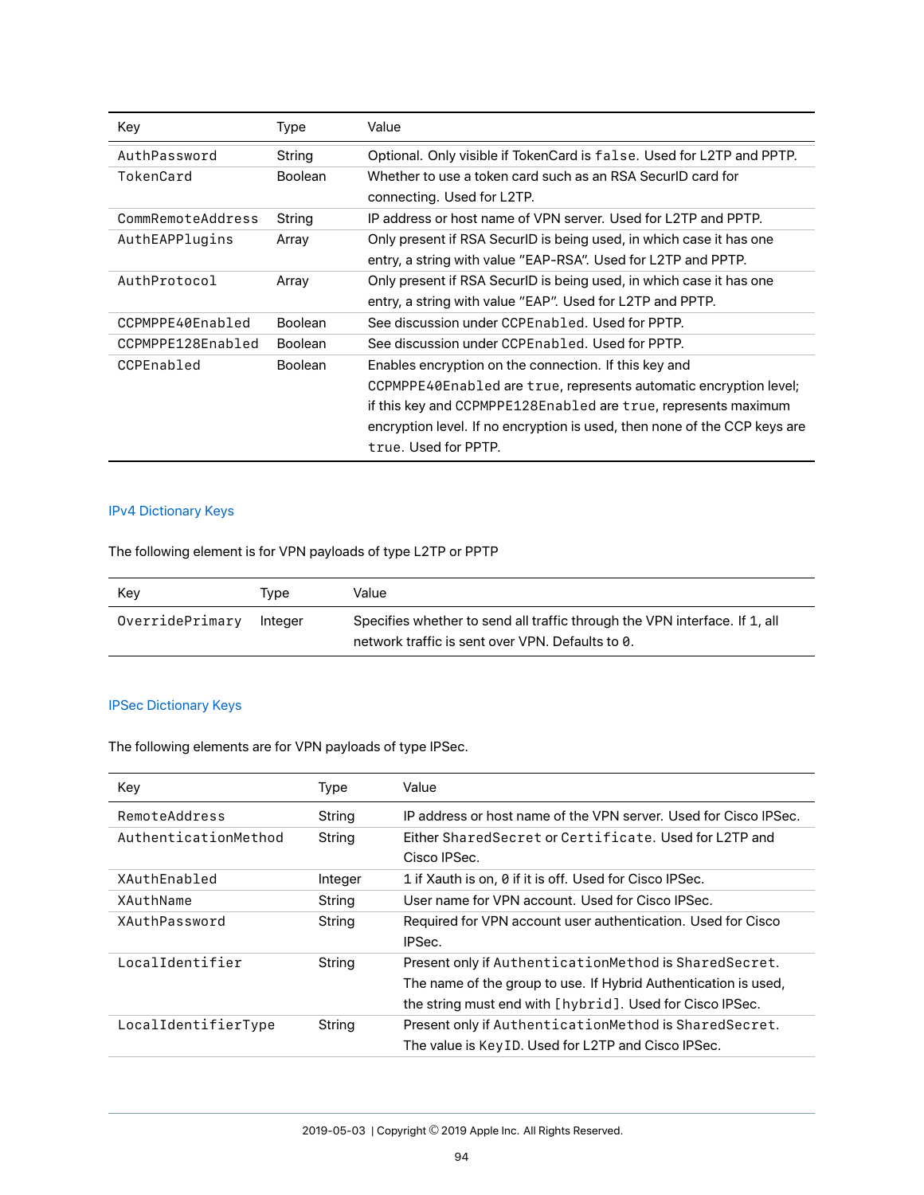| Key | Type | Value |
|---|---|---|
| `AuthPassword` | String | Optional. Only visible if TokenCard is `false`. Used for L2TP and PPTP. |
| `TokenCard` | Boolean | Whether to use a token card such as an RSA SecurID card for connecting. Used for L2TP. |
| `CommRemoteAddress` | String | IP address or host name of VPN server. Used for L2TP and PPTP. |
| `AuthEAPPlugins` | Array | Only present if RSA SecurID is being used, in which case it has one entry, a string with value "EAP-RSA". Used for L2TP and PPTP. |
| `AuthProtocol` | Array | Only present if RSA SecurID is being used, in which case it has one entry, a string with value "EAP". Used for L2TP and PPTP. |
| `CCPMPPE40Enabled` | Boolean | See discussion under `CCPEnabled`. Used for PPTP. |
| `CCPMPPE128Enabled` | Boolean | See discussion under `CCPEnabled`. Used for PPTP. |
| `CCPEnabled` | Boolean | Enables encryption on the connection. If this key and `CCPMPPE40Enabled` are `true`, represents automatic encryption level; if this key and `CCPMPPE128Enabled` are `true`, represents maximum encryption level. If no encryption is used, then none of the CCP keys are `true`. Used for PPTP. |

### IPv4 Dictionary Keys

The following element is for VPN payloads of type L2TP or PPTP

| Key | Type | Value |
|---|---|---|
| `OverridePrimary` | Integer | Specifies whether to send all traffic through the VPN interface. If `1`, all network traffic is sent over VPN. Defaults to `0`. |

### IPSec Dictionary Keys

The following elements are for VPN payloads of type IPSec.

| Key | Type | Value |
|---|---|---|
| `RemoteAddress` | String | IP address or host name of the VPN server. Used for Cisco IPSec. |
| `AuthenticationMethod` | String | Either `SharedSecret` or `Certificate`. Used for L2TP and Cisco IPSec. |
| `XAuthEnabled` | Integer | `1` if Xauth is on, `0` if it is off. Used for Cisco IPSec. |
| `XAuthName` | String | User name for VPN account. Used for Cisco IPSec. |
| `XAuthPassword` | String | Required for VPN account user authentication. Used for Cisco IPSec. |
| `LocalIdentifier` | String | Present only if `AuthenticationMethod` is `SharedSecret`. The name of the group to use. If Hybrid Authentication is used, the string must end with `[hybrid]`. Used for Cisco IPSec. |
| `LocalIdentifierType` | String | Present only if `AuthenticationMethod` is `SharedSecret`. The value is `KeyID`. Used for L2TP and Cisco IPSec. |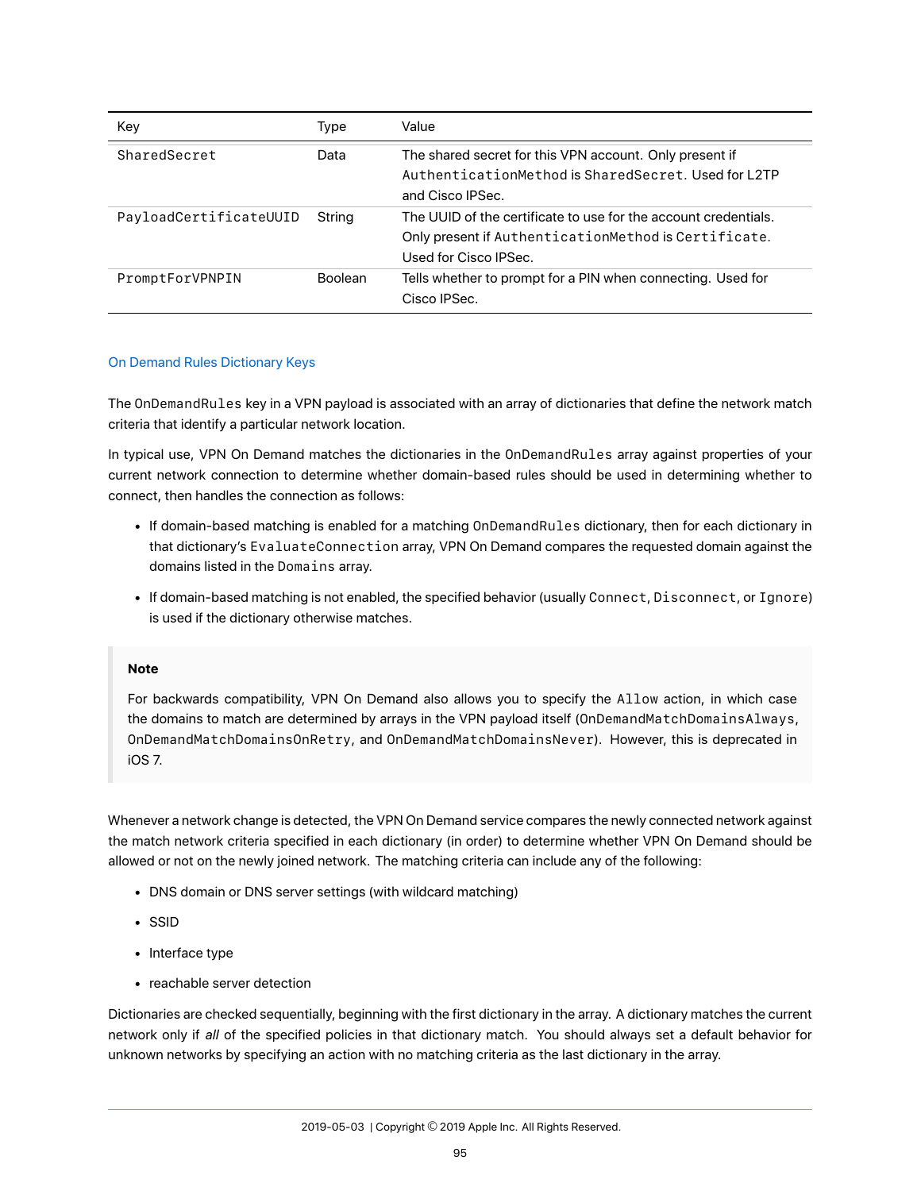| Key | Type | Value |
| --- | --- | --- |
| `SharedSecret` | Data | The shared secret for this VPN account. Only present if `AuthenticationMethod` is `SharedSecret`. Used for L2TP and Cisco IPSec. |
| `PayloadCertificateUUID` | String | The UUID of the certificate to use for the account credentials. Only present if `AuthenticationMethod` is `Certificate`. Used for Cisco IPSec. |
| `PromptForVPNPIN` | Boolean | Tells whether to prompt for a PIN when connecting. Used for Cisco IPSec. |

### On Demand Rules Dictionary Keys

The `OnDemandRules` key in a VPN payload is associated with an array of dictionaries that define the network match criteria that identify a particular network location.

In typical use, VPN On Demand matches the dictionaries in the `OnDemandRules` array against properties of your current network connection to determine whether domain-based rules should be used in determining whether to connect, then handles the connection as follows:

- If domain-based matching is enabled for a matching `OnDemandRules` dictionary, then for each dictionary in that dictionary's `EvaluateConnection` array, VPN On Demand compares the requested domain against the domains listed in the `Domains` array.
- If domain-based matching is not enabled, the specified behavior (usually `Connect`, `Disconnect`, or `Ignore`) is used if the dictionary otherwise matches.

> **Note**
>
> For backwards compatibility, VPN On Demand also allows you to specify the `Allow` action, in which case the domains to match are determined by arrays in the VPN payload itself (`OnDemandMatchDomainsAlways`, `OnDemandMatchDomainsOnRetry`, and `OnDemandMatchDomainsNever`). However, this is deprecated in iOS 7.

Whenever a network change is detected, the VPN On Demand service compares the newly connected network against the match network criteria specified in each dictionary (in order) to determine whether VPN On Demand should be allowed or not on the newly joined network. The matching criteria can include any of the following:

- DNS domain or DNS server settings (with wildcard matching)
- SSID
- Interface type
- reachable server detection

Dictionaries are checked sequentially, beginning with the first dictionary in the array. A dictionary matches the current network only if *all* of the specified policies in that dictionary match. You should always set a default behavior for unknown networks by specifying an action with no matching criteria as the last dictionary in the array.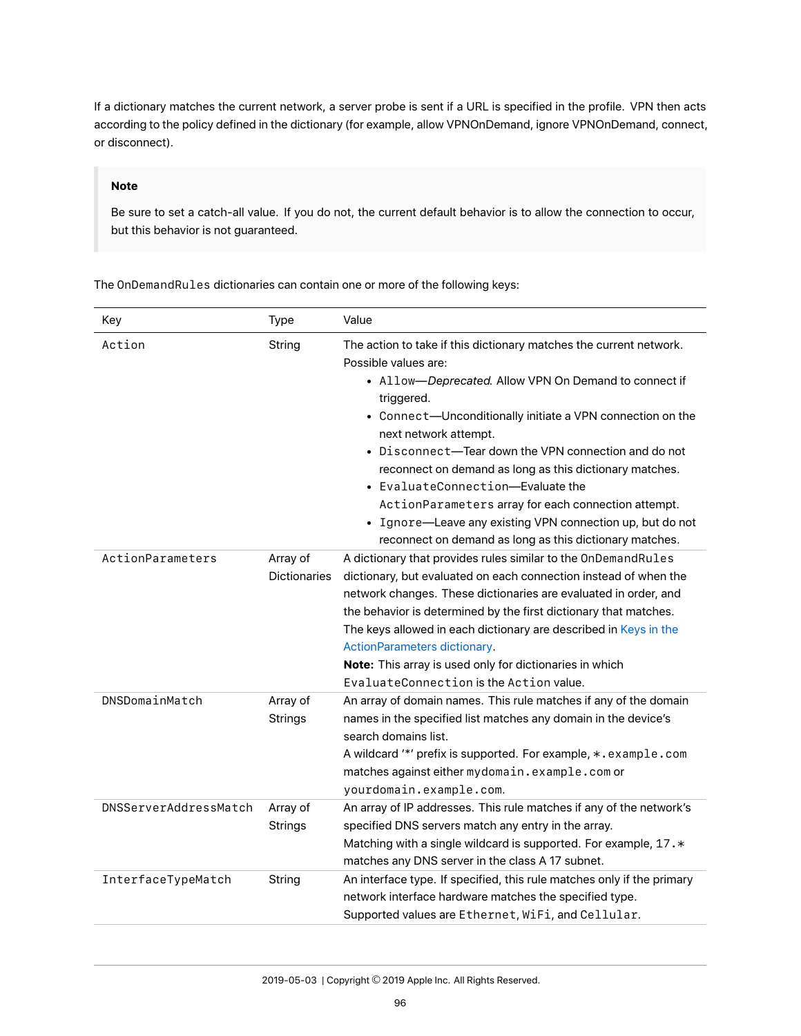If a dictionary matches the current network, a server probe is sent if a URL is specified in the profile. VPN then acts according to the policy defined in the dictionary (for example, allow VPNOnDemand, ignore VPNOnDemand, connect, or disconnect).

> **Note**
>
> Be sure to set a catch-all value. If you do not, the current default behavior is to allow the connection to occur, but this behavior is not guaranteed.

The `OnDemandRules` dictionaries can contain one or more of the following keys:

| Key | Type | Value |
|---|---|---|
| `Action` | String | The action to take if this dictionary matches the current network. Possible values are:<br>• `Allow`—*Deprecated*. Allow VPN On Demand to connect if triggered.<br>• `Connect`—Unconditionally initiate a VPN connection on the next network attempt.<br>• `Disconnect`—Tear down the VPN connection and do not reconnect on demand as long as this dictionary matches.<br>• `EvaluateConnection`—Evaluate the `ActionParameters` array for each connection attempt.<br>• `Ignore`—Leave any existing VPN connection up, but do not reconnect on demand as long as this dictionary matches. |
| `ActionParameters` | Array of Dictionaries | A dictionary that provides rules similar to the `OnDemandRules` dictionary, but evaluated on each connection instead of when the network changes. These dictionaries are evaluated in order, and the behavior is determined by the first dictionary that matches. The keys allowed in each dictionary are described in Keys in the ActionParameters dictionary.<br>**Note:** This array is used only for dictionaries in which `EvaluateConnection` is the `Action` value. |
| `DNSDomainMatch` | Array of Strings | An array of domain names. This rule matches if any of the domain names in the specified list matches any domain in the device's search domains list.<br>A wildcard '*' prefix is supported. For example, `*.example.com` matches against either `mydomain.example.com` or `yourdomain.example.com`. |
| `DNSServerAddressMatch` | Array of Strings | An array of IP addresses. This rule matches if any of the network's specified DNS servers match any entry in the array.<br>Matching with a single wildcard is supported. For example, `17.*` matches any DNS server in the class A 17 subnet. |
| `InterfaceTypeMatch` | String | An interface type. If specified, this rule matches only if the primary network interface hardware matches the specified type.<br>Supported values are `Ethernet`, `WiFi`, and `Cellular`. |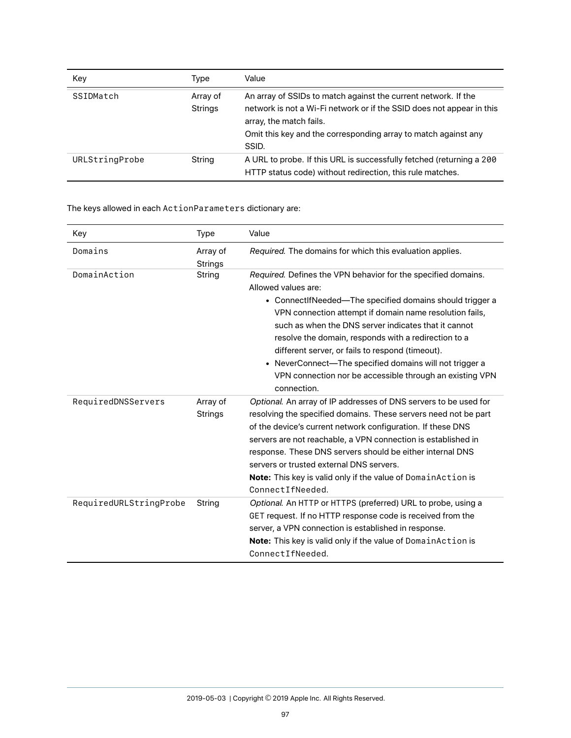| Key | Type | Value |
|---|---|---|
| `SSIDMatch` | Array of Strings | An array of SSIDs to match against the current network. If the network is not a Wi-Fi network or if the SSID does not appear in this array, the match fails.<br>Omit this key and the corresponding array to match against any SSID. |
| `URLStringProbe` | String | A URL to probe. If this URL is successfully fetched (returning a `200` HTTP status code) without redirection, this rule matches. |

The keys allowed in each `ActionParameters` dictionary are:

| Key | Type | Value |
|---|---|---|
| `Domains` | Array of Strings | *Required.* The domains for which this evaluation applies. |
| `DomainAction` | String | *Required.* Defines the VPN behavior for the specified domains. Allowed values are:<br>• ConnectIfNeeded—The specified domains should trigger a VPN connection attempt if domain name resolution fails, such as when the DNS server indicates that it cannot resolve the domain, responds with a redirection to a different server, or fails to respond (timeout).<br>• NeverConnect—The specified domains will not trigger a VPN connection nor be accessible through an existing VPN connection. |
| `RequiredDNSServers` | Array of Strings | *Optional.* An array of IP addresses of DNS servers to be used for resolving the specified domains. These servers need not be part of the device's current network configuration. If these DNS servers are not reachable, a VPN connection is established in response. These DNS servers should be either internal DNS servers or trusted external DNS servers.<br>**Note:** This key is valid only if the value of `DomainAction` is `ConnectIfNeeded`. |
| `RequiredURLStringProbe` | String | *Optional.* An `HTTP` or `HTTPS` (preferred) URL to probe, using a `GET` request. If no HTTP response code is received from the server, a VPN connection is established in response.<br>**Note:** This key is valid only if the value of `DomainAction` is `ConnectIfNeeded`. |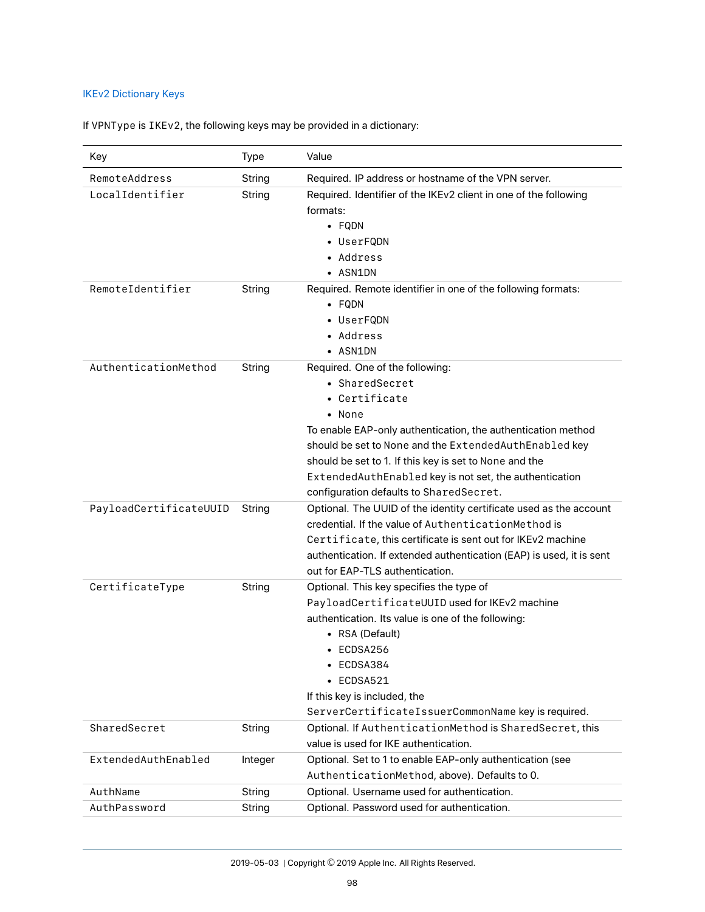### IKEv2 Dictionary Keys

If VPNType is IKEv2, the following keys may be provided in a dictionary:

| Key | Type | Value |
|---|---|---|
| RemoteAddress | String | Required. IP address or hostname of the VPN server. |
| LocalIdentifier | String | Required. Identifier of the IKEv2 client in one of the following formats:<br>• FQDN<br>• UserFQDN<br>• Address<br>• ASN1DN |
| RemoteIdentifier | String | Required. Remote identifier in one of the following formats:<br>• FQDN<br>• UserFQDN<br>• Address<br>• ASN1DN |
| AuthenticationMethod | String | Required. One of the following:<br>• SharedSecret<br>• Certificate<br>• None<br>To enable EAP-only authentication, the authentication method should be set to None and the ExtendedAuthEnabled key should be set to 1. If this key is set to None and the ExtendedAuthEnabled key is not set, the authentication configuration defaults to SharedSecret. |
| PayloadCertificateUUID | String | Optional. The UUID of the identity certificate used as the account credential. If the value of AuthenticationMethod is Certificate, this certificate is sent out for IKEv2 machine authentication. If extended authentication (EAP) is used, it is sent out for EAP-TLS authentication. |
| CertificateType | String | Optional. This key specifies the type of PayloadCertificateUUID used for IKEv2 machine authentication. Its value is one of the following:<br>• RSA (Default)<br>• ECDSA256<br>• ECDSA384<br>• ECDSA521<br>If this key is included, the ServerCertificateIssuerCommonName key is required. |
| SharedSecret | String | Optional. If AuthenticationMethod is SharedSecret, this value is used for IKE authentication. |
| ExtendedAuthEnabled | Integer | Optional. Set to 1 to enable EAP-only authentication (see AuthenticationMethod, above). Defaults to 0. |
| AuthName | String | Optional. Username used for authentication. |
| AuthPassword | String | Optional. Password used for authentication. |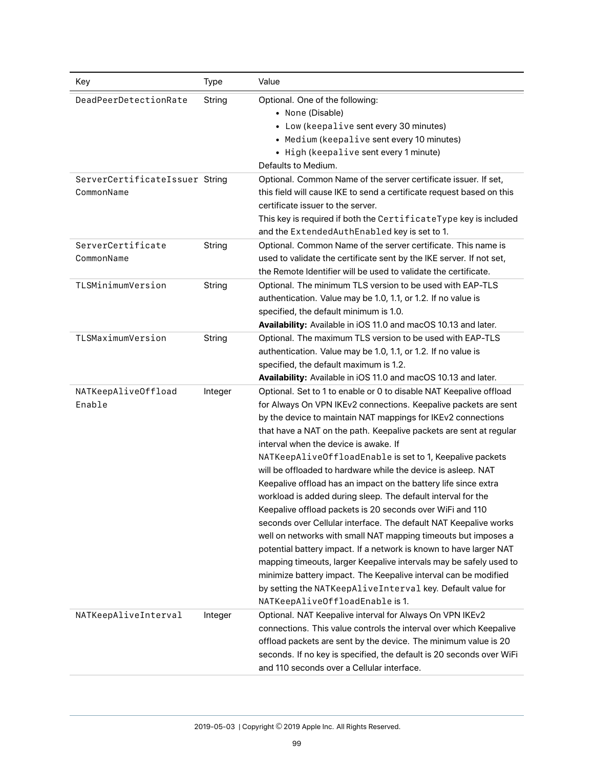| Key | Type | Value |
| --- | --- | --- |
| DeadPeerDetectionRate | String | Optional. One of the following:<br>• None (Disable)<br>• Low (keepalive sent every 30 minutes)<br>• Medium (keepalive sent every 10 minutes)<br>• High (keepalive sent every 1 minute)<br>Defaults to Medium. |
| ServerCertificateIssuerCommonName | String | Optional. Common Name of the server certificate issuer. If set, this field will cause IKE to send a certificate request based on this certificate issuer to the server.<br>This key is required if both the CertificateType key is included and the ExtendedAuthEnabled key is set to 1. |
| ServerCertificateCommonName | String | Optional. Common Name of the server certificate. This name is used to validate the certificate sent by the IKE server. If not set, the Remote Identifier will be used to validate the certificate. |
| TLSMinimumVersion | String | Optional. The minimum TLS version to be used with EAP-TLS authentication. Value may be 1.0, 1.1, or 1.2. If no value is specified, the default minimum is 1.0.<br>**Availability:** Available in iOS 11.0 and macOS 10.13 and later. |
| TLSMaximumVersion | String | Optional. The maximum TLS version to be used with EAP-TLS authentication. Value may be 1.0, 1.1, or 1.2. If no value is specified, the default maximum is 1.2.<br>**Availability:** Available in iOS 11.0 and macOS 10.13 and later. |
| NATKeepAliveOffloadEnable | Integer | Optional. Set to 1 to enable or 0 to disable NAT Keepalive offload for Always On VPN IKEv2 connections. Keepalive packets are sent by the device to maintain NAT mappings for IKEv2 connections that have a NAT on the path. Keepalive packets are sent at regular interval when the device is awake. If NATKeepAliveOffloadEnable is set to 1, Keepalive packets will be offloaded to hardware while the device is asleep. NAT Keepalive offload has an impact on the battery life since extra workload is added during sleep. The default interval for the Keepalive offload packets is 20 seconds over WiFi and 110 seconds over Cellular interface. The default NAT Keepalive works well on networks with small NAT mapping timeouts but imposes a potential battery impact. If a network is known to have larger NAT mapping timeouts, larger Keepalive intervals may be safely used to minimize battery impact. The Keepalive interval can be modified by setting the NATKeepAliveInterval key. Default value for NATKeepAliveOffloadEnable is 1. |
| NATKeepAliveInterval | Integer | Optional. NAT Keepalive interval for Always On VPN IKEv2 connections. This value controls the interval over which Keepalive offload packets are sent by the device. The minimum value is 20 seconds. If no key is specified, the default is 20 seconds over WiFi and 110 seconds over a Cellular interface. |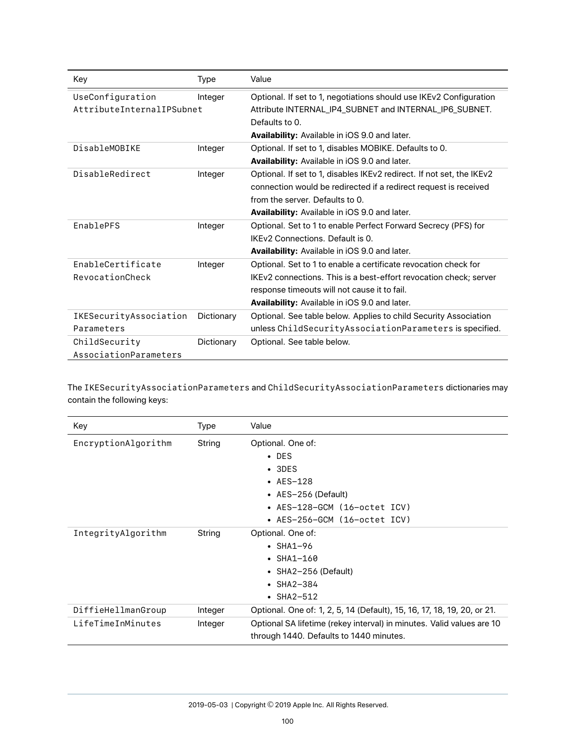| Key | Type | Value |
| --- | --- | --- |
| `UseConfigurationAttributeInternalIPSubnet` | Integer | Optional. If set to 1, negotiations should use IKEv2 Configuration Attribute INTERNAL_IP4_SUBNET and INTERNAL_IP6_SUBNET. Defaults to 0.<br>**Availability:** Available in iOS 9.0 and later. |
| `DisableMOBIKE` | Integer | Optional. If set to 1, disables MOBIKE. Defaults to 0.<br>**Availability:** Available in iOS 9.0 and later. |
| `DisableRedirect` | Integer | Optional. If set to 1, disables IKEv2 redirect. If not set, the IKEv2 connection would be redirected if a redirect request is received from the server. Defaults to 0.<br>**Availability:** Available in iOS 9.0 and later. |
| `EnablePFS` | Integer | Optional. Set to 1 to enable Perfect Forward Secrecy (PFS) for IKEv2 Connections. Default is 0.<br>**Availability:** Available in iOS 9.0 and later. |
| `EnableCertificateRevocationCheck` | Integer | Optional. Set to 1 to enable a certificate revocation check for IKEv2 connections. This is a best-effort revocation check; server response timeouts will not cause it to fail.<br>**Availability:** Available in iOS 9.0 and later. |
| `IKESecurityAssociationParameters` | Dictionary | Optional. See table below. Applies to child Security Association unless `ChildSecurityAssociationParameters` is specified. |
| `ChildSecurityAssociationParameters` | Dictionary | Optional. See table below. |

The `IKESecurityAssociationParameters` and `ChildSecurityAssociationParameters` dictionaries may contain the following keys:

| Key | Type | Value |
| --- | --- | --- |
| `EncryptionAlgorithm` | String | Optional. One of:<br>• `DES`<br>• `3DES`<br>• `AES-128`<br>• `AES-256` (Default)<br>• `AES-128-GCM (16-octet ICV)`<br>• `AES-256-GCM (16-octet ICV)` |
| `IntegrityAlgorithm` | String | Optional. One of:<br>• `SHA1-96`<br>• `SHA1-160`<br>• `SHA2-256` (Default)<br>• `SHA2-384`<br>• `SHA2-512` |
| `DiffieHellmanGroup` | Integer | Optional. One of: 1, 2, 5, 14 (Default), 15, 16, 17, 18, 19, 20, or 21. |
| `LifeTimeInMinutes` | Integer | Optional SA lifetime (rekey interval) in minutes. Valid values are 10 through 1440. Defaults to 1440 minutes. |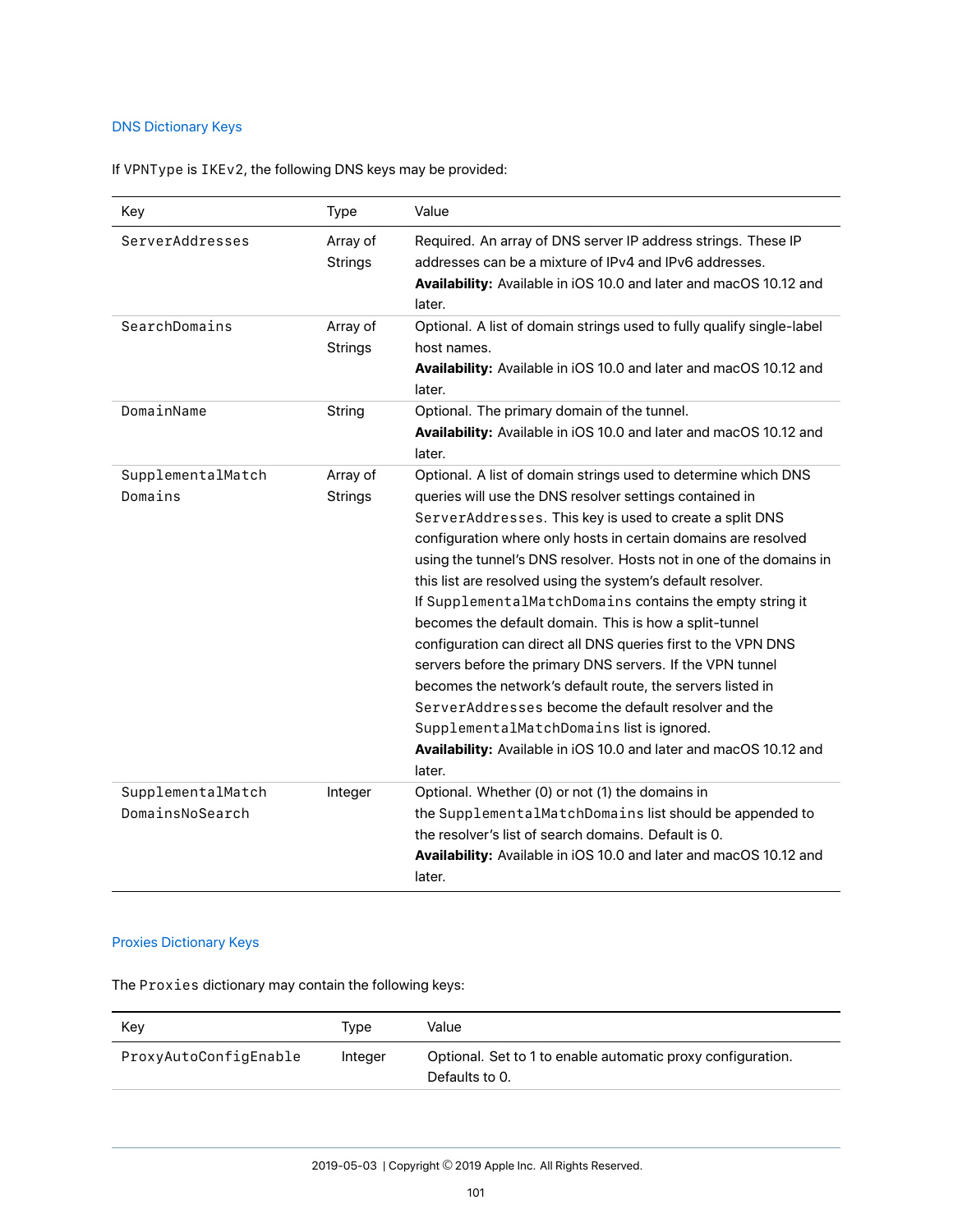### DNS Dictionary Keys

If `VPNType` is `IKEv2`, the following DNS keys may be provided:

| Key | Type | Value |
|---|---|---|
| `ServerAddresses` | Array of Strings | Required. An array of DNS server IP address strings. These IP addresses can be a mixture of IPv4 and IPv6 addresses. **Availability:** Available in iOS 10.0 and later and macOS 10.12 and later. |
| `SearchDomains` | Array of Strings | Optional. A list of domain strings used to fully qualify single-label host names. **Availability:** Available in iOS 10.0 and later and macOS 10.12 and later. |
| `DomainName` | String | Optional. The primary domain of the tunnel. **Availability:** Available in iOS 10.0 and later and macOS 10.12 and later. |
| `SupplementalMatchDomains` | Array of Strings | Optional. A list of domain strings used to determine which DNS queries will use the DNS resolver settings contained in `ServerAddresses`. This key is used to create a split DNS configuration where only hosts in certain domains are resolved using the tunnel's DNS resolver. Hosts not in one of the domains in this list are resolved using the system's default resolver. If `SupplementalMatchDomains` contains the empty string it becomes the default domain. This is how a split-tunnel configuration can direct all DNS queries first to the VPN DNS servers before the primary DNS servers. If the VPN tunnel becomes the network's default route, the servers listed in `ServerAddresses` become the default resolver and the `SupplementalMatchDomains` list is ignored. **Availability:** Available in iOS 10.0 and later and macOS 10.12 and later. |
| `SupplementalMatchDomainsNoSearch` | Integer | Optional. Whether (0) or not (1) the domains in the `SupplementalMatchDomains` list should be appended to the resolver's list of search domains. Default is 0. **Availability:** Available in iOS 10.0 and later and macOS 10.12 and later. |

### Proxies Dictionary Keys

The `Proxies` dictionary may contain the following keys:

| Key | Type | Value |
|---|---|---|
| `ProxyAutoConfigEnable` | Integer | Optional. Set to 1 to enable automatic proxy configuration. Defaults to 0. |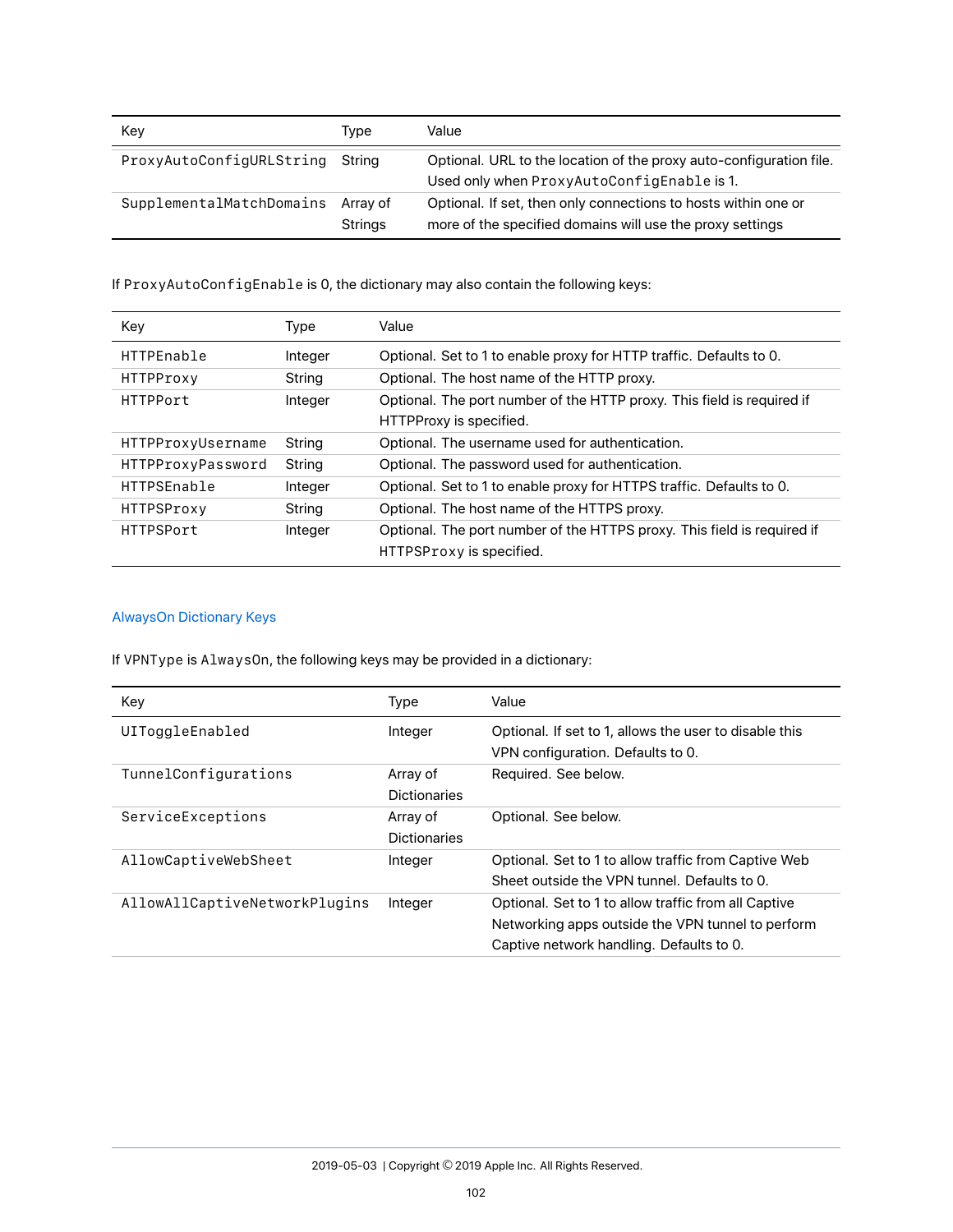| Key | Type | Value |
|---|---|---|
| ProxyAutoConfigURLString | String | Optional. URL to the location of the proxy auto-configuration file. Used only when ProxyAutoConfigEnable is 1. |
| SupplementalMatchDomains | Array of Strings | Optional. If set, then only connections to hosts within one or more of the specified domains will use the proxy settings |

If ProxyAutoConfigEnable is 0, the dictionary may also contain the following keys:

| Key | Type | Value |
|---|---|---|
| HTTPEnable | Integer | Optional. Set to 1 to enable proxy for HTTP traffic. Defaults to 0. |
| HTTPProxy | String | Optional. The host name of the HTTP proxy. |
| HTTPPort | Integer | Optional. The port number of the HTTP proxy. This field is required if HTTPProxy is specified. |
| HTTPProxyUsername | String | Optional. The username used for authentication. |
| HTTPProxyPassword | String | Optional. The password used for authentication. |
| HTTPSEnable | Integer | Optional. Set to 1 to enable proxy for HTTPS traffic. Defaults to 0. |
| HTTPSProxy | String | Optional. The host name of the HTTPS proxy. |
| HTTPSPort | Integer | Optional. The port number of the HTTPS proxy. This field is required if HTTPSProxy is specified. |

### AlwaysOn Dictionary Keys

If VPNType is AlwaysOn, the following keys may be provided in a dictionary:

| Key | Type | Value |
|---|---|---|
| UIToggleEnabled | Integer | Optional. If set to 1, allows the user to disable this VPN configuration. Defaults to 0. |
| TunnelConfigurations | Array of Dictionaries | Required. See below. |
| ServiceExceptions | Array of Dictionaries | Optional. See below. |
| AllowCaptiveWebSheet | Integer | Optional. Set to 1 to allow traffic from Captive Web Sheet outside the VPN tunnel. Defaults to 0. |
| AllowAllCaptiveNetworkPlugins | Integer | Optional. Set to 1 to allow traffic from all Captive Networking apps outside the VPN tunnel to perform Captive network handling. Defaults to 0. |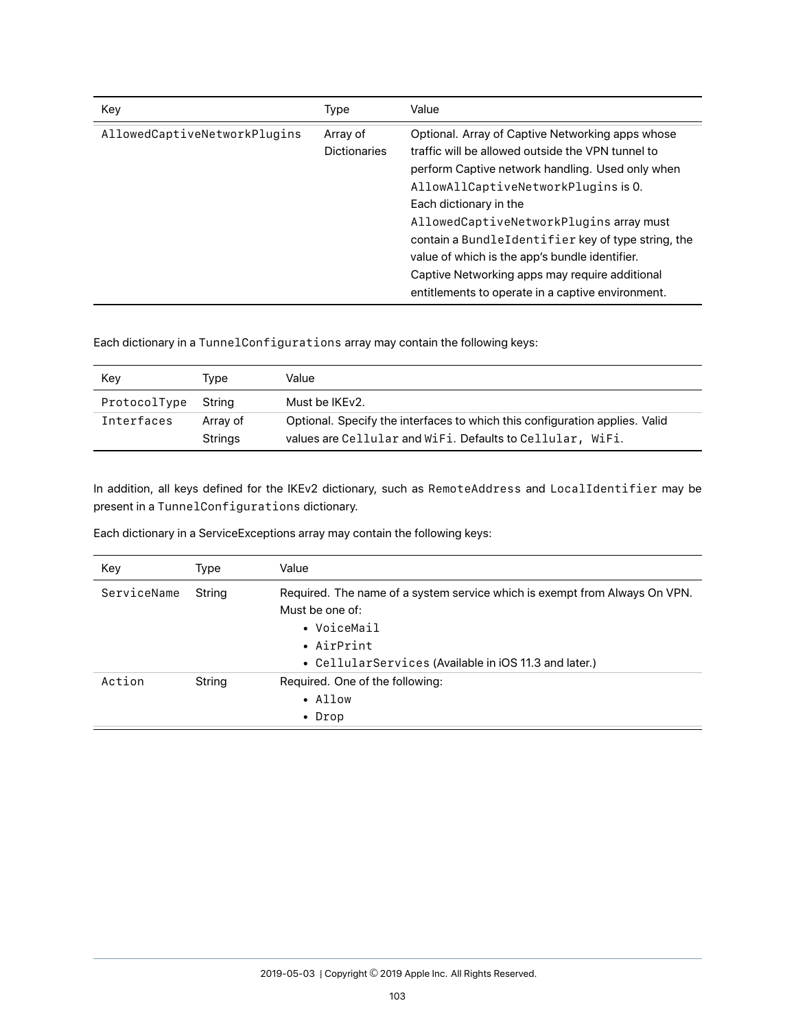| Key | Type | Value |
|---|---|---|
| `AllowedCaptiveNetworkPlugins` | Array of Dictionaries | Optional. Array of Captive Networking apps whose traffic will be allowed outside the VPN tunnel to perform Captive network handling. Used only when `AllowAllCaptiveNetworkPlugins` is 0. Each dictionary in the `AllowedCaptiveNetworkPlugins` array must contain a `BundleIdentifier` key of type string, the value of which is the app's bundle identifier. Captive Networking apps may require additional entitlements to operate in a captive environment. |

Each dictionary in a `TunnelConfigurations` array may contain the following keys:

| Key | Type | Value |
|---|---|---|
| `ProtocolType` | String | Must be IKEv2. |
| `Interfaces` | Array of Strings | Optional. Specify the interfaces to which this configuration applies. Valid values are `Cellular` and `WiFi`. Defaults to `Cellular, WiFi`. |

In addition, all keys defined for the IKEv2 dictionary, such as `RemoteAddress` and `LocalIdentifier` may be present in a `TunnelConfigurations` dictionary.

Each dictionary in a ServiceExceptions array may contain the following keys:

| Key | Type | Value |
|---|---|---|
| `ServiceName` | String | Required. The name of a system service which is exempt from Always On VPN. Must be one of: <br>• `VoiceMail` <br>• `AirPrint` <br>• `CellularServices` (Available in iOS 11.3 and later.) |
| `Action` | String | Required. One of the following: <br>• `Allow` <br>• `Drop` |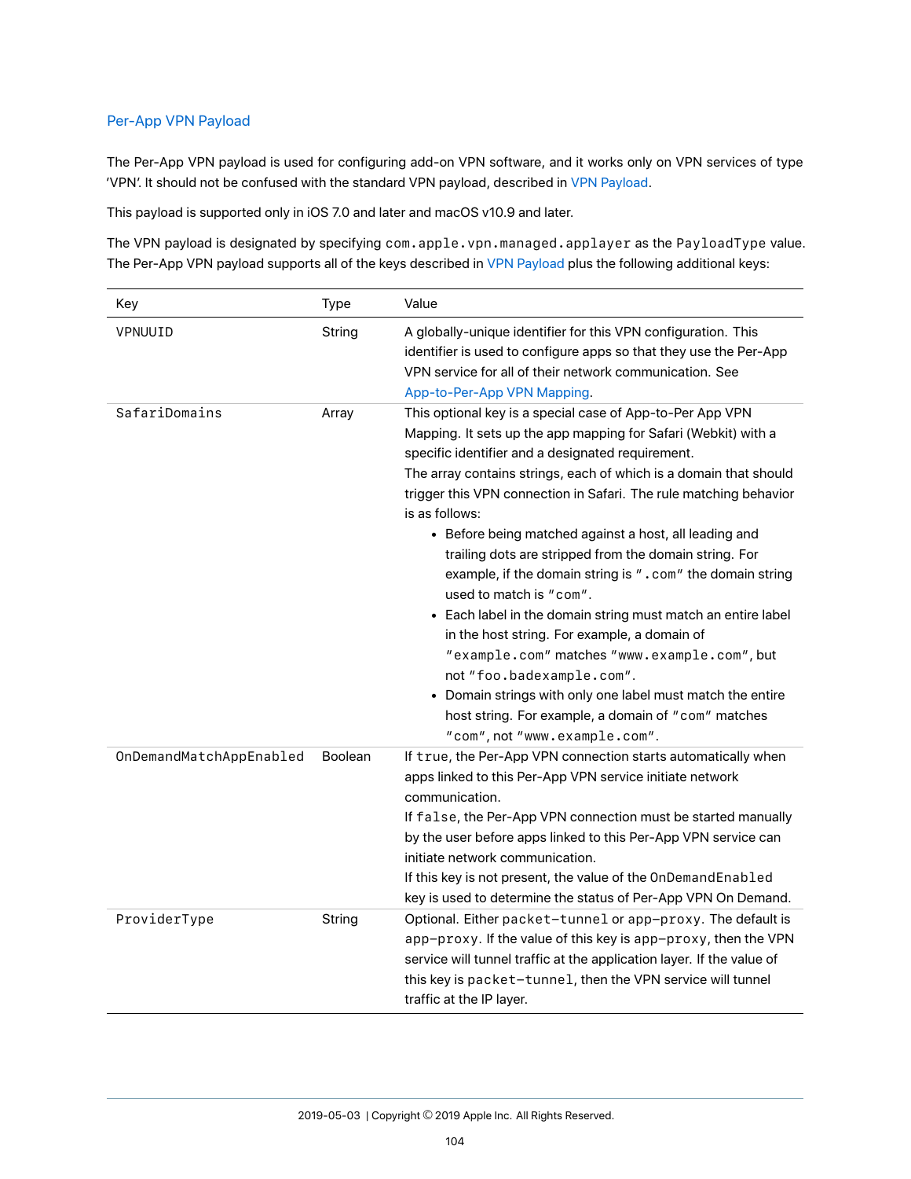## Per-App VPN Payload

The Per-App VPN payload is used for configuring add-on VPN software, and it works only on VPN services of type 'VPN'. It should not be confused with the standard VPN payload, described in VPN Payload.

This payload is supported only in iOS 7.0 and later and macOS v10.9 and later.

The VPN payload is designated by specifying `com.apple.vpn.managed.applayer` as the `PayloadType` value. The Per-App VPN payload supports all of the keys described in VPN Payload plus the following additional keys:

| Key | Type | Value |
|---|---|---|
| `VPNUUID` | String | A globally-unique identifier for this VPN configuration. This identifier is used to configure apps so that they use the Per-App VPN service for all of their network communication. See App-to-Per-App VPN Mapping. |
| `SafariDomains` | Array | This optional key is a special case of App-to-Per App VPN Mapping. It sets up the app mapping for Safari (Webkit) with a specific identifier and a designated requirement.<br>The array contains strings, each of which is a domain that should trigger this VPN connection in Safari. The rule matching behavior is as follows:<br>• Before being matched against a host, all leading and trailing dots are stripped from the domain string. For example, if the domain string is `".com"` the domain string used to match is `"com"`.<br>• Each label in the domain string must match an entire label in the host string. For example, a domain of `"example.com"` matches `"www.example.com"`, but not `"foo.badexample.com"`.<br>• Domain strings with only one label must match the entire host string. For example, a domain of `"com"` matches `"com"`, not `"www.example.com"`. |
| `OnDemandMatchAppEnabled` | Boolean | If `true`, the Per-App VPN connection starts automatically when apps linked to this Per-App VPN service initiate network communication.<br>If `false`, the Per-App VPN connection must be started manually by the user before apps linked to this Per-App VPN service can initiate network communication.<br>If this key is not present, the value of the `OnDemandEnabled` key is used to determine the status of Per-App VPN On Demand. |
| `ProviderType` | String | Optional. Either `packet-tunnel` or `app-proxy`. The default is `app-proxy`. If the value of this key is `app-proxy`, then the VPN service will tunnel traffic at the application layer. If the value of this key is `packet-tunnel`, then the VPN service will tunnel traffic at the IP layer. |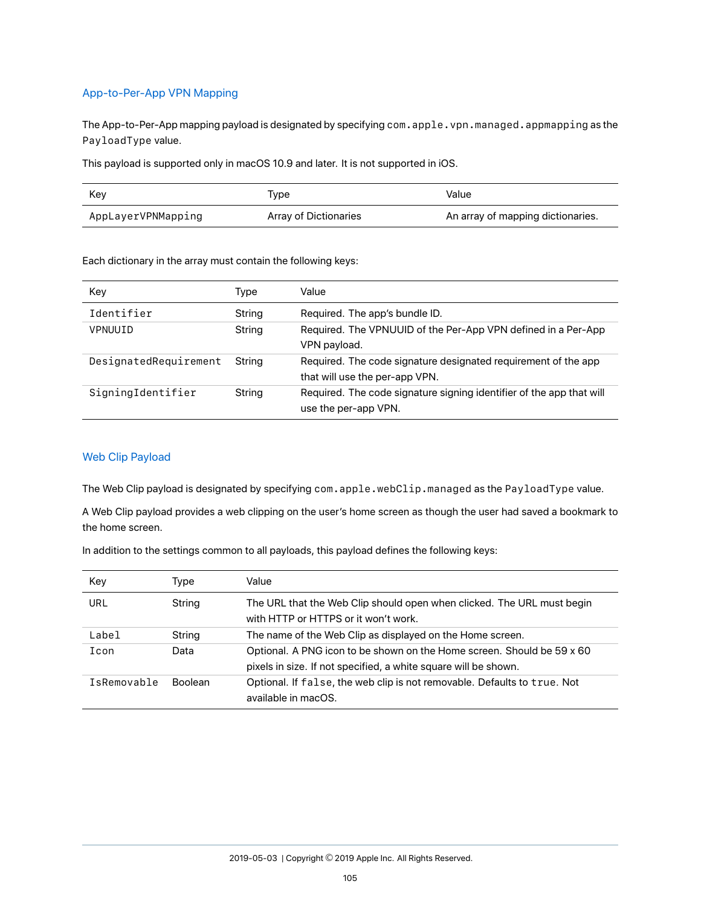## App-to-Per-App VPN Mapping

The App-to-Per-App mapping payload is designated by specifying `com.apple.vpn.managed.appmapping` as the `PayloadType` value.

This payload is supported only in macOS 10.9 and later. It is not supported in iOS.

| Key | Type | Value |
|---|---|---|
| `AppLayerVPNMapping` | Array of Dictionaries | An array of mapping dictionaries. |

Each dictionary in the array must contain the following keys:

| Key | Type | Value |
|---|---|---|
| `Identifier` | String | Required. The app's bundle ID. |
| `VPNUUID` | String | Required. The VPNUUID of the Per-App VPN defined in a Per-App VPN payload. |
| `DesignatedRequirement` | String | Required. The code signature designated requirement of the app that will use the per-app VPN. |
| `SigningIdentifier` | String | Required. The code signature signing identifier of the app that will use the per-app VPN. |

## Web Clip Payload

The Web Clip payload is designated by specifying `com.apple.webClip.managed` as the `PayloadType` value.

A Web Clip payload provides a web clipping on the user's home screen as though the user had saved a bookmark to the home screen.

In addition to the settings common to all payloads, this payload defines the following keys:

| Key | Type | Value |
|---|---|---|
| `URL` | String | The URL that the Web Clip should open when clicked. The URL must begin with HTTP or HTTPS or it won't work. |
| `Label` | String | The name of the Web Clip as displayed on the Home screen. |
| `Icon` | Data | Optional. A PNG icon to be shown on the Home screen. Should be 59 x 60 pixels in size. If not specified, a white square will be shown. |
| `IsRemovable` | Boolean | Optional. If `false`, the web clip is not removable. Defaults to `true`. Not available in macOS. |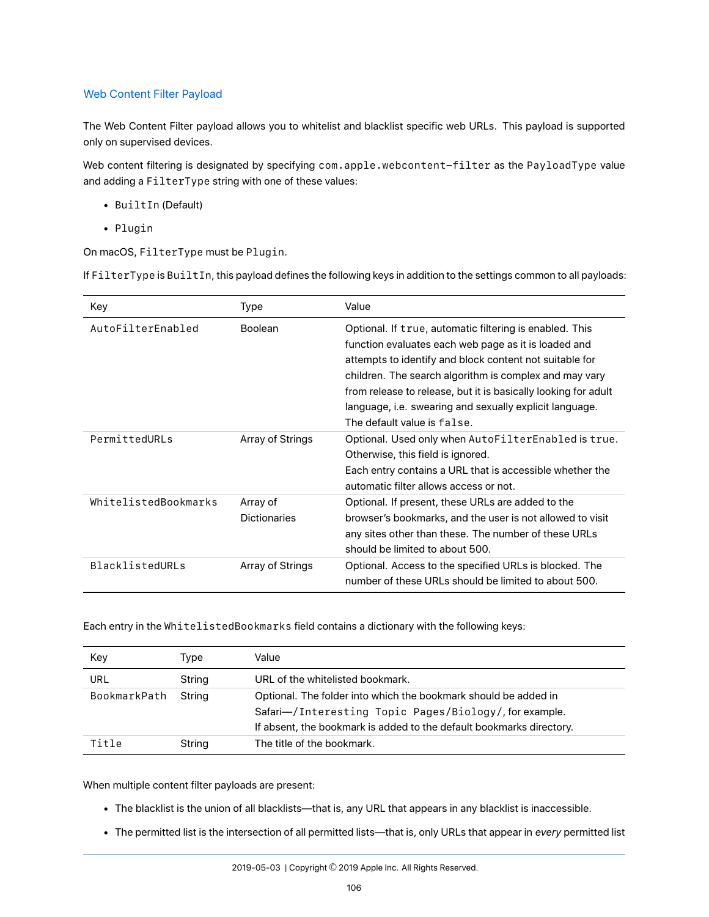## Web Content Filter Payload

The Web Content Filter payload allows you to whitelist and blacklist specific web URLs. This payload is supported only on supervised devices.

Web content filtering is designated by specifying `com.apple.webcontent-filter` as the `PayloadType` value and adding a `FilterType` string with one of these values:

- `BuiltIn` (Default)
- `Plugin`

On macOS, `FilterType` must be `Plugin`.

If `FilterType` is `BuiltIn`, this payload defines the following keys in addition to the settings common to all payloads:

| Key | Type | Value |
|---|---|---|
| `AutoFilterEnabled` | Boolean | Optional. If `true`, automatic filtering is enabled. This function evaluates each web page as it is loaded and attempts to identify and block content not suitable for children. The search algorithm is complex and may vary from release to release, but it is basically looking for adult language, i.e. swearing and sexually explicit language. The default value is `false`. |
| `PermittedURLs` | Array of Strings | Optional. Used only when `AutoFilterEnabled` is `true`. Otherwise, this field is ignored. Each entry contains a URL that is accessible whether the automatic filter allows access or not. |
| `WhitelistedBookmarks` | Array of Dictionaries | Optional. If present, these URLs are added to the browser's bookmarks, and the user is not allowed to visit any sites other than these. The number of these URLs should be limited to about 500. |
| `BlacklistedURLs` | Array of Strings | Optional. Access to the specified URLs is blocked. The number of these URLs should be limited to about 500. |

Each entry in the `WhitelistedBookmarks` field contains a dictionary with the following keys:

| Key | Type | Value |
|---|---|---|
| `URL` | String | URL of the whitelisted bookmark. |
| `BookmarkPath` | String | Optional. The folder into which the bookmark should be added in Safari—`/Interesting Topic Pages/Biology/`, for example. If absent, the bookmark is added to the default bookmarks directory. |
| `Title` | String | The title of the bookmark. |

When multiple content filter payloads are present:

- The blacklist is the union of all blacklists—that is, any URL that appears in any blacklist is inaccessible.
- The permitted list is the intersection of all permitted lists—that is, only URLs that appear in *every* permitted list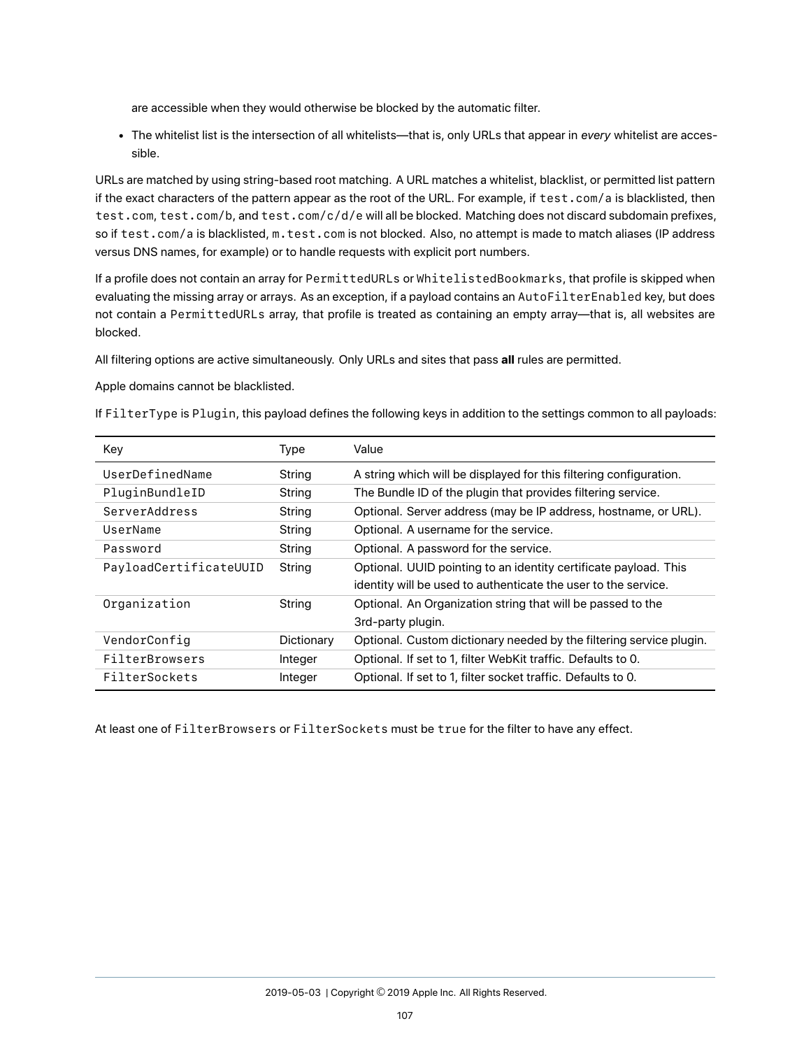are accessible when they would otherwise be blocked by the automatic filter.

- The whitelist list is the intersection of all whitelists—that is, only URLs that appear in *every* whitelist are accessible.

URLs are matched by using string-based root matching. A URL matches a whitelist, blacklist, or permitted list pattern if the exact characters of the pattern appear as the root of the URL. For example, if `test.com/a` is blacklisted, then `test.com`, `test.com/b`, and `test.com/c/d/e` will all be blocked. Matching does not discard subdomain prefixes, so if `test.com/a` is blacklisted, `m.test.com` is not blocked. Also, no attempt is made to match aliases (IP address versus DNS names, for example) or to handle requests with explicit port numbers.

If a profile does not contain an array for `PermittedURLs` or `WhitelistedBookmarks`, that profile is skipped when evaluating the missing array or arrays. As an exception, if a payload contains an `AutoFilterEnabled` key, but does not contain a `PermittedURLs` array, that profile is treated as containing an empty array—that is, all websites are blocked.

All filtering options are active simultaneously. Only URLs and sites that pass **all** rules are permitted.

Apple domains cannot be blacklisted.

If `FilterType` is `Plugin`, this payload defines the following keys in addition to the settings common to all payloads:

| Key | Type | Value |
|---|---|---|
| `UserDefinedName` | String | A string which will be displayed for this filtering configuration. |
| `PluginBundleID` | String | The Bundle ID of the plugin that provides filtering service. |
| `ServerAddress` | String | Optional. Server address (may be IP address, hostname, or URL). |
| `UserName` | String | Optional. A username for the service. |
| `Password` | String | Optional. A password for the service. |
| `PayloadCertificateUUID` | String | Optional. UUID pointing to an identity certificate payload. This identity will be used to authenticate the user to the service. |
| `Organization` | String | Optional. An Organization string that will be passed to the 3rd-party plugin. |
| `VendorConfig` | Dictionary | Optional. Custom dictionary needed by the filtering service plugin. |
| `FilterBrowsers` | Integer | Optional. If set to 1, filter WebKit traffic. Defaults to 0. |
| `FilterSockets` | Integer | Optional. If set to 1, filter socket traffic. Defaults to 0. |

At least one of `FilterBrowsers` or `FilterSockets` must be `true` for the filter to have any effect.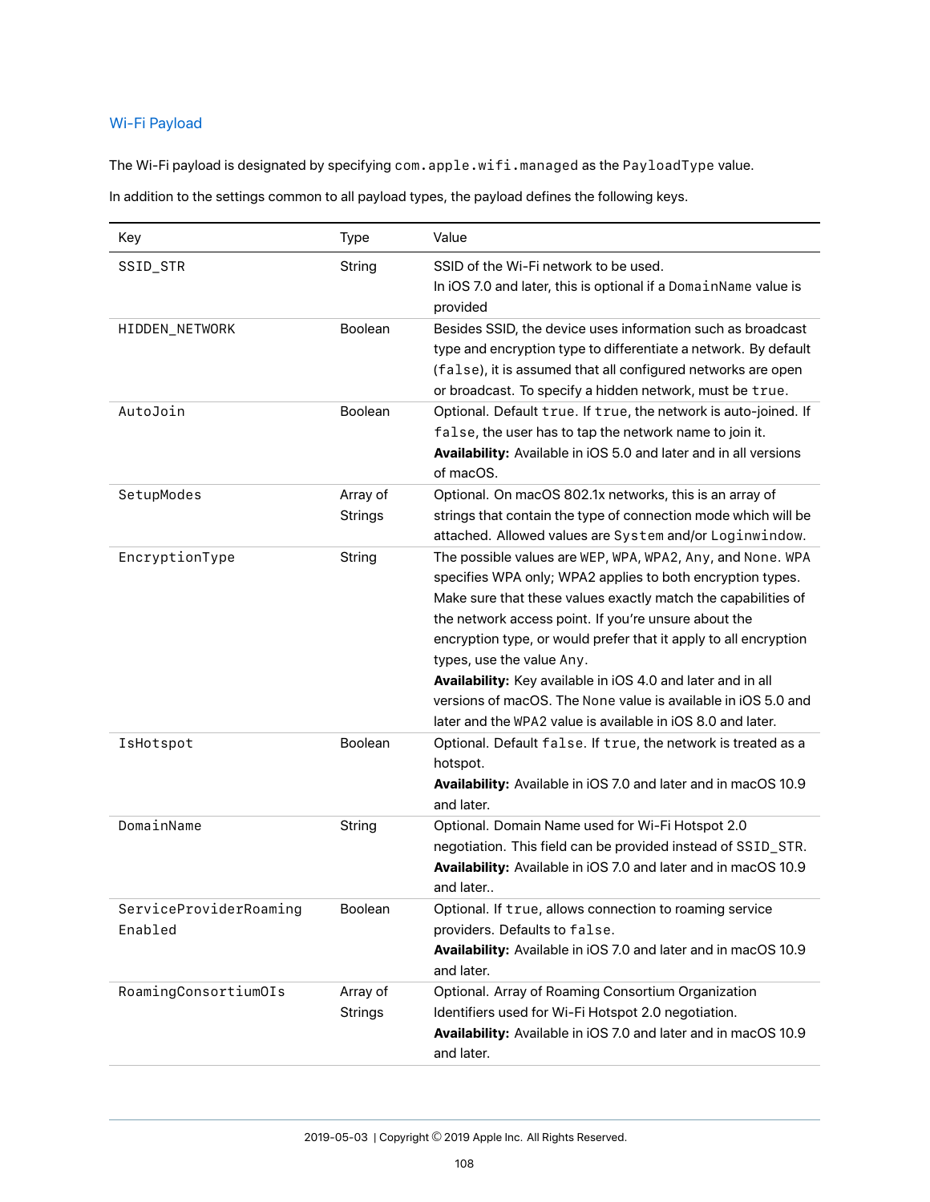## Wi-Fi Payload

The Wi-Fi payload is designated by specifying `com.apple.wifi.managed` as the `PayloadType` value.

In addition to the settings common to all payload types, the payload defines the following keys.

| Key | Type | Value |
|---|---|---|
| `SSID_STR` | String | SSID of the Wi-Fi network to be used.<br>In iOS 7.0 and later, this is optional if a `DomainName` value is provided |
| `HIDDEN_NETWORK` | Boolean | Besides SSID, the device uses information such as broadcast type and encryption type to differentiate a network. By default (`false`), it is assumed that all configured networks are open or broadcast. To specify a hidden network, must be `true`. |
| `AutoJoin` | Boolean | Optional. Default `true`. If `true`, the network is auto-joined. If `false`, the user has to tap the network name to join it.<br>**Availability:** Available in iOS 5.0 and later and in all versions of macOS. |
| `SetupModes` | Array of Strings | Optional. On macOS 802.1x networks, this is an array of strings that contain the type of connection mode which will be attached. Allowed values are `System` and/or `Loginwindow`. |
| `EncryptionType` | String | The possible values are `WEP`, `WPA`, `WPA2`, `Any`, and `None`. `WPA` specifies WPA only; WPA2 applies to both encryption types. Make sure that these values exactly match the capabilities of the network access point. If you're unsure about the encryption type, or would prefer that it apply to all encryption types, use the value `Any`.<br>**Availability:** Key available in iOS 4.0 and later and in all versions of macOS. The `None` value is available in iOS 5.0 and later and the `WPA2` value is available in iOS 8.0 and later. |
| `IsHotspot` | Boolean | Optional. Default `false`. If `true`, the network is treated as a hotspot.<br>**Availability:** Available in iOS 7.0 and later and in macOS 10.9 and later. |
| `DomainName` | String | Optional. Domain Name used for Wi-Fi Hotspot 2.0 negotiation. This field can be provided instead of `SSID_STR`.<br>**Availability:** Available in iOS 7.0 and later and in macOS 10.9 and later.. |
| `ServiceProviderRoamingEnabled` | Boolean | Optional. If `true`, allows connection to roaming service providers. Defaults to `false`.<br>**Availability:** Available in iOS 7.0 and later and in macOS 10.9 and later. |
| `RoamingConsortiumOIs` | Array of Strings | Optional. Array of Roaming Consortium Organization Identifiers used for Wi-Fi Hotspot 2.0 negotiation.<br>**Availability:** Available in iOS 7.0 and later and in macOS 10.9 and later. |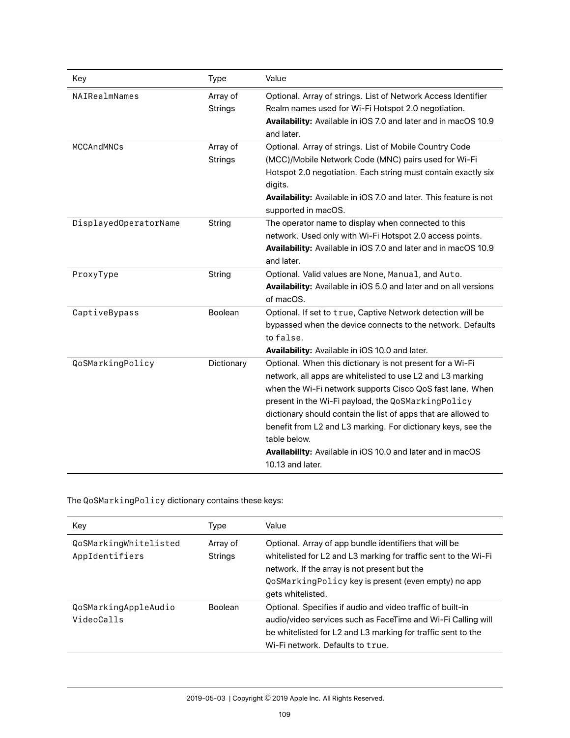| Key | Type | Value |
|---|---|---|
| NAIRealmNames | Array of Strings | Optional. Array of strings. List of Network Access Identifier Realm names used for Wi-Fi Hotspot 2.0 negotiation.<br>**Availability:** Available in iOS 7.0 and later and in macOS 10.9 and later. |
| MCCAndMNCs | Array of Strings | Optional. Array of strings. List of Mobile Country Code (MCC)/Mobile Network Code (MNC) pairs used for Wi-Fi Hotspot 2.0 negotiation. Each string must contain exactly six digits.<br>**Availability:** Available in iOS 7.0 and later. This feature is not supported in macOS. |
| DisplayedOperatorName | String | The operator name to display when connected to this network. Used only with Wi-Fi Hotspot 2.0 access points.<br>**Availability:** Available in iOS 7.0 and later and in macOS 10.9 and later. |
| ProxyType | String | Optional. Valid values are None, Manual, and Auto.<br>**Availability:** Available in iOS 5.0 and later and on all versions of macOS. |
| CaptiveBypass | Boolean | Optional. If set to true, Captive Network detection will be bypassed when the device connects to the network. Defaults to false.<br>**Availability:** Available in iOS 10.0 and later. |
| QoSMarkingPolicy | Dictionary | Optional. When this dictionary is not present for a Wi-Fi network, all apps are whitelisted to use L2 and L3 marking when the Wi-Fi network supports Cisco QoS fast lane. When present in the Wi-Fi payload, the QoSMarkingPolicy dictionary should contain the list of apps that are allowed to benefit from L2 and L3 marking. For dictionary keys, see the table below.<br>**Availability:** Available in iOS 10.0 and later and in macOS 10.13 and later. |

The QoSMarkingPolicy dictionary contains these keys:

| Key | Type | Value |
|---|---|---|
| QoSMarkingWhitelistedAppIdentifiers | Array of Strings | Optional. Array of app bundle identifiers that will be whitelisted for L2 and L3 marking for traffic sent to the Wi-Fi network. If the array is not present but the QoSMarkingPolicy key is present (even empty) no app gets whitelisted. |
| QoSMarkingAppleAudioVideoCalls | Boolean | Optional. Specifies if audio and video traffic of built-in audio/video services such as FaceTime and Wi-Fi Calling will be whitelisted for L2 and L3 marking for traffic sent to the Wi-Fi network. Defaults to true. |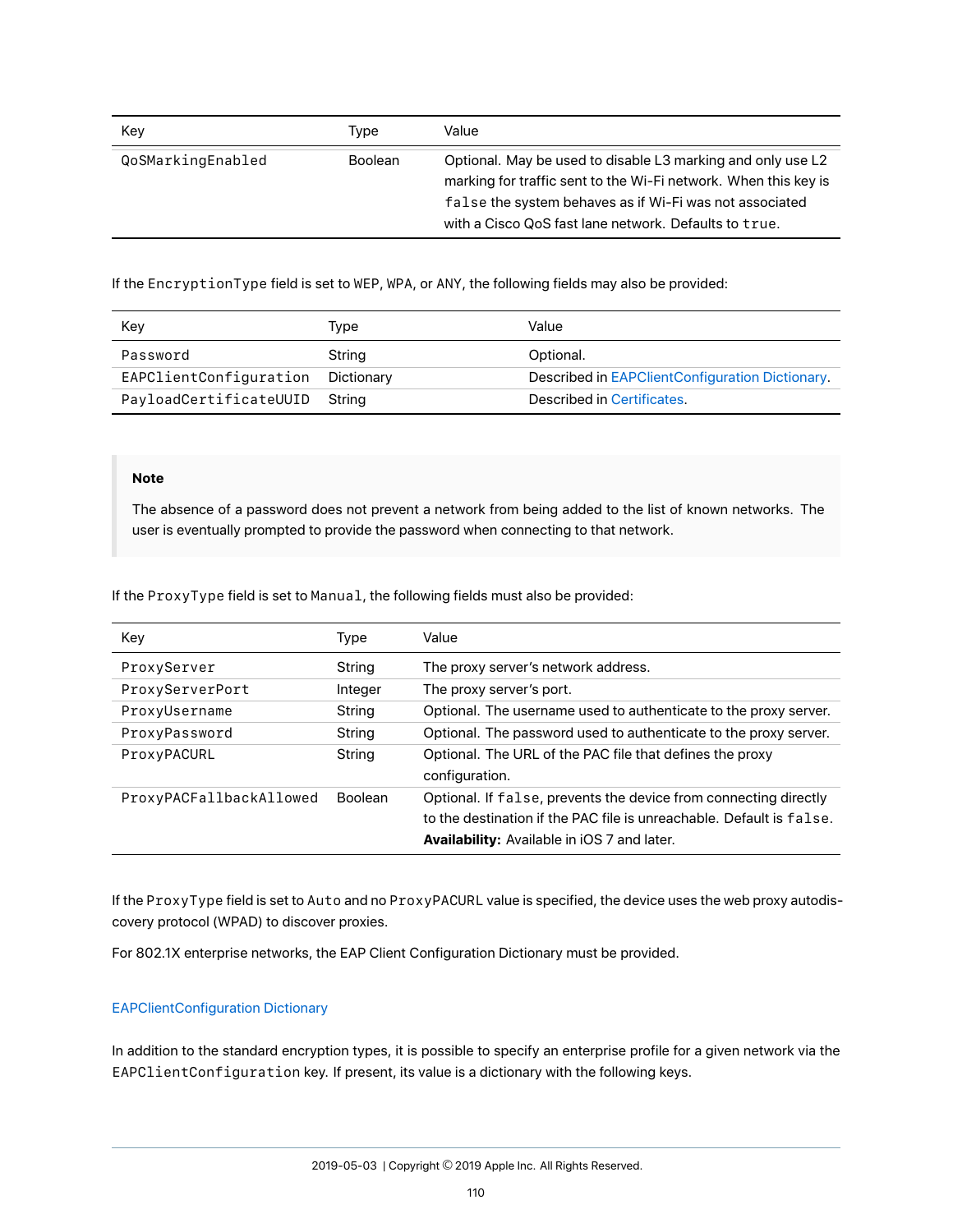| Key | Type | Value |
|---|---|---|
| `QoSMarkingEnabled` | Boolean | Optional. May be used to disable L3 marking and only use L2 marking for traffic sent to the Wi-Fi network. When this key is `false` the system behaves as if Wi-Fi was not associated with a Cisco QoS fast lane network. Defaults to `true`. |

If the `EncryptionType` field is set to `WEP`, `WPA`, or `ANY`, the following fields may also be provided:

| Key | Type | Value |
|---|---|---|
| `Password` | String | Optional. |
| `EAPClientConfiguration` | Dictionary | Described in EAPClientConfiguration Dictionary. |
| `PayloadCertificateUUID` | String | Described in Certificates. |

> **Note**
>
> The absence of a password does not prevent a network from being added to the list of known networks. The user is eventually prompted to provide the password when connecting to that network.

If the `ProxyType` field is set to `Manual`, the following fields must also be provided:

| Key | Type | Value |
|---|---|---|
| `ProxyServer` | String | The proxy server's network address. |
| `ProxyServerPort` | Integer | The proxy server's port. |
| `ProxyUsername` | String | Optional. The username used to authenticate to the proxy server. |
| `ProxyPassword` | String | Optional. The password used to authenticate to the proxy server. |
| `ProxyPACURL` | String | Optional. The URL of the PAC file that defines the proxy configuration. |
| `ProxyPACFallbackAllowed` | Boolean | Optional. If `false`, prevents the device from connecting directly to the destination if the PAC file is unreachable. Default is `false`. **Availability:** Available in iOS 7 and later. |

If the `ProxyType` field is set to `Auto` and no `ProxyPACURL` value is specified, the device uses the web proxy autodiscovery protocol (WPAD) to discover proxies.

For 802.1X enterprise networks, the EAP Client Configuration Dictionary must be provided.

### EAPClientConfiguration Dictionary

In addition to the standard encryption types, it is possible to specify an enterprise profile for a given network via the `EAPClientConfiguration` key. If present, its value is a dictionary with the following keys.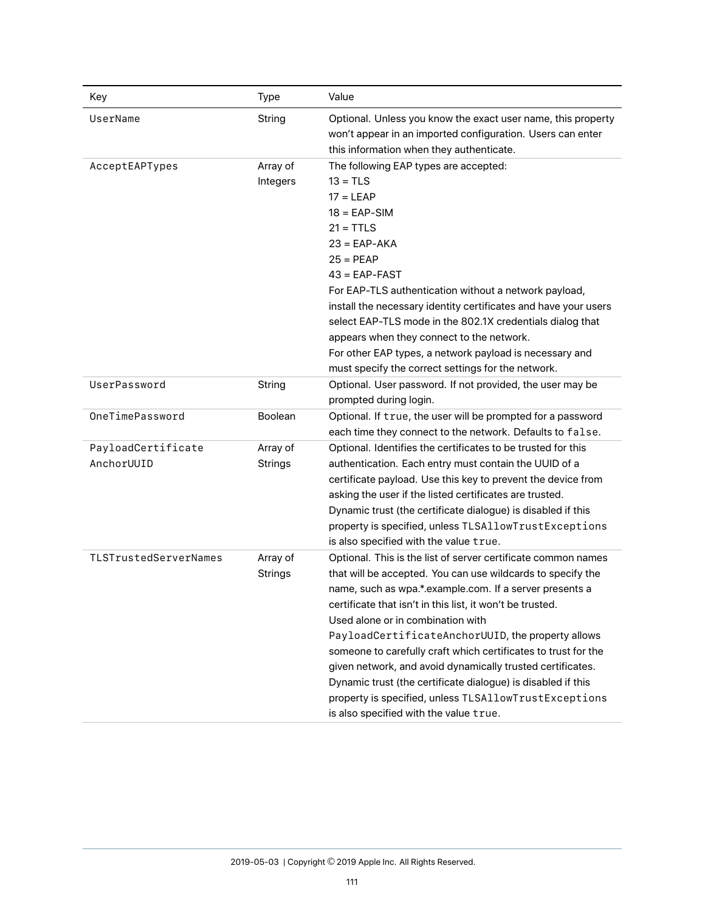| Key | Type | Value |
| --- | --- | --- |
| `UserName` | String | Optional. Unless you know the exact user name, this property won't appear in an imported configuration. Users can enter this information when they authenticate. |
| `AcceptEAPTypes` | Array of Integers | The following EAP types are accepted:<br>13 = TLS<br>17 = LEAP<br>18 = EAP-SIM<br>21 = TTLS<br>23 = EAP-AKA<br>25 = PEAP<br>43 = EAP-FAST<br>For EAP-TLS authentication without a network payload, install the necessary identity certificates and have your users select EAP-TLS mode in the 802.1X credentials dialog that appears when they connect to the network.<br>For other EAP types, a network payload is necessary and must specify the correct settings for the network. |
| `UserPassword` | String | Optional. User password. If not provided, the user may be prompted during login. |
| `OneTimePassword` | Boolean | Optional. If `true`, the user will be prompted for a password each time they connect to the network. Defaults to `false`. |
| `PayloadCertificateAnchorUUID` | Array of Strings | Optional. Identifies the certificates to be trusted for this authentication. Each entry must contain the UUID of a certificate payload. Use this key to prevent the device from asking the user if the listed certificates are trusted.<br>Dynamic trust (the certificate dialogue) is disabled if this property is specified, unless `TLSAllowTrustExceptions` is also specified with the value `true`. |
| `TLSTrustedServerNames` | Array of Strings | Optional. This is the list of server certificate common names that will be accepted. You can use wildcards to specify the name, such as wpa.*.example.com. If a server presents a certificate that isn't in this list, it won't be trusted.<br>Used alone or in combination with `PayloadCertificateAnchorUUID`, the property allows someone to carefully craft which certificates to trust for the given network, and avoid dynamically trusted certificates.<br>Dynamic trust (the certificate dialogue) is disabled if this property is specified, unless `TLSAllowTrustExceptions` is also specified with the value `true`. |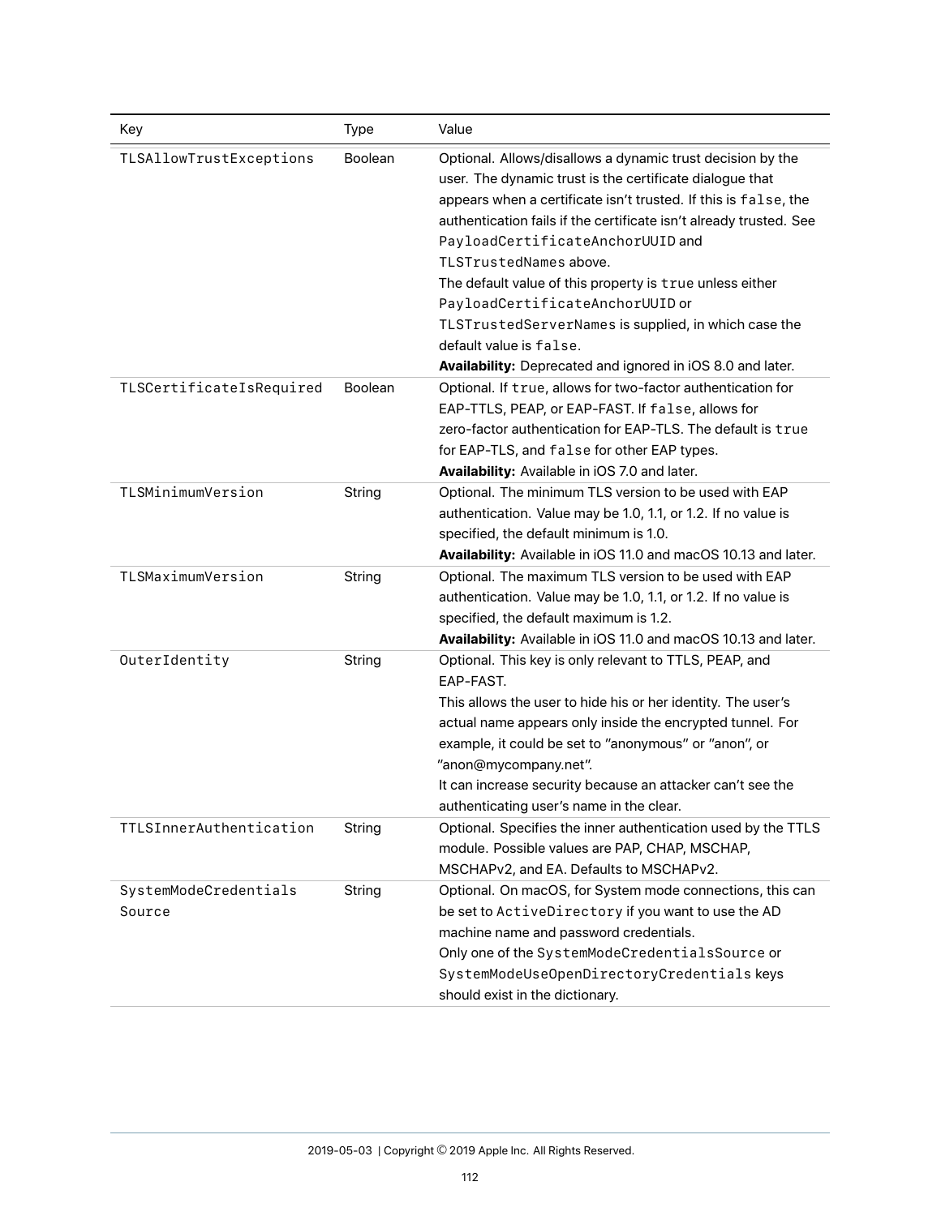| Key | Type | Value |
|---|---|---|
| `TLSAllowTrustExceptions` | Boolean | Optional. Allows/disallows a dynamic trust decision by the user. The dynamic trust is the certificate dialogue that appears when a certificate isn't trusted. If this is `false`, the authentication fails if the certificate isn't already trusted. See `PayloadCertificateAnchorUUID` and `TLSTrustedNames` above.<br>The default value of this property is `true` unless either `PayloadCertificateAnchorUUID` or `TLSTrustedServerNames` is supplied, in which case the default value is `false`.<br>**Availability:** Deprecated and ignored in iOS 8.0 and later. |
| `TLSCertificateIsRequired` | Boolean | Optional. If `true`, allows for two-factor authentication for EAP-TTLS, PEAP, or EAP-FAST. If `false`, allows for zero-factor authentication for EAP-TLS. The default is `true` for EAP-TLS, and `false` for other EAP types.<br>**Availability:** Available in iOS 7.0 and later. |
| `TLSMinimumVersion` | String | Optional. The minimum TLS version to be used with EAP authentication. Value may be 1.0, 1.1, or 1.2. If no value is specified, the default minimum is 1.0.<br>**Availability:** Available in iOS 11.0 and macOS 10.13 and later. |
| `TLSMaximumVersion` | String | Optional. The maximum TLS version to be used with EAP authentication. Value may be 1.0, 1.1, or 1.2. If no value is specified, the default maximum is 1.2.<br>**Availability:** Available in iOS 11.0 and macOS 10.13 and later. |
| `OuterIdentity` | String | Optional. This key is only relevant to TTLS, PEAP, and EAP-FAST.<br>This allows the user to hide his or her identity. The user's actual name appears only inside the encrypted tunnel. For example, it could be set to "anonymous" or "anon", or "anon@mycompany.net".<br>It can increase security because an attacker can't see the authenticating user's name in the clear. |
| `TTLSInnerAuthentication` | String | Optional. Specifies the inner authentication used by the TTLS module. Possible values are PAP, CHAP, MSCHAP, MSCHAPv2, and EA. Defaults to MSCHAPv2. |
| `SystemModeCredentialsSource` | String | Optional. On macOS, for System mode connections, this can be set to `ActiveDirectory` if you want to use the AD machine name and password credentials.<br>Only one of the `SystemModeCredentialsSource` or `SystemModeUseOpenDirectoryCredentials` keys should exist in the dictionary. |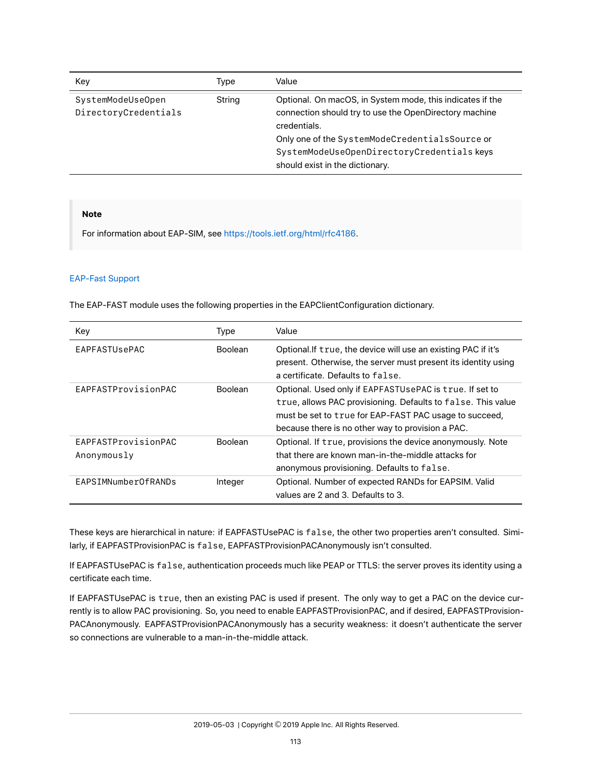| Key | Type | Value |
|---|---|---|
| `SystemModeUseOpenDirectoryCredentials` | String | Optional. On macOS, in System mode, this indicates if the connection should try to use the OpenDirectory machine credentials.<br>Only one of the `SystemModeCredentialsSource` or `SystemModeUseOpenDirectoryCredentials` keys should exist in the dictionary. |

> **Note**
>
> For information about EAP-SIM, see https://tools.ietf.org/html/rfc4186.

### EAP-Fast Support

The EAP-FAST module uses the following properties in the EAPClientConfiguration dictionary.

| Key | Type | Value |
|---|---|---|
| `EAPFASTUsePAC` | Boolean | Optional.If `true`, the device will use an existing PAC if it's present. Otherwise, the server must present its identity using a certificate. Defaults to `false`. |
| `EAPFASTProvisionPAC` | Boolean | Optional. Used only if `EAPFASTUsePAC` is `true`. If set to `true`, allows PAC provisioning. Defaults to `false`. This value must be set to `true` for EAP-FAST PAC usage to succeed, because there is no other way to provision a PAC. |
| `EAPFASTProvisionPACAnonymously` | Boolean | Optional. If `true`, provisions the device anonymously. Note that there are known man-in-the-middle attacks for anonymous provisioning. Defaults to `false`. |
| `EAPSIMNumberOfRANDs` | Integer | Optional. Number of expected RANDs for EAPSIM. Valid values are 2 and 3. Defaults to 3. |

These keys are hierarchical in nature: if EAPFASTUsePAC is `false`, the other two properties aren't consulted. Similarly, if EAPFASTProvisionPAC is `false`, EAPFASTProvisionPACAnonymously isn't consulted.

If EAPFASTUsePAC is `false`, authentication proceeds much like PEAP or TTLS: the server proves its identity using a certificate each time.

If EAPFASTUsePAC is `true`, then an existing PAC is used if present. The only way to get a PAC on the device currently is to allow PAC provisioning. So, you need to enable EAPFASTProvisionPAC, and if desired, EAPFASTProvisionPACAnonymously. EAPFASTProvisionPACAnonymously has a security weakness: it doesn't authenticate the server so connections are vulnerable to a man-in-the-middle attack.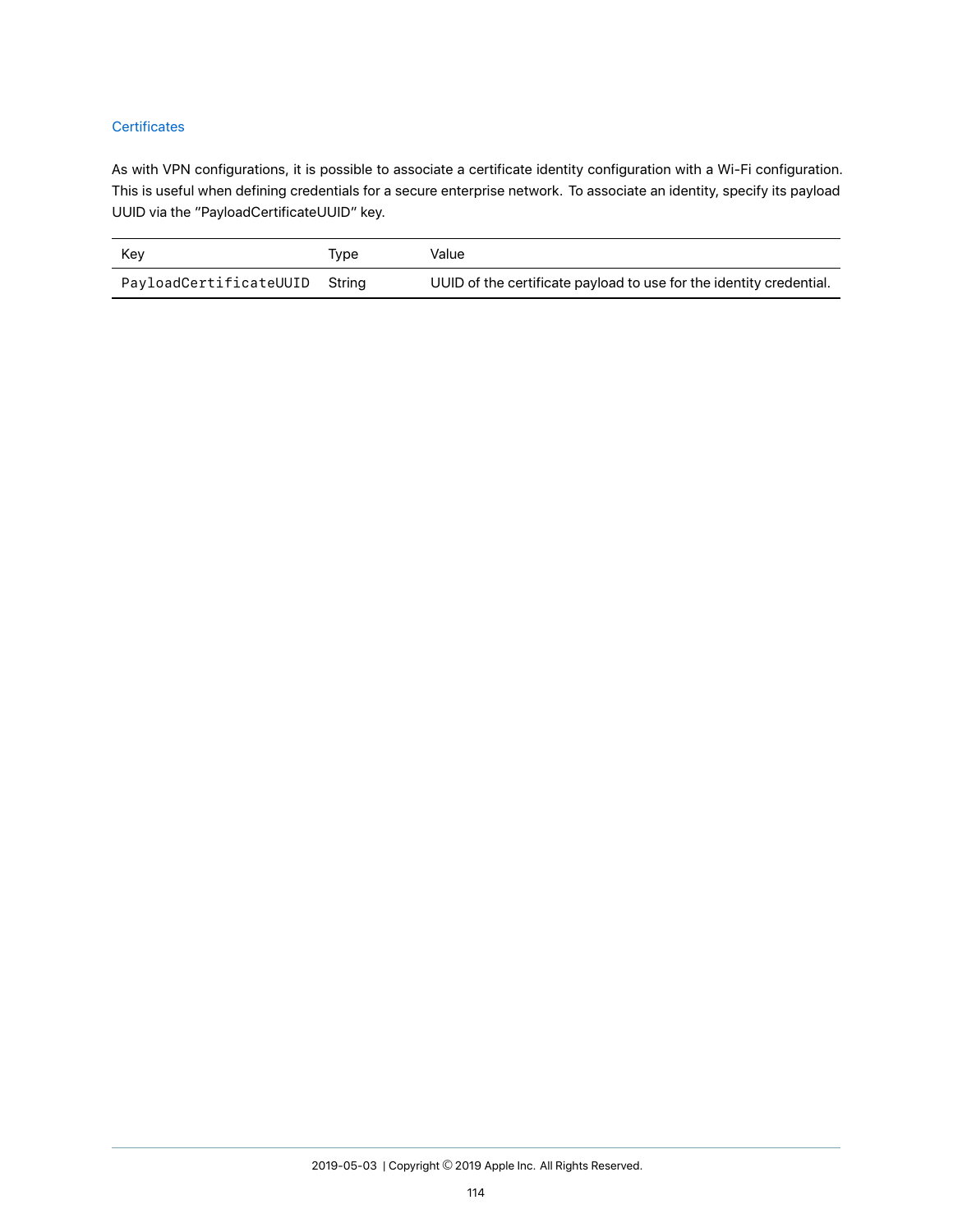### Certificates

As with VPN configurations, it is possible to associate a certificate identity configuration with a Wi-Fi configuration. This is useful when defining credentials for a secure enterprise network. To associate an identity, specify its payload UUID via the "PayloadCertificateUUID" key.

| Key | Type | Value |
|---|---|---|
| `PayloadCertificateUUID` | String | UUID of the certificate payload to use for the identity credential. |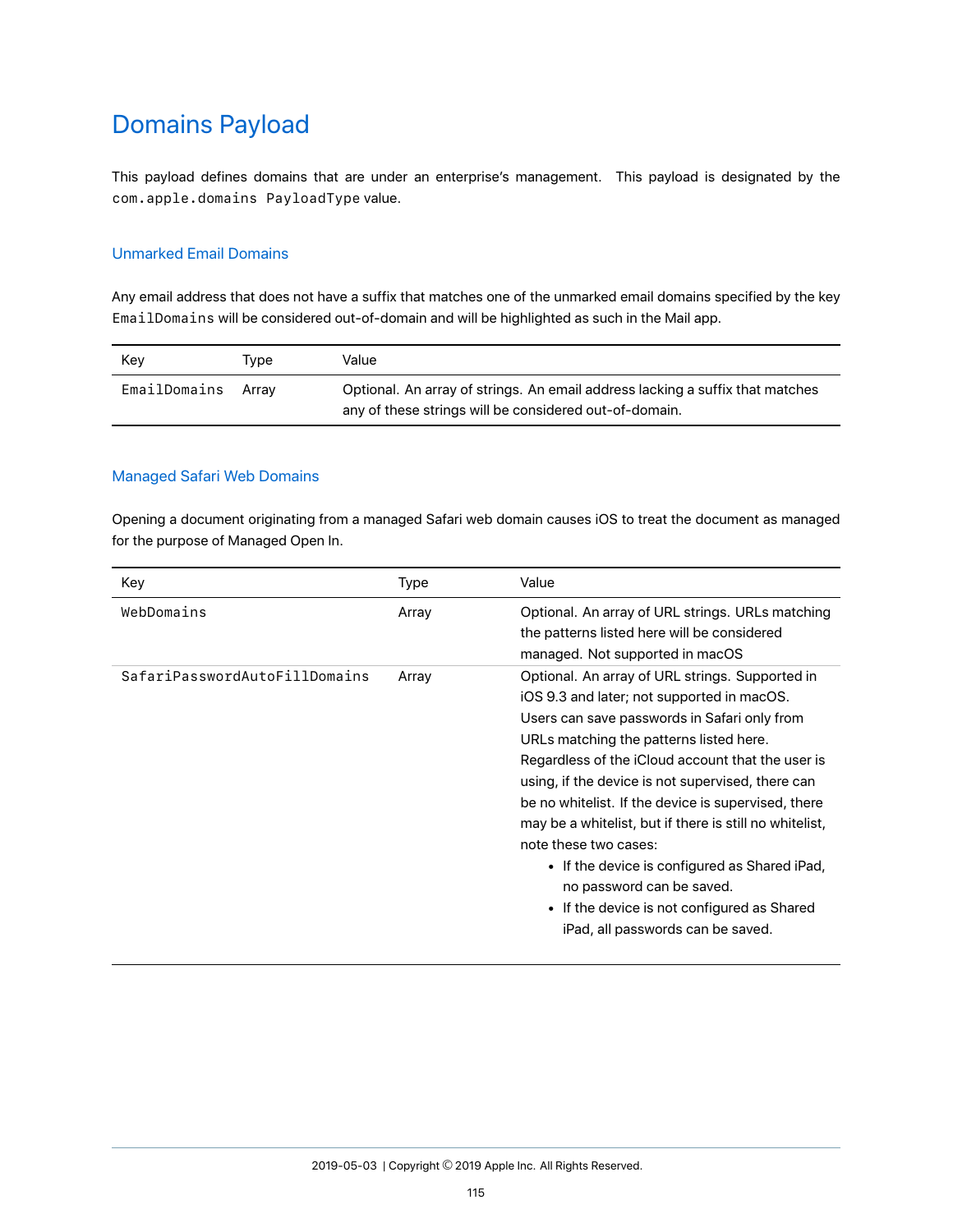# Domains Payload

This payload defines domains that are under an enterprise's management. This payload is designated by the `com.apple.domains PayloadType` value.

## Unmarked Email Domains

Any email address that does not have a suffix that matches one of the unmarked email domains specified by the key `EmailDomains` will be considered out-of-domain and will be highlighted as such in the Mail app.

| Key | Type | Value |
| --- | --- | --- |
| `EmailDomains` | Array | Optional. An array of strings. An email address lacking a suffix that matches any of these strings will be considered out-of-domain. |

## Managed Safari Web Domains

Opening a document originating from a managed Safari web domain causes iOS to treat the document as managed for the purpose of Managed Open In.

| Key | Type | Value |
| --- | --- | --- |
| `WebDomains` | Array | Optional. An array of URL strings. URLs matching the patterns listed here will be considered managed. Not supported in macOS |
| `SafariPasswordAutoFillDomains` | Array | Optional. An array of URL strings. Supported in iOS 9.3 and later; not supported in macOS. Users can save passwords in Safari only from URLs matching the patterns listed here. Regardless of the iCloud account that the user is using, if the device is not supervised, there can be no whitelist. If the device is supervised, there may be a whitelist, but if there is still no whitelist, note these two cases:<br>• If the device is configured as Shared iPad, no password can be saved.<br>• If the device is not configured as Shared iPad, all passwords can be saved. |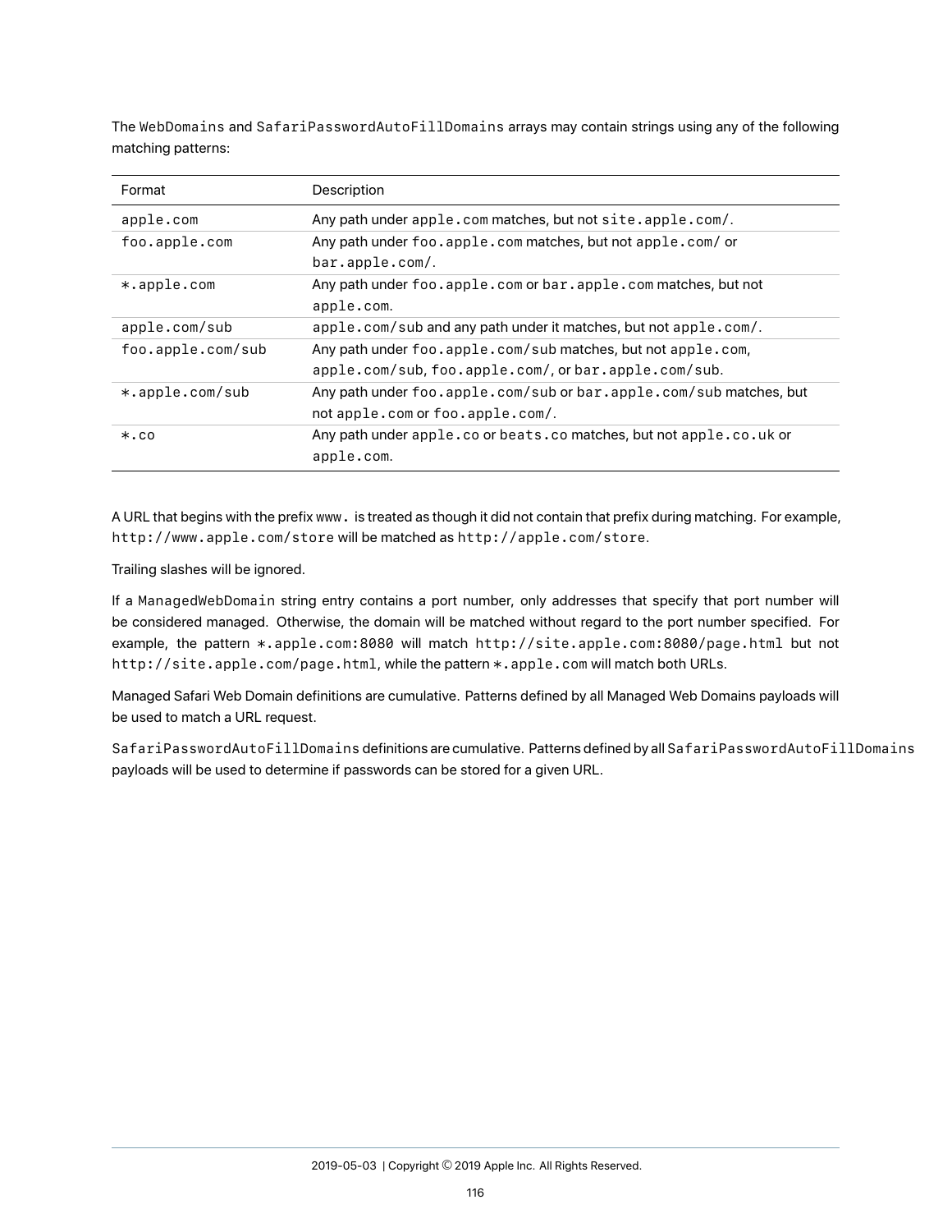The `WebDomains` and `SafariPasswordAutoFillDomains` arrays may contain strings using any of the following matching patterns:

| Format | Description |
| --- | --- |
| `apple.com` | Any path under `apple.com` matches, but not `site.apple.com/`. |
| `foo.apple.com` | Any path under `foo.apple.com` matches, but not `apple.com/` or `bar.apple.com/`. |
| `*.apple.com` | Any path under `foo.apple.com` or `bar.apple.com` matches, but not `apple.com`. |
| `apple.com/sub` | `apple.com/sub` and any path under it matches, but not `apple.com/`. |
| `foo.apple.com/sub` | Any path under `foo.apple.com/sub` matches, but not `apple.com`, `apple.com/sub`, `foo.apple.com/`, or `bar.apple.com/sub`. |
| `*.apple.com/sub` | Any path under `foo.apple.com/sub` or `bar.apple.com/sub` matches, but not `apple.com` or `foo.apple.com/`. |
| `*.co` | Any path under `apple.co` or `beats.co` matches, but not `apple.co.uk` or `apple.com`. |

A URL that begins with the prefix `www.` is treated as though it did not contain that prefix during matching. For example, `http://www.apple.com/store` will be matched as `http://apple.com/store`.

Trailing slashes will be ignored.

If a `ManagedWebDomain` string entry contains a port number, only addresses that specify that port number will be considered managed. Otherwise, the domain will be matched without regard to the port number specified. For example, the pattern `*.apple.com:8080` will match `http://site.apple.com:8080/page.html` but not `http://site.apple.com/page.html`, while the pattern `*.apple.com` will match both URLs.

Managed Safari Web Domain definitions are cumulative. Patterns defined by all Managed Web Domains payloads will be used to match a URL request.

`SafariPasswordAutoFillDomains` definitions are cumulative. Patterns defined by all `SafariPasswordAutoFillDomains` payloads will be used to determine if passwords can be stored for a given URL.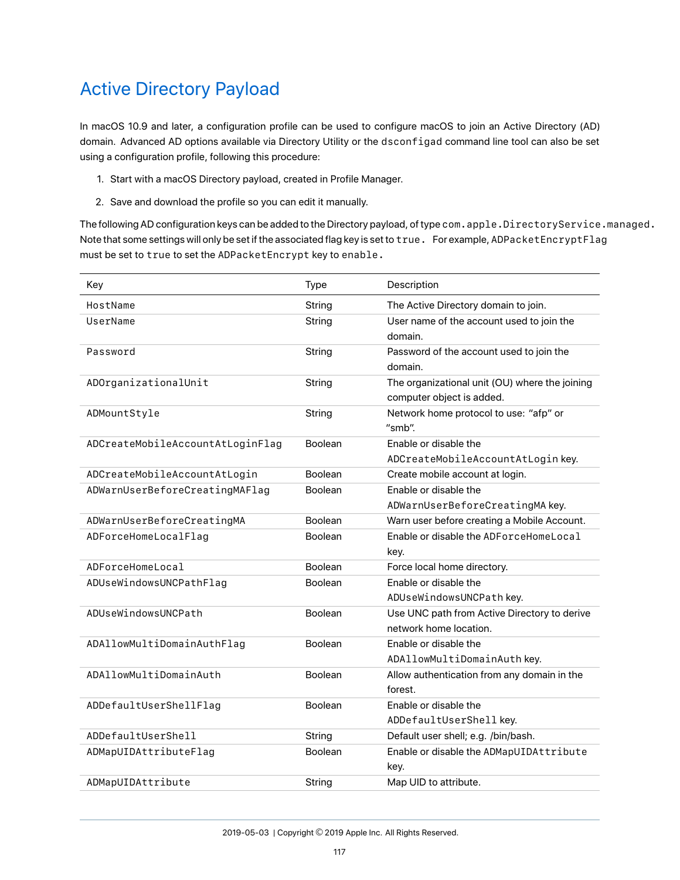# Active Directory Payload

In macOS 10.9 and later, a configuration profile can be used to configure macOS to join an Active Directory (AD) domain. Advanced AD options available via Directory Utility or the `dsconfigad` command line tool can also be set using a configuration profile, following this procedure:

1. Start with a macOS Directory payload, created in Profile Manager.
2. Save and download the profile so you can edit it manually.

The following AD configuration keys can be added to the Directory payload, of type `com.apple.DirectoryService.managed.` Note that some settings will only be set if the associated flag key is set to `true.` For example, `ADPacketEncryptFlag` must be set to `true` to set the `ADPacketEncrypt` key to `enable.`

| Key | Type | Description |
|---|---|---|
| `HostName` | String | The Active Directory domain to join. |
| `UserName` | String | User name of the account used to join the domain. |
| `Password` | String | Password of the account used to join the domain. |
| `ADOrganizationalUnit` | String | The organizational unit (OU) where the joining computer object is added. |
| `ADMountStyle` | String | Network home protocol to use: "afp" or "smb". |
| `ADCreateMobileAccountAtLoginFlag` | Boolean | Enable or disable the `ADCreateMobileAccountAtLogin` key. |
| `ADCreateMobileAccountAtLogin` | Boolean | Create mobile account at login. |
| `ADWarnUserBeforeCreatingMAFlag` | Boolean | Enable or disable the `ADWarnUserBeforeCreatingMA` key. |
| `ADWarnUserBeforeCreatingMA` | Boolean | Warn user before creating a Mobile Account. |
| `ADForceHomeLocalFlag` | Boolean | Enable or disable the `ADForceHomeLocal` key. |
| `ADForceHomeLocal` | Boolean | Force local home directory. |
| `ADUseWindowsUNCPathFlag` | Boolean | Enable or disable the `ADUseWindowsUNCPath` key. |
| `ADUseWindowsUNCPath` | Boolean | Use UNC path from Active Directory to derive network home location. |
| `ADAllowMultiDomainAuthFlag` | Boolean | Enable or disable the `ADAllowMultiDomainAuth` key. |
| `ADAllowMultiDomainAuth` | Boolean | Allow authentication from any domain in the forest. |
| `ADDefaultUserShellFlag` | Boolean | Enable or disable the `ADDefaultUserShell` key. |
| `ADDefaultUserShell` | String | Default user shell; e.g. /bin/bash. |
| `ADMapUIDAttributeFlag` | Boolean | Enable or disable the `ADMapUIDAttribute` key. |
| `ADMapUIDAttribute` | String | Map UID to attribute. |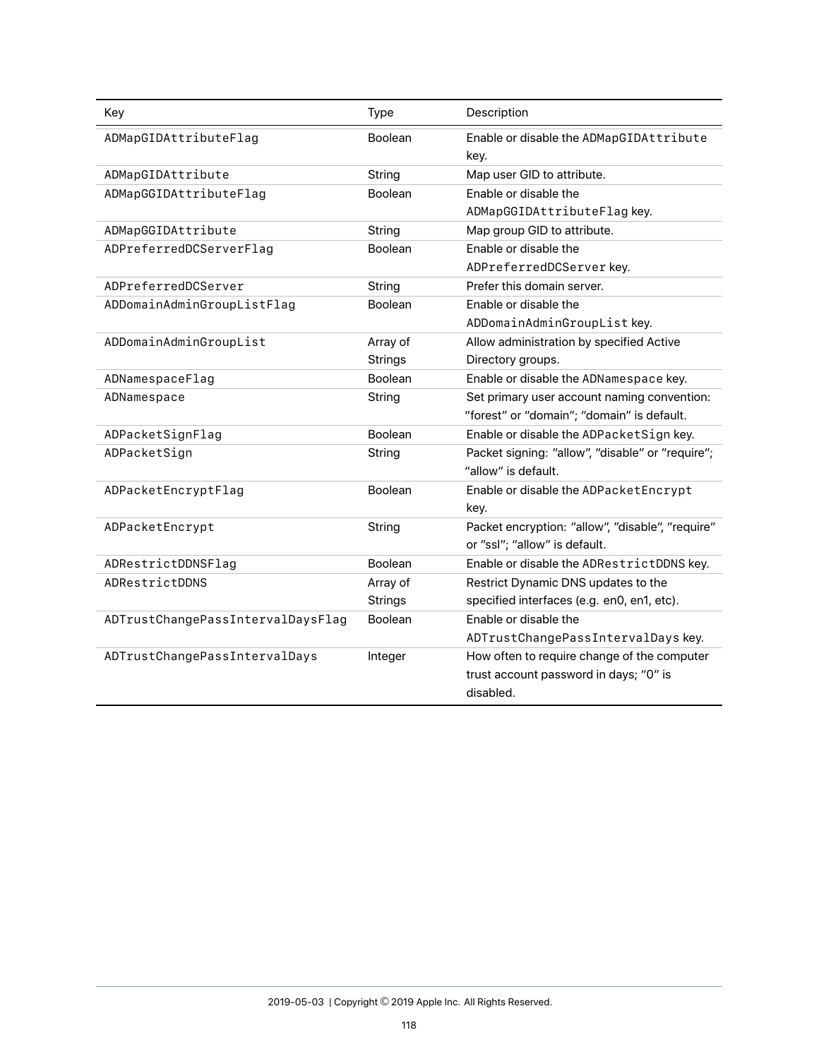| Key | Type | Description |
| --- | --- | --- |
| `ADMapGIDAttributeFlag` | Boolean | Enable or disable the `ADMapGIDAttribute` key. |
| `ADMapGIDAttribute` | String | Map user GID to attribute. |
| `ADMapGGIDAttributeFlag` | Boolean | Enable or disable the `ADMapGGIDAttributeFlag` key. |
| `ADMapGGIDAttribute` | String | Map group GID to attribute. |
| `ADPreferredDCServerFlag` | Boolean | Enable or disable the `ADPreferredDCServer` key. |
| `ADPreferredDCServer` | String | Prefer this domain server. |
| `ADDomainAdminGroupListFlag` | Boolean | Enable or disable the `ADDomainAdminGroupList` key. |
| `ADDomainAdminGroupList` | Array of Strings | Allow administration by specified Active Directory groups. |
| `ADNamespaceFlag` | Boolean | Enable or disable the `ADNamespace` key. |
| `ADNamespace` | String | Set primary user account naming convention: "forest" or "domain"; "domain" is default. |
| `ADPacketSignFlag` | Boolean | Enable or disable the `ADPacketSign` key. |
| `ADPacketSign` | String | Packet signing: "allow", "disable" or "require"; "allow" is default. |
| `ADPacketEncryptFlag` | Boolean | Enable or disable the `ADPacketEncrypt` key. |
| `ADPacketEncrypt` | String | Packet encryption: "allow", "disable", "require" or "ssl"; "allow" is default. |
| `ADRestrictDDNSFlag` | Boolean | Enable or disable the `ADRestrictDDNS` key. |
| `ADRestrictDDNS` | Array of Strings | Restrict Dynamic DNS updates to the specified interfaces (e.g. en0, en1, etc). |
| `ADTrustChangePassIntervalDaysFlag` | Boolean | Enable or disable the `ADTrustChangePassIntervalDays` key. |
| `ADTrustChangePassIntervalDays` | Integer | How often to require change of the computer trust account password in days; "0" is disabled. |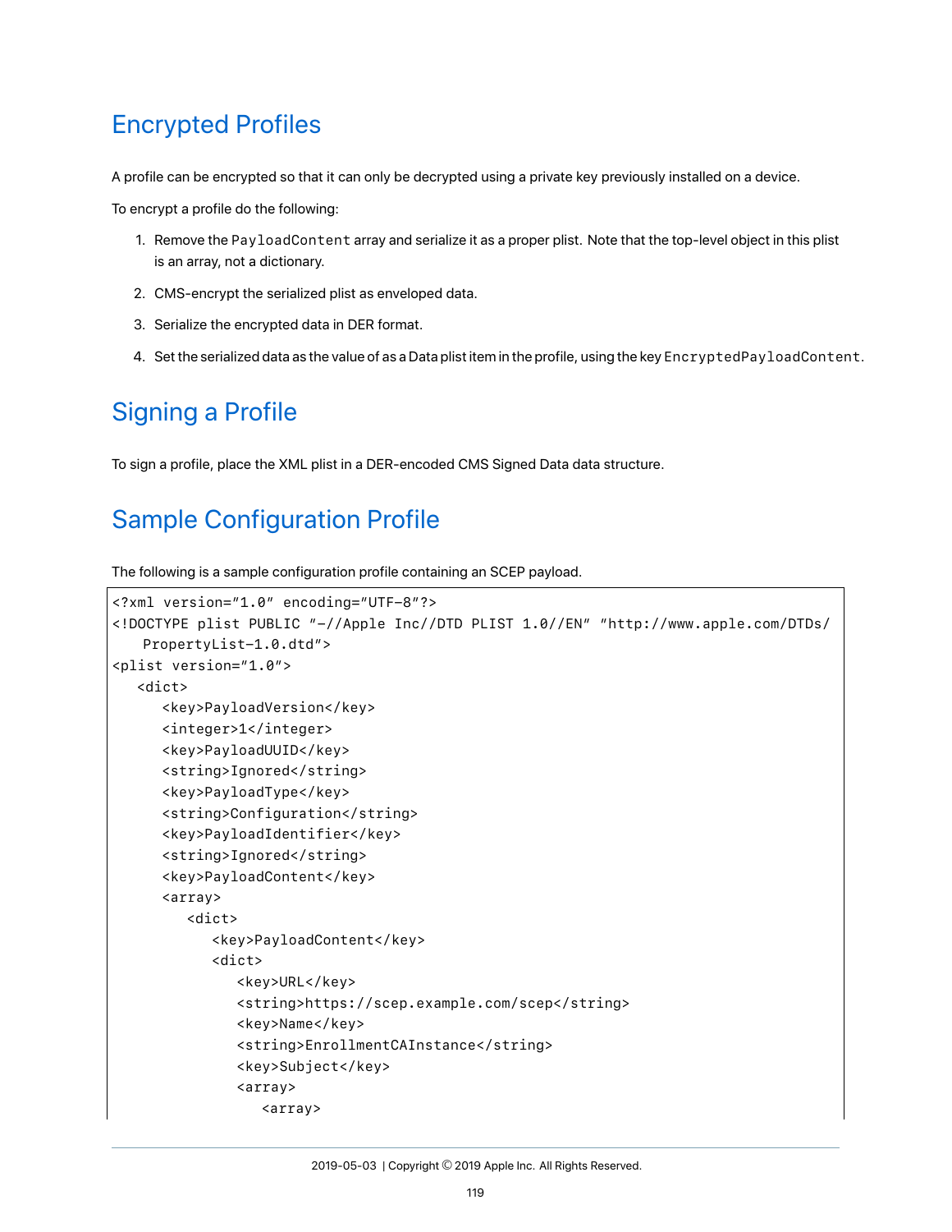## Encrypted Profiles

A profile can be encrypted so that it can only be decrypted using a private key previously installed on a device.

To encrypt a profile do the following:

1. Remove the `PayloadContent` array and serialize it as a proper plist. Note that the top-level object in this plist is an array, not a dictionary.
2. CMS-encrypt the serialized plist as enveloped data.
3. Serialize the encrypted data in DER format.
4. Set the serialized data as the value of as a Data plist item in the profile, using the key `EncryptedPayloadContent`.

## Signing a Profile

To sign a profile, place the XML plist in a DER-encoded CMS Signed Data data structure.

## Sample Configuration Profile

The following is a sample configuration profile containing an SCEP payload.

```
<?xml version="1.0" encoding="UTF-8"?>
<!DOCTYPE plist PUBLIC "-//Apple Inc//DTD PLIST 1.0//EN" "http://www.apple.com/DTDs/
    PropertyList-1.0.dtd">
<plist version="1.0">
   <dict>
      <key>PayloadVersion</key>
      <integer>1</integer>
      <key>PayloadUUID</key>
      <string>Ignored</string>
      <key>PayloadType</key>
      <string>Configuration</string>
      <key>PayloadIdentifier</key>
      <string>Ignored</string>
      <key>PayloadContent</key>
      <array>
         <dict>
            <key>PayloadContent</key>
            <dict>
               <key>URL</key>
               <string>https://scep.example.com/scep</string>
               <key>Name</key>
               <string>EnrollmentCAInstance</string>
               <key>Subject</key>
               <array>
                  <array>
```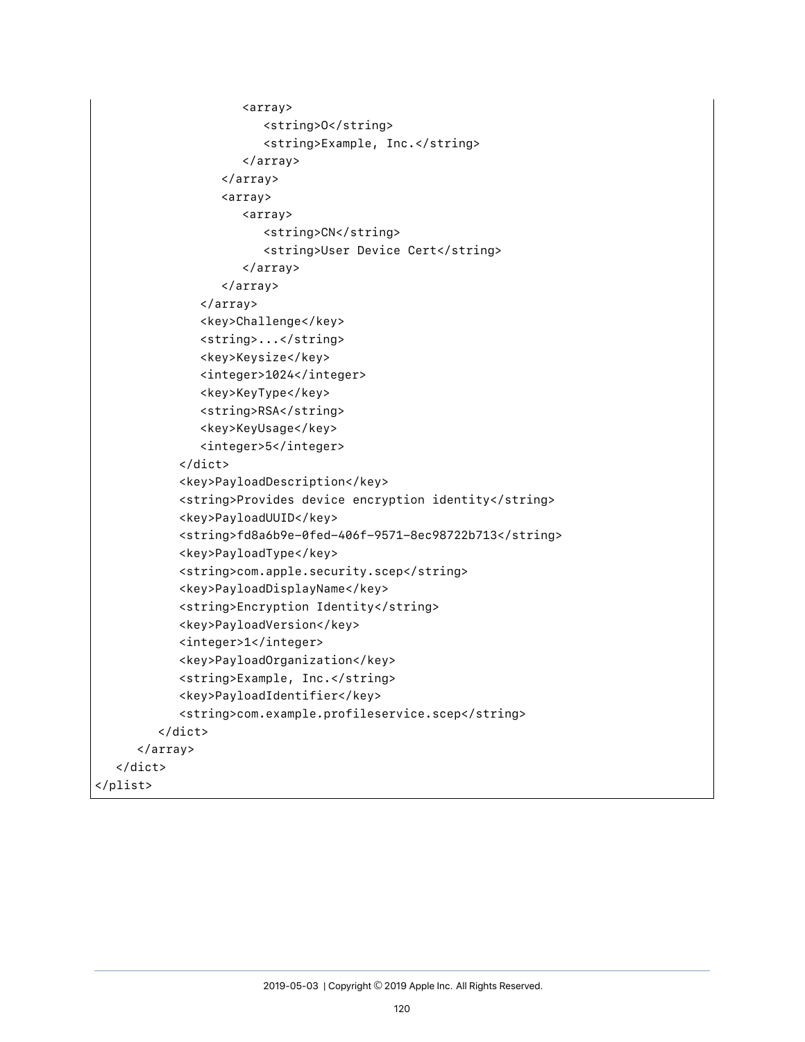```
                    <array>
                        <string>O</string>
                        <string>Example, Inc.</string>
                    </array>
                </array>
                <array>
                    <array>
                        <string>CN</string>
                        <string>User Device Cert</string>
                    </array>
                </array>
            </array>
            <key>Challenge</key>
            <string>...</string>
            <key>Keysize</key>
            <integer>1024</integer>
            <key>KeyType</key>
            <string>RSA</string>
            <key>KeyUsage</key>
            <integer>5</integer>
        </dict>
        <key>PayloadDescription</key>
        <string>Provides device encryption identity</string>
        <key>PayloadUUID</key>
        <string>fd8a6b9e-0fed-406f-9571-8ec98722b713</string>
        <key>PayloadType</key>
        <string>com.apple.security.scep</string>
        <key>PayloadDisplayName</key>
        <string>Encryption Identity</string>
        <key>PayloadVersion</key>
        <integer>1</integer>
        <key>PayloadOrganization</key>
        <string>Example, Inc.</string>
        <key>PayloadIdentifier</key>
        <string>com.example.profileservice.scep</string>
      </dict>
    </array>
  </dict>
</plist>
```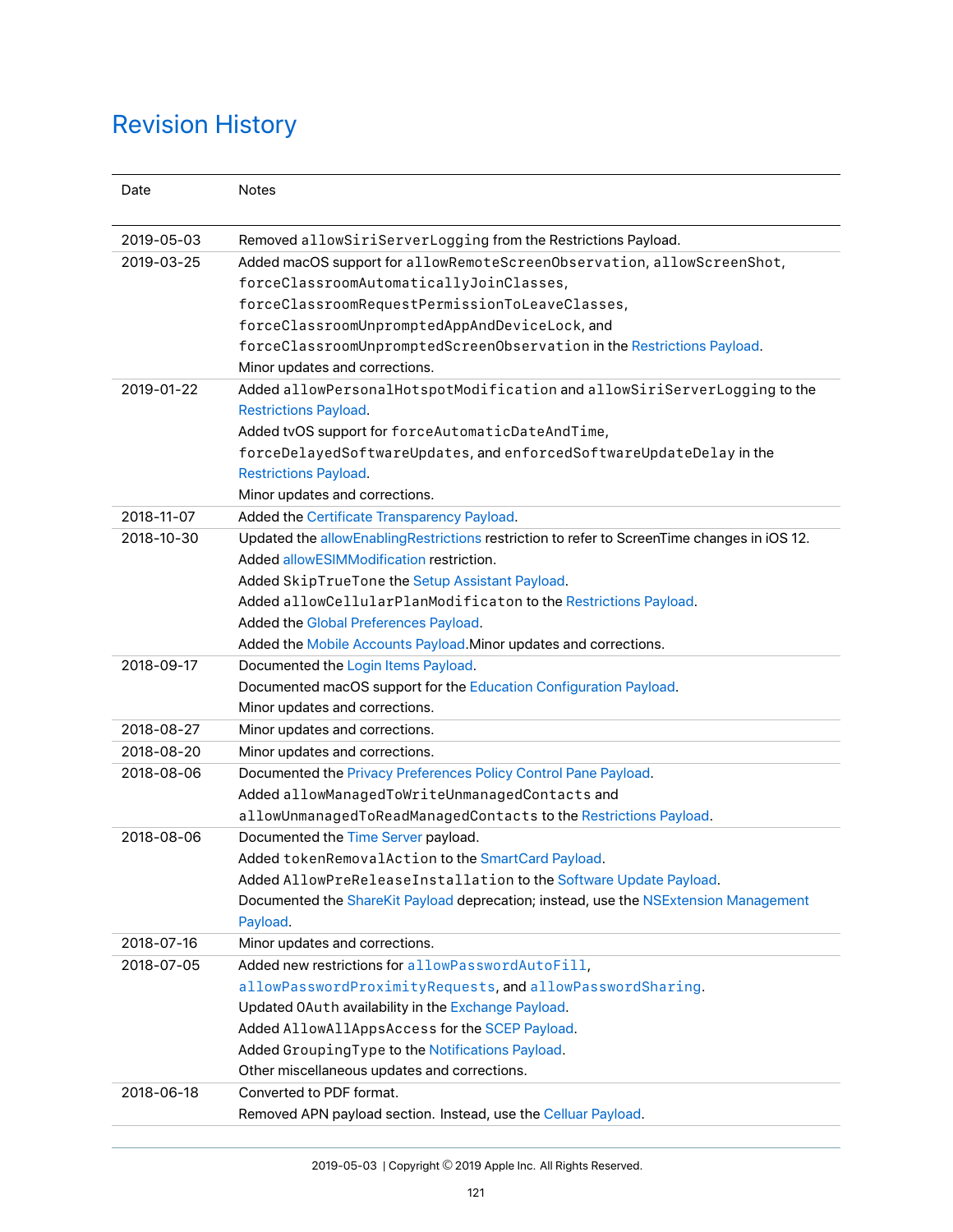# Revision History

| Date | Notes |
|---|---|
| 2019-05-03 | Removed `allowSiriServerLogging` from the Restrictions Payload. |
| 2019-03-25 | Added macOS support for `allowRemoteScreenObservation`, `allowScreenShot`, `forceClassroomAutomaticallyJoinClasses`, `forceClassroomRequestPermissionToLeaveClasses`, `forceClassroomUnpromptedAppAndDeviceLock`, and `forceClassroomUnpromptedScreenObservation` in the Restrictions Payload.<br>Minor updates and corrections. |
| 2019-01-22 | Added `allowPersonalHotspotModification` and `allowSiriServerLogging` to the Restrictions Payload.<br>Added tvOS support for `forceAutomaticDateAndTime`, `forceDelayedSoftwareUpdates`, and `enforcedSoftwareUpdateDelay` in the Restrictions Payload.<br>Minor updates and corrections. |
| 2018-11-07 | Added the Certificate Transparency Payload. |
| 2018-10-30 | Updated the allowEnablingRestrictions restriction to refer to ScreenTime changes in iOS 12.<br>Added allowESIMModification restriction.<br>Added `SkipTrueTone` the Setup Assistant Payload.<br>Added `allowCellularPlanModificaton` to the Restrictions Payload.<br>Added the Global Preferences Payload.<br>Added the Mobile Accounts Payload.Minor updates and corrections. |
| 2018-09-17 | Documented the Login Items Payload.<br>Documented macOS support for the Education Configuration Payload.<br>Minor updates and corrections. |
| 2018-08-27 | Minor updates and corrections. |
| 2018-08-20 | Minor updates and corrections. |
| 2018-08-06 | Documented the Privacy Preferences Policy Control Pane Payload.<br>Added `allowManagedToWriteUnmanagedContacts` and `allowUnmanagedToReadManagedContacts` to the Restrictions Payload. |
| 2018-08-06 | Documented the Time Server payload.<br>Added `tokenRemovalAction` to the SmartCard Payload.<br>Added `AllowPreReleaseInstallation` to the Software Update Payload.<br>Documented the ShareKit Payload deprecation; instead, use the NSExtension Management Payload. |
| 2018-07-16 | Minor updates and corrections. |
| 2018-07-05 | Added new restrictions for `allowPasswordAutoFill`, `allowPasswordProximityRequests`, and `allowPasswordSharing`.<br>Updated `OAuth` availability in the Exchange Payload.<br>Added `AllowAllAppsAccess` for the SCEP Payload.<br>Added `GroupingType` to the Notifications Payload.<br>Other miscellaneous updates and corrections. |
| 2018-06-18 | Converted to PDF format.<br>Removed APN payload section. Instead, use the Celluar Payload. |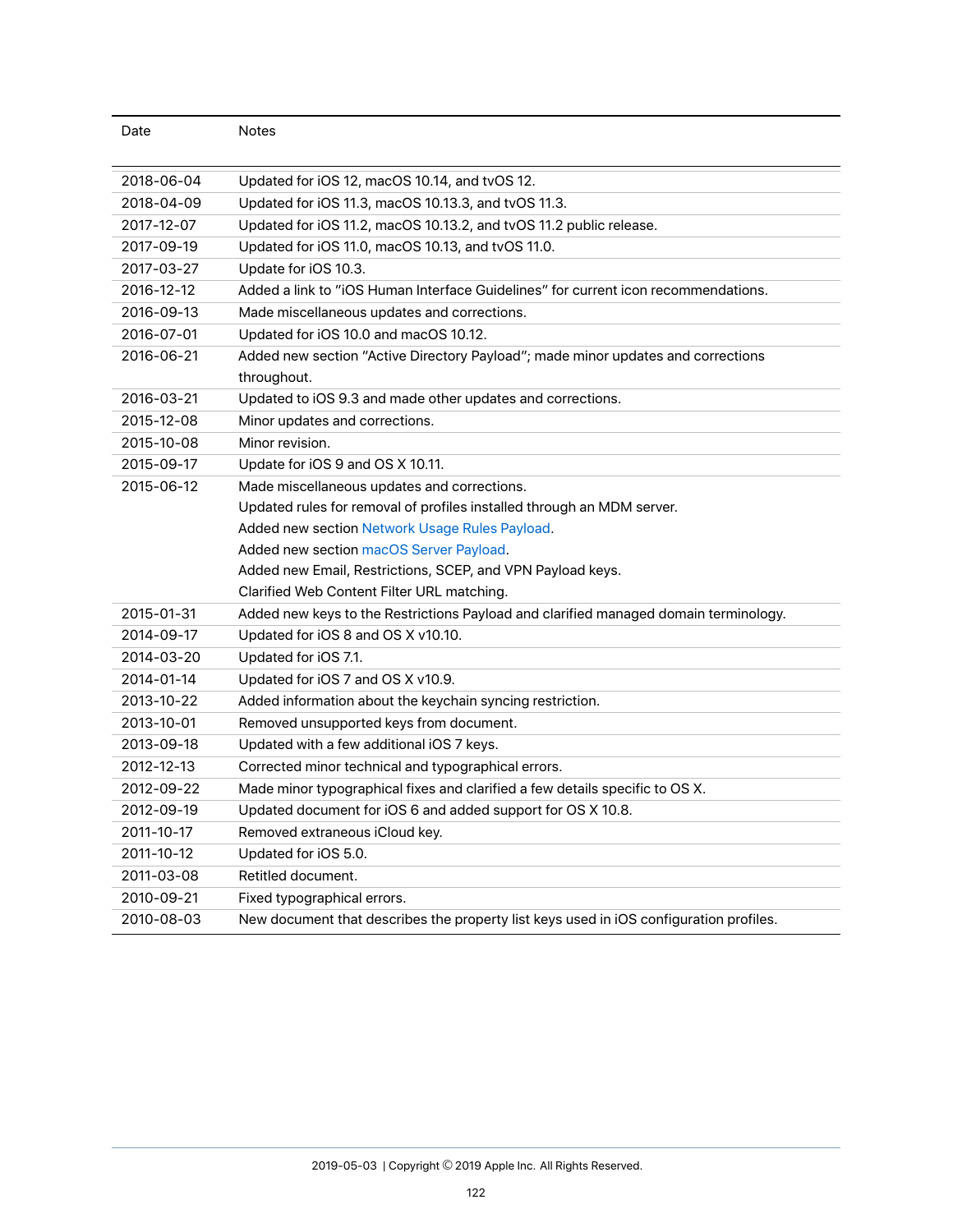| Date | Notes |
|---|---|
| 2018-06-04 | Updated for iOS 12, macOS 10.14, and tvOS 12. |
| 2018-04-09 | Updated for iOS 11.3, macOS 10.13.3, and tvOS 11.3. |
| 2017-12-07 | Updated for iOS 11.2, macOS 10.13.2, and tvOS 11.2 public release. |
| 2017-09-19 | Updated for iOS 11.0, macOS 10.13, and tvOS 11.0. |
| 2017-03-27 | Update for iOS 10.3. |
| 2016-12-12 | Added a link to "iOS Human Interface Guidelines" for current icon recommendations. |
| 2016-09-13 | Made miscellaneous updates and corrections. |
| 2016-07-01 | Updated for iOS 10.0 and macOS 10.12. |
| 2016-06-21 | Added new section "Active Directory Payload"; made minor updates and corrections throughout. |
| 2016-03-21 | Updated to iOS 9.3 and made other updates and corrections. |
| 2015-12-08 | Minor updates and corrections. |
| 2015-10-08 | Minor revision. |
| 2015-09-17 | Update for iOS 9 and OS X 10.11. |
| 2015-06-12 | Made miscellaneous updates and corrections.<br>Updated rules for removal of profiles installed through an MDM server.<br>Added new section Network Usage Rules Payload.<br>Added new section macOS Server Payload.<br>Added new Email, Restrictions, SCEP, and VPN Payload keys.<br>Clarified Web Content Filter URL matching. |
| 2015-01-31 | Added new keys to the Restrictions Payload and clarified managed domain terminology. |
| 2014-09-17 | Updated for iOS 8 and OS X v10.10. |
| 2014-03-20 | Updated for iOS 7.1. |
| 2014-01-14 | Updated for iOS 7 and OS X v10.9. |
| 2013-10-22 | Added information about the keychain syncing restriction. |
| 2013-10-01 | Removed unsupported keys from document. |
| 2013-09-18 | Updated with a few additional iOS 7 keys. |
| 2012-12-13 | Corrected minor technical and typographical errors. |
| 2012-09-22 | Made minor typographical fixes and clarified a few details specific to OS X. |
| 2012-09-19 | Updated document for iOS 6 and added support for OS X 10.8. |
| 2011-10-17 | Removed extraneous iCloud key. |
| 2011-10-12 | Updated for iOS 5.0. |
| 2011-03-08 | Retitled document. |
| 2010-09-21 | Fixed typographical errors. |
| 2010-08-03 | New document that describes the property list keys used in iOS configuration profiles. |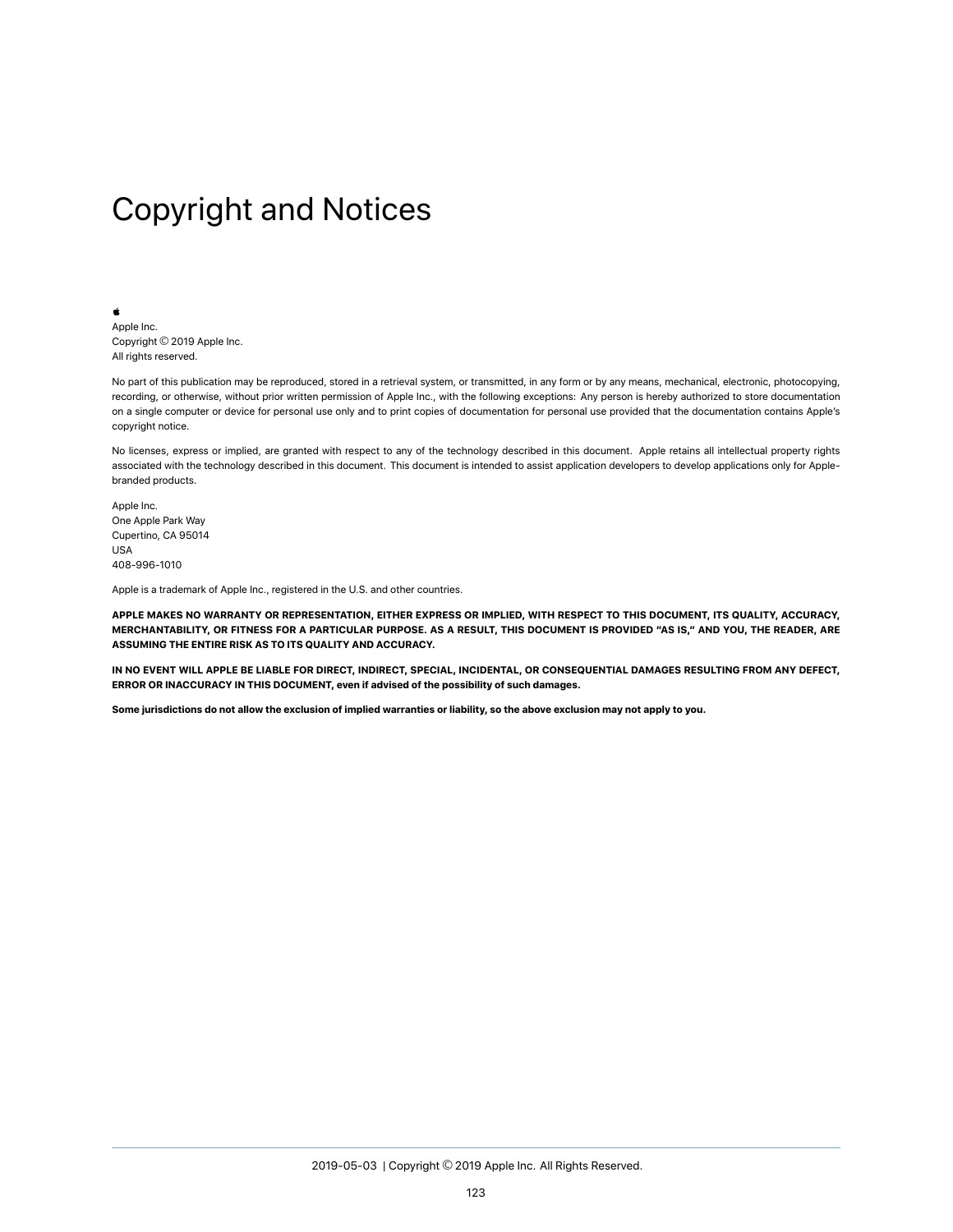# Copyright and Notices

Apple Inc.
Copyright © 2019 Apple Inc.
All rights reserved.

No part of this publication may be reproduced, stored in a retrieval system, or transmitted, in any form or by any means, mechanical, electronic, photocopying, recording, or otherwise, without prior written permission of Apple Inc., with the following exceptions: Any person is hereby authorized to store documentation on a single computer or device for personal use only and to print copies of documentation for personal use provided that the documentation contains Apple's copyright notice.

No licenses, express or implied, are granted with respect to any of the technology described in this document. Apple retains all intellectual property rights associated with the technology described in this document. This document is intended to assist application developers to develop applications only for Apple-branded products.

Apple Inc.
One Apple Park Way
Cupertino, CA 95014
USA
408-996-1010

Apple is a trademark of Apple Inc., registered in the U.S. and other countries.

**APPLE MAKES NO WARRANTY OR REPRESENTATION, EITHER EXPRESS OR IMPLIED, WITH RESPECT TO THIS DOCUMENT, ITS QUALITY, ACCURACY, MERCHANTABILITY, OR FITNESS FOR A PARTICULAR PURPOSE. AS A RESULT, THIS DOCUMENT IS PROVIDED "AS IS," AND YOU, THE READER, ARE ASSUMING THE ENTIRE RISK AS TO ITS QUALITY AND ACCURACY.**

**IN NO EVENT WILL APPLE BE LIABLE FOR DIRECT, INDIRECT, SPECIAL, INCIDENTAL, OR CONSEQUENTIAL DAMAGES RESULTING FROM ANY DEFECT, ERROR OR INACCURACY IN THIS DOCUMENT, even if advised of the possibility of such damages.**

**Some jurisdictions do not allow the exclusion of implied warranties or liability, so the above exclusion may not apply to you.**